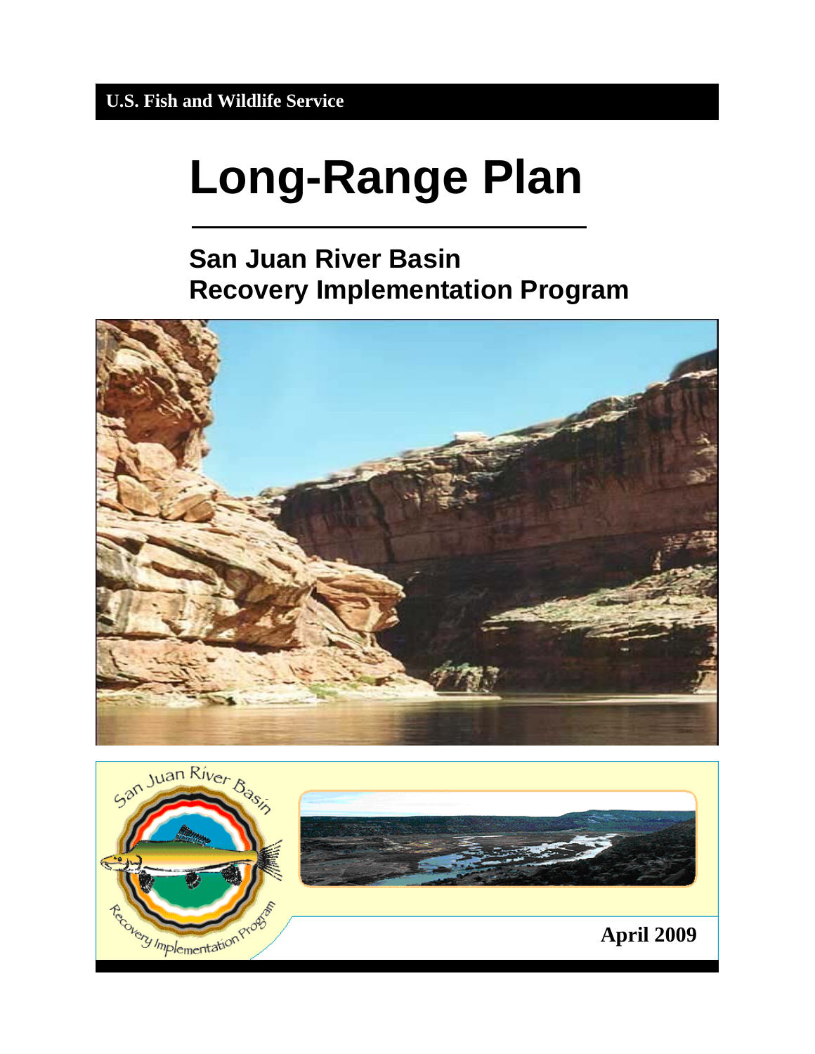**U.S. Fish and Wildlife Service**

# Long-Range Plan

## San Juan River Basin Recovery Implementation Program

**April 2009**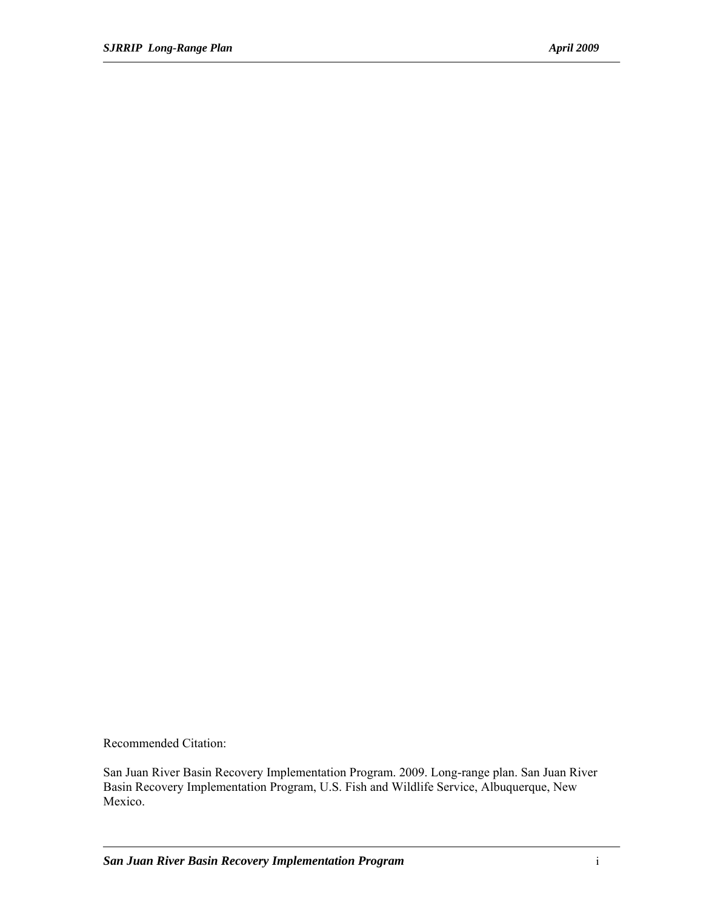Recommended Citation:

San Juan River Basin Recovery Implementation Program. 2009. Long-range plan. San Juan River Basin Recovery Implementation Program, U.S. Fish and Wildlife Service, Albuquerque, New Mexico.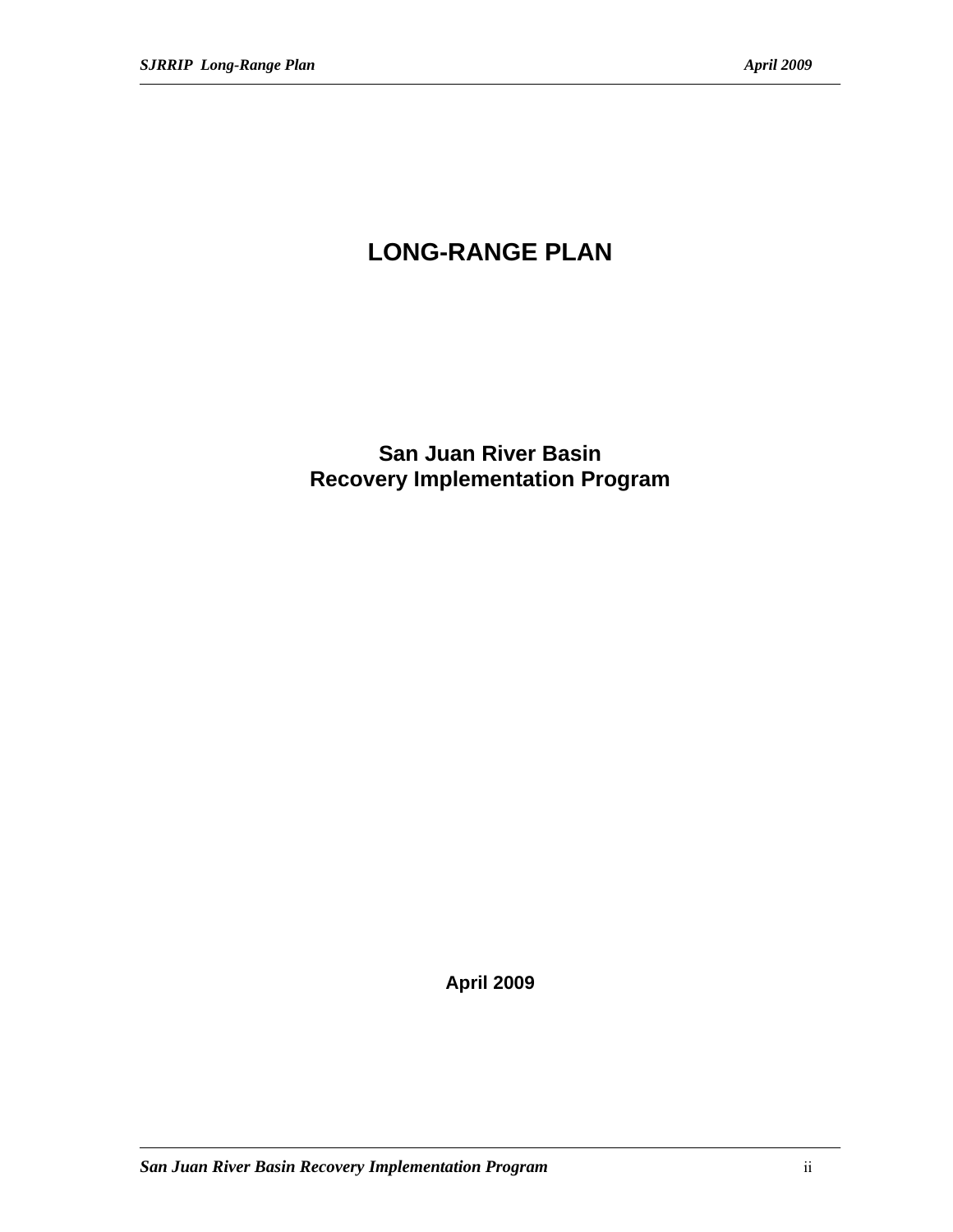# LONG-RANGE PLAN

## San Juan River Basin
## Recovery Implementation Program

**April 2009**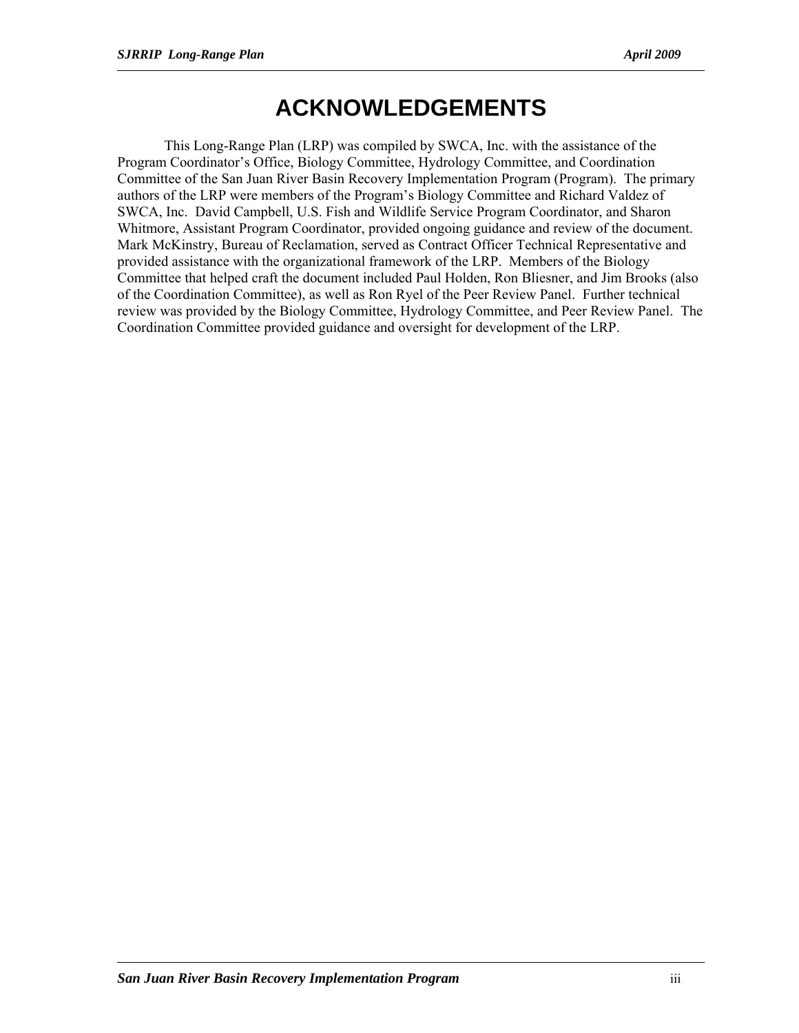# ACKNOWLEDGEMENTS

This Long-Range Plan (LRP) was compiled by SWCA, Inc. with the assistance of the Program Coordinator's Office, Biology Committee, Hydrology Committee, and Coordination Committee of the San Juan River Basin Recovery Implementation Program (Program). The primary authors of the LRP were members of the Program's Biology Committee and Richard Valdez of SWCA, Inc. David Campbell, U.S. Fish and Wildlife Service Program Coordinator, and Sharon Whitmore, Assistant Program Coordinator, provided ongoing guidance and review of the document. Mark McKinstry, Bureau of Reclamation, served as Contract Officer Technical Representative and provided assistance with the organizational framework of the LRP. Members of the Biology Committee that helped craft the document included Paul Holden, Ron Bliesner, and Jim Brooks (also of the Coordination Committee), as well as Ron Ryel of the Peer Review Panel. Further technical review was provided by the Biology Committee, Hydrology Committee, and Peer Review Panel. The Coordination Committee provided guidance and oversight for development of the LRP.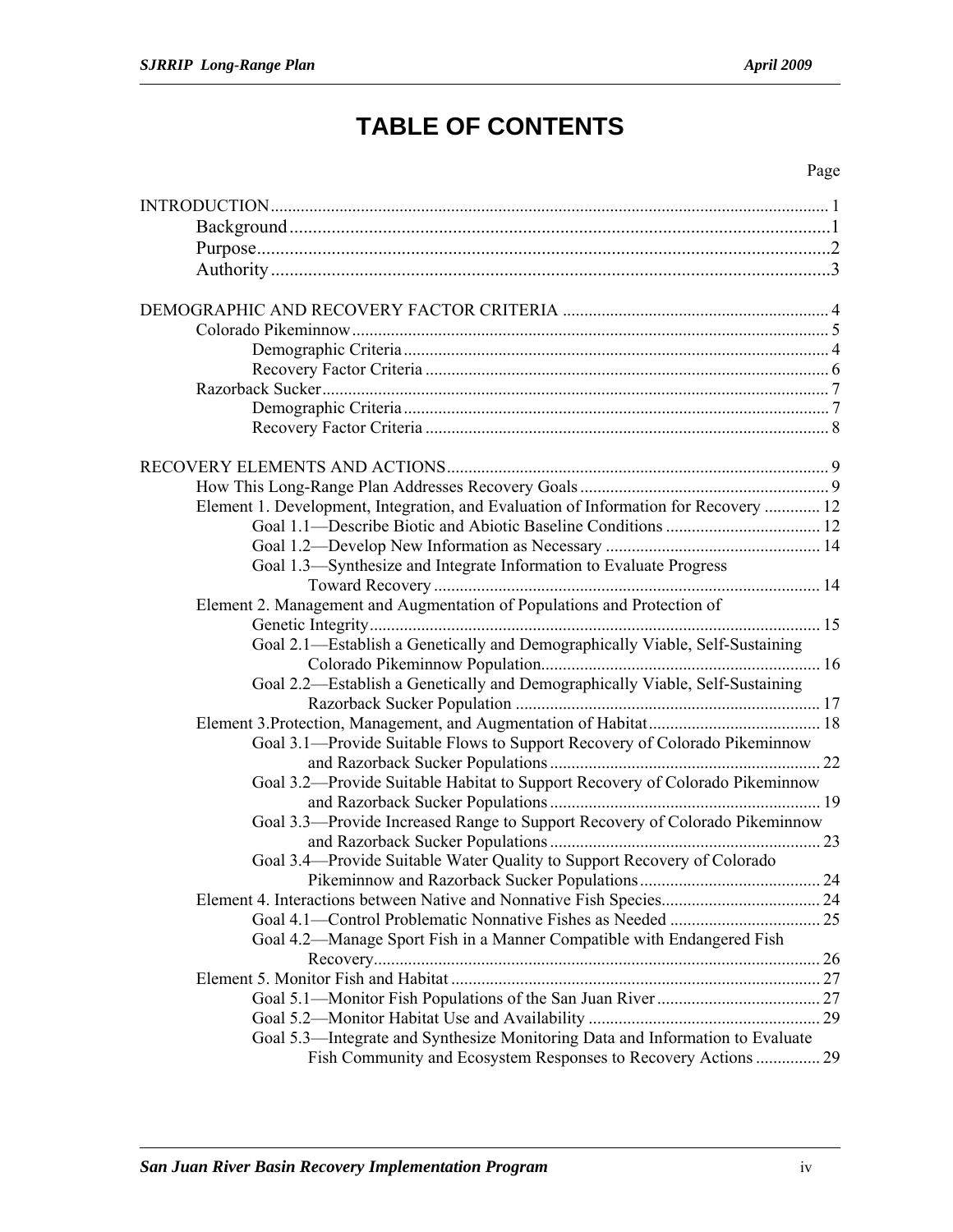# TABLE OF CONTENTS

Page

- INTRODUCTION ... 1
  - Background ... 1
  - Purpose ... 2
  - Authority ... 3

- DEMOGRAPHIC AND RECOVERY FACTOR CRITERIA ... 4
  - Colorado Pikeminnow ... 5
    - Demographic Criteria ... 4
    - Recovery Factor Criteria ... 6
  - Razorback Sucker ... 7
    - Demographic Criteria ... 7
    - Recovery Factor Criteria ... 8

- RECOVERY ELEMENTS AND ACTIONS ... 9
  - How This Long-Range Plan Addresses Recovery Goals ... 9
  - Element 1. Development, Integration, and Evaluation of Information for Recovery ... 12
    - Goal 1.1—Describe Biotic and Abiotic Baseline Conditions ... 12
    - Goal 1.2—Develop New Information as Necessary ... 14
    - Goal 1.3—Synthesize and Integrate Information to Evaluate Progress Toward Recovery ... 14
  - Element 2. Management and Augmentation of Populations and Protection of Genetic Integrity ... 15
    - Goal 2.1—Establish a Genetically and Demographically Viable, Self-Sustaining Colorado Pikeminnow Population ... 16
    - Goal 2.2—Establish a Genetically and Demographically Viable, Self-Sustaining Razorback Sucker Population ... 17
  - Element 3.Protection, Management, and Augmentation of Habitat ... 18
    - Goal 3.1—Provide Suitable Flows to Support Recovery of Colorado Pikeminnow and Razorback Sucker Populations ... 22
    - Goal 3.2—Provide Suitable Habitat to Support Recovery of Colorado Pikeminnow and Razorback Sucker Populations ... 19
    - Goal 3.3—Provide Increased Range to Support Recovery of Colorado Pikeminnow and Razorback Sucker Populations ... 23
    - Goal 3.4—Provide Suitable Water Quality to Support Recovery of Colorado Pikeminnow and Razorback Sucker Populations ... 24
  - Element 4. Interactions between Native and Nonnative Fish Species ... 24
    - Goal 4.1—Control Problematic Nonnative Fishes as Needed ... 25
    - Goal 4.2—Manage Sport Fish in a Manner Compatible with Endangered Fish Recovery ... 26
  - Element 5. Monitor Fish and Habitat ... 27
    - Goal 5.1—Monitor Fish Populations of the San Juan River ... 27
    - Goal 5.2—Monitor Habitat Use and Availability ... 29
    - Goal 5.3—Integrate and Synthesize Monitoring Data and Information to Evaluate Fish Community and Ecosystem Responses to Recovery Actions ... 29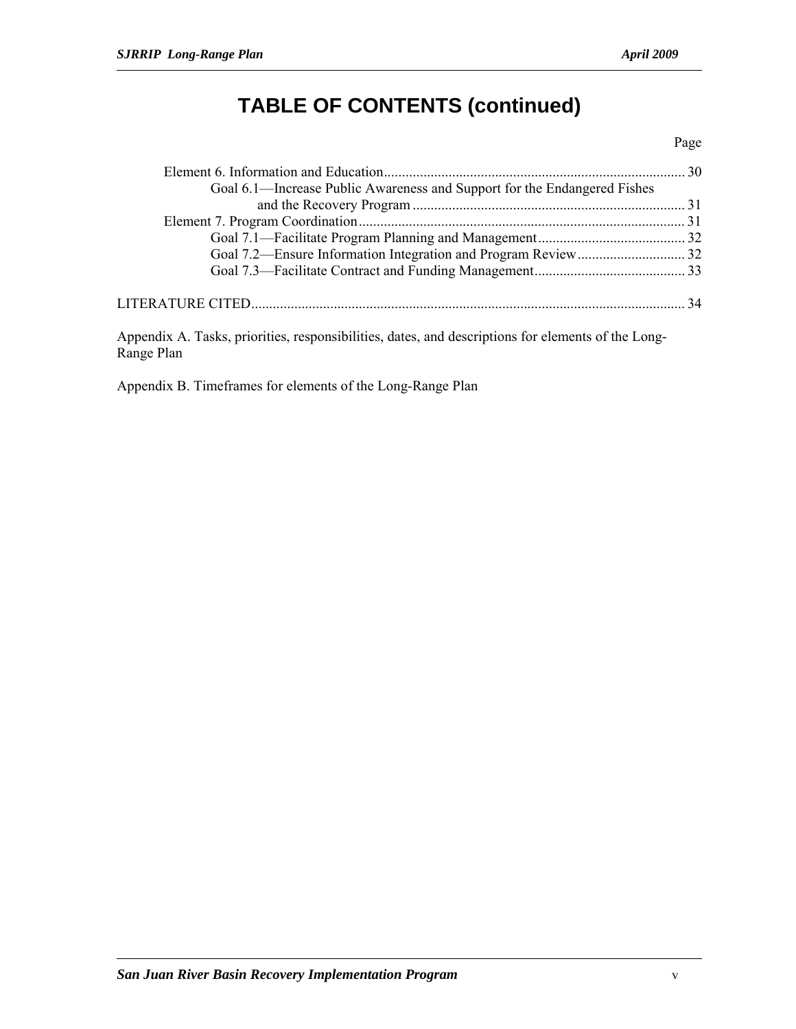# TABLE OF CONTENTS (continued)

Page

Element 6. Information and Education .................................................................................. 30
Goal 6.1—Increase Public Awareness and Support for the Endangered Fishes and the Recovery Program ........................................................................... 31
Element 7. Program Coordination .......................................................................................... 31
Goal 7.1—Facilitate Program Planning and Management ......................................... 32
Goal 7.2—Ensure Information Integration and Program Review .............................. 32
Goal 7.3—Facilitate Contract and Funding Management .......................................... 33

LITERATURE CITED ........................................................................................................................ 34

Appendix A. Tasks, priorities, responsibilities, dates, and descriptions for elements of the Long-Range Plan

Appendix B. Timeframes for elements of the Long-Range Plan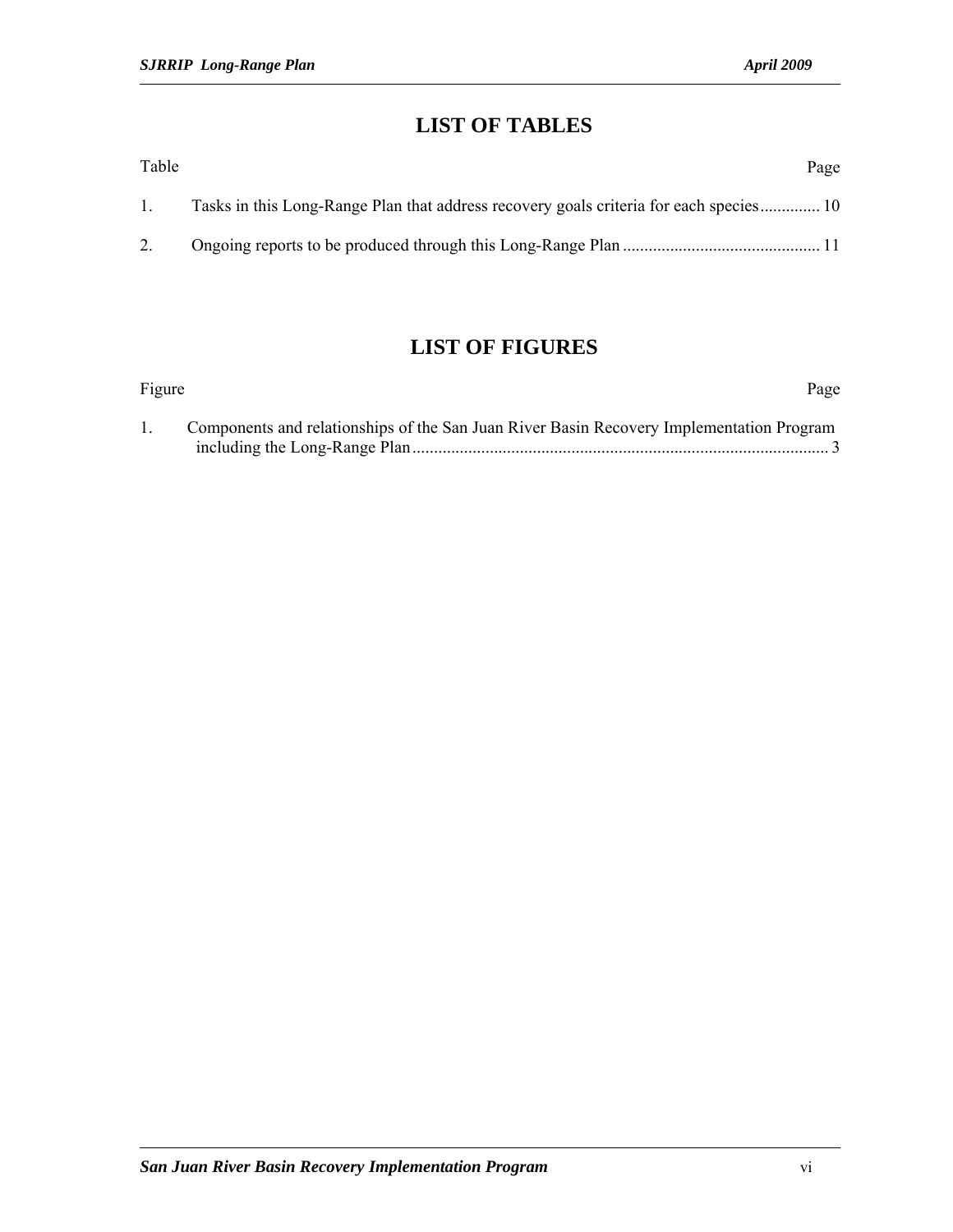# LIST OF TABLES

| Table | | Page |
|---|---|---|
| 1. | Tasks in this Long-Range Plan that address recovery goals criteria for each species | 10 |
| 2. | Ongoing reports to be produced through this Long-Range Plan | 11 |

# LIST OF FIGURES

| Figure | | Page |
|---|---|---|
| 1. | Components and relationships of the San Juan River Basin Recovery Implementation Program including the Long-Range Plan | 3 |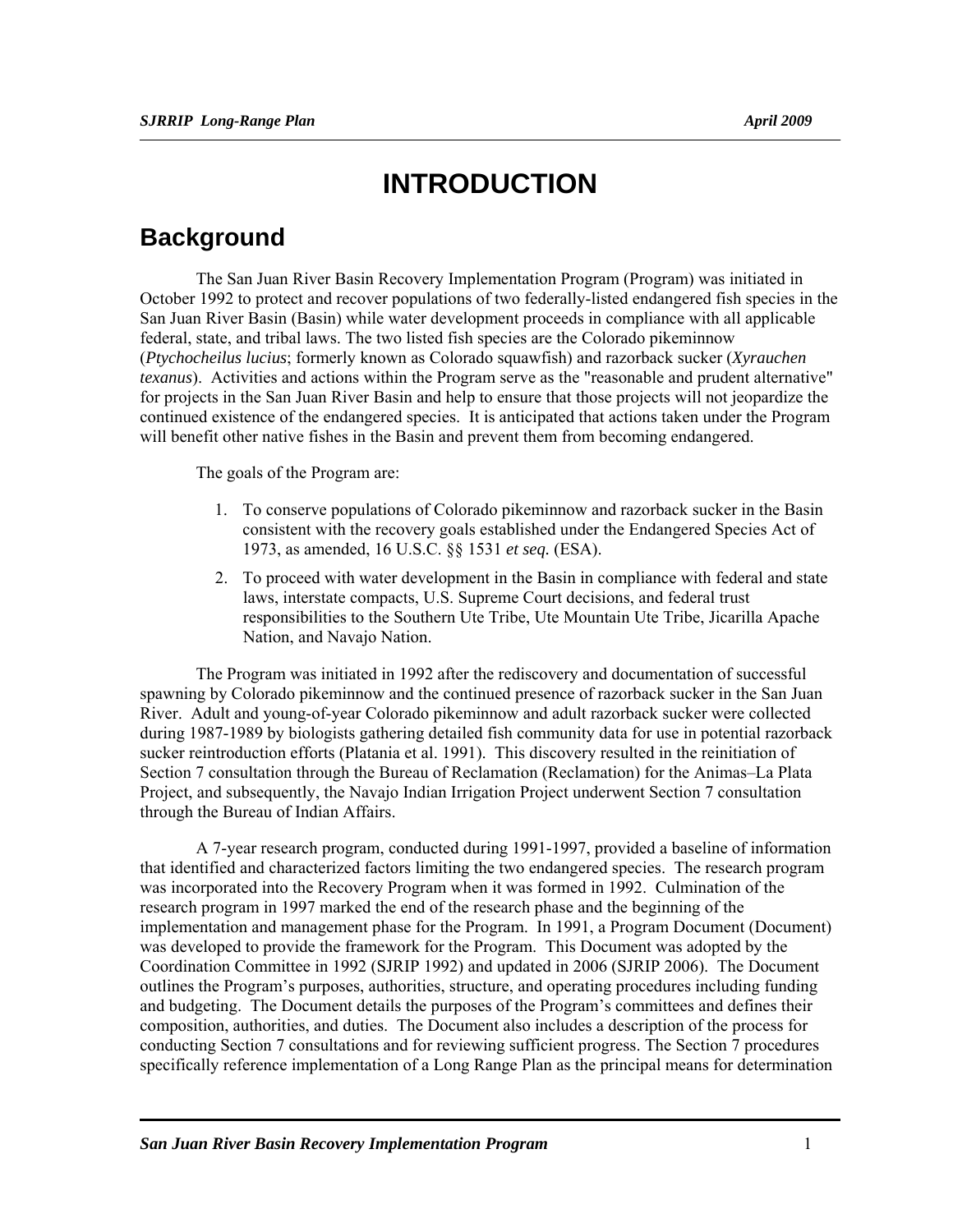# INTRODUCTION

## Background

The San Juan River Basin Recovery Implementation Program (Program) was initiated in October 1992 to protect and recover populations of two federally-listed endangered fish species in the San Juan River Basin (Basin) while water development proceeds in compliance with all applicable federal, state, and tribal laws. The two listed fish species are the Colorado pikeminnow (*Ptychocheilus lucius*; formerly known as Colorado squawfish) and razorback sucker (*Xyrauchen texanus*). Activities and actions within the Program serve as the "reasonable and prudent alternative" for projects in the San Juan River Basin and help to ensure that those projects will not jeopardize the continued existence of the endangered species. It is anticipated that actions taken under the Program will benefit other native fishes in the Basin and prevent them from becoming endangered.

The goals of the Program are:

1. To conserve populations of Colorado pikeminnow and razorback sucker in the Basin consistent with the recovery goals established under the Endangered Species Act of 1973, as amended, 16 U.S.C. §§ 1531 *et seq.* (ESA).
2. To proceed with water development in the Basin in compliance with federal and state laws, interstate compacts, U.S. Supreme Court decisions, and federal trust responsibilities to the Southern Ute Tribe, Ute Mountain Ute Tribe, Jicarilla Apache Nation, and Navajo Nation.

The Program was initiated in 1992 after the rediscovery and documentation of successful spawning by Colorado pikeminnow and the continued presence of razorback sucker in the San Juan River. Adult and young-of-year Colorado pikeminnow and adult razorback sucker were collected during 1987-1989 by biologists gathering detailed fish community data for use in potential razorback sucker reintroduction efforts (Platania et al. 1991). This discovery resulted in the reinitiation of Section 7 consultation through the Bureau of Reclamation (Reclamation) for the Animas–La Plata Project, and subsequently, the Navajo Indian Irrigation Project underwent Section 7 consultation through the Bureau of Indian Affairs.

A 7-year research program, conducted during 1991-1997, provided a baseline of information that identified and characterized factors limiting the two endangered species. The research program was incorporated into the Recovery Program when it was formed in 1992. Culmination of the research program in 1997 marked the end of the research phase and the beginning of the implementation and management phase for the Program. In 1991, a Program Document (Document) was developed to provide the framework for the Program. This Document was adopted by the Coordination Committee in 1992 (SJRIP 1992) and updated in 2006 (SJRIP 2006). The Document outlines the Program's purposes, authorities, structure, and operating procedures including funding and budgeting. The Document details the purposes of the Program's committees and defines their composition, authorities, and duties. The Document also includes a description of the process for conducting Section 7 consultations and for reviewing sufficient progress. The Section 7 procedures specifically reference implementation of a Long Range Plan as the principal means for determination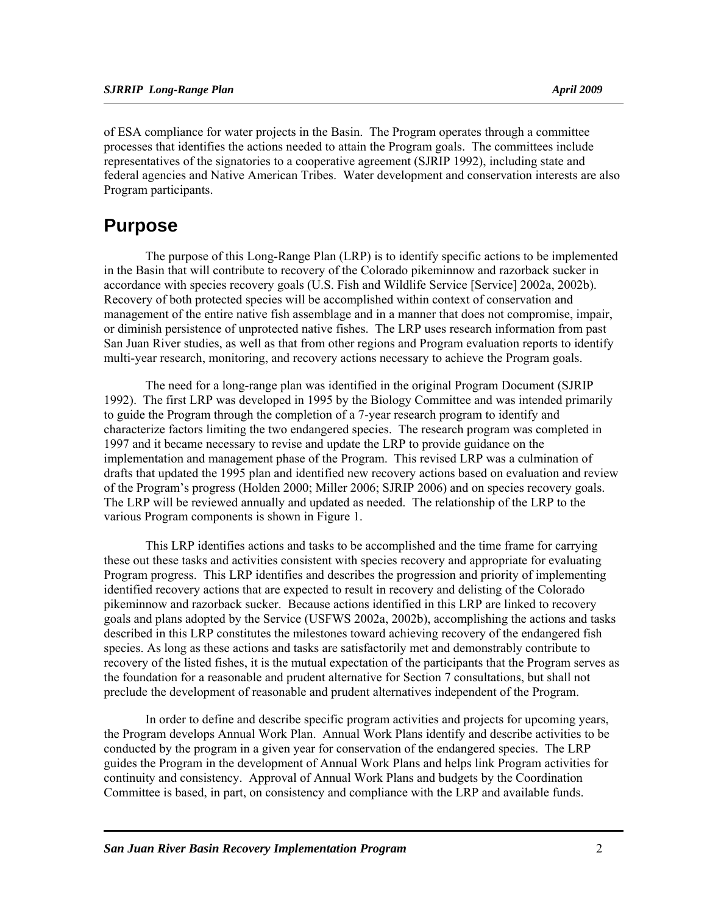of ESA compliance for water projects in the Basin. The Program operates through a committee processes that identifies the actions needed to attain the Program goals. The committees include representatives of the signatories to a cooperative agreement (SJRIP 1992), including state and federal agencies and Native American Tribes. Water development and conservation interests are also Program participants.

# Purpose

The purpose of this Long-Range Plan (LRP) is to identify specific actions to be implemented in the Basin that will contribute to recovery of the Colorado pikeminnow and razorback sucker in accordance with species recovery goals (U.S. Fish and Wildlife Service [Service] 2002a, 2002b). Recovery of both protected species will be accomplished within context of conservation and management of the entire native fish assemblage and in a manner that does not compromise, impair, or diminish persistence of unprotected native fishes. The LRP uses research information from past San Juan River studies, as well as that from other regions and Program evaluation reports to identify multi-year research, monitoring, and recovery actions necessary to achieve the Program goals.

The need for a long-range plan was identified in the original Program Document (SJRIP 1992). The first LRP was developed in 1995 by the Biology Committee and was intended primarily to guide the Program through the completion of a 7-year research program to identify and characterize factors limiting the two endangered species. The research program was completed in 1997 and it became necessary to revise and update the LRP to provide guidance on the implementation and management phase of the Program. This revised LRP was a culmination of drafts that updated the 1995 plan and identified new recovery actions based on evaluation and review of the Program's progress (Holden 2000; Miller 2006; SJRIP 2006) and on species recovery goals. The LRP will be reviewed annually and updated as needed. The relationship of the LRP to the various Program components is shown in Figure 1.

This LRP identifies actions and tasks to be accomplished and the time frame for carrying these out these tasks and activities consistent with species recovery and appropriate for evaluating Program progress. This LRP identifies and describes the progression and priority of implementing identified recovery actions that are expected to result in recovery and delisting of the Colorado pikeminnow and razorback sucker. Because actions identified in this LRP are linked to recovery goals and plans adopted by the Service (USFWS 2002a, 2002b), accomplishing the actions and tasks described in this LRP constitutes the milestones toward achieving recovery of the endangered fish species. As long as these actions and tasks are satisfactorily met and demonstrably contribute to recovery of the listed fishes, it is the mutual expectation of the participants that the Program serves as the foundation for a reasonable and prudent alternative for Section 7 consultations, but shall not preclude the development of reasonable and prudent alternatives independent of the Program.

In order to define and describe specific program activities and projects for upcoming years, the Program develops Annual Work Plan. Annual Work Plans identify and describe activities to be conducted by the program in a given year for conservation of the endangered species. The LRP guides the Program in the development of Annual Work Plans and helps link Program activities for continuity and consistency. Approval of Annual Work Plans and budgets by the Coordination Committee is based, in part, on consistency and compliance with the LRP and available funds.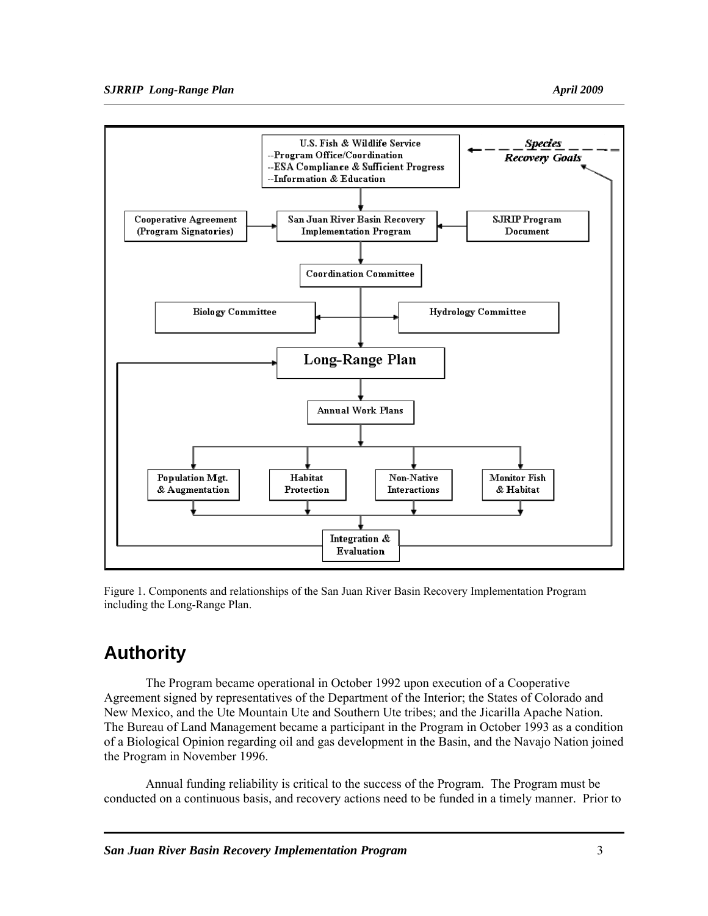Figure 1. Components and relationships of the San Juan River Basin Recovery Implementation Program including the Long-Range Plan.

## Authority

The Program became operational in October 1992 upon execution of a Cooperative Agreement signed by representatives of the Department of the Interior; the States of Colorado and New Mexico, and the Ute Mountain Ute and Southern Ute tribes; and the Jicarilla Apache Nation. The Bureau of Land Management became a participant in the Program in October 1993 as a condition of a Biological Opinion regarding oil and gas development in the Basin, and the Navajo Nation joined the Program in November 1996.

Annual funding reliability is critical to the success of the Program. The Program must be conducted on a continuous basis, and recovery actions need to be funded in a timely manner. Prior to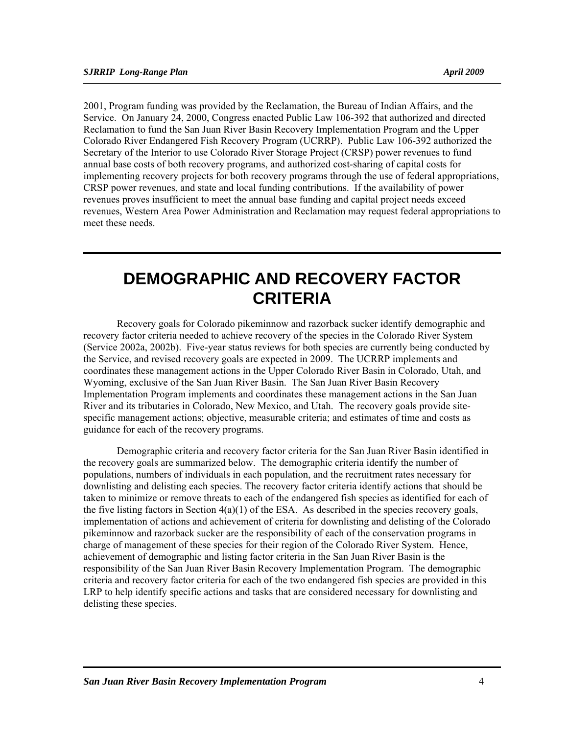2001, Program funding was provided by the Reclamation, the Bureau of Indian Affairs, and the Service. On January 24, 2000, Congress enacted Public Law 106-392 that authorized and directed Reclamation to fund the San Juan River Basin Recovery Implementation Program and the Upper Colorado River Endangered Fish Recovery Program (UCRRP). Public Law 106-392 authorized the Secretary of the Interior to use Colorado River Storage Project (CRSP) power revenues to fund annual base costs of both recovery programs, and authorized cost-sharing of capital costs for implementing recovery projects for both recovery programs through the use of federal appropriations, CRSP power revenues, and state and local funding contributions. If the availability of power revenues proves insufficient to meet the annual base funding and capital project needs exceed revenues, Western Area Power Administration and Reclamation may request federal appropriations to meet these needs.

# DEMOGRAPHIC AND RECOVERY FACTOR CRITERIA

Recovery goals for Colorado pikeminnow and razorback sucker identify demographic and recovery factor criteria needed to achieve recovery of the species in the Colorado River System (Service 2002a, 2002b). Five-year status reviews for both species are currently being conducted by the Service, and revised recovery goals are expected in 2009. The UCRRP implements and coordinates these management actions in the Upper Colorado River Basin in Colorado, Utah, and Wyoming, exclusive of the San Juan River Basin. The San Juan River Basin Recovery Implementation Program implements and coordinates these management actions in the San Juan River and its tributaries in Colorado, New Mexico, and Utah. The recovery goals provide site-specific management actions; objective, measurable criteria; and estimates of time and costs as guidance for each of the recovery programs.

Demographic criteria and recovery factor criteria for the San Juan River Basin identified in the recovery goals are summarized below. The demographic criteria identify the number of populations, numbers of individuals in each population, and the recruitment rates necessary for downlisting and delisting each species. The recovery factor criteria identify actions that should be taken to minimize or remove threats to each of the endangered fish species as identified for each of the five listing factors in Section 4(a)(1) of the ESA. As described in the species recovery goals, implementation of actions and achievement of criteria for downlisting and delisting of the Colorado pikeminnow and razorback sucker are the responsibility of each of the conservation programs in charge of management of these species for their region of the Colorado River System. Hence, achievement of demographic and listing factor criteria in the San Juan River Basin is the responsibility of the San Juan River Basin Recovery Implementation Program. The demographic criteria and recovery factor criteria for each of the two endangered fish species are provided in this LRP to help identify specific actions and tasks that are considered necessary for downlisting and delisting these species.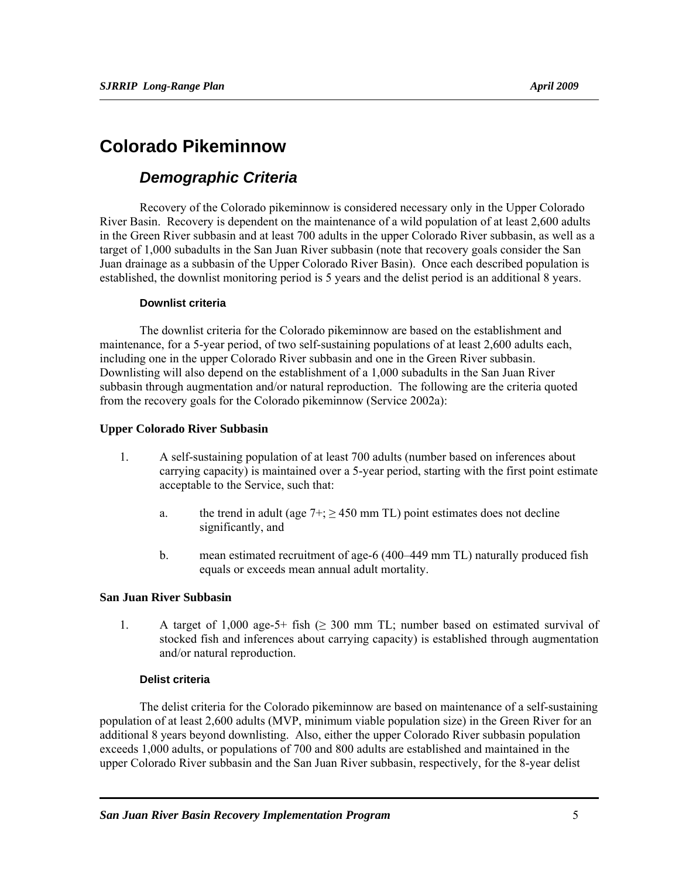# Colorado Pikeminnow

## *Demographic Criteria*

Recovery of the Colorado pikeminnow is considered necessary only in the Upper Colorado River Basin. Recovery is dependent on the maintenance of a wild population of at least 2,600 adults in the Green River subbasin and at least 700 adults in the upper Colorado River subbasin, as well as a target of 1,000 subadults in the San Juan River subbasin (note that recovery goals consider the San Juan drainage as a subbasin of the Upper Colorado River Basin). Once each described population is established, the downlist monitoring period is 5 years and the delist period is an additional 8 years.

#### Downlist criteria

The downlist criteria for the Colorado pikeminnow are based on the establishment and maintenance, for a 5-year period, of two self-sustaining populations of at least 2,600 adults each, including one in the upper Colorado River subbasin and one in the Green River subbasin. Downlisting will also depend on the establishment of a 1,000 subadults in the San Juan River subbasin through augmentation and/or natural reproduction. The following are the criteria quoted from the recovery goals for the Colorado pikeminnow (Service 2002a):

**Upper Colorado River Subbasin**

1. A self-sustaining population of at least 700 adults (number based on inferences about carrying capacity) is maintained over a 5-year period, starting with the first point estimate acceptable to the Service, such that:

   a. the trend in adult (age 7+; ≥ 450 mm TL) point estimates does not decline significantly, and

   b. mean estimated recruitment of age-6 (400–449 mm TL) naturally produced fish equals or exceeds mean annual adult mortality.

**San Juan River Subbasin**

1. A target of 1,000 age-5+ fish (≥ 300 mm TL; number based on estimated survival of stocked fish and inferences about carrying capacity) is established through augmentation and/or natural reproduction.

#### Delist criteria

The delist criteria for the Colorado pikeminnow are based on maintenance of a self-sustaining population of at least 2,600 adults (MVP, minimum viable population size) in the Green River for an additional 8 years beyond downlisting. Also, either the upper Colorado River subbasin population exceeds 1,000 adults, or populations of 700 and 800 adults are established and maintained in the upper Colorado River subbasin and the San Juan River subbasin, respectively, for the 8-year delist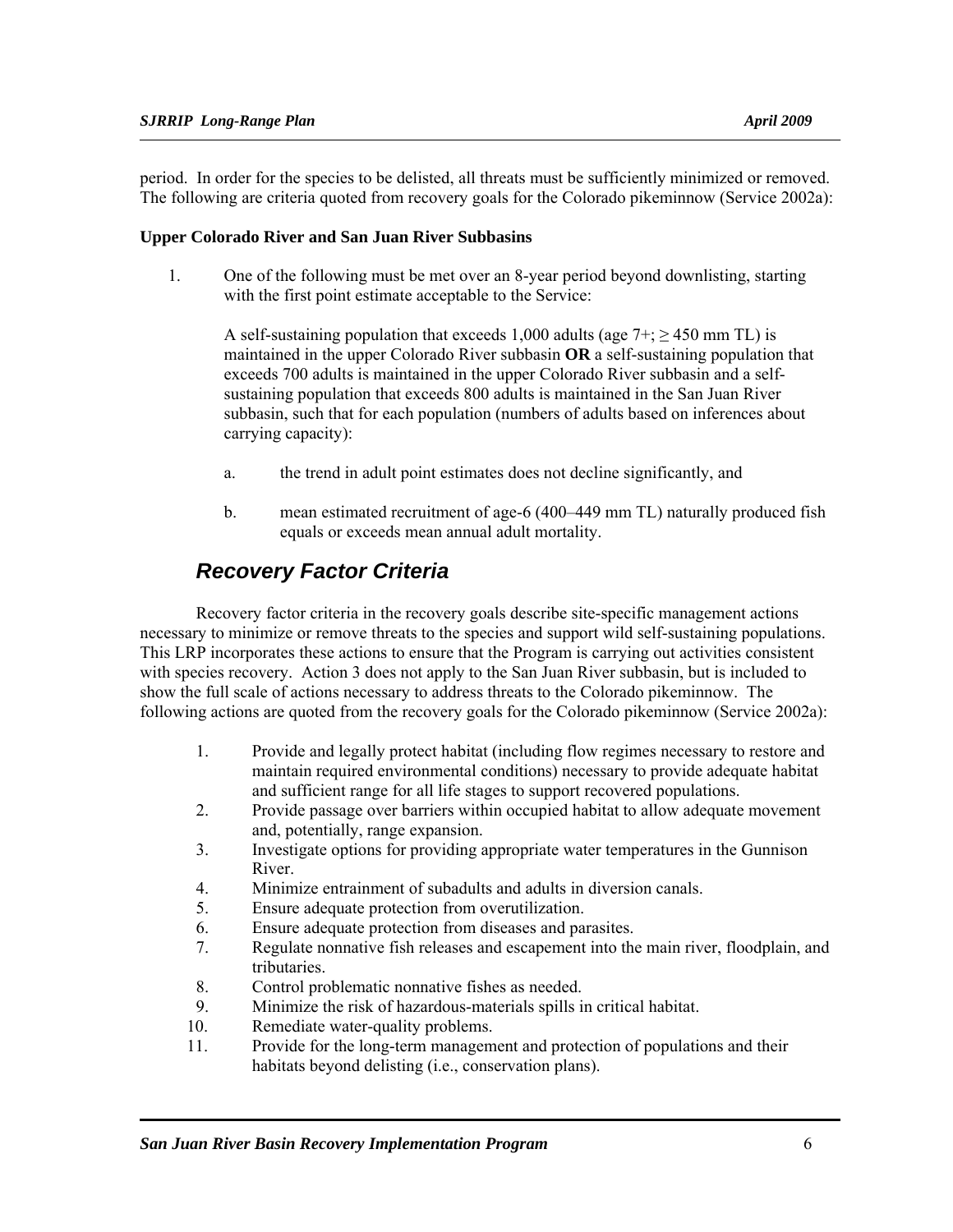period. In order for the species to be delisted, all threats must be sufficiently minimized or removed. The following are criteria quoted from recovery goals for the Colorado pikeminnow (Service 2002a):

**Upper Colorado River and San Juan River Subbasins**

1. One of the following must be met over an 8-year period beyond downlisting, starting with the first point estimate acceptable to the Service:

   A self-sustaining population that exceeds 1,000 adults (age 7+; ≥ 450 mm TL) is maintained in the upper Colorado River subbasin **OR** a self-sustaining population that exceeds 700 adults is maintained in the upper Colorado River subbasin and a self-sustaining population that exceeds 800 adults is maintained in the San Juan River subbasin, such that for each population (numbers of adults based on inferences about carrying capacity):

   a. the trend in adult point estimates does not decline significantly, and

   b. mean estimated recruitment of age-6 (400–449 mm TL) naturally produced fish equals or exceeds mean annual adult mortality.

## *Recovery Factor Criteria*

Recovery factor criteria in the recovery goals describe site-specific management actions necessary to minimize or remove threats to the species and support wild self-sustaining populations. This LRP incorporates these actions to ensure that the Program is carrying out activities consistent with species recovery. Action 3 does not apply to the San Juan River subbasin, but is included to show the full scale of actions necessary to address threats to the Colorado pikeminnow. The following actions are quoted from the recovery goals for the Colorado pikeminnow (Service 2002a):

1. Provide and legally protect habitat (including flow regimes necessary to restore and maintain required environmental conditions) necessary to provide adequate habitat and sufficient range for all life stages to support recovered populations.
2. Provide passage over barriers within occupied habitat to allow adequate movement and, potentially, range expansion.
3. Investigate options for providing appropriate water temperatures in the Gunnison River.
4. Minimize entrainment of subadults and adults in diversion canals.
5. Ensure adequate protection from overutilization.
6. Ensure adequate protection from diseases and parasites.
7. Regulate nonnative fish releases and escapement into the main river, floodplain, and tributaries.
8. Control problematic nonnative fishes as needed.
9. Minimize the risk of hazardous-materials spills in critical habitat.
10. Remediate water-quality problems.
11. Provide for the long-term management and protection of populations and their habitats beyond delisting (i.e., conservation plans).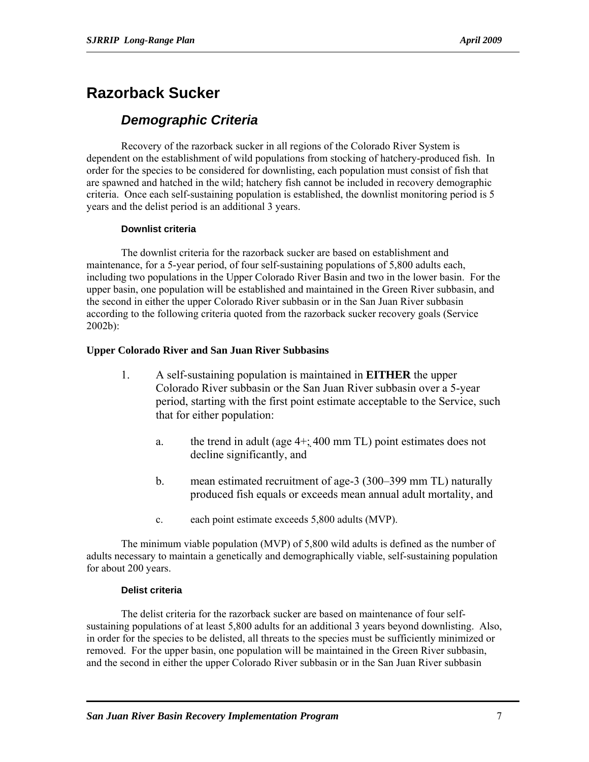# Razorback Sucker

## *Demographic Criteria*

Recovery of the razorback sucker in all regions of the Colorado River System is dependent on the establishment of wild populations from stocking of hatchery-produced fish. In order for the species to be considered for downlisting, each population must consist of fish that are spawned and hatched in the wild; hatchery fish cannot be included in recovery demographic criteria. Once each self-sustaining population is established, the downlist monitoring period is 5 years and the delist period is an additional 3 years.

### Downlist criteria

The downlist criteria for the razorback sucker are based on establishment and maintenance, for a 5-year period, of four self-sustaining populations of 5,800 adults each, including two populations in the Upper Colorado River Basin and two in the lower basin. For the upper basin, one population will be established and maintained in the Green River subbasin, and the second in either the upper Colorado River subbasin or in the San Juan River subbasin according to the following criteria quoted from the razorback sucker recovery goals (Service 2002b):

**Upper Colorado River and San Juan River Subbasins**

1. A self-sustaining population is maintained in **EITHER** the upper Colorado River subbasin or the San Juan River subbasin over a 5-year period, starting with the first point estimate acceptable to the Service, such that for either population:

    a. the trend in adult (age 4+; 400 mm TL) point estimates does not decline significantly, and

    b. mean estimated recruitment of age-3 (300–399 mm TL) naturally produced fish equals or exceeds mean annual adult mortality, and

    c. each point estimate exceeds 5,800 adults (MVP).

The minimum viable population (MVP) of 5,800 wild adults is defined as the number of adults necessary to maintain a genetically and demographically viable, self-sustaining population for about 200 years.

### Delist criteria

The delist criteria for the razorback sucker are based on maintenance of four self-sustaining populations of at least 5,800 adults for an additional 3 years beyond downlisting. Also, in order for the species to be delisted, all threats to the species must be sufficiently minimized or removed. For the upper basin, one population will be maintained in the Green River subbasin, and the second in either the upper Colorado River subbasin or in the San Juan River subbasin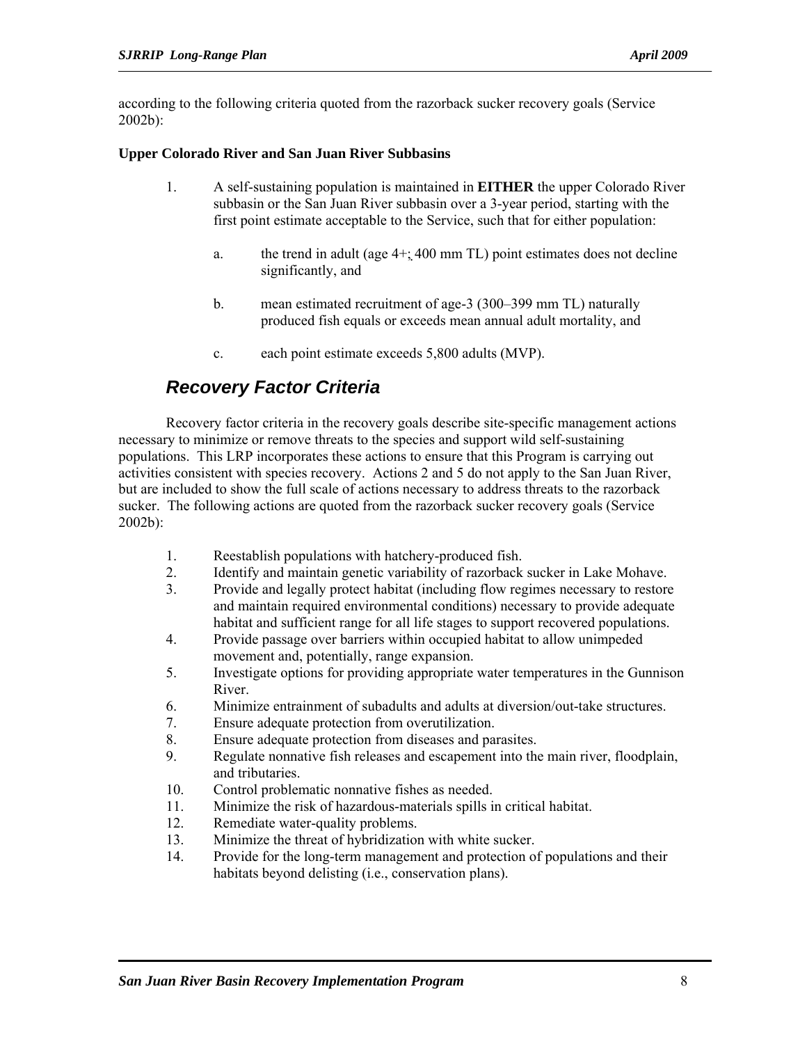according to the following criteria quoted from the razorback sucker recovery goals (Service 2002b):

**Upper Colorado River and San Juan River Subbasins**

1. A self-sustaining population is maintained in **EITHER** the upper Colorado River subbasin or the San Juan River subbasin over a 3-year period, starting with the first point estimate acceptable to the Service, such that for either population:

    a. the trend in adult (age 4+; 400 mm TL) point estimates does not decline significantly, and

    b. mean estimated recruitment of age-3 (300–399 mm TL) naturally produced fish equals or exceeds mean annual adult mortality, and

    c. each point estimate exceeds 5,800 adults (MVP).

## *Recovery Factor Criteria*

Recovery factor criteria in the recovery goals describe site-specific management actions necessary to minimize or remove threats to the species and support wild self-sustaining populations. This LRP incorporates these actions to ensure that this Program is carrying out activities consistent with species recovery. Actions 2 and 5 do not apply to the San Juan River, but are included to show the full scale of actions necessary to address threats to the razorback sucker. The following actions are quoted from the razorback sucker recovery goals (Service 2002b):

1. Reestablish populations with hatchery-produced fish.
2. Identify and maintain genetic variability of razorback sucker in Lake Mohave.
3. Provide and legally protect habitat (including flow regimes necessary to restore and maintain required environmental conditions) necessary to provide adequate habitat and sufficient range for all life stages to support recovered populations.
4. Provide passage over barriers within occupied habitat to allow unimpeded movement and, potentially, range expansion.
5. Investigate options for providing appropriate water temperatures in the Gunnison River.
6. Minimize entrainment of subadults and adults at diversion/out-take structures.
7. Ensure adequate protection from overutilization.
8. Ensure adequate protection from diseases and parasites.
9. Regulate nonnative fish releases and escapement into the main river, floodplain, and tributaries.
10. Control problematic nonnative fishes as needed.
11. Minimize the risk of hazardous-materials spills in critical habitat.
12. Remediate water-quality problems.
13. Minimize the threat of hybridization with white sucker.
14. Provide for the long-term management and protection of populations and their habitats beyond delisting (i.e., conservation plans).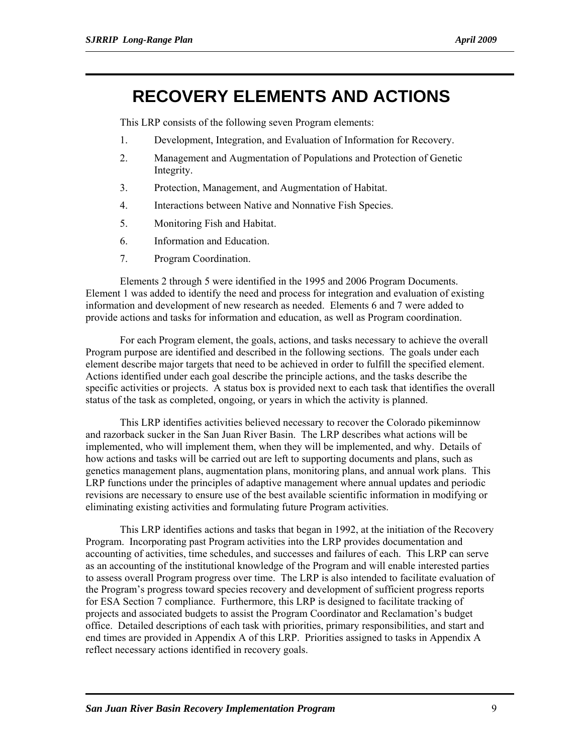# RECOVERY ELEMENTS AND ACTIONS

This LRP consists of the following seven Program elements:

1. Development, Integration, and Evaluation of Information for Recovery.
2. Management and Augmentation of Populations and Protection of Genetic Integrity.
3. Protection, Management, and Augmentation of Habitat.
4. Interactions between Native and Nonnative Fish Species.
5. Monitoring Fish and Habitat.
6. Information and Education.
7. Program Coordination.

Elements 2 through 5 were identified in the 1995 and 2006 Program Documents. Element 1 was added to identify the need and process for integration and evaluation of existing information and development of new research as needed. Elements 6 and 7 were added to provide actions and tasks for information and education, as well as Program coordination.

For each Program element, the goals, actions, and tasks necessary to achieve the overall Program purpose are identified and described in the following sections. The goals under each element describe major targets that need to be achieved in order to fulfill the specified element. Actions identified under each goal describe the principle actions, and the tasks describe the specific activities or projects. A status box is provided next to each task that identifies the overall status of the task as completed, ongoing, or years in which the activity is planned.

This LRP identifies activities believed necessary to recover the Colorado pikeminnow and razorback sucker in the San Juan River Basin. The LRP describes what actions will be implemented, who will implement them, when they will be implemented, and why. Details of how actions and tasks will be carried out are left to supporting documents and plans, such as genetics management plans, augmentation plans, monitoring plans, and annual work plans. This LRP functions under the principles of adaptive management where annual updates and periodic revisions are necessary to ensure use of the best available scientific information in modifying or eliminating existing activities and formulating future Program activities.

This LRP identifies actions and tasks that began in 1992, at the initiation of the Recovery Program. Incorporating past Program activities into the LRP provides documentation and accounting of activities, time schedules, and successes and failures of each. This LRP can serve as an accounting of the institutional knowledge of the Program and will enable interested parties to assess overall Program progress over time. The LRP is also intended to facilitate evaluation of the Program's progress toward species recovery and development of sufficient progress reports for ESA Section 7 compliance. Furthermore, this LRP is designed to facilitate tracking of projects and associated budgets to assist the Program Coordinator and Reclamation's budget office. Detailed descriptions of each task with priorities, primary responsibilities, and start and end times are provided in Appendix A of this LRP. Priorities assigned to tasks in Appendix A reflect necessary actions identified in recovery goals.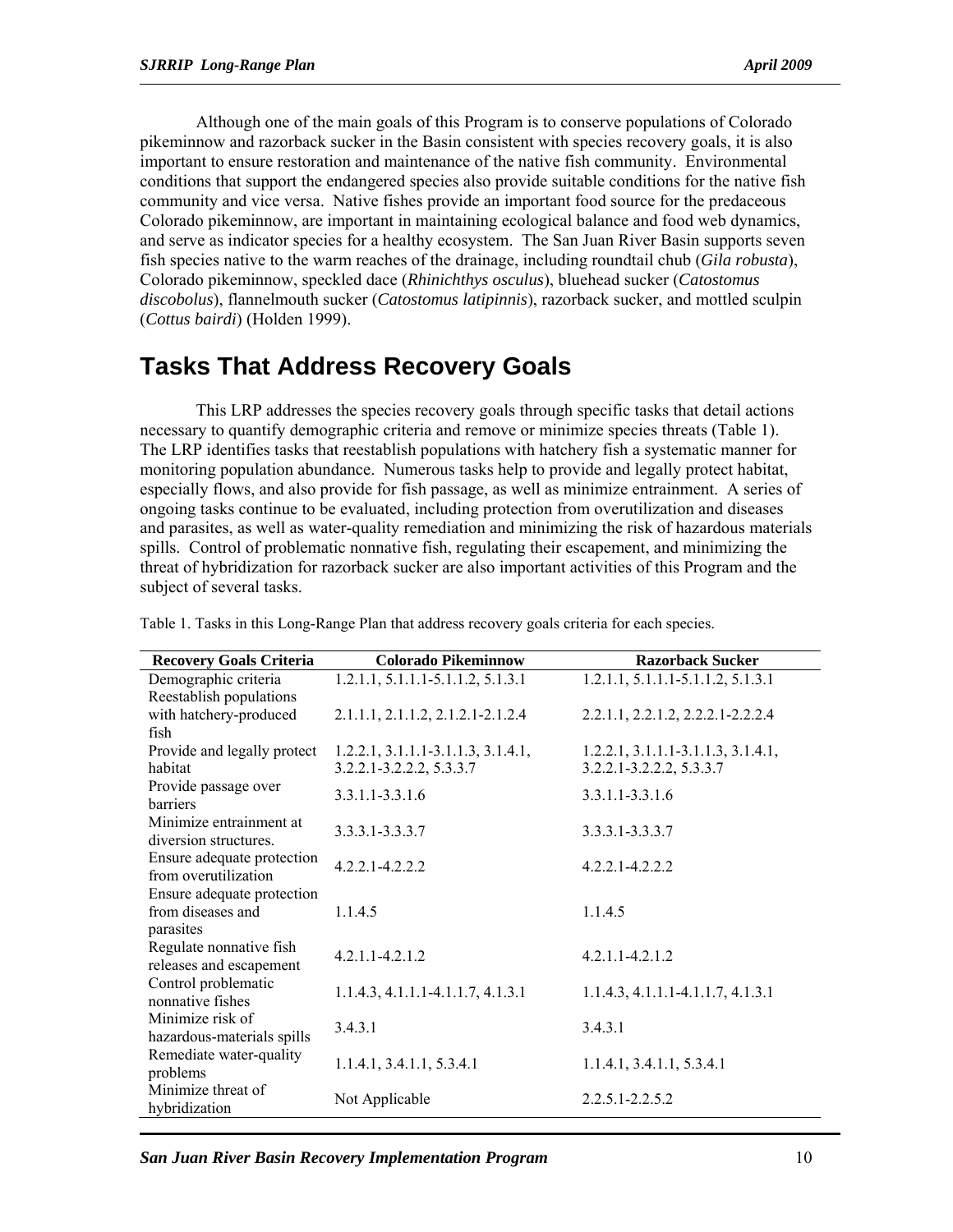Although one of the main goals of this Program is to conserve populations of Colorado pikeminnow and razorback sucker in the Basin consistent with species recovery goals, it is also important to ensure restoration and maintenance of the native fish community. Environmental conditions that support the endangered species also provide suitable conditions for the native fish community and vice versa. Native fishes provide an important food source for the predaceous Colorado pikeminnow, are important in maintaining ecological balance and food web dynamics, and serve as indicator species for a healthy ecosystem. The San Juan River Basin supports seven fish species native to the warm reaches of the drainage, including roundtail chub (*Gila robusta*), Colorado pikeminnow, speckled dace (*Rhinichthys osculus*), bluehead sucker (*Catostomus discobolus*), flannelmouth sucker (*Catostomus latipinnis*), razorback sucker, and mottled sculpin (*Cottus bairdi*) (Holden 1999).

## Tasks That Address Recovery Goals

This LRP addresses the species recovery goals through specific tasks that detail actions necessary to quantify demographic criteria and remove or minimize species threats (Table 1). The LRP identifies tasks that reestablish populations with hatchery fish a systematic manner for monitoring population abundance. Numerous tasks help to provide and legally protect habitat, especially flows, and also provide for fish passage, as well as minimize entrainment. A series of ongoing tasks continue to be evaluated, including protection from overutilization and diseases and parasites, as well as water-quality remediation and minimizing the risk of hazardous materials spills. Control of problematic nonnative fish, regulating their escapement, and minimizing the threat of hybridization for razorback sucker are also important activities of this Program and the subject of several tasks.

Table 1. Tasks in this Long-Range Plan that address recovery goals criteria for each species.

| Recovery Goals Criteria | Colorado Pikeminnow | Razorback Sucker |
|---|---|---|
| Demographic criteria | 1.2.1.1, 5.1.1.1-5.1.1.2, 5.1.3.1 | 1.2.1.1, 5.1.1.1-5.1.1.2, 5.1.3.1 |
| Reestablish populations with hatchery-produced fish | 2.1.1.1, 2.1.1.2, 2.1.2.1-2.1.2.4 | 2.2.1.1, 2.2.1.2, 2.2.2.1-2.2.2.4 |
| Provide and legally protect habitat | 1.2.2.1, 3.1.1.1-3.1.1.3, 3.1.4.1, 3.2.2.1-3.2.2.2, 5.3.3.7 | 1.2.2.1, 3.1.1.1-3.1.1.3, 3.1.4.1, 3.2.2.1-3.2.2.2, 5.3.3.7 |
| Provide passage over barriers | 3.3.1.1-3.3.1.6 | 3.3.1.1-3.3.1.6 |
| Minimize entrainment at diversion structures. | 3.3.3.1-3.3.3.7 | 3.3.3.1-3.3.3.7 |
| Ensure adequate protection from overutilization | 4.2.2.1-4.2.2.2 | 4.2.2.1-4.2.2.2 |
| Ensure adequate protection from diseases and parasites | 1.1.4.5 | 1.1.4.5 |
| Regulate nonnative fish releases and escapement | 4.2.1.1-4.2.1.2 | 4.2.1.1-4.2.1.2 |
| Control problematic nonnative fishes | 1.1.4.3, 4.1.1.1-4.1.1.7, 4.1.3.1 | 1.1.4.3, 4.1.1.1-4.1.1.7, 4.1.3.1 |
| Minimize risk of hazardous-materials spills | 3.4.3.1 | 3.4.3.1 |
| Remediate water-quality problems | 1.1.4.1, 3.4.1.1, 5.3.4.1 | 1.1.4.1, 3.4.1.1, 5.3.4.1 |
| Minimize threat of hybridization | Not Applicable | 2.2.5.1-2.2.5.2 |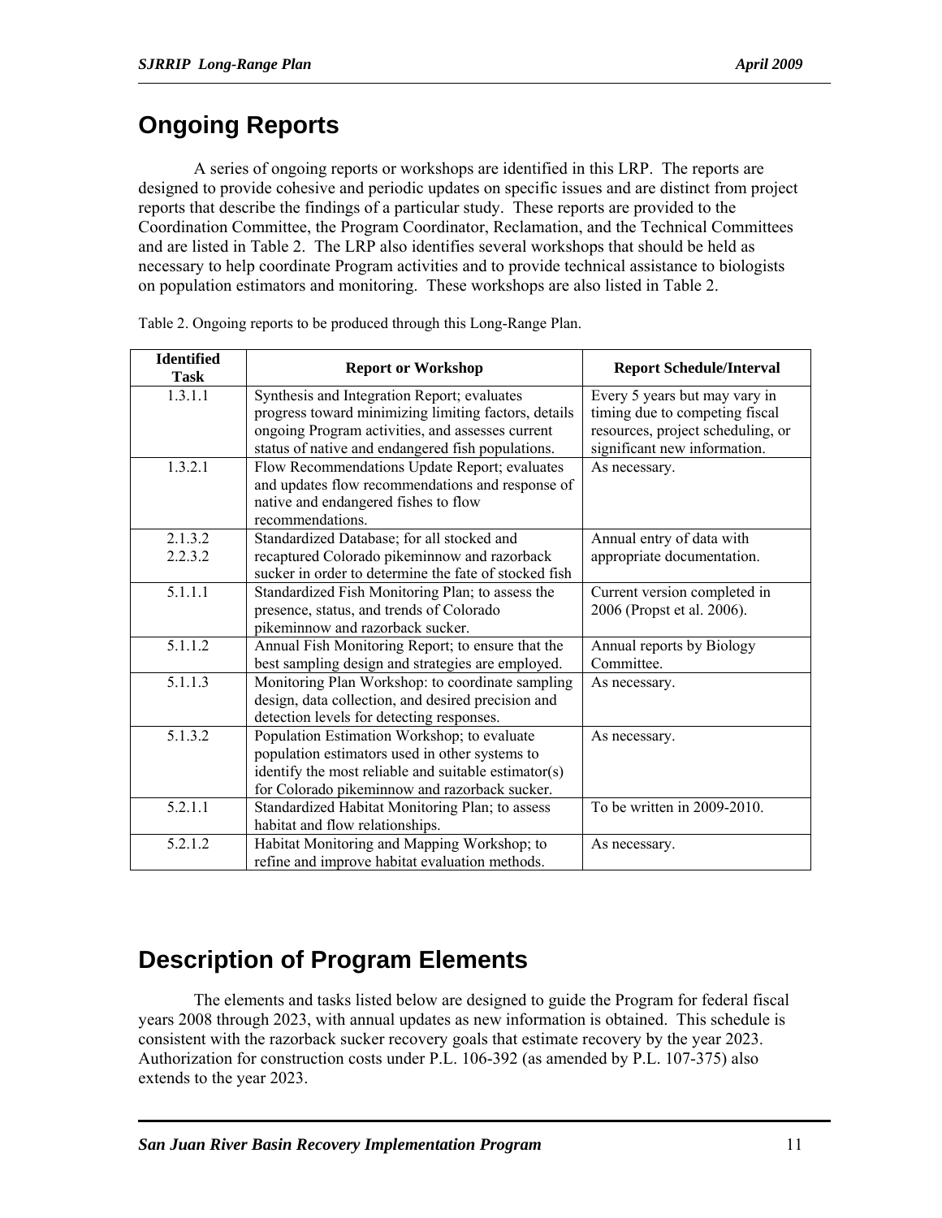## Ongoing Reports

A series of ongoing reports or workshops are identified in this LRP. The reports are designed to provide cohesive and periodic updates on specific issues and are distinct from project reports that describe the findings of a particular study. These reports are provided to the Coordination Committee, the Program Coordinator, Reclamation, and the Technical Committees and are listed in Table 2. The LRP also identifies several workshops that should be held as necessary to help coordinate Program activities and to provide technical assistance to biologists on population estimators and monitoring. These workshops are also listed in Table 2.

Table 2. Ongoing reports to be produced through this Long-Range Plan.

| Identified Task | Report or Workshop | Report Schedule/Interval |
|---|---|---|
| 1.3.1.1 | Synthesis and Integration Report; evaluates progress toward minimizing limiting factors, details ongoing Program activities, and assesses current status of native and endangered fish populations. | Every 5 years but may vary in timing due to competing fiscal resources, project scheduling, or significant new information. |
| 1.3.2.1 | Flow Recommendations Update Report; evaluates and updates flow recommendations and response of native and endangered fishes to flow recommendations. | As necessary. |
| 2.1.3.2<br>2.2.3.2 | Standardized Database; for all stocked and recaptured Colorado pikeminnow and razorback sucker in order to determine the fate of stocked fish | Annual entry of data with appropriate documentation. |
| 5.1.1.1 | Standardized Fish Monitoring Plan; to assess the presence, status, and trends of Colorado pikeminnow and razorback sucker. | Current version completed in 2006 (Propst et al. 2006). |
| 5.1.1.2 | Annual Fish Monitoring Report; to ensure that the best sampling design and strategies are employed. | Annual reports by Biology Committee. |
| 5.1.1.3 | Monitoring Plan Workshop: to coordinate sampling design, data collection, and desired precision and detection levels for detecting responses. | As necessary. |
| 5.1.3.2 | Population Estimation Workshop; to evaluate population estimators used in other systems to identify the most reliable and suitable estimator(s) for Colorado pikeminnow and razorback sucker. | As necessary. |
| 5.2.1.1 | Standardized Habitat Monitoring Plan; to assess habitat and flow relationships. | To be written in 2009-2010. |
| 5.2.1.2 | Habitat Monitoring and Mapping Workshop; to refine and improve habitat evaluation methods. | As necessary. |

## Description of Program Elements

The elements and tasks listed below are designed to guide the Program for federal fiscal years 2008 through 2023, with annual updates as new information is obtained. This schedule is consistent with the razorback sucker recovery goals that estimate recovery by the year 2023. Authorization for construction costs under P.L. 106-392 (as amended by P.L. 107-375) also extends to the year 2023.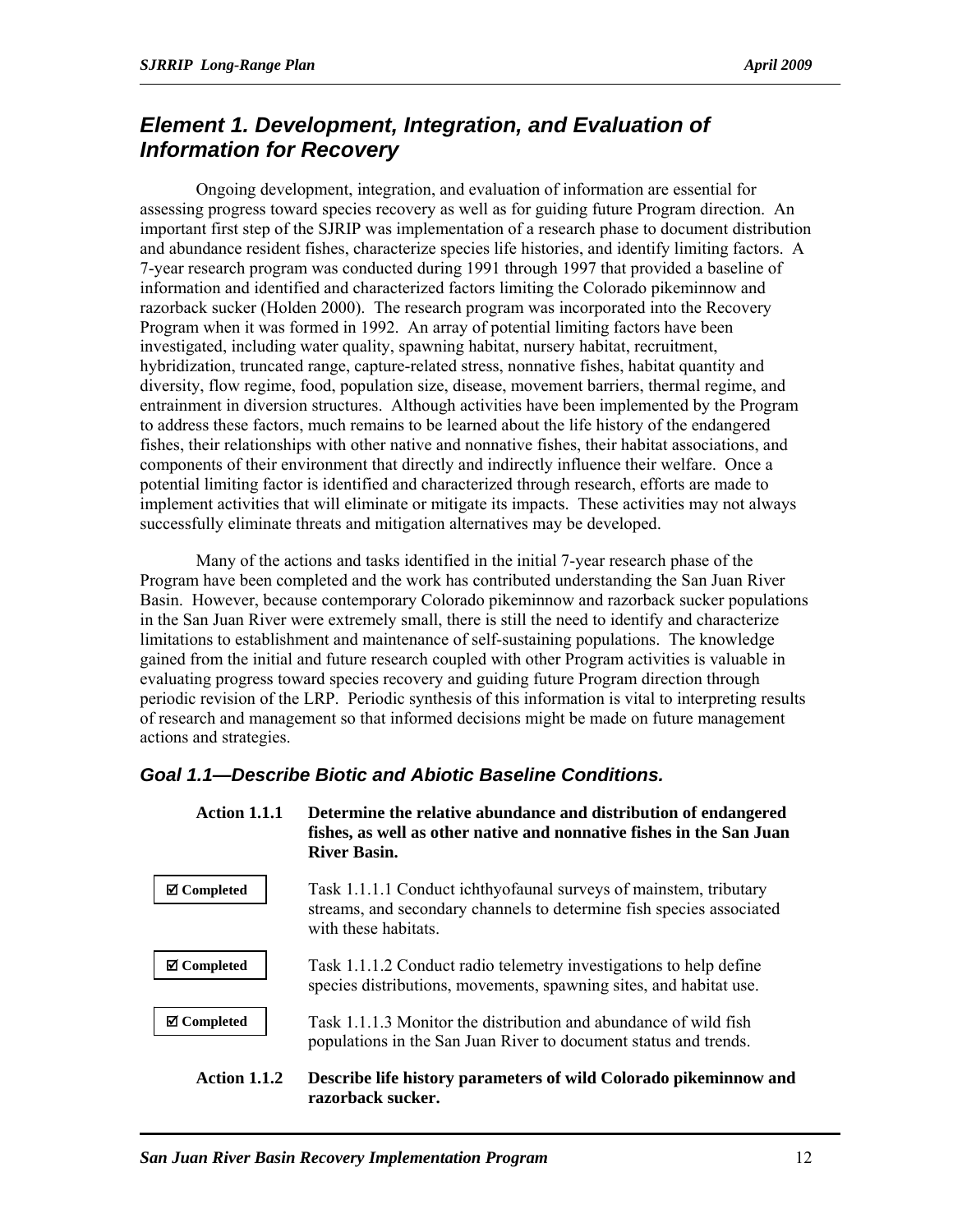## *Element 1. Development, Integration, and Evaluation of Information for Recovery*

Ongoing development, integration, and evaluation of information are essential for assessing progress toward species recovery as well as for guiding future Program direction. An important first step of the SJRIP was implementation of a research phase to document distribution and abundance resident fishes, characterize species life histories, and identify limiting factors. A 7-year research program was conducted during 1991 through 1997 that provided a baseline of information and identified and characterized factors limiting the Colorado pikeminnow and razorback sucker (Holden 2000). The research program was incorporated into the Recovery Program when it was formed in 1992. An array of potential limiting factors have been investigated, including water quality, spawning habitat, nursery habitat, recruitment, hybridization, truncated range, capture-related stress, nonnative fishes, habitat quantity and diversity, flow regime, food, population size, disease, movement barriers, thermal regime, and entrainment in diversion structures. Although activities have been implemented by the Program to address these factors, much remains to be learned about the life history of the endangered fishes, their relationships with other native and nonnative fishes, their habitat associations, and components of their environment that directly and indirectly influence their welfare. Once a potential limiting factor is identified and characterized through research, efforts are made to implement activities that will eliminate or mitigate its impacts. These activities may not always successfully eliminate threats and mitigation alternatives may be developed.

Many of the actions and tasks identified in the initial 7-year research phase of the Program have been completed and the work has contributed understanding the San Juan River Basin. However, because contemporary Colorado pikeminnow and razorback sucker populations in the San Juan River were extremely small, there is still the need to identify and characterize limitations to establishment and maintenance of self-sustaining populations. The knowledge gained from the initial and future research coupled with other Program activities is valuable in evaluating progress toward species recovery and guiding future Program direction through periodic revision of the LRP. Periodic synthesis of this information is vital to interpreting results of research and management so that informed decisions might be made on future management actions and strategies.

### *Goal 1.1—Describe Biotic and Abiotic Baseline Conditions.*

**Action 1.1.1** **Determine the relative abundance and distribution of endangered fishes, as well as other native and nonnative fishes in the San Juan River Basin.**

**☑ Completed** Task 1.1.1.1 Conduct ichthyofaunal surveys of mainstem, tributary streams, and secondary channels to determine fish species associated with these habitats.

**☑ Completed** Task 1.1.1.2 Conduct radio telemetry investigations to help define species distributions, movements, spawning sites, and habitat use.

**☑ Completed** Task 1.1.1.3 Monitor the distribution and abundance of wild fish populations in the San Juan River to document status and trends.

**Action 1.1.2** **Describe life history parameters of wild Colorado pikeminnow and razorback sucker.**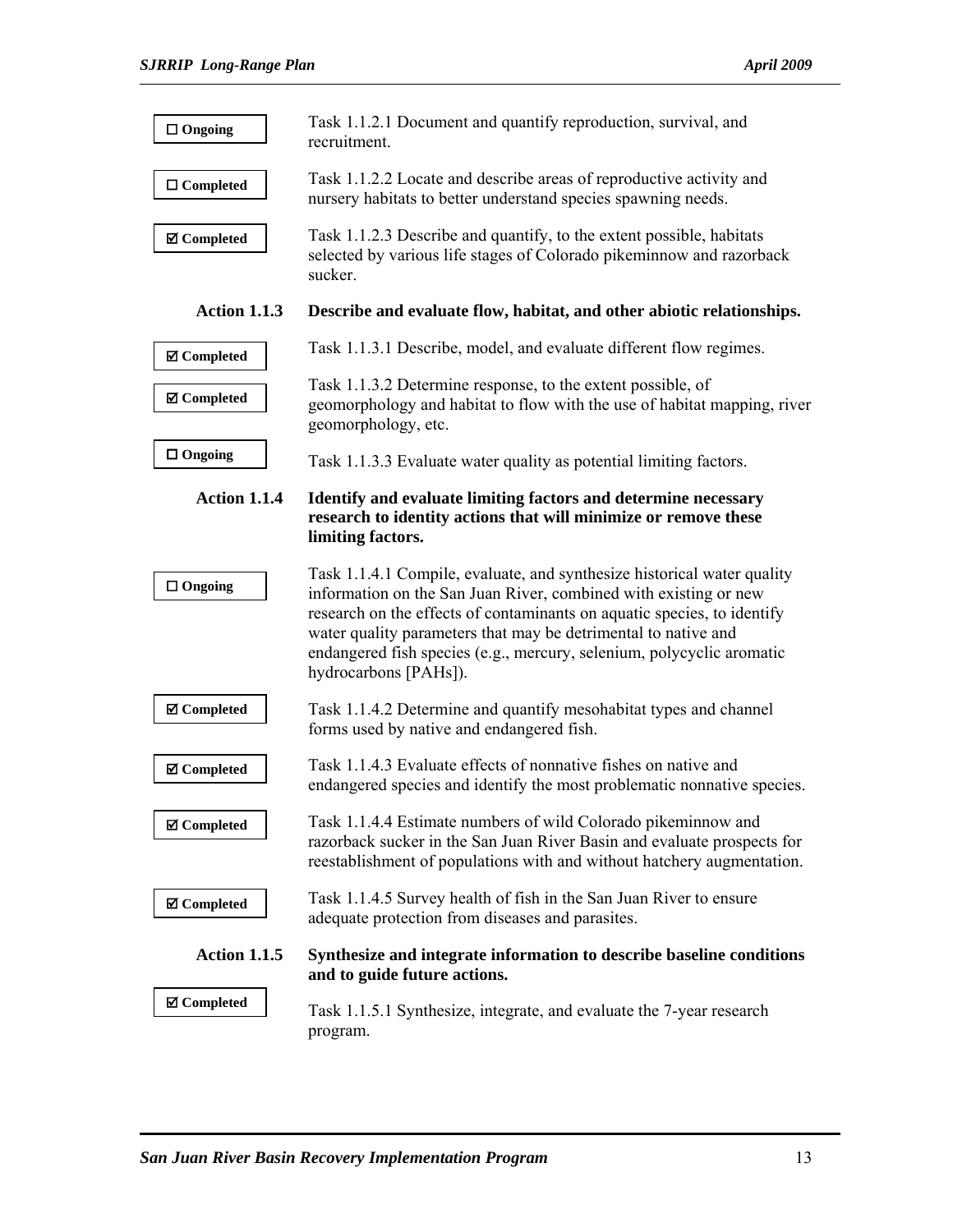☐ **Ongoing** — Task 1.1.2.1 Document and quantify reproduction, survival, and recruitment.

☐ **Completed** — Task 1.1.2.2 Locate and describe areas of reproductive activity and nursery habitats to better understand species spawning needs.

☑ **Completed** — Task 1.1.2.3 Describe and quantify, to the extent possible, habitats selected by various life stages of Colorado pikeminnow and razorback sucker.

**Action 1.1.3 Describe and evaluate flow, habitat, and other abiotic relationships.**

☑ **Completed** — Task 1.1.3.1 Describe, model, and evaluate different flow regimes.

☑ **Completed** — Task 1.1.3.2 Determine response, to the extent possible, of geomorphology and habitat to flow with the use of habitat mapping, river geomorphology, etc.

☐ **Ongoing** — Task 1.1.3.3 Evaluate water quality as potential limiting factors.

**Action 1.1.4 Identify and evaluate limiting factors and determine necessary research to identity actions that will minimize or remove these limiting factors.**

☐ **Ongoing** — Task 1.1.4.1 Compile, evaluate, and synthesize historical water quality information on the San Juan River, combined with existing or new research on the effects of contaminants on aquatic species, to identify water quality parameters that may be detrimental to native and endangered fish species (e.g., mercury, selenium, polycyclic aromatic hydrocarbons [PAHs]).

☑ **Completed** — Task 1.1.4.2 Determine and quantify mesohabitat types and channel forms used by native and endangered fish.

☑ **Completed** — Task 1.1.4.3 Evaluate effects of nonnative fishes on native and endangered species and identify the most problematic nonnative species.

☑ **Completed** — Task 1.1.4.4 Estimate numbers of wild Colorado pikeminnow and razorback sucker in the San Juan River Basin and evaluate prospects for reestablishment of populations with and without hatchery augmentation.

☑ **Completed** — Task 1.1.4.5 Survey health of fish in the San Juan River to ensure adequate protection from diseases and parasites.

**Action 1.1.5 Synthesize and integrate information to describe baseline conditions and to guide future actions.**

☑ **Completed** — Task 1.1.5.1 Synthesize, integrate, and evaluate the 7-year research program.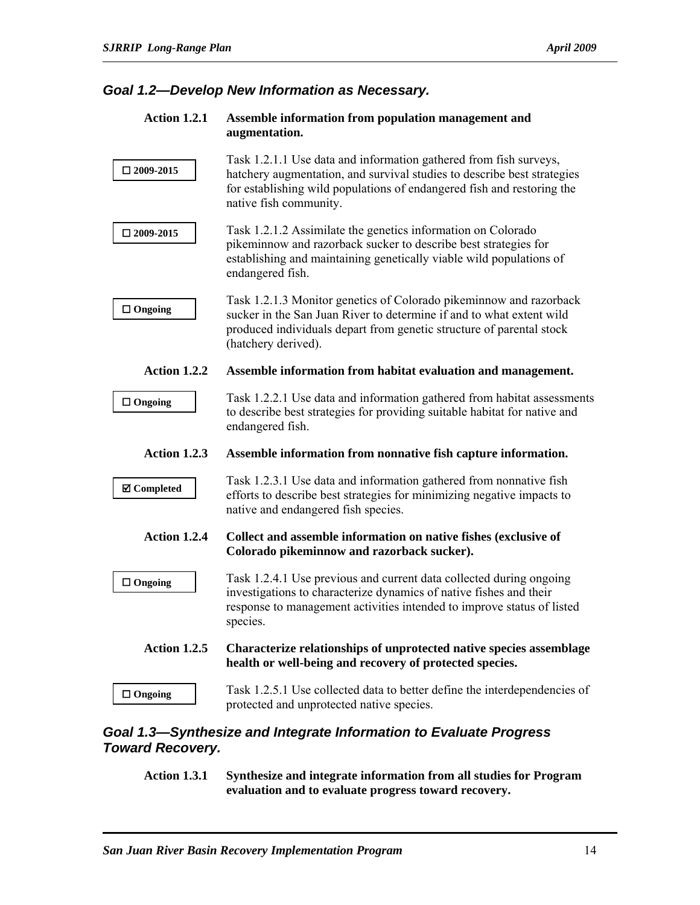### *Goal 1.2—Develop New Information as Necessary.*

**Action 1.2.1 Assemble information from population management and augmentation.**

☐ 2009-2015

Task 1.2.1.1 Use data and information gathered from fish surveys, hatchery augmentation, and survival studies to describe best strategies for establishing wild populations of endangered fish and restoring the native fish community.

☐ 2009-2015

Task 1.2.1.2 Assimilate the genetics information on Colorado pikeminnow and razorback sucker to describe best strategies for establishing and maintaining genetically viable wild populations of endangered fish.

☐ Ongoing

Task 1.2.1.3 Monitor genetics of Colorado pikeminnow and razorback sucker in the San Juan River to determine if and to what extent wild produced individuals depart from genetic structure of parental stock (hatchery derived).

**Action 1.2.2 Assemble information from habitat evaluation and management.**

☐ Ongoing

Task 1.2.2.1 Use data and information gathered from habitat assessments to describe best strategies for providing suitable habitat for native and endangered fish.

**Action 1.2.3 Assemble information from nonnative fish capture information.**

☑ Completed

Task 1.2.3.1 Use data and information gathered from nonnative fish efforts to describe best strategies for minimizing negative impacts to native and endangered fish species.

**Action 1.2.4 Collect and assemble information on native fishes (exclusive of Colorado pikeminnow and razorback sucker).**

☐ Ongoing

Task 1.2.4.1 Use previous and current data collected during ongoing investigations to characterize dynamics of native fishes and their response to management activities intended to improve status of listed species.

**Action 1.2.5 Characterize relationships of unprotected native species assemblage health or well-being and recovery of protected species.**

☐ Ongoing

Task 1.2.5.1 Use collected data to better define the interdependencies of protected and unprotected native species.

### *Goal 1.3—Synthesize and Integrate Information to Evaluate Progress Toward Recovery.*

**Action 1.3.1 Synthesize and integrate information from all studies for Program evaluation and to evaluate progress toward recovery.**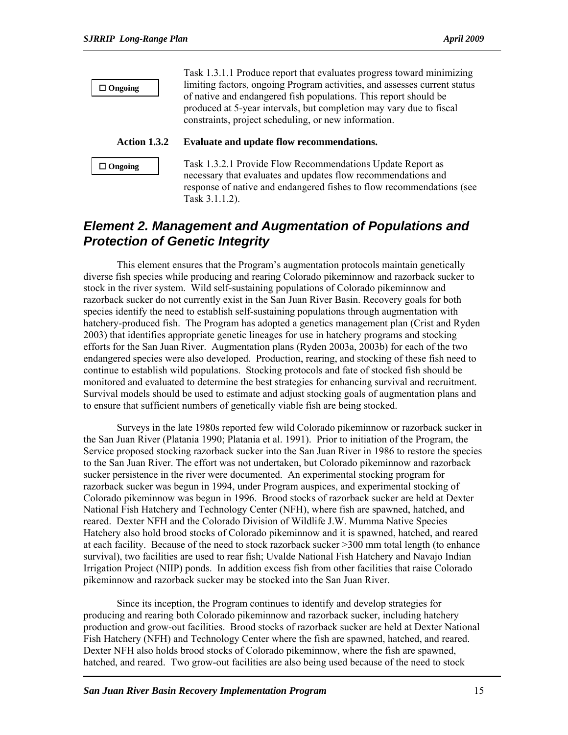☐ **Ongoing**

Task 1.3.1.1 Produce report that evaluates progress toward minimizing limiting factors, ongoing Program activities, and assesses current status of native and endangered fish populations. This report should be produced at 5-year intervals, but completion may vary due to fiscal constraints, project scheduling, or new information.

**Action 1.3.2 Evaluate and update flow recommendations.**

☐ **Ongoing**

Task 1.3.2.1 Provide Flow Recommendations Update Report as necessary that evaluates and updates flow recommendations and response of native and endangered fishes to flow recommendations (see Task 3.1.1.2).

## *Element 2. Management and Augmentation of Populations and Protection of Genetic Integrity*

This element ensures that the Program's augmentation protocols maintain genetically diverse fish species while producing and rearing Colorado pikeminnow and razorback sucker to stock in the river system. Wild self-sustaining populations of Colorado pikeminnow and razorback sucker do not currently exist in the San Juan River Basin. Recovery goals for both species identify the need to establish self-sustaining populations through augmentation with hatchery-produced fish. The Program has adopted a genetics management plan (Crist and Ryden 2003) that identifies appropriate genetic lineages for use in hatchery programs and stocking efforts for the San Juan River. Augmentation plans (Ryden 2003a, 2003b) for each of the two endangered species were also developed. Production, rearing, and stocking of these fish need to continue to establish wild populations. Stocking protocols and fate of stocked fish should be monitored and evaluated to determine the best strategies for enhancing survival and recruitment. Survival models should be used to estimate and adjust stocking goals of augmentation plans and to ensure that sufficient numbers of genetically viable fish are being stocked.

Surveys in the late 1980s reported few wild Colorado pikeminnow or razorback sucker in the San Juan River (Platania 1990; Platania et al. 1991). Prior to initiation of the Program, the Service proposed stocking razorback sucker into the San Juan River in 1986 to restore the species to the San Juan River. The effort was not undertaken, but Colorado pikeminnow and razorback sucker persistence in the river were documented. An experimental stocking program for razorback sucker was begun in 1994, under Program auspices, and experimental stocking of Colorado pikeminnow was begun in 1996. Brood stocks of razorback sucker are held at Dexter National Fish Hatchery and Technology Center (NFH), where fish are spawned, hatched, and reared. Dexter NFH and the Colorado Division of Wildlife J.W. Mumma Native Species Hatchery also hold brood stocks of Colorado pikeminnow and it is spawned, hatched, and reared at each facility. Because of the need to stock razorback sucker >300 mm total length (to enhance survival), two facilities are used to rear fish; Uvalde National Fish Hatchery and Navajo Indian Irrigation Project (NIIP) ponds. In addition excess fish from other facilities that raise Colorado pikeminnow and razorback sucker may be stocked into the San Juan River.

Since its inception, the Program continues to identify and develop strategies for producing and rearing both Colorado pikeminnow and razorback sucker, including hatchery production and grow-out facilities. Brood stocks of razorback sucker are held at Dexter National Fish Hatchery (NFH) and Technology Center where the fish are spawned, hatched, and reared. Dexter NFH also holds brood stocks of Colorado pikeminnow, where the fish are spawned, hatched, and reared. Two grow-out facilities are also being used because of the need to stock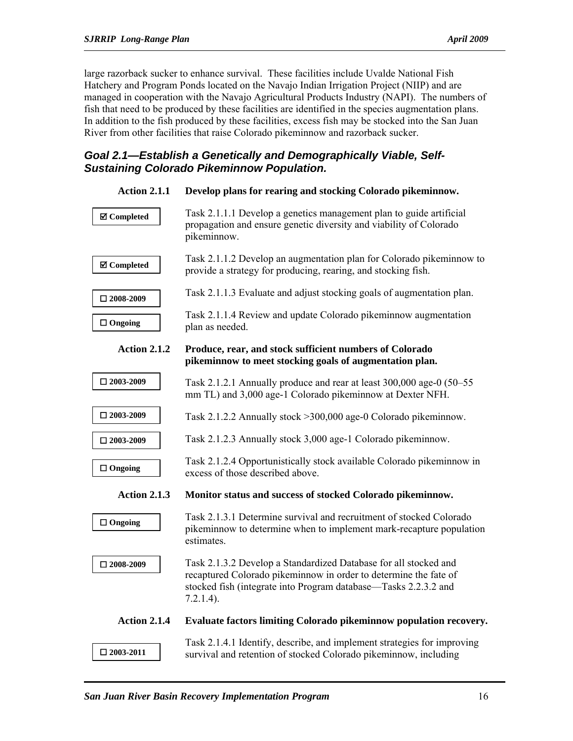large razorback sucker to enhance survival. These facilities include Uvalde National Fish Hatchery and Program Ponds located on the Navajo Indian Irrigation Project (NIIP) and are managed in cooperation with the Navajo Agricultural Products Industry (NAPI). The numbers of fish that need to be produced by these facilities are identified in the species augmentation plans. In addition to the fish produced by these facilities, excess fish may be stocked into the San Juan River from other facilities that raise Colorado pikeminnow and razorback sucker.

### *Goal 2.1—Establish a Genetically and Demographically Viable, Self-Sustaining Colorado Pikeminnow Population.*

**Action 2.1.1 Develop plans for rearing and stocking Colorado pikeminnow.**

**☑ Completed** — Task 2.1.1.1 Develop a genetics management plan to guide artificial propagation and ensure genetic diversity and viability of Colorado pikeminnow.

**☑ Completed** — Task 2.1.1.2 Develop an augmentation plan for Colorado pikeminnow to provide a strategy for producing, rearing, and stocking fish.

**☐ 2008-2009** — Task 2.1.1.3 Evaluate and adjust stocking goals of augmentation plan.

**☐ Ongoing** — Task 2.1.1.4 Review and update Colorado pikeminnow augmentation plan as needed.

**Action 2.1.2 Produce, rear, and stock sufficient numbers of Colorado pikeminnow to meet stocking goals of augmentation plan.**

**☐ 2003-2009** — Task 2.1.2.1 Annually produce and rear at least 300,000 age-0 (50–55 mm TL) and 3,000 age-1 Colorado pikeminnow at Dexter NFH.

**☐ 2003-2009** — Task 2.1.2.2 Annually stock >300,000 age-0 Colorado pikeminnow.

**☐ 2003-2009** — Task 2.1.2.3 Annually stock 3,000 age-1 Colorado pikeminnow.

**☐ Ongoing** — Task 2.1.2.4 Opportunistically stock available Colorado pikeminnow in excess of those described above.

**Action 2.1.3 Monitor status and success of stocked Colorado pikeminnow.**

**☐ Ongoing** — Task 2.1.3.1 Determine survival and recruitment of stocked Colorado pikeminnow to determine when to implement mark-recapture population estimates.

**☐ 2008-2009** — Task 2.1.3.2 Develop a Standardized Database for all stocked and recaptured Colorado pikeminnow in order to determine the fate of stocked fish (integrate into Program database—Tasks 2.2.3.2 and 7.2.1.4).

**Action 2.1.4 Evaluate factors limiting Colorado pikeminnow population recovery.**

**☐ 2003-2011** — Task 2.1.4.1 Identify, describe, and implement strategies for improving survival and retention of stocked Colorado pikeminnow, including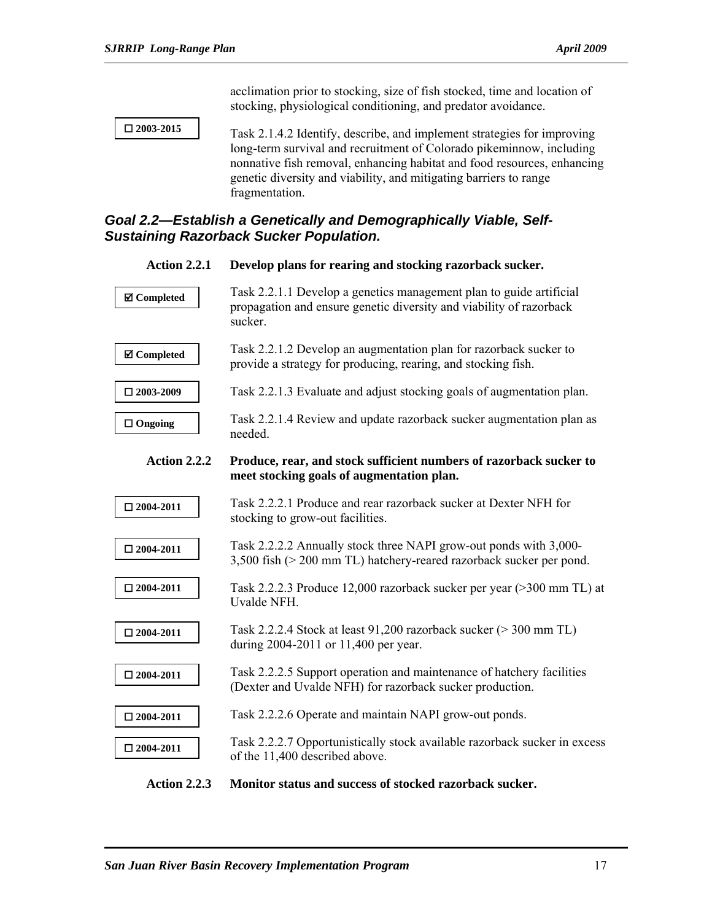acclimation prior to stocking, size of fish stocked, time and location of stocking, physiological conditioning, and predator avoidance.

☐ 2003-2015 — Task 2.1.4.2 Identify, describe, and implement strategies for improving long-term survival and recruitment of Colorado pikeminnow, including nonnative fish removal, enhancing habitat and food resources, enhancing genetic diversity and viability, and mitigating barriers to range fragmentation.

### *Goal 2.2—Establish a Genetically and Demographically Viable, Self-Sustaining Razorback Sucker Population.*

**Action 2.2.1 Develop plans for rearing and stocking razorback sucker.**

☑ Completed — Task 2.2.1.1 Develop a genetics management plan to guide artificial propagation and ensure genetic diversity and viability of razorback sucker.

☑ Completed — Task 2.2.1.2 Develop an augmentation plan for razorback sucker to provide a strategy for producing, rearing, and stocking fish.

☐ 2003-2009 — Task 2.2.1.3 Evaluate and adjust stocking goals of augmentation plan.

☐ Ongoing — Task 2.2.1.4 Review and update razorback sucker augmentation plan as needed.

**Action 2.2.2 Produce, rear, and stock sufficient numbers of razorback sucker to meet stocking goals of augmentation plan.**

☐ 2004-2011 — Task 2.2.2.1 Produce and rear razorback sucker at Dexter NFH for stocking to grow-out facilities.

☐ 2004-2011 — Task 2.2.2.2 Annually stock three NAPI grow-out ponds with 3,000-3,500 fish (> 200 mm TL) hatchery-reared razorback sucker per pond.

☐ 2004-2011 — Task 2.2.2.3 Produce 12,000 razorback sucker per year (>300 mm TL) at Uvalde NFH.

☐ 2004-2011 — Task 2.2.2.4 Stock at least 91,200 razorback sucker (> 300 mm TL) during 2004-2011 or 11,400 per year.

☐ 2004-2011 — Task 2.2.2.5 Support operation and maintenance of hatchery facilities (Dexter and Uvalde NFH) for razorback sucker production.

☐ 2004-2011 — Task 2.2.2.6 Operate and maintain NAPI grow-out ponds.

☐ 2004-2011 — Task 2.2.2.7 Opportunistically stock available razorback sucker in excess of the 11,400 described above.

**Action 2.2.3 Monitor status and success of stocked razorback sucker.**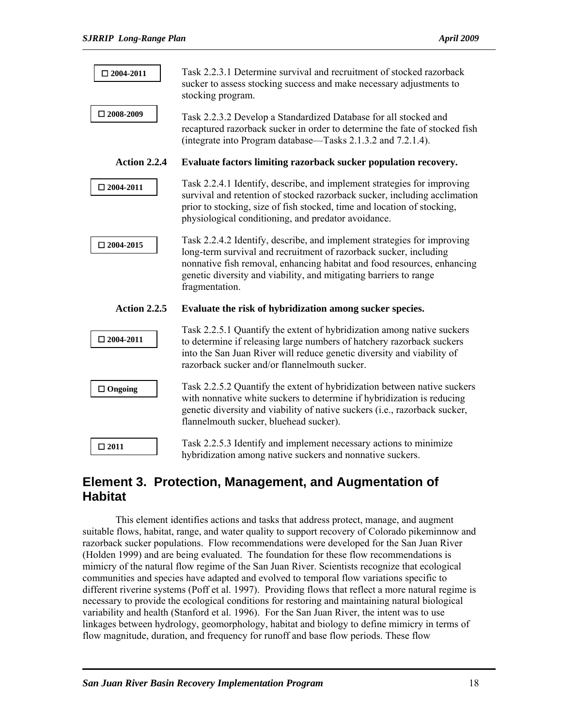☐ **2004-2011**

Task 2.2.3.1 Determine survival and recruitment of stocked razorback sucker to assess stocking success and make necessary adjustments to stocking program.

☐ **2008-2009**

Task 2.2.3.2 Develop a Standardized Database for all stocked and recaptured razorback sucker in order to determine the fate of stocked fish (integrate into Program database—Tasks 2.1.3.2 and 7.2.1.4).

**Action 2.2.4 Evaluate factors limiting razorback sucker population recovery.**

☐ **2004-2011**

Task 2.2.4.1 Identify, describe, and implement strategies for improving survival and retention of stocked razorback sucker, including acclimation prior to stocking, size of fish stocked, time and location of stocking, physiological conditioning, and predator avoidance.

☐ **2004-2015**

Task 2.2.4.2 Identify, describe, and implement strategies for improving long-term survival and recruitment of razorback sucker, including nonnative fish removal, enhancing habitat and food resources, enhancing genetic diversity and viability, and mitigating barriers to range fragmentation.

**Action 2.2.5 Evaluate the risk of hybridization among sucker species.**

☐ **2004-2011**

Task 2.2.5.1 Quantify the extent of hybridization among native suckers to determine if releasing large numbers of hatchery razorback suckers into the San Juan River will reduce genetic diversity and viability of razorback sucker and/or flannelmouth sucker.

☐ **Ongoing**

Task 2.2.5.2 Quantify the extent of hybridization between native suckers with nonnative white suckers to determine if hybridization is reducing genetic diversity and viability of native suckers (i.e., razorback sucker, flannelmouth sucker, bluehead sucker).

☐ **2011**

Task 2.2.5.3 Identify and implement necessary actions to minimize hybridization among native suckers and nonnative suckers.

## Element 3. Protection, Management, and Augmentation of Habitat

This element identifies actions and tasks that address protect, manage, and augment suitable flows, habitat, range, and water quality to support recovery of Colorado pikeminnow and razorback sucker populations. Flow recommendations were developed for the San Juan River (Holden 1999) and are being evaluated. The foundation for these flow recommendations is mimicry of the natural flow regime of the San Juan River. Scientists recognize that ecological communities and species have adapted and evolved to temporal flow variations specific to different riverine systems (Poff et al. 1997). Providing flows that reflect a more natural regime is necessary to provide the ecological conditions for restoring and maintaining natural biological variability and health (Stanford et al. 1996). For the San Juan River, the intent was to use linkages between hydrology, geomorphology, habitat and biology to define mimicry in terms of flow magnitude, duration, and frequency for runoff and base flow periods. These flow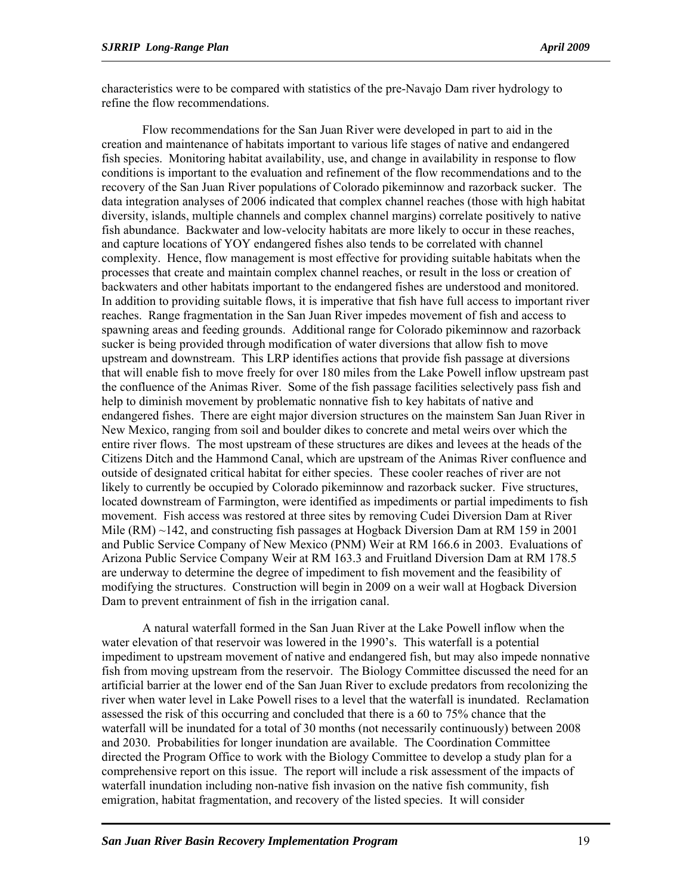characteristics were to be compared with statistics of the pre-Navajo Dam river hydrology to refine the flow recommendations.

Flow recommendations for the San Juan River were developed in part to aid in the creation and maintenance of habitats important to various life stages of native and endangered fish species. Monitoring habitat availability, use, and change in availability in response to flow conditions is important to the evaluation and refinement of the flow recommendations and to the recovery of the San Juan River populations of Colorado pikeminnow and razorback sucker. The data integration analyses of 2006 indicated that complex channel reaches (those with high habitat diversity, islands, multiple channels and complex channel margins) correlate positively to native fish abundance. Backwater and low-velocity habitats are more likely to occur in these reaches, and capture locations of YOY endangered fishes also tends to be correlated with channel complexity. Hence, flow management is most effective for providing suitable habitats when the processes that create and maintain complex channel reaches, or result in the loss or creation of backwaters and other habitats important to the endangered fishes are understood and monitored. In addition to providing suitable flows, it is imperative that fish have full access to important river reaches. Range fragmentation in the San Juan River impedes movement of fish and access to spawning areas and feeding grounds. Additional range for Colorado pikeminnow and razorback sucker is being provided through modification of water diversions that allow fish to move upstream and downstream. This LRP identifies actions that provide fish passage at diversions that will enable fish to move freely for over 180 miles from the Lake Powell inflow upstream past the confluence of the Animas River. Some of the fish passage facilities selectively pass fish and help to diminish movement by problematic nonnative fish to key habitats of native and endangered fishes. There are eight major diversion structures on the mainstem San Juan River in New Mexico, ranging from soil and boulder dikes to concrete and metal weirs over which the entire river flows. The most upstream of these structures are dikes and levees at the heads of the Citizens Ditch and the Hammond Canal, which are upstream of the Animas River confluence and outside of designated critical habitat for either species. These cooler reaches of river are not likely to currently be occupied by Colorado pikeminnow and razorback sucker. Five structures, located downstream of Farmington, were identified as impediments or partial impediments to fish movement. Fish access was restored at three sites by removing Cudei Diversion Dam at River Mile (RM) ~142, and constructing fish passages at Hogback Diversion Dam at RM 159 in 2001 and Public Service Company of New Mexico (PNM) Weir at RM 166.6 in 2003. Evaluations of Arizona Public Service Company Weir at RM 163.3 and Fruitland Diversion Dam at RM 178.5 are underway to determine the degree of impediment to fish movement and the feasibility of modifying the structures. Construction will begin in 2009 on a weir wall at Hogback Diversion Dam to prevent entrainment of fish in the irrigation canal.

A natural waterfall formed in the San Juan River at the Lake Powell inflow when the water elevation of that reservoir was lowered in the 1990's. This waterfall is a potential impediment to upstream movement of native and endangered fish, but may also impede nonnative fish from moving upstream from the reservoir. The Biology Committee discussed the need for an artificial barrier at the lower end of the San Juan River to exclude predators from recolonizing the river when water level in Lake Powell rises to a level that the waterfall is inundated. Reclamation assessed the risk of this occurring and concluded that there is a 60 to 75% chance that the waterfall will be inundated for a total of 30 months (not necessarily continuously) between 2008 and 2030. Probabilities for longer inundation are available. The Coordination Committee directed the Program Office to work with the Biology Committee to develop a study plan for a comprehensive report on this issue. The report will include a risk assessment of the impacts of waterfall inundation including non-native fish invasion on the native fish community, fish emigration, habitat fragmentation, and recovery of the listed species. It will consider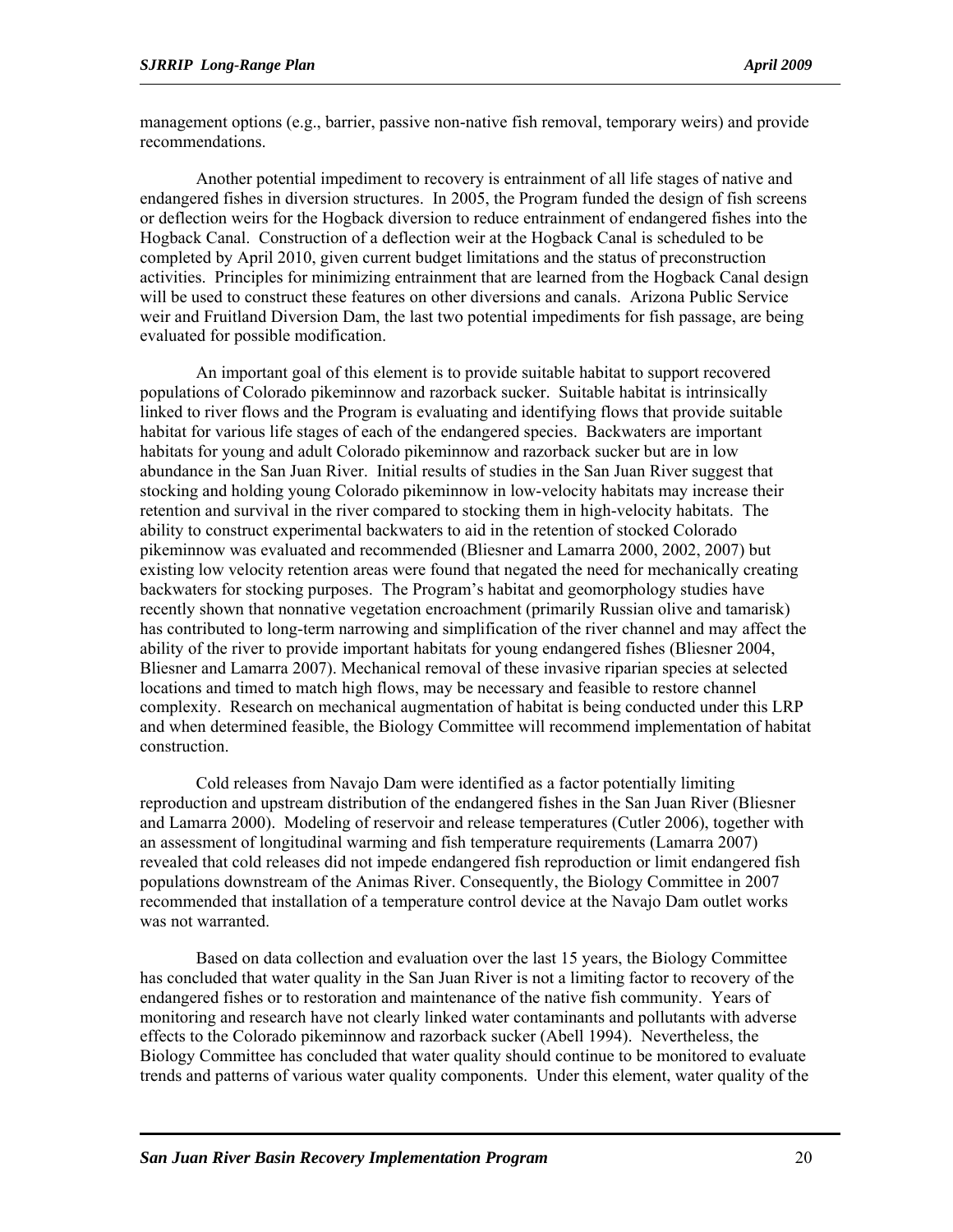management options (e.g., barrier, passive non-native fish removal, temporary weirs) and provide recommendations.

Another potential impediment to recovery is entrainment of all life stages of native and endangered fishes in diversion structures. In 2005, the Program funded the design of fish screens or deflection weirs for the Hogback diversion to reduce entrainment of endangered fishes into the Hogback Canal. Construction of a deflection weir at the Hogback Canal is scheduled to be completed by April 2010, given current budget limitations and the status of preconstruction activities. Principles for minimizing entrainment that are learned from the Hogback Canal design will be used to construct these features on other diversions and canals. Arizona Public Service weir and Fruitland Diversion Dam, the last two potential impediments for fish passage, are being evaluated for possible modification.

An important goal of this element is to provide suitable habitat to support recovered populations of Colorado pikeminnow and razorback sucker. Suitable habitat is intrinsically linked to river flows and the Program is evaluating and identifying flows that provide suitable habitat for various life stages of each of the endangered species. Backwaters are important habitats for young and adult Colorado pikeminnow and razorback sucker but are in low abundance in the San Juan River. Initial results of studies in the San Juan River suggest that stocking and holding young Colorado pikeminnow in low-velocity habitats may increase their retention and survival in the river compared to stocking them in high-velocity habitats. The ability to construct experimental backwaters to aid in the retention of stocked Colorado pikeminnow was evaluated and recommended (Bliesner and Lamarra 2000, 2002, 2007) but existing low velocity retention areas were found that negated the need for mechanically creating backwaters for stocking purposes. The Program's habitat and geomorphology studies have recently shown that nonnative vegetation encroachment (primarily Russian olive and tamarisk) has contributed to long-term narrowing and simplification of the river channel and may affect the ability of the river to provide important habitats for young endangered fishes (Bliesner 2004, Bliesner and Lamarra 2007). Mechanical removal of these invasive riparian species at selected locations and timed to match high flows, may be necessary and feasible to restore channel complexity. Research on mechanical augmentation of habitat is being conducted under this LRP and when determined feasible, the Biology Committee will recommend implementation of habitat construction.

Cold releases from Navajo Dam were identified as a factor potentially limiting reproduction and upstream distribution of the endangered fishes in the San Juan River (Bliesner and Lamarra 2000). Modeling of reservoir and release temperatures (Cutler 2006), together with an assessment of longitudinal warming and fish temperature requirements (Lamarra 2007) revealed that cold releases did not impede endangered fish reproduction or limit endangered fish populations downstream of the Animas River. Consequently, the Biology Committee in 2007 recommended that installation of a temperature control device at the Navajo Dam outlet works was not warranted.

Based on data collection and evaluation over the last 15 years, the Biology Committee has concluded that water quality in the San Juan River is not a limiting factor to recovery of the endangered fishes or to restoration and maintenance of the native fish community. Years of monitoring and research have not clearly linked water contaminants and pollutants with adverse effects to the Colorado pikeminnow and razorback sucker (Abell 1994). Nevertheless, the Biology Committee has concluded that water quality should continue to be monitored to evaluate trends and patterns of various water quality components. Under this element, water quality of the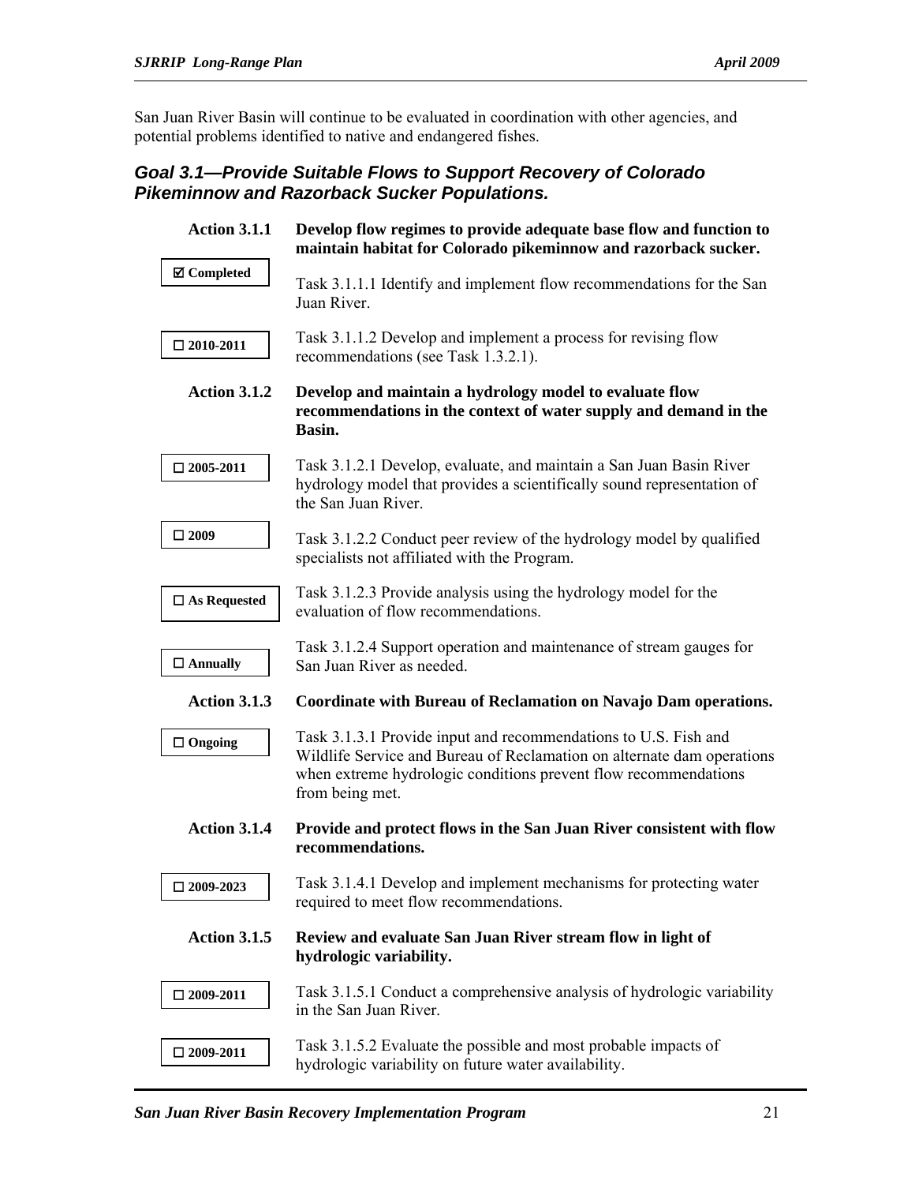San Juan River Basin will continue to be evaluated in coordination with other agencies, and potential problems identified to native and endangered fishes.

### *Goal 3.1—Provide Suitable Flows to Support Recovery of Colorado Pikeminnow and Razorback Sucker Populations.*

**Action 3.1.1** **Develop flow regimes to provide adequate base flow and function to maintain habitat for Colorado pikeminnow and razorback sucker.**

☑ **Completed** — Task 3.1.1.1 Identify and implement flow recommendations for the San Juan River.

☐ **2010-2011** — Task 3.1.1.2 Develop and implement a process for revising flow recommendations (see Task 1.3.2.1).

**Action 3.1.2** **Develop and maintain a hydrology model to evaluate flow recommendations in the context of water supply and demand in the Basin.**

☐ **2005-2011** — Task 3.1.2.1 Develop, evaluate, and maintain a San Juan Basin River hydrology model that provides a scientifically sound representation of the San Juan River.

☐ **2009** — Task 3.1.2.2 Conduct peer review of the hydrology model by qualified specialists not affiliated with the Program.

☐ **As Requested** — Task 3.1.2.3 Provide analysis using the hydrology model for the evaluation of flow recommendations.

☐ **Annually** — Task 3.1.2.4 Support operation and maintenance of stream gauges for San Juan River as needed.

**Action 3.1.3** **Coordinate with Bureau of Reclamation on Navajo Dam operations.**

☐ **Ongoing** — Task 3.1.3.1 Provide input and recommendations to U.S. Fish and Wildlife Service and Bureau of Reclamation on alternate dam operations when extreme hydrologic conditions prevent flow recommendations from being met.

**Action 3.1.4** **Provide and protect flows in the San Juan River consistent with flow recommendations.**

☐ **2009-2023** — Task 3.1.4.1 Develop and implement mechanisms for protecting water required to meet flow recommendations.

**Action 3.1.5** **Review and evaluate San Juan River stream flow in light of hydrologic variability.**

☐ **2009-2011** — Task 3.1.5.1 Conduct a comprehensive analysis of hydrologic variability in the San Juan River.

☐ **2009-2011** — Task 3.1.5.2 Evaluate the possible and most probable impacts of hydrologic variability on future water availability.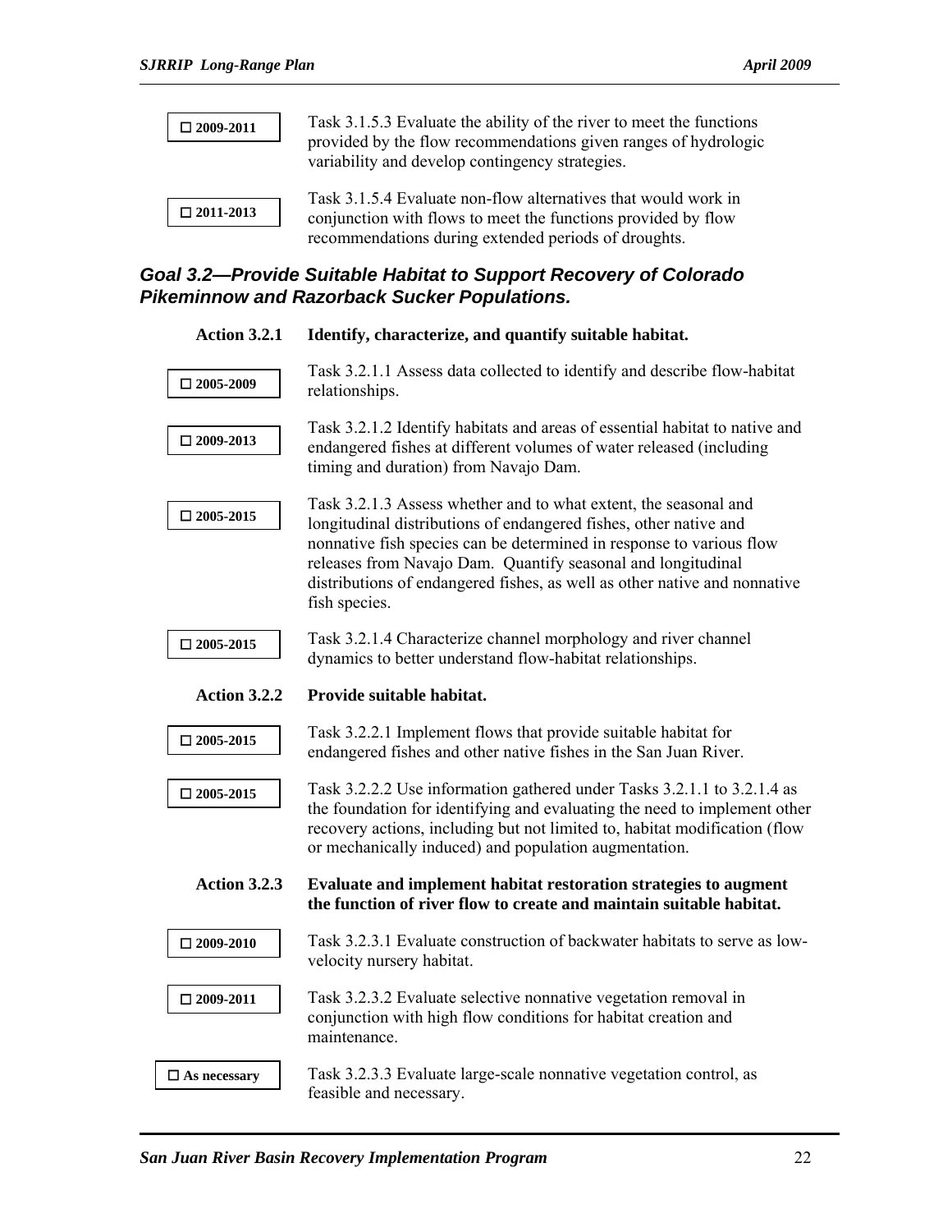☐ **2009-2011**

Task 3.1.5.3 Evaluate the ability of the river to meet the functions provided by the flow recommendations given ranges of hydrologic variability and develop contingency strategies.

☐ **2011-2013**

Task 3.1.5.4 Evaluate non-flow alternatives that would work in conjunction with flows to meet the functions provided by flow recommendations during extended periods of droughts.

### *Goal 3.2—Provide Suitable Habitat to Support Recovery of Colorado Pikeminnow and Razorback Sucker Populations.*

**Action 3.2.1 Identify, characterize, and quantify suitable habitat.**

☐ **2005-2009**

Task 3.2.1.1 Assess data collected to identify and describe flow-habitat relationships.

☐ **2009-2013**

Task 3.2.1.2 Identify habitats and areas of essential habitat to native and endangered fishes at different volumes of water released (including timing and duration) from Navajo Dam.

☐ **2005-2015**

Task 3.2.1.3 Assess whether and to what extent, the seasonal and longitudinal distributions of endangered fishes, other native and nonnative fish species can be determined in response to various flow releases from Navajo Dam. Quantify seasonal and longitudinal distributions of endangered fishes, as well as other native and nonnative fish species.

☐ **2005-2015**

Task 3.2.1.4 Characterize channel morphology and river channel dynamics to better understand flow-habitat relationships.

**Action 3.2.2 Provide suitable habitat.**

☐ **2005-2015**

Task 3.2.2.1 Implement flows that provide suitable habitat for endangered fishes and other native fishes in the San Juan River.

☐ **2005-2015**

Task 3.2.2.2 Use information gathered under Tasks 3.2.1.1 to 3.2.1.4 as the foundation for identifying and evaluating the need to implement other recovery actions, including but not limited to, habitat modification (flow or mechanically induced) and population augmentation.

**Action 3.2.3 Evaluate and implement habitat restoration strategies to augment the function of river flow to create and maintain suitable habitat.**

☐ **2009-2010**

Task 3.2.3.1 Evaluate construction of backwater habitats to serve as low-velocity nursery habitat.

☐ **2009-2011**

Task 3.2.3.2 Evaluate selective nonnative vegetation removal in conjunction with high flow conditions for habitat creation and maintenance.

☐ **As necessary**

Task 3.2.3.3 Evaluate large-scale nonnative vegetation control, as feasible and necessary.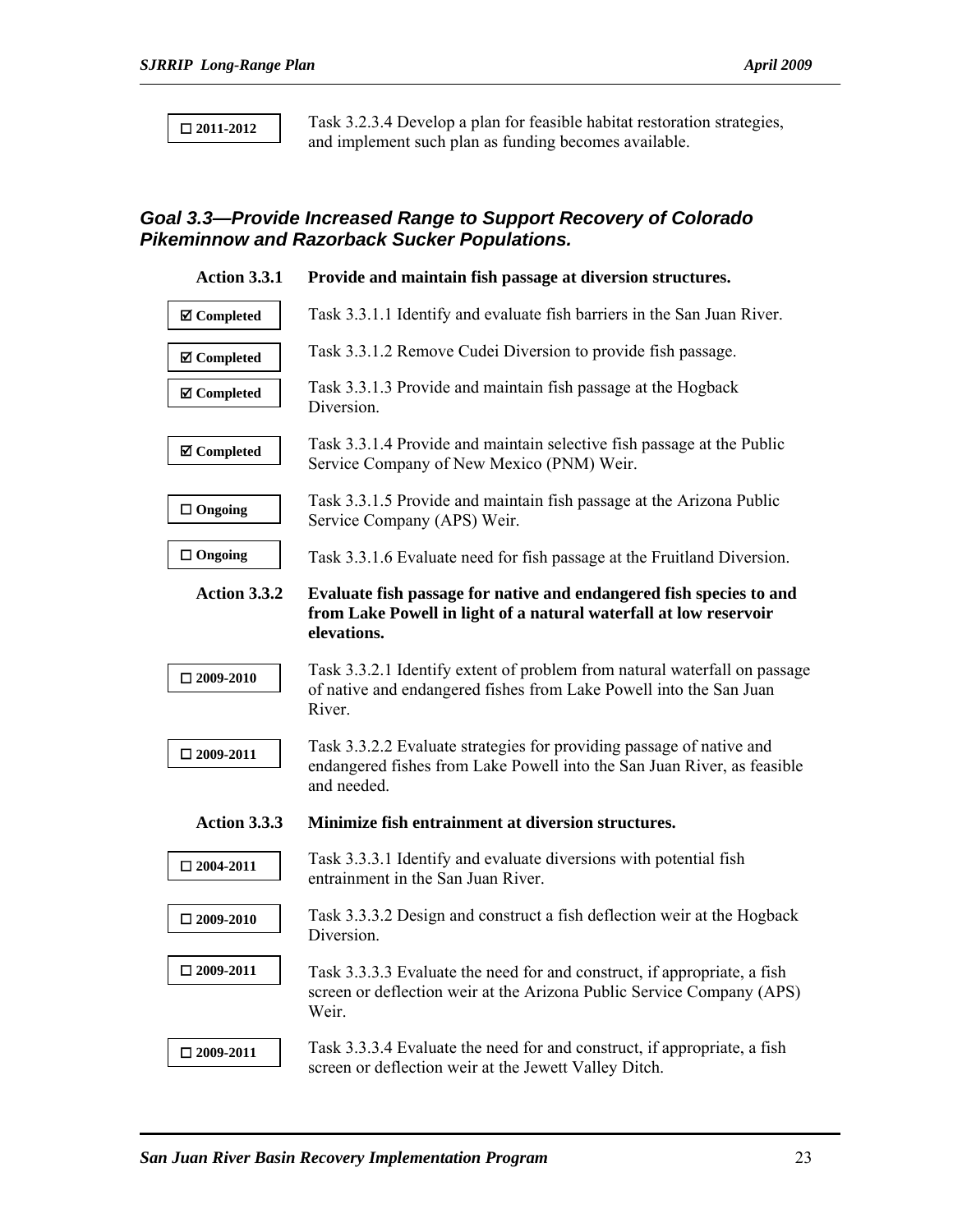☐ 2011-2012 — Task 3.2.3.4 Develop a plan for feasible habitat restoration strategies, and implement such plan as funding becomes available.

### *Goal 3.3—Provide Increased Range to Support Recovery of Colorado Pikeminnow and Razorback Sucker Populations.*

**Action 3.3.1 — Provide and maintain fish passage at diversion structures.**

☑ **Completed** — Task 3.3.1.1 Identify and evaluate fish barriers in the San Juan River.

☑ **Completed** — Task 3.3.1.2 Remove Cudei Diversion to provide fish passage.

☑ **Completed** — Task 3.3.1.3 Provide and maintain fish passage at the Hogback Diversion.

☑ **Completed** — Task 3.3.1.4 Provide and maintain selective fish passage at the Public Service Company of New Mexico (PNM) Weir.

☐ **Ongoing** — Task 3.3.1.5 Provide and maintain fish passage at the Arizona Public Service Company (APS) Weir.

☐ **Ongoing** — Task 3.3.1.6 Evaluate need for fish passage at the Fruitland Diversion.

**Action 3.3.2 — Evaluate fish passage for native and endangered fish species to and from Lake Powell in light of a natural waterfall at low reservoir elevations.**

☐ **2009-2010** — Task 3.3.2.1 Identify extent of problem from natural waterfall on passage of native and endangered fishes from Lake Powell into the San Juan River.

☐ **2009-2011** — Task 3.3.2.2 Evaluate strategies for providing passage of native and endangered fishes from Lake Powell into the San Juan River, as feasible and needed.

**Action 3.3.3 — Minimize fish entrainment at diversion structures.**

☐ **2004-2011** — Task 3.3.3.1 Identify and evaluate diversions with potential fish entrainment in the San Juan River.

☐ **2009-2010** — Task 3.3.3.2 Design and construct a fish deflection weir at the Hogback Diversion.

☐ **2009-2011** — Task 3.3.3.3 Evaluate the need for and construct, if appropriate, a fish screen or deflection weir at the Arizona Public Service Company (APS) Weir.

☐ **2009-2011** — Task 3.3.3.4 Evaluate the need for and construct, if appropriate, a fish screen or deflection weir at the Jewett Valley Ditch.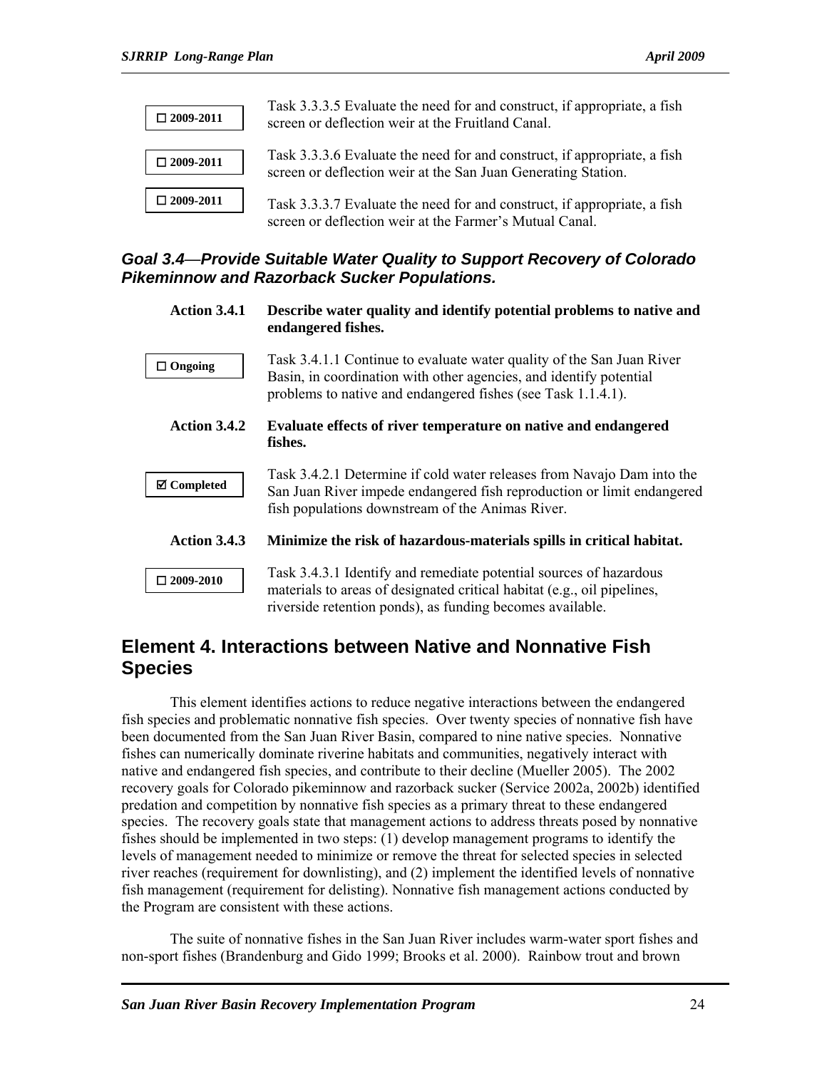☐ 2009-2011

Task 3.3.3.5 Evaluate the need for and construct, if appropriate, a fish screen or deflection weir at the Fruitland Canal.

☐ 2009-2011

Task 3.3.3.6 Evaluate the need for and construct, if appropriate, a fish screen or deflection weir at the San Juan Generating Station.

☐ 2009-2011

Task 3.3.3.7 Evaluate the need for and construct, if appropriate, a fish screen or deflection weir at the Farmer's Mutual Canal.

### *Goal 3.4—Provide Suitable Water Quality to Support Recovery of Colorado Pikeminnow and Razorback Sucker Populations.*

**Action 3.4.1 Describe water quality and identify potential problems to native and endangered fishes.**

☐ Ongoing

Task 3.4.1.1 Continue to evaluate water quality of the San Juan River Basin, in coordination with other agencies, and identify potential problems to native and endangered fishes (see Task 1.1.4.1).

**Action 3.4.2 Evaluate effects of river temperature on native and endangered fishes.**

☑ Completed

Task 3.4.2.1 Determine if cold water releases from Navajo Dam into the San Juan River impede endangered fish reproduction or limit endangered fish populations downstream of the Animas River.

**Action 3.4.3 Minimize the risk of hazardous-materials spills in critical habitat.**

☐ 2009-2010

Task 3.4.3.1 Identify and remediate potential sources of hazardous materials to areas of designated critical habitat (e.g., oil pipelines, riverside retention ponds), as funding becomes available.

## Element 4. Interactions between Native and Nonnative Fish Species

This element identifies actions to reduce negative interactions between the endangered fish species and problematic nonnative fish species. Over twenty species of nonnative fish have been documented from the San Juan River Basin, compared to nine native species. Nonnative fishes can numerically dominate riverine habitats and communities, negatively interact with native and endangered fish species, and contribute to their decline (Mueller 2005). The 2002 recovery goals for Colorado pikeminnow and razorback sucker (Service 2002a, 2002b) identified predation and competition by nonnative fish species as a primary threat to these endangered species. The recovery goals state that management actions to address threats posed by nonnative fishes should be implemented in two steps: (1) develop management programs to identify the levels of management needed to minimize or remove the threat for selected species in selected river reaches (requirement for downlisting), and (2) implement the identified levels of nonnative fish management (requirement for delisting). Nonnative fish management actions conducted by the Program are consistent with these actions.

The suite of nonnative fishes in the San Juan River includes warm-water sport fishes and non-sport fishes (Brandenburg and Gido 1999; Brooks et al. 2000). Rainbow trout and brown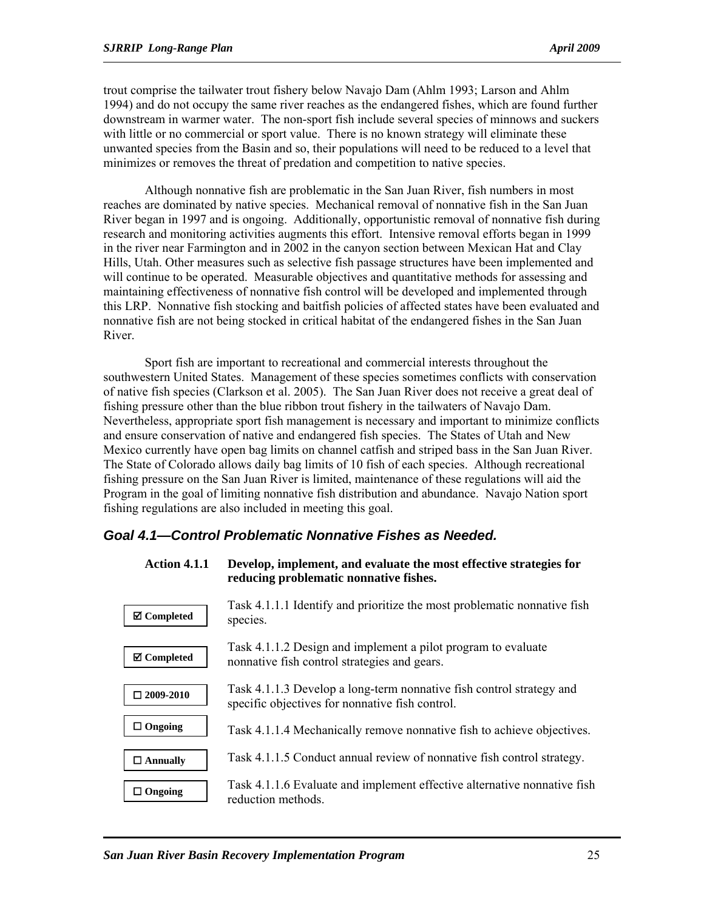trout comprise the tailwater trout fishery below Navajo Dam (Ahlm 1993; Larson and Ahlm 1994) and do not occupy the same river reaches as the endangered fishes, which are found further downstream in warmer water. The non-sport fish include several species of minnows and suckers with little or no commercial or sport value. There is no known strategy will eliminate these unwanted species from the Basin and so, their populations will need to be reduced to a level that minimizes or removes the threat of predation and competition to native species.

Although nonnative fish are problematic in the San Juan River, fish numbers in most reaches are dominated by native species. Mechanical removal of nonnative fish in the San Juan River began in 1997 and is ongoing. Additionally, opportunistic removal of nonnative fish during research and monitoring activities augments this effort. Intensive removal efforts began in 1999 in the river near Farmington and in 2002 in the canyon section between Mexican Hat and Clay Hills, Utah. Other measures such as selective fish passage structures have been implemented and will continue to be operated. Measurable objectives and quantitative methods for assessing and maintaining effectiveness of nonnative fish control will be developed and implemented through this LRP. Nonnative fish stocking and baitfish policies of affected states have been evaluated and nonnative fish are not being stocked in critical habitat of the endangered fishes in the San Juan River.

Sport fish are important to recreational and commercial interests throughout the southwestern United States. Management of these species sometimes conflicts with conservation of native fish species (Clarkson et al. 2005). The San Juan River does not receive a great deal of fishing pressure other than the blue ribbon trout fishery in the tailwaters of Navajo Dam. Nevertheless, appropriate sport fish management is necessary and important to minimize conflicts and ensure conservation of native and endangered fish species. The States of Utah and New Mexico currently have open bag limits on channel catfish and striped bass in the San Juan River. The State of Colorado allows daily bag limits of 10 fish of each species. Although recreational fishing pressure on the San Juan River is limited, maintenance of these regulations will aid the Program in the goal of limiting nonnative fish distribution and abundance. Navajo Nation sport fishing regulations are also included in meeting this goal.

### *Goal 4.1—Control Problematic Nonnative Fishes as Needed.*

**Action 4.1.1 Develop, implement, and evaluate the most effective strategies for reducing problematic nonnative fishes.**

| Status | Task |
|---|---|
| ☑ Completed | Task 4.1.1.1 Identify and prioritize the most problematic nonnative fish species. |
| ☑ Completed | Task 4.1.1.2 Design and implement a pilot program to evaluate nonnative fish control strategies and gears. |
| ☐ 2009-2010 | Task 4.1.1.3 Develop a long-term nonnative fish control strategy and specific objectives for nonnative fish control. |
| ☐ Ongoing | Task 4.1.1.4 Mechanically remove nonnative fish to achieve objectives. |
| ☐ Annually | Task 4.1.1.5 Conduct annual review of nonnative fish control strategy. |
| ☐ Ongoing | Task 4.1.1.6 Evaluate and implement effective alternative nonnative fish reduction methods. |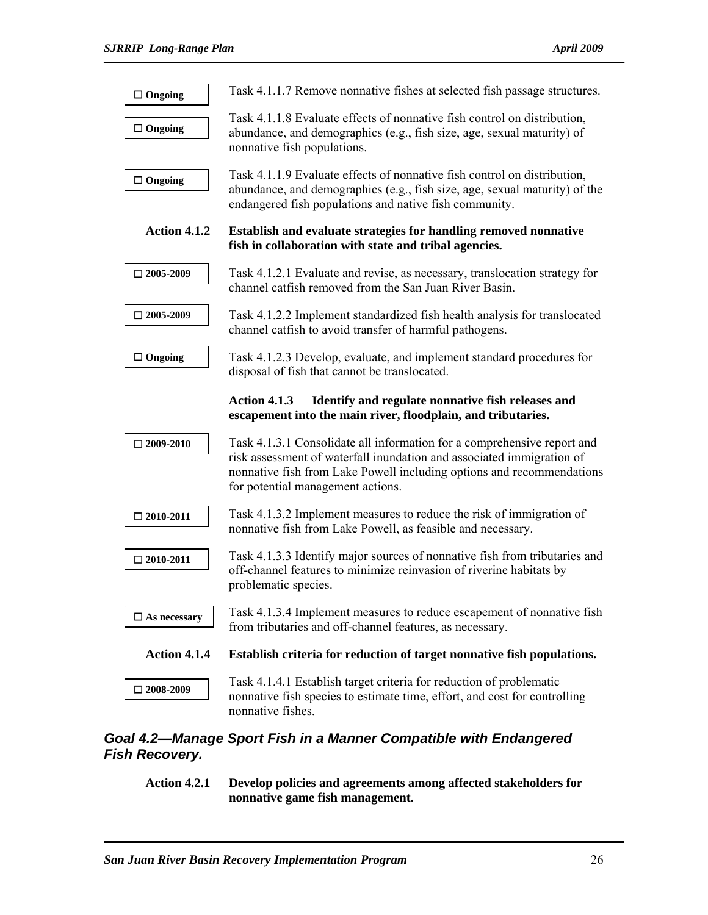☐ **Ongoing** Task 4.1.1.7 Remove nonnative fishes at selected fish passage structures.

☐ **Ongoing** Task 4.1.1.8 Evaluate effects of nonnative fish control on distribution, abundance, and demographics (e.g., fish size, age, sexual maturity) of nonnative fish populations.

☐ **Ongoing** Task 4.1.1.9 Evaluate effects of nonnative fish control on distribution, abundance, and demographics (e.g., fish size, age, sexual maturity) of the endangered fish populations and native fish community.

**Action 4.1.2 Establish and evaluate strategies for handling removed nonnative fish in collaboration with state and tribal agencies.**

☐ **2005-2009** Task 4.1.2.1 Evaluate and revise, as necessary, translocation strategy for channel catfish removed from the San Juan River Basin.

☐ **2005-2009** Task 4.1.2.2 Implement standardized fish health analysis for translocated channel catfish to avoid transfer of harmful pathogens.

☐ **Ongoing** Task 4.1.2.3 Develop, evaluate, and implement standard procedures for disposal of fish that cannot be translocated.

**Action 4.1.3 Identify and regulate nonnative fish releases and escapement into the main river, floodplain, and tributaries.**

☐ **2009-2010** Task 4.1.3.1 Consolidate all information for a comprehensive report and risk assessment of waterfall inundation and associated immigration of nonnative fish from Lake Powell including options and recommendations for potential management actions.

☐ **2010-2011** Task 4.1.3.2 Implement measures to reduce the risk of immigration of nonnative fish from Lake Powell, as feasible and necessary.

☐ **2010-2011** Task 4.1.3.3 Identify major sources of nonnative fish from tributaries and off-channel features to minimize reinvasion of riverine habitats by problematic species.

☐ **As necessary** Task 4.1.3.4 Implement measures to reduce escapement of nonnative fish from tributaries and off-channel features, as necessary.

**Action 4.1.4 Establish criteria for reduction of target nonnative fish populations.**

☐ **2008-2009** Task 4.1.4.1 Establish target criteria for reduction of problematic nonnative fish species to estimate time, effort, and cost for controlling nonnative fishes.

### *Goal 4.2—Manage Sport Fish in a Manner Compatible with Endangered Fish Recovery.*

**Action 4.2.1 Develop policies and agreements among affected stakeholders for nonnative game fish management.**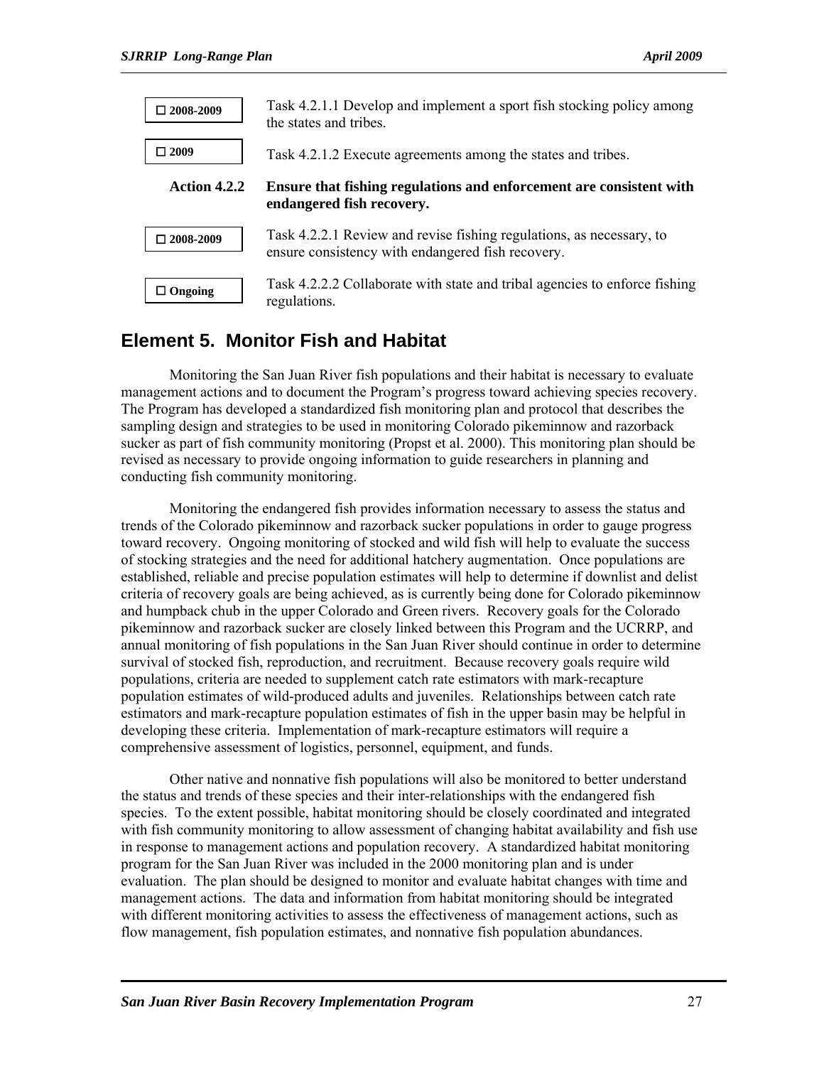☐ **2008-2009** Task 4.2.1.1 Develop and implement a sport fish stocking policy among the states and tribes.

☐ **2009** Task 4.2.1.2 Execute agreements among the states and tribes.

**Action 4.2.2 Ensure that fishing regulations and enforcement are consistent with endangered fish recovery.**

☐ **2008-2009** Task 4.2.2.1 Review and revise fishing regulations, as necessary, to ensure consistency with endangered fish recovery.

☐ **Ongoing** Task 4.2.2.2 Collaborate with state and tribal agencies to enforce fishing regulations.

## Element 5. Monitor Fish and Habitat

Monitoring the San Juan River fish populations and their habitat is necessary to evaluate management actions and to document the Program's progress toward achieving species recovery. The Program has developed a standardized fish monitoring plan and protocol that describes the sampling design and strategies to be used in monitoring Colorado pikeminnow and razorback sucker as part of fish community monitoring (Propst et al. 2000). This monitoring plan should be revised as necessary to provide ongoing information to guide researchers in planning and conducting fish community monitoring.

Monitoring the endangered fish provides information necessary to assess the status and trends of the Colorado pikeminnow and razorback sucker populations in order to gauge progress toward recovery. Ongoing monitoring of stocked and wild fish will help to evaluate the success of stocking strategies and the need for additional hatchery augmentation. Once populations are established, reliable and precise population estimates will help to determine if downlist and delist criteria of recovery goals are being achieved, as is currently being done for Colorado pikeminnow and humpback chub in the upper Colorado and Green rivers. Recovery goals for the Colorado pikeminnow and razorback sucker are closely linked between this Program and the UCRRP, and annual monitoring of fish populations in the San Juan River should continue in order to determine survival of stocked fish, reproduction, and recruitment. Because recovery goals require wild populations, criteria are needed to supplement catch rate estimators with mark-recapture population estimates of wild-produced adults and juveniles. Relationships between catch rate estimators and mark-recapture population estimates of fish in the upper basin may be helpful in developing these criteria. Implementation of mark-recapture estimators will require a comprehensive assessment of logistics, personnel, equipment, and funds.

Other native and nonnative fish populations will also be monitored to better understand the status and trends of these species and their inter-relationships with the endangered fish species. To the extent possible, habitat monitoring should be closely coordinated and integrated with fish community monitoring to allow assessment of changing habitat availability and fish use in response to management actions and population recovery. A standardized habitat monitoring program for the San Juan River was included in the 2000 monitoring plan and is under evaluation. The plan should be designed to monitor and evaluate habitat changes with time and management actions. The data and information from habitat monitoring should be integrated with different monitoring activities to assess the effectiveness of management actions, such as flow management, fish population estimates, and nonnative fish population abundances.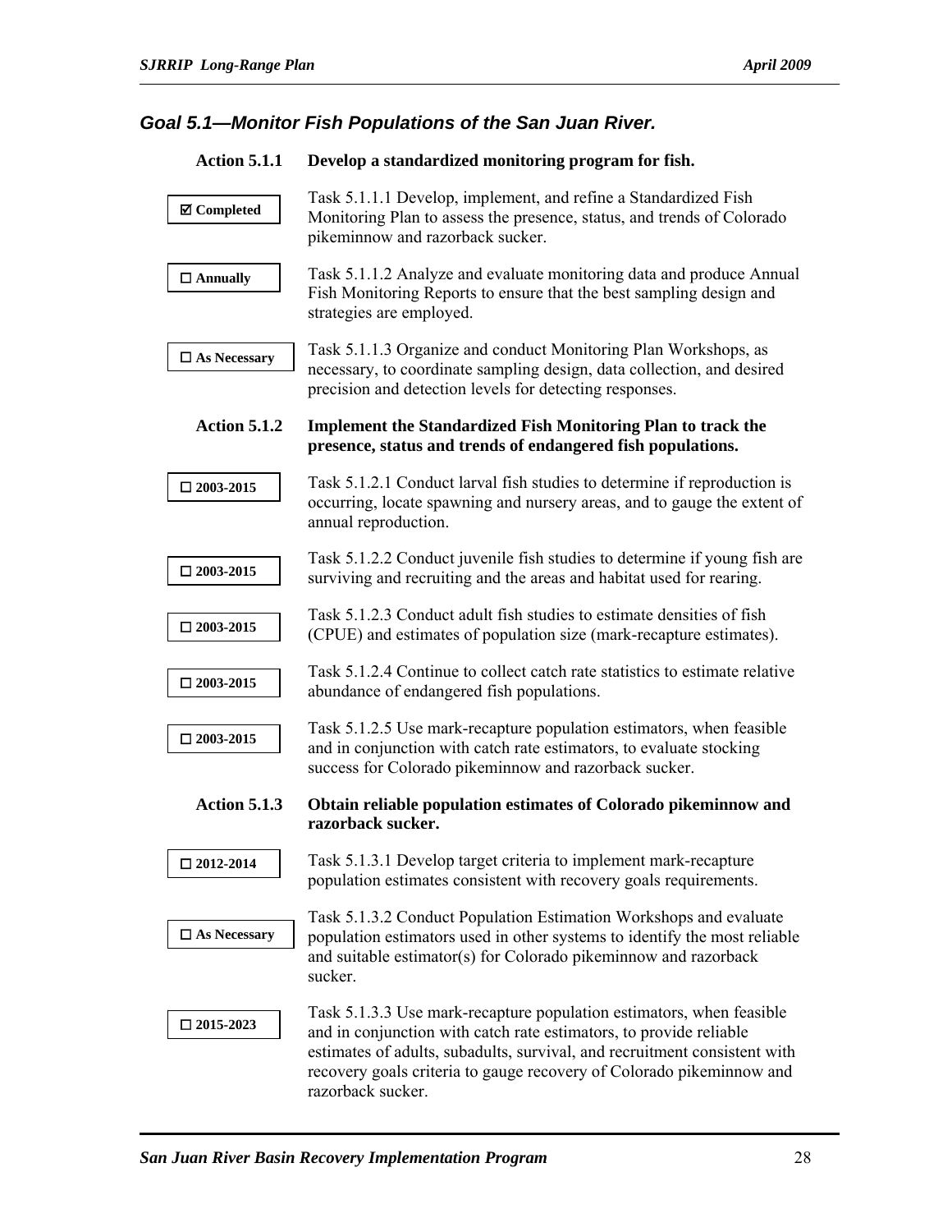## *Goal 5.1—Monitor Fish Populations of the San Juan River.*

**Action 5.1.1 Develop a standardized monitoring program for fish.**

**☑ Completed**

Task 5.1.1.1 Develop, implement, and refine a Standardized Fish Monitoring Plan to assess the presence, status, and trends of Colorado pikeminnow and razorback sucker.

**☐ Annually**

Task 5.1.1.2 Analyze and evaluate monitoring data and produce Annual Fish Monitoring Reports to ensure that the best sampling design and strategies are employed.

**☐ As Necessary**

Task 5.1.1.3 Organize and conduct Monitoring Plan Workshops, as necessary, to coordinate sampling design, data collection, and desired precision and detection levels for detecting responses.

**Action 5.1.2 Implement the Standardized Fish Monitoring Plan to track the presence, status and trends of endangered fish populations.**

**☐ 2003-2015**

Task 5.1.2.1 Conduct larval fish studies to determine if reproduction is occurring, locate spawning and nursery areas, and to gauge the extent of annual reproduction.

**☐ 2003-2015**

Task 5.1.2.2 Conduct juvenile fish studies to determine if young fish are surviving and recruiting and the areas and habitat used for rearing.

**☐ 2003-2015**

Task 5.1.2.3 Conduct adult fish studies to estimate densities of fish (CPUE) and estimates of population size (mark-recapture estimates).

**☐ 2003-2015**

Task 5.1.2.4 Continue to collect catch rate statistics to estimate relative abundance of endangered fish populations.

**☐ 2003-2015**

Task 5.1.2.5 Use mark-recapture population estimators, when feasible and in conjunction with catch rate estimators, to evaluate stocking success for Colorado pikeminnow and razorback sucker.

**Action 5.1.3 Obtain reliable population estimates of Colorado pikeminnow and razorback sucker.**

**☐ 2012-2014**

Task 5.1.3.1 Develop target criteria to implement mark-recapture population estimates consistent with recovery goals requirements.

**☐ As Necessary**

Task 5.1.3.2 Conduct Population Estimation Workshops and evaluate population estimators used in other systems to identify the most reliable and suitable estimator(s) for Colorado pikeminnow and razorback sucker.

**☐ 2015-2023**

Task 5.1.3.3 Use mark-recapture population estimators, when feasible and in conjunction with catch rate estimators, to provide reliable estimates of adults, subadults, survival, and recruitment consistent with recovery goals criteria to gauge recovery of Colorado pikeminnow and razorback sucker.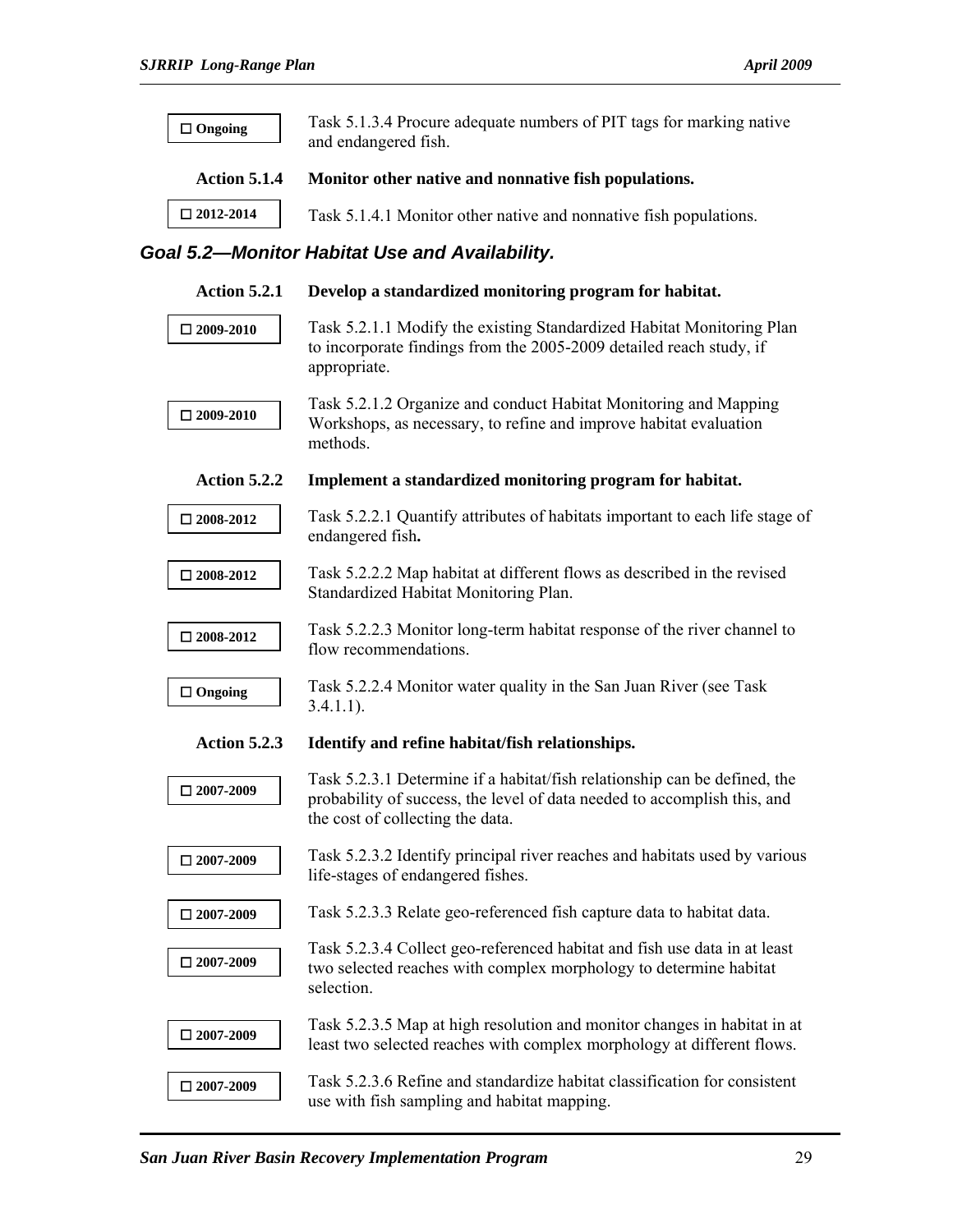☐ Ongoing — Task 5.1.3.4 Procure adequate numbers of PIT tags for marking native and endangered fish.

**Action 5.1.4 Monitor other native and nonnative fish populations.**

☐ 2012-2014 — Task 5.1.4.1 Monitor other native and nonnative fish populations.

### *Goal 5.2—Monitor Habitat Use and Availability.*

**Action 5.2.1 Develop a standardized monitoring program for habitat.**

☐ 2009-2010 — Task 5.2.1.1 Modify the existing Standardized Habitat Monitoring Plan to incorporate findings from the 2005-2009 detailed reach study, if appropriate.

☐ 2009-2010 — Task 5.2.1.2 Organize and conduct Habitat Monitoring and Mapping Workshops, as necessary, to refine and improve habitat evaluation methods.

**Action 5.2.2 Implement a standardized monitoring program for habitat.**

☐ 2008-2012 — Task 5.2.2.1 Quantify attributes of habitats important to each life stage of endangered fish**.**

☐ 2008-2012 — Task 5.2.2.2 Map habitat at different flows as described in the revised Standardized Habitat Monitoring Plan.

☐ 2008-2012 — Task 5.2.2.3 Monitor long-term habitat response of the river channel to flow recommendations.

☐ Ongoing — Task 5.2.2.4 Monitor water quality in the San Juan River (see Task 3.4.1.1).

**Action 5.2.3 Identify and refine habitat/fish relationships.**

☐ 2007-2009 — Task 5.2.3.1 Determine if a habitat/fish relationship can be defined, the probability of success, the level of data needed to accomplish this, and the cost of collecting the data.

☐ 2007-2009 — Task 5.2.3.2 Identify principal river reaches and habitats used by various life-stages of endangered fishes.

☐ 2007-2009 — Task 5.2.3.3 Relate geo-referenced fish capture data to habitat data.

☐ 2007-2009 — Task 5.2.3.4 Collect geo-referenced habitat and fish use data in at least two selected reaches with complex morphology to determine habitat selection.

☐ 2007-2009 — Task 5.2.3.5 Map at high resolution and monitor changes in habitat in at least two selected reaches with complex morphology at different flows.

☐ 2007-2009 — Task 5.2.3.6 Refine and standardize habitat classification for consistent use with fish sampling and habitat mapping.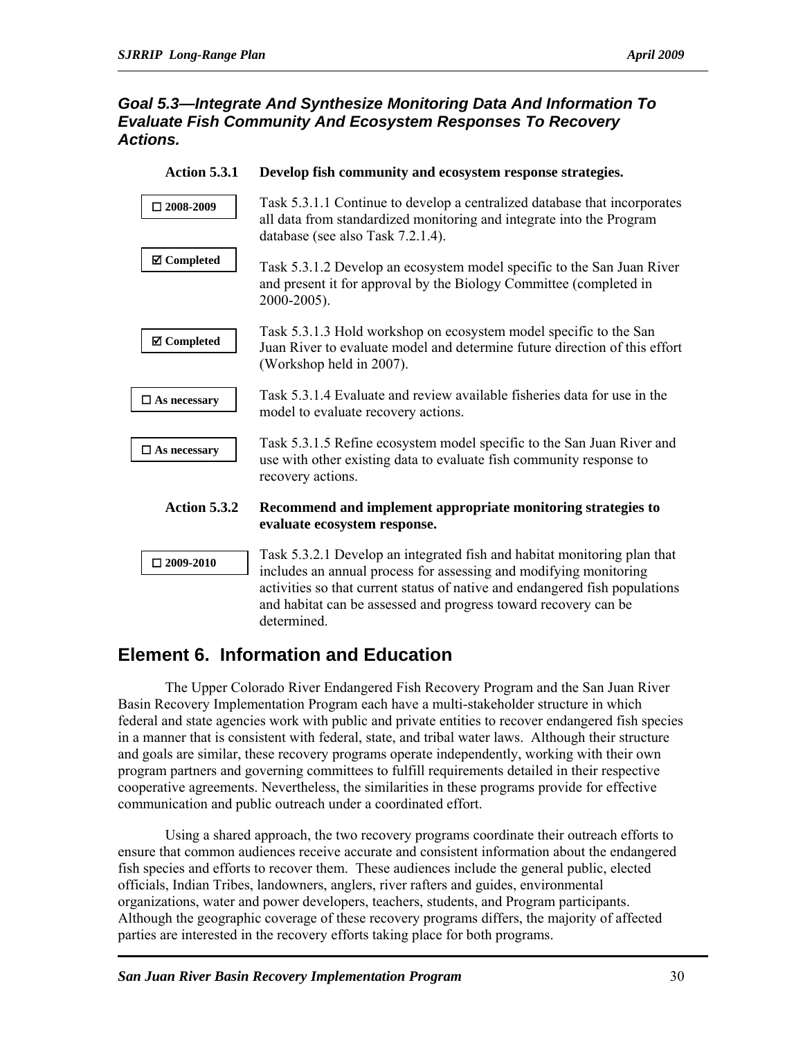### *Goal 5.3—Integrate And Synthesize Monitoring Data And Information To Evaluate Fish Community And Ecosystem Responses To Recovery Actions.*

**Action 5.3.1 Develop fish community and ecosystem response strategies.**

☐ **2008-2009**

Task 5.3.1.1 Continue to develop a centralized database that incorporates all data from standardized monitoring and integrate into the Program database (see also Task 7.2.1.4).

☑ **Completed**

Task 5.3.1.2 Develop an ecosystem model specific to the San Juan River and present it for approval by the Biology Committee (completed in 2000-2005).

☑ **Completed**

Task 5.3.1.3 Hold workshop on ecosystem model specific to the San Juan River to evaluate model and determine future direction of this effort (Workshop held in 2007).

☐ **As necessary**

Task 5.3.1.4 Evaluate and review available fisheries data for use in the model to evaluate recovery actions.

☐ **As necessary**

Task 5.3.1.5 Refine ecosystem model specific to the San Juan River and use with other existing data to evaluate fish community response to recovery actions.

**Action 5.3.2 Recommend and implement appropriate monitoring strategies to evaluate ecosystem response.**

☐ **2009-2010**

Task 5.3.2.1 Develop an integrated fish and habitat monitoring plan that includes an annual process for assessing and modifying monitoring activities so that current status of native and endangered fish populations and habitat can be assessed and progress toward recovery can be determined.

## Element 6. Information and Education

The Upper Colorado River Endangered Fish Recovery Program and the San Juan River Basin Recovery Implementation Program each have a multi-stakeholder structure in which federal and state agencies work with public and private entities to recover endangered fish species in a manner that is consistent with federal, state, and tribal water laws. Although their structure and goals are similar, these recovery programs operate independently, working with their own program partners and governing committees to fulfill requirements detailed in their respective cooperative agreements. Nevertheless, the similarities in these programs provide for effective communication and public outreach under a coordinated effort.

Using a shared approach, the two recovery programs coordinate their outreach efforts to ensure that common audiences receive accurate and consistent information about the endangered fish species and efforts to recover them. These audiences include the general public, elected officials, Indian Tribes, landowners, anglers, river rafters and guides, environmental organizations, water and power developers, teachers, students, and Program participants. Although the geographic coverage of these recovery programs differs, the majority of affected parties are interested in the recovery efforts taking place for both programs.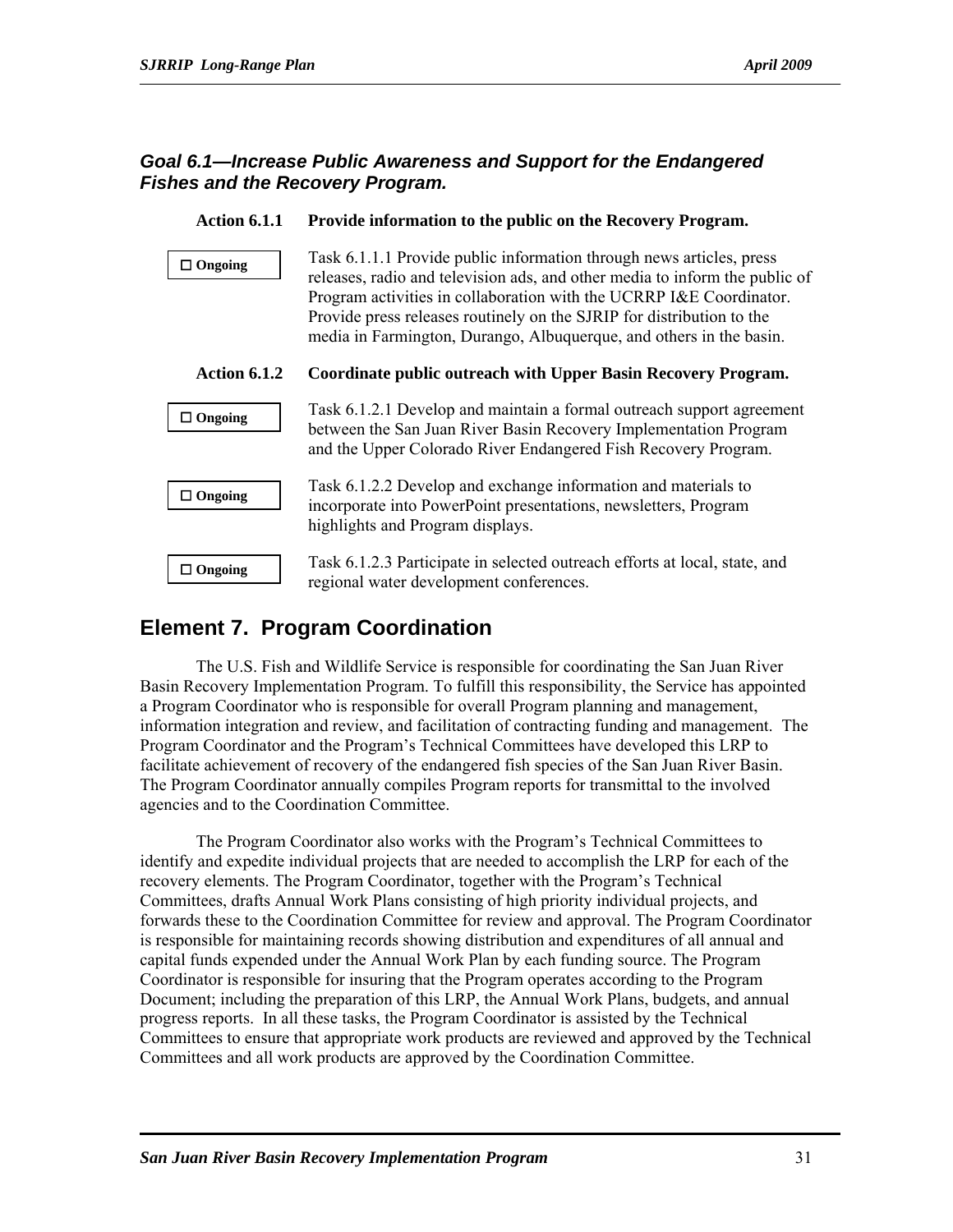### *Goal 6.1—Increase Public Awareness and Support for the Endangered Fishes and the Recovery Program.*

**Action 6.1.1 Provide information to the public on the Recovery Program.**

☐ **Ongoing**

Task 6.1.1.1 Provide public information through news articles, press releases, radio and television ads, and other media to inform the public of Program activities in collaboration with the UCRRP I&E Coordinator. Provide press releases routinely on the SJRIP for distribution to the media in Farmington, Durango, Albuquerque, and others in the basin.

**Action 6.1.2 Coordinate public outreach with Upper Basin Recovery Program.**

☐ **Ongoing**

Task 6.1.2.1 Develop and maintain a formal outreach support agreement between the San Juan River Basin Recovery Implementation Program and the Upper Colorado River Endangered Fish Recovery Program.

☐ **Ongoing**

Task 6.1.2.2 Develop and exchange information and materials to incorporate into PowerPoint presentations, newsletters, Program highlights and Program displays.

☐ **Ongoing**

Task 6.1.2.3 Participate in selected outreach efforts at local, state, and regional water development conferences.

## Element 7. Program Coordination

The U.S. Fish and Wildlife Service is responsible for coordinating the San Juan River Basin Recovery Implementation Program. To fulfill this responsibility, the Service has appointed a Program Coordinator who is responsible for overall Program planning and management, information integration and review, and facilitation of contracting funding and management. The Program Coordinator and the Program's Technical Committees have developed this LRP to facilitate achievement of recovery of the endangered fish species of the San Juan River Basin. The Program Coordinator annually compiles Program reports for transmittal to the involved agencies and to the Coordination Committee.

The Program Coordinator also works with the Program's Technical Committees to identify and expedite individual projects that are needed to accomplish the LRP for each of the recovery elements. The Program Coordinator, together with the Program's Technical Committees, drafts Annual Work Plans consisting of high priority individual projects, and forwards these to the Coordination Committee for review and approval. The Program Coordinator is responsible for maintaining records showing distribution and expenditures of all annual and capital funds expended under the Annual Work Plan by each funding source. The Program Coordinator is responsible for insuring that the Program operates according to the Program Document; including the preparation of this LRP, the Annual Work Plans, budgets, and annual progress reports. In all these tasks, the Program Coordinator is assisted by the Technical Committees to ensure that appropriate work products are reviewed and approved by the Technical Committees and all work products are approved by the Coordination Committee.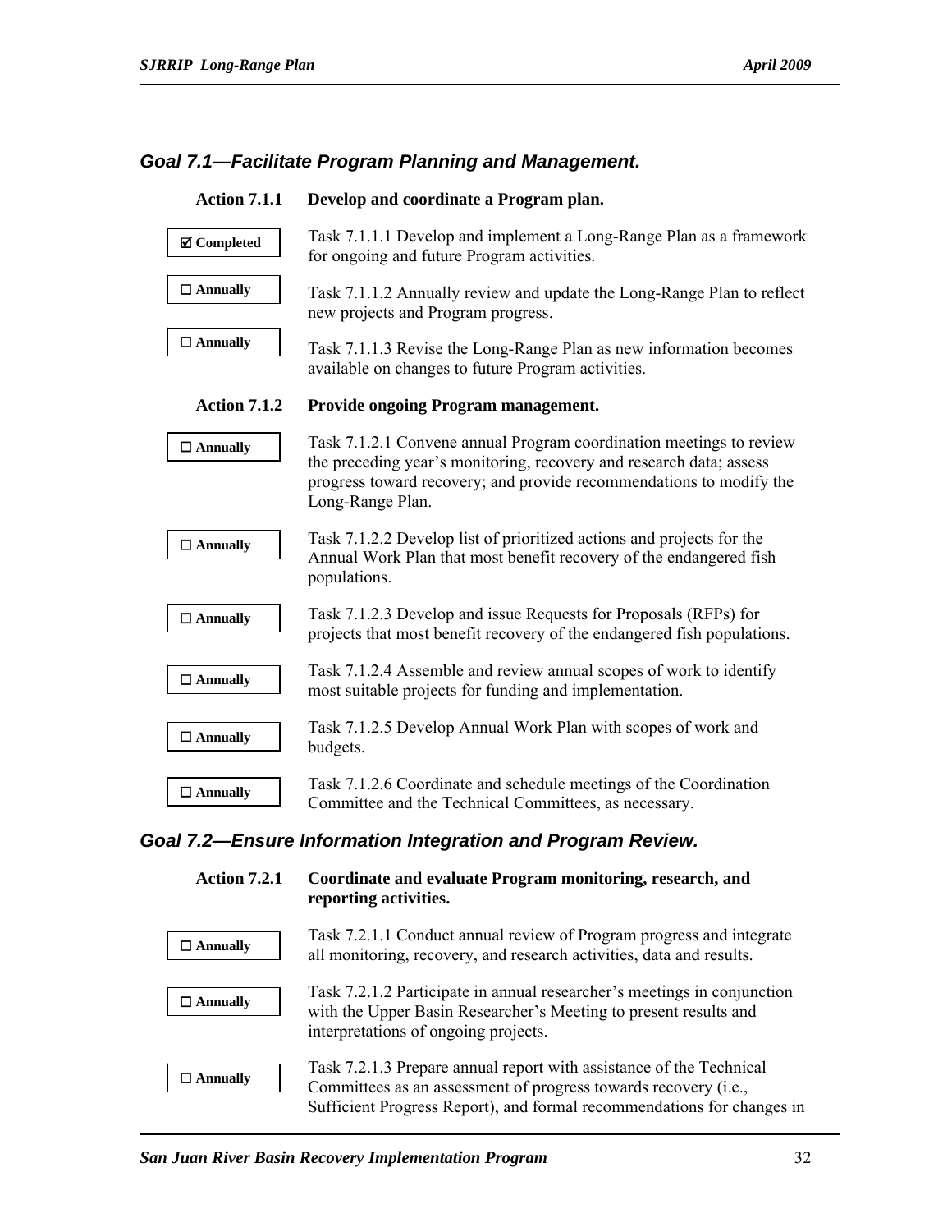### *Goal 7.1—Facilitate Program Planning and Management.*

**Action 7.1.1 Develop and coordinate a Program plan.**

**☑ Completed** — Task 7.1.1.1 Develop and implement a Long-Range Plan as a framework for ongoing and future Program activities.

**☐ Annually** — Task 7.1.1.2 Annually review and update the Long-Range Plan to reflect new projects and Program progress.

**☐ Annually** — Task 7.1.1.3 Revise the Long-Range Plan as new information becomes available on changes to future Program activities.

**Action 7.1.2 Provide ongoing Program management.**

**☐ Annually** — Task 7.1.2.1 Convene annual Program coordination meetings to review the preceding year's monitoring, recovery and research data; assess progress toward recovery; and provide recommendations to modify the Long-Range Plan.

**☐ Annually** — Task 7.1.2.2 Develop list of prioritized actions and projects for the Annual Work Plan that most benefit recovery of the endangered fish populations.

**☐ Annually** — Task 7.1.2.3 Develop and issue Requests for Proposals (RFPs) for projects that most benefit recovery of the endangered fish populations.

**☐ Annually** — Task 7.1.2.4 Assemble and review annual scopes of work to identify most suitable projects for funding and implementation.

**☐ Annually** — Task 7.1.2.5 Develop Annual Work Plan with scopes of work and budgets.

**☐ Annually** — Task 7.1.2.6 Coordinate and schedule meetings of the Coordination Committee and the Technical Committees, as necessary.

### *Goal 7.2—Ensure Information Integration and Program Review.*

**Action 7.2.1 Coordinate and evaluate Program monitoring, research, and reporting activities.**

**☐ Annually** — Task 7.2.1.1 Conduct annual review of Program progress and integrate all monitoring, recovery, and research activities, data and results.

**☐ Annually** — Task 7.2.1.2 Participate in annual researcher's meetings in conjunction with the Upper Basin Researcher's Meeting to present results and interpretations of ongoing projects.

**☐ Annually** — Task 7.2.1.3 Prepare annual report with assistance of the Technical Committees as an assessment of progress towards recovery (i.e., Sufficient Progress Report), and formal recommendations for changes in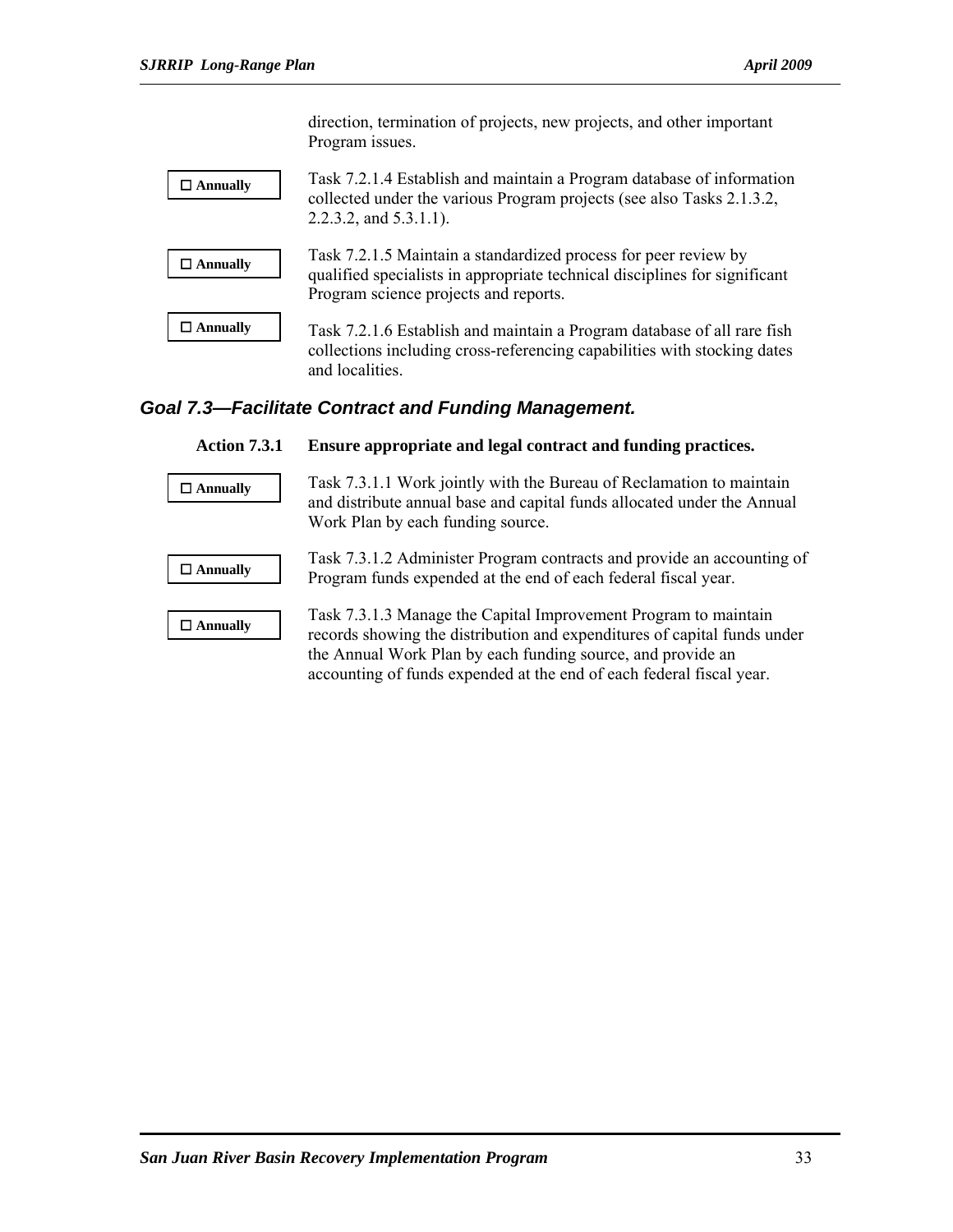direction, termination of projects, new projects, and other important Program issues.

☐ **Annually**

Task 7.2.1.4 Establish and maintain a Program database of information collected under the various Program projects (see also Tasks 2.1.3.2, 2.2.3.2, and 5.3.1.1).

☐ **Annually**

Task 7.2.1.5 Maintain a standardized process for peer review by qualified specialists in appropriate technical disciplines for significant Program science projects and reports.

☐ **Annually**

Task 7.2.1.6 Establish and maintain a Program database of all rare fish collections including cross-referencing capabilities with stocking dates and localities.

## *Goal 7.3—Facilitate Contract and Funding Management.*

**Action 7.3.1 Ensure appropriate and legal contract and funding practices.**

☐ **Annually**

Task 7.3.1.1 Work jointly with the Bureau of Reclamation to maintain and distribute annual base and capital funds allocated under the Annual Work Plan by each funding source.

☐ **Annually**

Task 7.3.1.2 Administer Program contracts and provide an accounting of Program funds expended at the end of each federal fiscal year.

☐ **Annually**

Task 7.3.1.3 Manage the Capital Improvement Program to maintain records showing the distribution and expenditures of capital funds under the Annual Work Plan by each funding source, and provide an accounting of funds expended at the end of each federal fiscal year.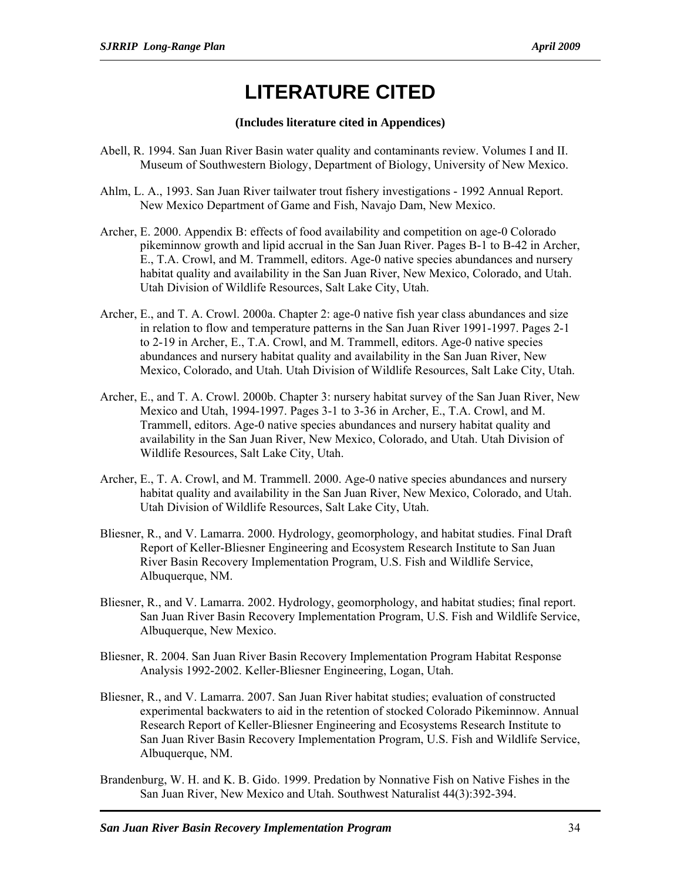# LITERATURE CITED

**(Includes literature cited in Appendices)**

Abell, R. 1994. San Juan River Basin water quality and contaminants review. Volumes I and II. Museum of Southwestern Biology, Department of Biology, University of New Mexico.

Ahlm, L. A., 1993. San Juan River tailwater trout fishery investigations - 1992 Annual Report. New Mexico Department of Game and Fish, Navajo Dam, New Mexico.

Archer, E. 2000. Appendix B: effects of food availability and competition on age-0 Colorado pikeminnow growth and lipid accrual in the San Juan River. Pages B-1 to B-42 in Archer, E., T.A. Crowl, and M. Trammell, editors. Age-0 native species abundances and nursery habitat quality and availability in the San Juan River, New Mexico, Colorado, and Utah. Utah Division of Wildlife Resources, Salt Lake City, Utah.

Archer, E., and T. A. Crowl. 2000a. Chapter 2: age-0 native fish year class abundances and size in relation to flow and temperature patterns in the San Juan River 1991-1997. Pages 2-1 to 2-19 in Archer, E., T.A. Crowl, and M. Trammell, editors. Age-0 native species abundances and nursery habitat quality and availability in the San Juan River, New Mexico, Colorado, and Utah. Utah Division of Wildlife Resources, Salt Lake City, Utah.

Archer, E., and T. A. Crowl. 2000b. Chapter 3: nursery habitat survey of the San Juan River, New Mexico and Utah, 1994-1997. Pages 3-1 to 3-36 in Archer, E., T.A. Crowl, and M. Trammell, editors. Age-0 native species abundances and nursery habitat quality and availability in the San Juan River, New Mexico, Colorado, and Utah. Utah Division of Wildlife Resources, Salt Lake City, Utah.

Archer, E., T. A. Crowl, and M. Trammell. 2000. Age-0 native species abundances and nursery habitat quality and availability in the San Juan River, New Mexico, Colorado, and Utah. Utah Division of Wildlife Resources, Salt Lake City, Utah.

Bliesner, R., and V. Lamarra. 2000. Hydrology, geomorphology, and habitat studies. Final Draft Report of Keller-Bliesner Engineering and Ecosystem Research Institute to San Juan River Basin Recovery Implementation Program, U.S. Fish and Wildlife Service, Albuquerque, NM.

Bliesner, R., and V. Lamarra. 2002. Hydrology, geomorphology, and habitat studies; final report. San Juan River Basin Recovery Implementation Program, U.S. Fish and Wildlife Service, Albuquerque, New Mexico.

Bliesner, R. 2004. San Juan River Basin Recovery Implementation Program Habitat Response Analysis 1992-2002. Keller-Bliesner Engineering, Logan, Utah.

Bliesner, R., and V. Lamarra. 2007. San Juan River habitat studies; evaluation of constructed experimental backwaters to aid in the retention of stocked Colorado Pikeminnow. Annual Research Report of Keller-Bliesner Engineering and Ecosystems Research Institute to San Juan River Basin Recovery Implementation Program, U.S. Fish and Wildlife Service, Albuquerque, NM.

Brandenburg, W. H. and K. B. Gido. 1999. Predation by Nonnative Fish on Native Fishes in the San Juan River, New Mexico and Utah. Southwest Naturalist 44(3):392-394.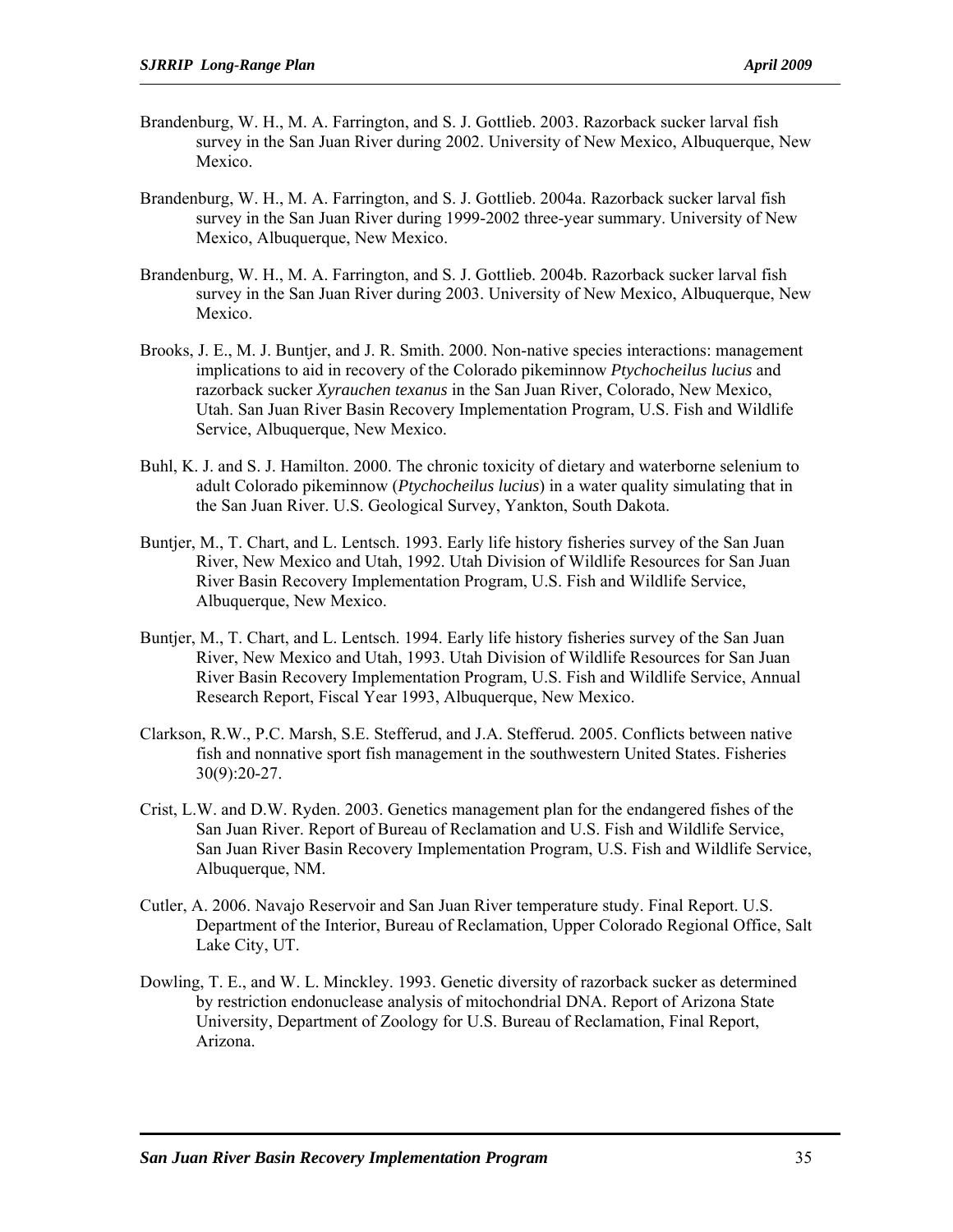Brandenburg, W. H., M. A. Farrington, and S. J. Gottlieb. 2003. Razorback sucker larval fish survey in the San Juan River during 2002. University of New Mexico, Albuquerque, New Mexico.

Brandenburg, W. H., M. A. Farrington, and S. J. Gottlieb. 2004a. Razorback sucker larval fish survey in the San Juan River during 1999-2002 three-year summary. University of New Mexico, Albuquerque, New Mexico.

Brandenburg, W. H., M. A. Farrington, and S. J. Gottlieb. 2004b. Razorback sucker larval fish survey in the San Juan River during 2003. University of New Mexico, Albuquerque, New Mexico.

Brooks, J. E., M. J. Buntjer, and J. R. Smith. 2000. Non-native species interactions: management implications to aid in recovery of the Colorado pikeminnow *Ptychocheilus lucius* and razorback sucker *Xyrauchen texanus* in the San Juan River, Colorado, New Mexico, Utah. San Juan River Basin Recovery Implementation Program, U.S. Fish and Wildlife Service, Albuquerque, New Mexico.

Buhl, K. J. and S. J. Hamilton. 2000. The chronic toxicity of dietary and waterborne selenium to adult Colorado pikeminnow (*Ptychocheilus lucius*) in a water quality simulating that in the San Juan River. U.S. Geological Survey, Yankton, South Dakota.

Buntjer, M., T. Chart, and L. Lentsch. 1993. Early life history fisheries survey of the San Juan River, New Mexico and Utah, 1992. Utah Division of Wildlife Resources for San Juan River Basin Recovery Implementation Program, U.S. Fish and Wildlife Service, Albuquerque, New Mexico.

Buntjer, M., T. Chart, and L. Lentsch. 1994. Early life history fisheries survey of the San Juan River, New Mexico and Utah, 1993. Utah Division of Wildlife Resources for San Juan River Basin Recovery Implementation Program, U.S. Fish and Wildlife Service, Annual Research Report, Fiscal Year 1993, Albuquerque, New Mexico.

Clarkson, R.W., P.C. Marsh, S.E. Stefferud, and J.A. Stefferud. 2005. Conflicts between native fish and nonnative sport fish management in the southwestern United States. Fisheries 30(9):20-27.

Crist, L.W. and D.W. Ryden. 2003. Genetics management plan for the endangered fishes of the San Juan River. Report of Bureau of Reclamation and U.S. Fish and Wildlife Service, San Juan River Basin Recovery Implementation Program, U.S. Fish and Wildlife Service, Albuquerque, NM.

Cutler, A. 2006. Navajo Reservoir and San Juan River temperature study. Final Report. U.S. Department of the Interior, Bureau of Reclamation, Upper Colorado Regional Office, Salt Lake City, UT.

Dowling, T. E., and W. L. Minckley. 1993. Genetic diversity of razorback sucker as determined by restriction endonuclease analysis of mitochondrial DNA. Report of Arizona State University, Department of Zoology for U.S. Bureau of Reclamation, Final Report, Arizona.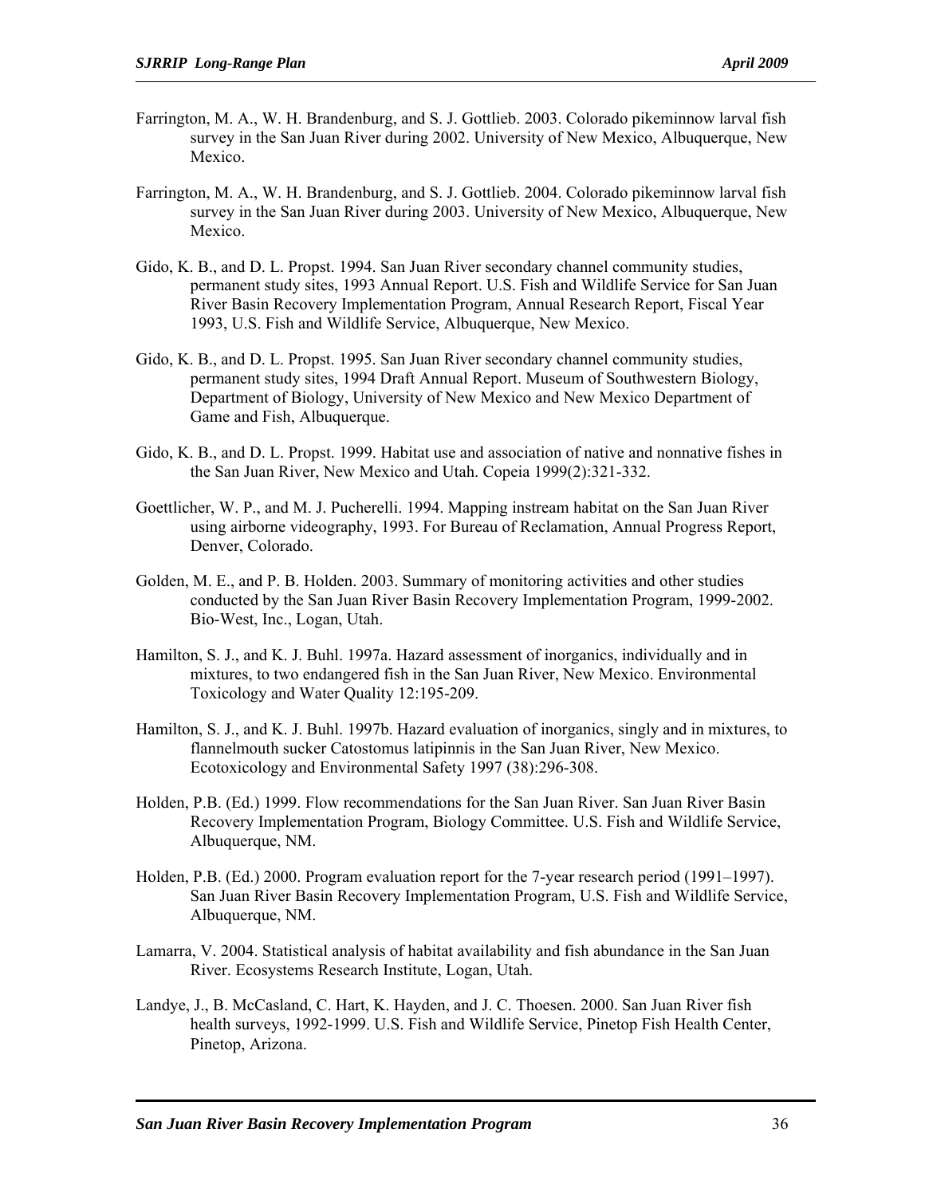Farrington, M. A., W. H. Brandenburg, and S. J. Gottlieb. 2003. Colorado pikeminnow larval fish survey in the San Juan River during 2002. University of New Mexico, Albuquerque, New Mexico.

Farrington, M. A., W. H. Brandenburg, and S. J. Gottlieb. 2004. Colorado pikeminnow larval fish survey in the San Juan River during 2003. University of New Mexico, Albuquerque, New Mexico.

Gido, K. B., and D. L. Propst. 1994. San Juan River secondary channel community studies, permanent study sites, 1993 Annual Report. U.S. Fish and Wildlife Service for San Juan River Basin Recovery Implementation Program, Annual Research Report, Fiscal Year 1993, U.S. Fish and Wildlife Service, Albuquerque, New Mexico.

Gido, K. B., and D. L. Propst. 1995. San Juan River secondary channel community studies, permanent study sites, 1994 Draft Annual Report. Museum of Southwestern Biology, Department of Biology, University of New Mexico and New Mexico Department of Game and Fish, Albuquerque.

Gido, K. B., and D. L. Propst. 1999. Habitat use and association of native and nonnative fishes in the San Juan River, New Mexico and Utah. Copeia 1999(2):321-332.

Goettlicher, W. P., and M. J. Pucherelli. 1994. Mapping instream habitat on the San Juan River using airborne videography, 1993. For Bureau of Reclamation, Annual Progress Report, Denver, Colorado.

Golden, M. E., and P. B. Holden. 2003. Summary of monitoring activities and other studies conducted by the San Juan River Basin Recovery Implementation Program, 1999-2002. Bio-West, Inc., Logan, Utah.

Hamilton, S. J., and K. J. Buhl. 1997a. Hazard assessment of inorganics, individually and in mixtures, to two endangered fish in the San Juan River, New Mexico. Environmental Toxicology and Water Quality 12:195-209.

Hamilton, S. J., and K. J. Buhl. 1997b. Hazard evaluation of inorganics, singly and in mixtures, to flannelmouth sucker Catostomus latipinnis in the San Juan River, New Mexico. Ecotoxicology and Environmental Safety 1997 (38):296-308.

Holden, P.B. (Ed.) 1999. Flow recommendations for the San Juan River. San Juan River Basin Recovery Implementation Program, Biology Committee. U.S. Fish and Wildlife Service, Albuquerque, NM.

Holden, P.B. (Ed.) 2000. Program evaluation report for the 7-year research period (1991–1997). San Juan River Basin Recovery Implementation Program, U.S. Fish and Wildlife Service, Albuquerque, NM.

Lamarra, V. 2004. Statistical analysis of habitat availability and fish abundance in the San Juan River. Ecosystems Research Institute, Logan, Utah.

Landye, J., B. McCasland, C. Hart, K. Hayden, and J. C. Thoesen. 2000. San Juan River fish health surveys, 1992-1999. U.S. Fish and Wildlife Service, Pinetop Fish Health Center, Pinetop, Arizona.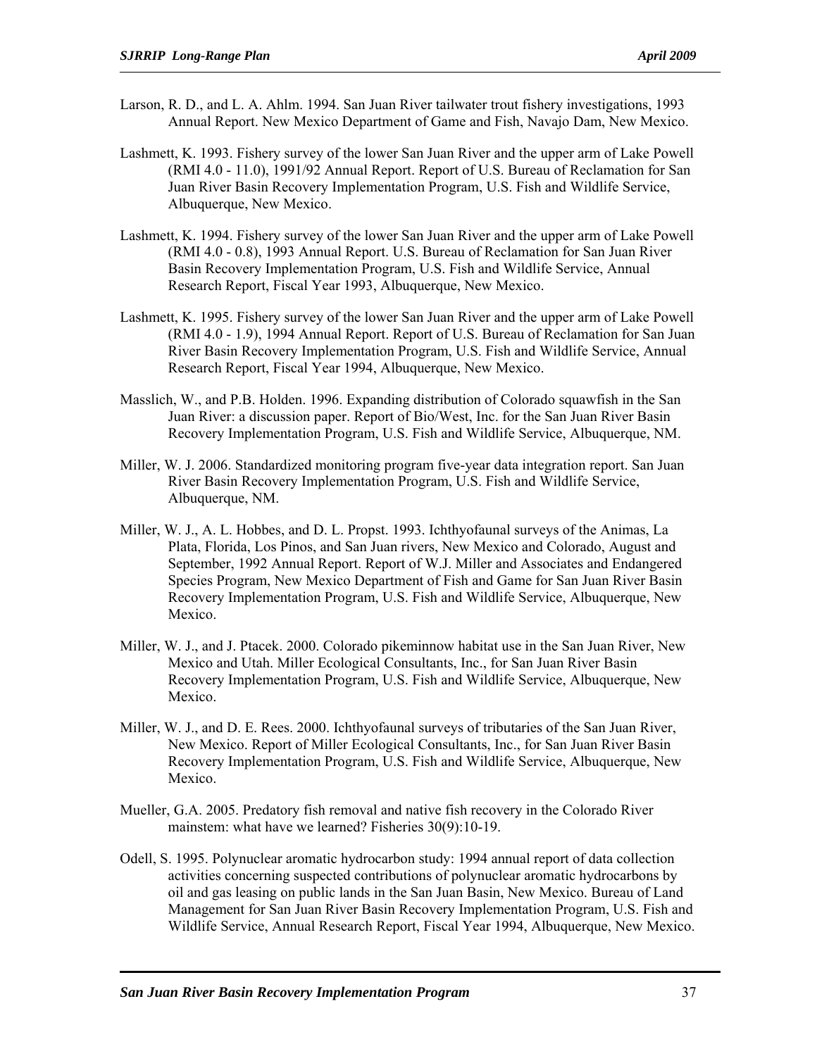Larson, R. D., and L. A. Ahlm. 1994. San Juan River tailwater trout fishery investigations, 1993 Annual Report. New Mexico Department of Game and Fish, Navajo Dam, New Mexico.

Lashmett, K. 1993. Fishery survey of the lower San Juan River and the upper arm of Lake Powell (RMI 4.0 - 11.0), 1991/92 Annual Report. Report of U.S. Bureau of Reclamation for San Juan River Basin Recovery Implementation Program, U.S. Fish and Wildlife Service, Albuquerque, New Mexico.

Lashmett, K. 1994. Fishery survey of the lower San Juan River and the upper arm of Lake Powell (RMI 4.0 - 0.8), 1993 Annual Report. U.S. Bureau of Reclamation for San Juan River Basin Recovery Implementation Program, U.S. Fish and Wildlife Service, Annual Research Report, Fiscal Year 1993, Albuquerque, New Mexico.

Lashmett, K. 1995. Fishery survey of the lower San Juan River and the upper arm of Lake Powell (RMI 4.0 - 1.9), 1994 Annual Report. Report of U.S. Bureau of Reclamation for San Juan River Basin Recovery Implementation Program, U.S. Fish and Wildlife Service, Annual Research Report, Fiscal Year 1994, Albuquerque, New Mexico.

Masslich, W., and P.B. Holden. 1996. Expanding distribution of Colorado squawfish in the San Juan River: a discussion paper. Report of Bio/West, Inc. for the San Juan River Basin Recovery Implementation Program, U.S. Fish and Wildlife Service, Albuquerque, NM.

Miller, W. J. 2006. Standardized monitoring program five-year data integration report. San Juan River Basin Recovery Implementation Program, U.S. Fish and Wildlife Service, Albuquerque, NM.

Miller, W. J., A. L. Hobbes, and D. L. Propst. 1993. Ichthyofaunal surveys of the Animas, La Plata, Florida, Los Pinos, and San Juan rivers, New Mexico and Colorado, August and September, 1992 Annual Report. Report of W.J. Miller and Associates and Endangered Species Program, New Mexico Department of Fish and Game for San Juan River Basin Recovery Implementation Program, U.S. Fish and Wildlife Service, Albuquerque, New Mexico.

Miller, W. J., and J. Ptacek. 2000. Colorado pikeminnow habitat use in the San Juan River, New Mexico and Utah. Miller Ecological Consultants, Inc., for San Juan River Basin Recovery Implementation Program, U.S. Fish and Wildlife Service, Albuquerque, New Mexico.

Miller, W. J., and D. E. Rees. 2000. Ichthyofaunal surveys of tributaries of the San Juan River, New Mexico. Report of Miller Ecological Consultants, Inc., for San Juan River Basin Recovery Implementation Program, U.S. Fish and Wildlife Service, Albuquerque, New Mexico.

Mueller, G.A. 2005. Predatory fish removal and native fish recovery in the Colorado River mainstem: what have we learned? Fisheries 30(9):10-19.

Odell, S. 1995. Polynuclear aromatic hydrocarbon study: 1994 annual report of data collection activities concerning suspected contributions of polynuclear aromatic hydrocarbons by oil and gas leasing on public lands in the San Juan Basin, New Mexico. Bureau of Land Management for San Juan River Basin Recovery Implementation Program, U.S. Fish and Wildlife Service, Annual Research Report, Fiscal Year 1994, Albuquerque, New Mexico.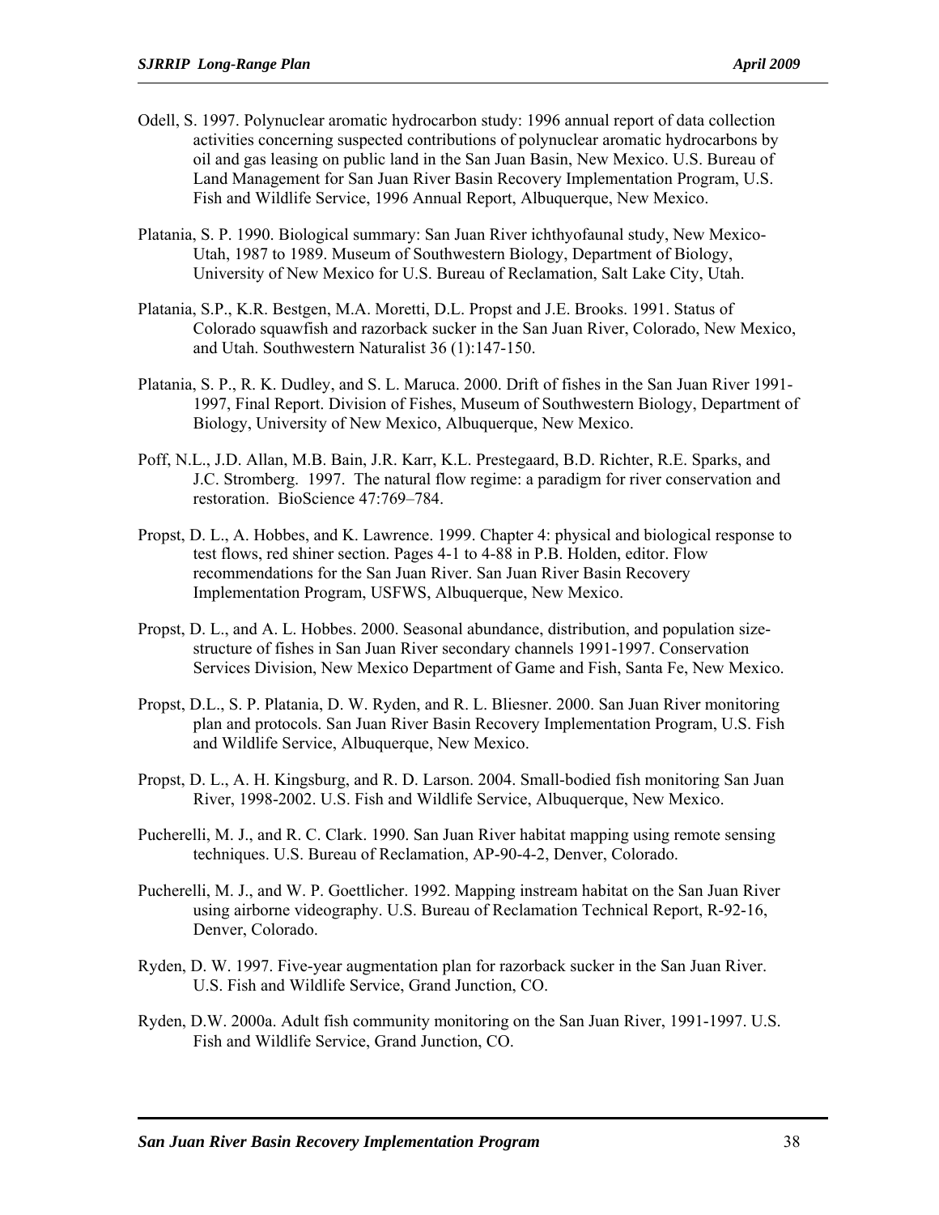Odell, S. 1997. Polynuclear aromatic hydrocarbon study: 1996 annual report of data collection activities concerning suspected contributions of polynuclear aromatic hydrocarbons by oil and gas leasing on public land in the San Juan Basin, New Mexico. U.S. Bureau of Land Management for San Juan River Basin Recovery Implementation Program, U.S. Fish and Wildlife Service, 1996 Annual Report, Albuquerque, New Mexico.

Platania, S. P. 1990. Biological summary: San Juan River ichthyofaunal study, New Mexico-Utah, 1987 to 1989. Museum of Southwestern Biology, Department of Biology, University of New Mexico for U.S. Bureau of Reclamation, Salt Lake City, Utah.

Platania, S.P., K.R. Bestgen, M.A. Moretti, D.L. Propst and J.E. Brooks. 1991. Status of Colorado squawfish and razorback sucker in the San Juan River, Colorado, New Mexico, and Utah. Southwestern Naturalist 36 (1):147-150.

Platania, S. P., R. K. Dudley, and S. L. Maruca. 2000. Drift of fishes in the San Juan River 1991-1997, Final Report. Division of Fishes, Museum of Southwestern Biology, Department of Biology, University of New Mexico, Albuquerque, New Mexico.

Poff, N.L., J.D. Allan, M.B. Bain, J.R. Karr, K.L. Prestegaard, B.D. Richter, R.E. Sparks, and J.C. Stromberg. 1997. The natural flow regime: a paradigm for river conservation and restoration. BioScience 47:769–784.

Propst, D. L., A. Hobbes, and K. Lawrence. 1999. Chapter 4: physical and biological response to test flows, red shiner section. Pages 4-1 to 4-88 in P.B. Holden, editor. Flow recommendations for the San Juan River. San Juan River Basin Recovery Implementation Program, USFWS, Albuquerque, New Mexico.

Propst, D. L., and A. L. Hobbes. 2000. Seasonal abundance, distribution, and population size-structure of fishes in San Juan River secondary channels 1991-1997. Conservation Services Division, New Mexico Department of Game and Fish, Santa Fe, New Mexico.

Propst, D.L., S. P. Platania, D. W. Ryden, and R. L. Bliesner. 2000. San Juan River monitoring plan and protocols. San Juan River Basin Recovery Implementation Program, U.S. Fish and Wildlife Service, Albuquerque, New Mexico.

Propst, D. L., A. H. Kingsburg, and R. D. Larson. 2004. Small-bodied fish monitoring San Juan River, 1998-2002. U.S. Fish and Wildlife Service, Albuquerque, New Mexico.

Pucherelli, M. J., and R. C. Clark. 1990. San Juan River habitat mapping using remote sensing techniques. U.S. Bureau of Reclamation, AP-90-4-2, Denver, Colorado.

Pucherelli, M. J., and W. P. Goettlicher. 1992. Mapping instream habitat on the San Juan River using airborne videography. U.S. Bureau of Reclamation Technical Report, R-92-16, Denver, Colorado.

Ryden, D. W. 1997. Five-year augmentation plan for razorback sucker in the San Juan River. U.S. Fish and Wildlife Service, Grand Junction, CO.

Ryden, D.W. 2000a. Adult fish community monitoring on the San Juan River, 1991-1997. U.S. Fish and Wildlife Service, Grand Junction, CO.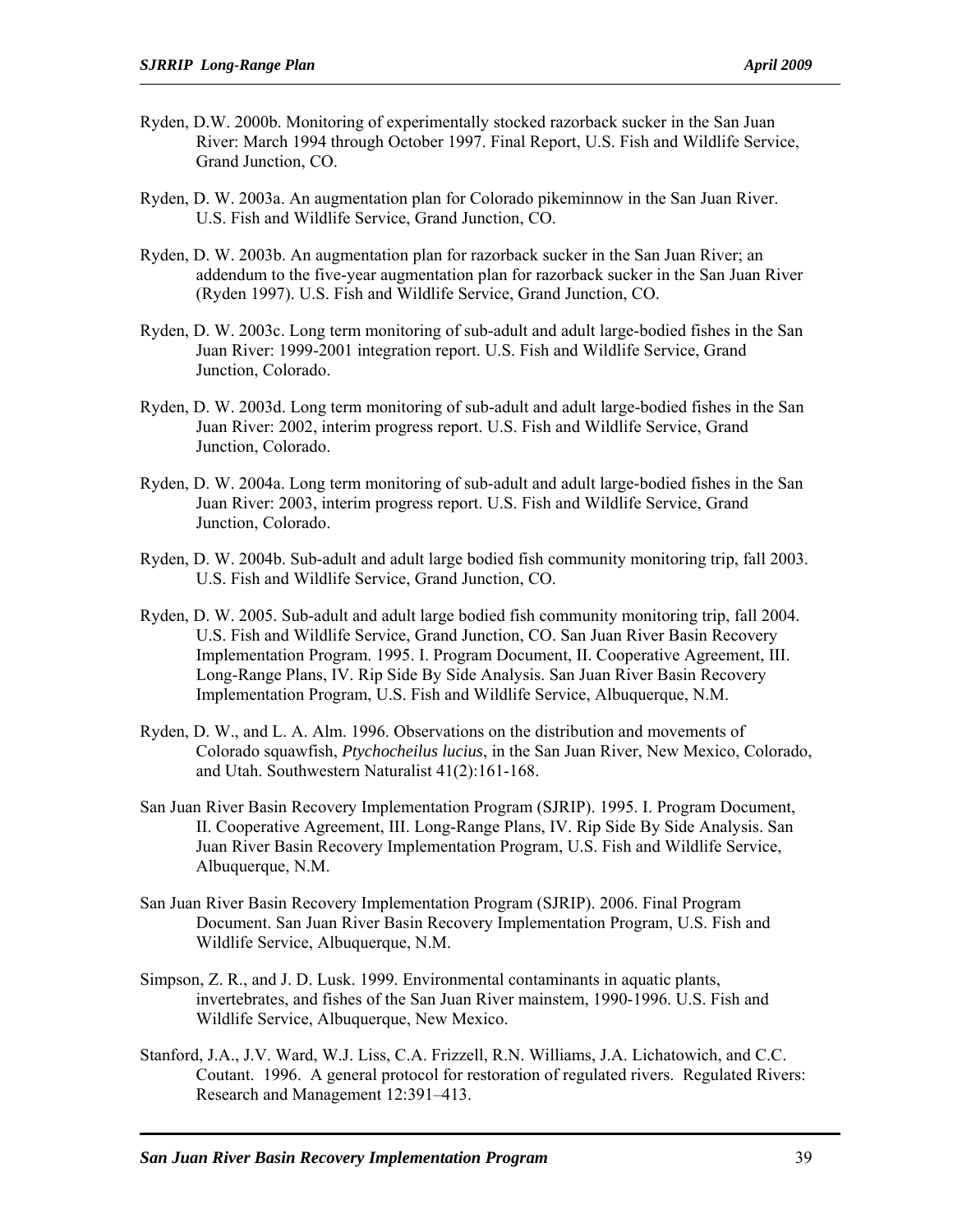Ryden, D.W. 2000b. Monitoring of experimentally stocked razorback sucker in the San Juan River: March 1994 through October 1997. Final Report, U.S. Fish and Wildlife Service, Grand Junction, CO.

Ryden, D. W. 2003a. An augmentation plan for Colorado pikeminnow in the San Juan River. U.S. Fish and Wildlife Service, Grand Junction, CO.

Ryden, D. W. 2003b. An augmentation plan for razorback sucker in the San Juan River; an addendum to the five-year augmentation plan for razorback sucker in the San Juan River (Ryden 1997). U.S. Fish and Wildlife Service, Grand Junction, CO.

Ryden, D. W. 2003c. Long term monitoring of sub-adult and adult large-bodied fishes in the San Juan River: 1999-2001 integration report. U.S. Fish and Wildlife Service, Grand Junction, Colorado.

Ryden, D. W. 2003d. Long term monitoring of sub-adult and adult large-bodied fishes in the San Juan River: 2002, interim progress report. U.S. Fish and Wildlife Service, Grand Junction, Colorado.

Ryden, D. W. 2004a. Long term monitoring of sub-adult and adult large-bodied fishes in the San Juan River: 2003, interim progress report. U.S. Fish and Wildlife Service, Grand Junction, Colorado.

Ryden, D. W. 2004b. Sub-adult and adult large bodied fish community monitoring trip, fall 2003. U.S. Fish and Wildlife Service, Grand Junction, CO.

Ryden, D. W. 2005. Sub-adult and adult large bodied fish community monitoring trip, fall 2004. U.S. Fish and Wildlife Service, Grand Junction, CO. San Juan River Basin Recovery Implementation Program. 1995. I. Program Document, II. Cooperative Agreement, III. Long-Range Plans, IV. Rip Side By Side Analysis. San Juan River Basin Recovery Implementation Program, U.S. Fish and Wildlife Service, Albuquerque, N.M.

Ryden, D. W., and L. A. Alm. 1996. Observations on the distribution and movements of Colorado squawfish, *Ptychocheilus lucius*, in the San Juan River, New Mexico, Colorado, and Utah. Southwestern Naturalist 41(2):161-168.

San Juan River Basin Recovery Implementation Program (SJRIP). 1995. I. Program Document, II. Cooperative Agreement, III. Long-Range Plans, IV. Rip Side By Side Analysis. San Juan River Basin Recovery Implementation Program, U.S. Fish and Wildlife Service, Albuquerque, N.M.

San Juan River Basin Recovery Implementation Program (SJRIP). 2006. Final Program Document. San Juan River Basin Recovery Implementation Program, U.S. Fish and Wildlife Service, Albuquerque, N.M.

Simpson, Z. R., and J. D. Lusk. 1999. Environmental contaminants in aquatic plants, invertebrates, and fishes of the San Juan River mainstem, 1990-1996. U.S. Fish and Wildlife Service, Albuquerque, New Mexico.

Stanford, J.A., J.V. Ward, W.J. Liss, C.A. Frizzell, R.N. Williams, J.A. Lichatowich, and C.C. Coutant. 1996. A general protocol for restoration of regulated rivers. Regulated Rivers: Research and Management 12:391–413.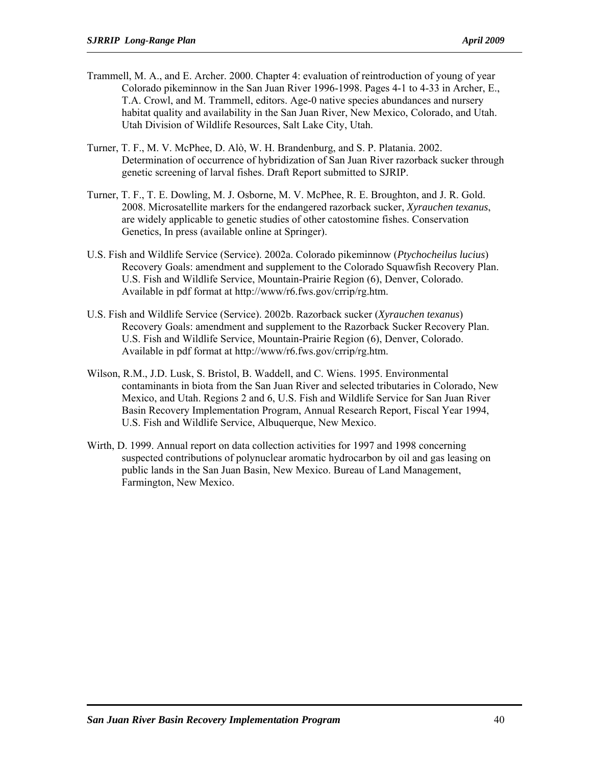Trammell, M. A., and E. Archer. 2000. Chapter 4: evaluation of reintroduction of young of year Colorado pikeminnow in the San Juan River 1996-1998. Pages 4-1 to 4-33 in Archer, E., T.A. Crowl, and M. Trammell, editors. Age-0 native species abundances and nursery habitat quality and availability in the San Juan River, New Mexico, Colorado, and Utah. Utah Division of Wildlife Resources, Salt Lake City, Utah.

Turner, T. F., M. V. McPhee, D. Alò, W. H. Brandenburg, and S. P. Platania. 2002. Determination of occurrence of hybridization of San Juan River razorback sucker through genetic screening of larval fishes. Draft Report submitted to SJRIP.

Turner, T. F., T. E. Dowling, M. J. Osborne, M. V. McPhee, R. E. Broughton, and J. R. Gold. 2008. Microsatellite markers for the endangered razorback sucker, *Xyrauchen texanus*, are widely applicable to genetic studies of other catostomine fishes. Conservation Genetics, In press (available online at Springer).

U.S. Fish and Wildlife Service (Service). 2002a. Colorado pikeminnow (*Ptychocheilus lucius*) Recovery Goals: amendment and supplement to the Colorado Squawfish Recovery Plan. U.S. Fish and Wildlife Service, Mountain-Prairie Region (6), Denver, Colorado. Available in pdf format at http://www/r6.fws.gov/crrip/rg.htm.

U.S. Fish and Wildlife Service (Service). 2002b. Razorback sucker (*Xyrauchen texanus*) Recovery Goals: amendment and supplement to the Razorback Sucker Recovery Plan. U.S. Fish and Wildlife Service, Mountain-Prairie Region (6), Denver, Colorado. Available in pdf format at http://www/r6.fws.gov/crrip/rg.htm.

Wilson, R.M., J.D. Lusk, S. Bristol, B. Waddell, and C. Wiens. 1995. Environmental contaminants in biota from the San Juan River and selected tributaries in Colorado, New Mexico, and Utah. Regions 2 and 6, U.S. Fish and Wildlife Service for San Juan River Basin Recovery Implementation Program, Annual Research Report, Fiscal Year 1994, U.S. Fish and Wildlife Service, Albuquerque, New Mexico.

Wirth, D. 1999. Annual report on data collection activities for 1997 and 1998 concerning suspected contributions of polynuclear aromatic hydrocarbon by oil and gas leasing on public lands in the San Juan Basin, New Mexico. Bureau of Land Management, Farmington, New Mexico.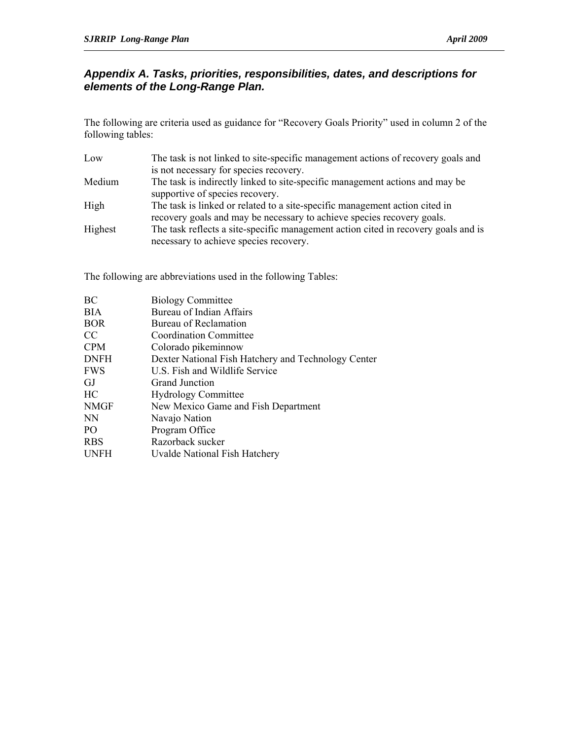## *Appendix A. Tasks, priorities, responsibilities, dates, and descriptions for elements of the Long-Range Plan.*

The following are criteria used as guidance for "Recovery Goals Priority" used in column 2 of the following tables:

| | |
|---|---|
| Low | The task is not linked to site-specific management actions of recovery goals and is not necessary for species recovery. |
| Medium | The task is indirectly linked to site-specific management actions and may be supportive of species recovery. |
| High | The task is linked or related to a site-specific management action cited in recovery goals and may be necessary to achieve species recovery goals. |
| Highest | The task reflects a site-specific management action cited in recovery goals and is necessary to achieve species recovery. |

The following are abbreviations used in the following Tables:

| | |
|---|---|
| BC | Biology Committee |
| BIA | Bureau of Indian Affairs |
| BOR | Bureau of Reclamation |
| CC | Coordination Committee |
| CPM | Colorado pikeminnow |
| DNFH | Dexter National Fish Hatchery and Technology Center |
| FWS | U.S. Fish and Wildlife Service |
| GJ | Grand Junction |
| HC | Hydrology Committee |
| NMGF | New Mexico Game and Fish Department |
| NN | Navajo Nation |
| PO | Program Office |
| RBS | Razorback sucker |
| UNFH | Uvalde National Fish Hatchery |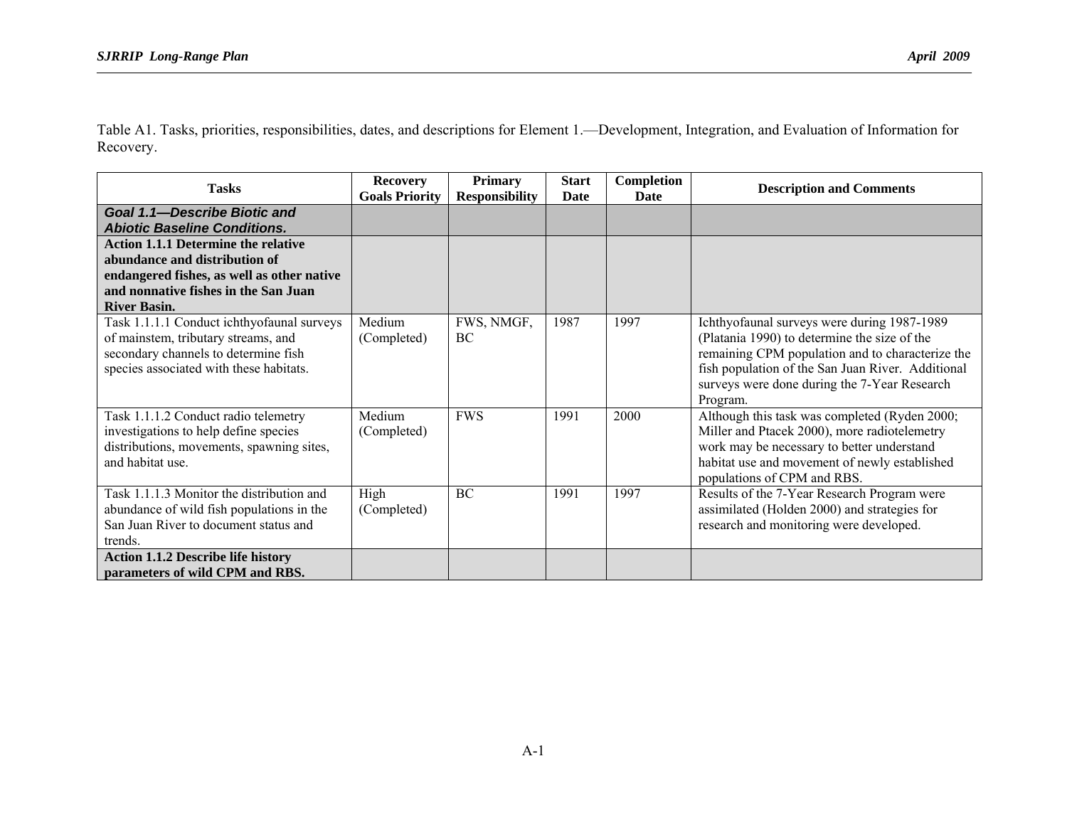Table A1. Tasks, priorities, responsibilities, dates, and descriptions for Element 1.—Development, Integration, and Evaluation of Information for Recovery.

| Tasks | Recovery Goals Priority | Primary Responsibility | Start Date | Completion Date | Description and Comments |
|---|---|---|---|---|---|
| ***Goal 1.1—Describe Biotic and Abiotic Baseline Conditions.*** | | | | | |
| **Action 1.1.1 Determine the relative abundance and distribution of endangered fishes, as well as other native and nonnative fishes in the San Juan River Basin.** | | | | | |
| Task 1.1.1.1 Conduct ichthyofaunal surveys of mainstem, tributary streams, and secondary channels to determine fish species associated with these habitats. | Medium (Completed) | FWS, NMGF, BC | 1987 | 1997 | Ichthyofaunal surveys were during 1987-1989 (Platania 1990) to determine the size of the remaining CPM population and to characterize the fish population of the San Juan River. Additional surveys were done during the 7-Year Research Program. |
| Task 1.1.1.2 Conduct radio telemetry investigations to help define species distributions, movements, spawning sites, and habitat use. | Medium (Completed) | FWS | 1991 | 2000 | Although this task was completed (Ryden 2000; Miller and Ptacek 2000), more radiotelemetry work may be necessary to better understand habitat use and movement of newly established populations of CPM and RBS. |
| Task 1.1.1.3 Monitor the distribution and abundance of wild fish populations in the San Juan River to document status and trends. | High (Completed) | BC | 1991 | 1997 | Results of the 7-Year Research Program were assimilated (Holden 2000) and strategies for research and monitoring were developed. |
| **Action 1.1.2 Describe life history parameters of wild CPM and RBS.** | | | | | |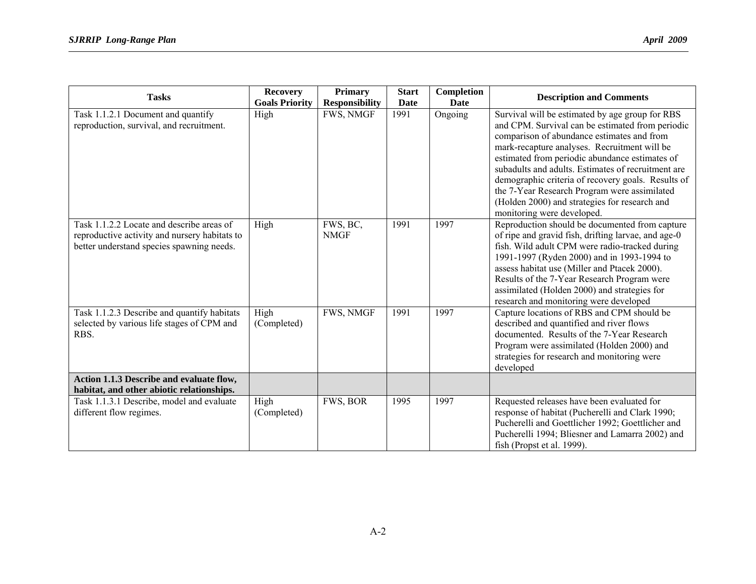| Tasks | Recovery Goals Priority | Primary Responsibility | Start Date | Completion Date | Description and Comments |
|---|---|---|---|---|---|
| Task 1.1.2.1 Document and quantify reproduction, survival, and recruitment. | High | FWS, NMGF | 1991 | Ongoing | Survival will be estimated by age group for RBS and CPM. Survival can be estimated from periodic comparison of abundance estimates and from mark-recapture analyses. Recruitment will be estimated from periodic abundance estimates of subadults and adults. Estimates of recruitment are demographic criteria of recovery goals. Results of the 7-Year Research Program were assimilated (Holden 2000) and strategies for research and monitoring were developed. |
| Task 1.1.2.2 Locate and describe areas of reproductive activity and nursery habitats to better understand species spawning needs. | High | FWS, BC, NMGF | 1991 | 1997 | Reproduction should be documented from capture of ripe and gravid fish, drifting larvae, and age-0 fish. Wild adult CPM were radio-tracked during 1991-1997 (Ryden 2000) and in 1993-1994 to assess habitat use (Miller and Ptacek 2000). Results of the 7-Year Research Program were assimilated (Holden 2000) and strategies for research and monitoring were developed |
| Task 1.1.2.3 Describe and quantify habitats selected by various life stages of CPM and RBS. | High (Completed) | FWS, NMGF | 1991 | 1997 | Capture locations of RBS and CPM should be described and quantified and river flows documented. Results of the 7-Year Research Program were assimilated (Holden 2000) and strategies for research and monitoring were developed |
| **Action 1.1.3 Describe and evaluate flow, habitat, and other abiotic relationships.** | | | | | |
| Task 1.1.3.1 Describe, model and evaluate different flow regimes. | High (Completed) | FWS, BOR | 1995 | 1997 | Requested releases have been evaluated for response of habitat (Pucherelli and Clark 1990; Pucherelli and Goettlicher 1992; Goettlicher and Pucherelli 1994; Bliesner and Lamarra 2002) and fish (Propst et al. 1999). |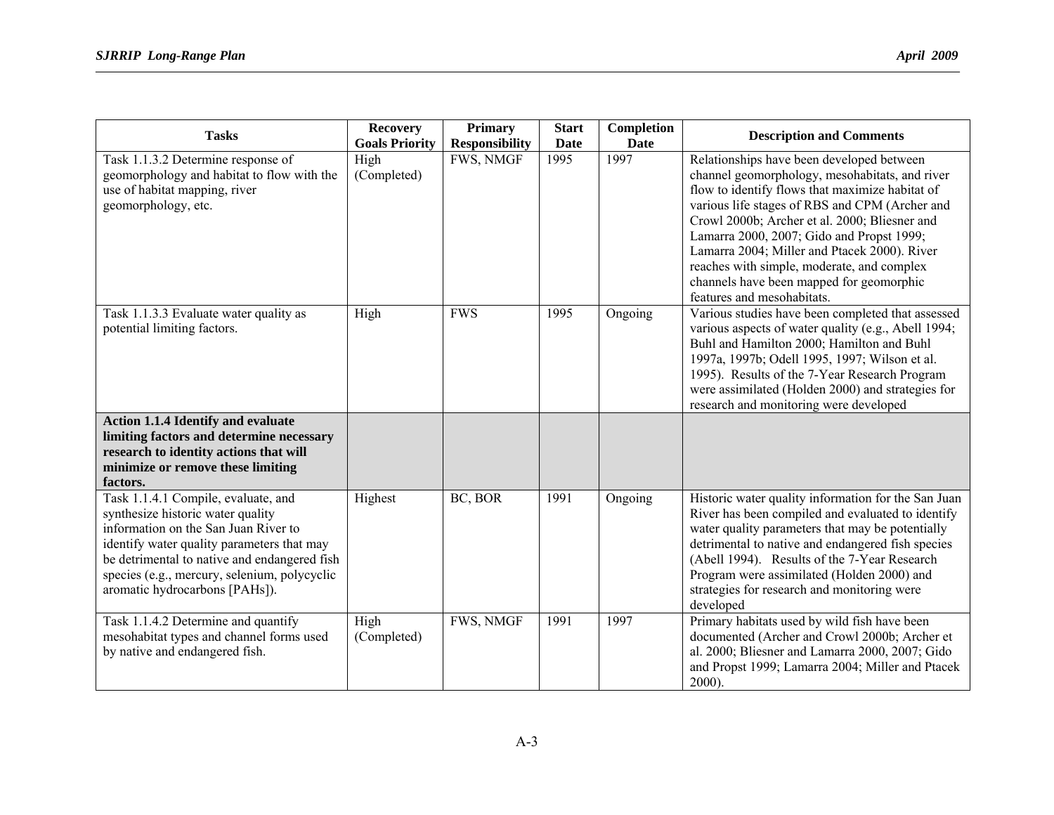| Tasks | Recovery Goals Priority | Primary Responsibility | Start Date | Completion Date | Description and Comments |
|---|---|---|---|---|---|
| Task 1.1.3.2 Determine response of geomorphology and habitat to flow with the use of habitat mapping, river geomorphology, etc. | High (Completed) | FWS, NMGF | 1995 | 1997 | Relationships have been developed between channel geomorphology, mesohabitats, and river flow to identify flows that maximize habitat of various life stages of RBS and CPM (Archer and Crowl 2000b; Archer et al. 2000; Bliesner and Lamarra 2000, 2007; Gido and Propst 1999; Lamarra 2004; Miller and Ptacek 2000). River reaches with simple, moderate, and complex channels have been mapped for geomorphic features and mesohabitats. |
| Task 1.1.3.3 Evaluate water quality as potential limiting factors. | High | FWS | 1995 | Ongoing | Various studies have been completed that assessed various aspects of water quality (e.g., Abell 1994; Buhl and Hamilton 2000; Hamilton and Buhl 1997a, 1997b; Odell 1995, 1997; Wilson et al. 1995). Results of the 7-Year Research Program were assimilated (Holden 2000) and strategies for research and monitoring were developed |
| **Action 1.1.4 Identify and evaluate limiting factors and determine necessary research to identity actions that will minimize or remove these limiting factors.** | | | | | |
| Task 1.1.4.1 Compile, evaluate, and synthesize historic water quality information on the San Juan River to identify water quality parameters that may be detrimental to native and endangered fish species (e.g., mercury, selenium, polycyclic aromatic hydrocarbons [PAHs]). | Highest | BC, BOR | 1991 | Ongoing | Historic water quality information for the San Juan River has been compiled and evaluated to identify water quality parameters that may be potentially detrimental to native and endangered fish species (Abell 1994). Results of the 7-Year Research Program were assimilated (Holden 2000) and strategies for research and monitoring were developed |
| Task 1.1.4.2 Determine and quantify mesohabitat types and channel forms used by native and endangered fish. | High (Completed) | FWS, NMGF | 1991 | 1997 | Primary habitats used by wild fish have been documented (Archer and Crowl 2000b; Archer et al. 2000; Bliesner and Lamarra 2000, 2007; Gido and Propst 1999; Lamarra 2004; Miller and Ptacek 2000). |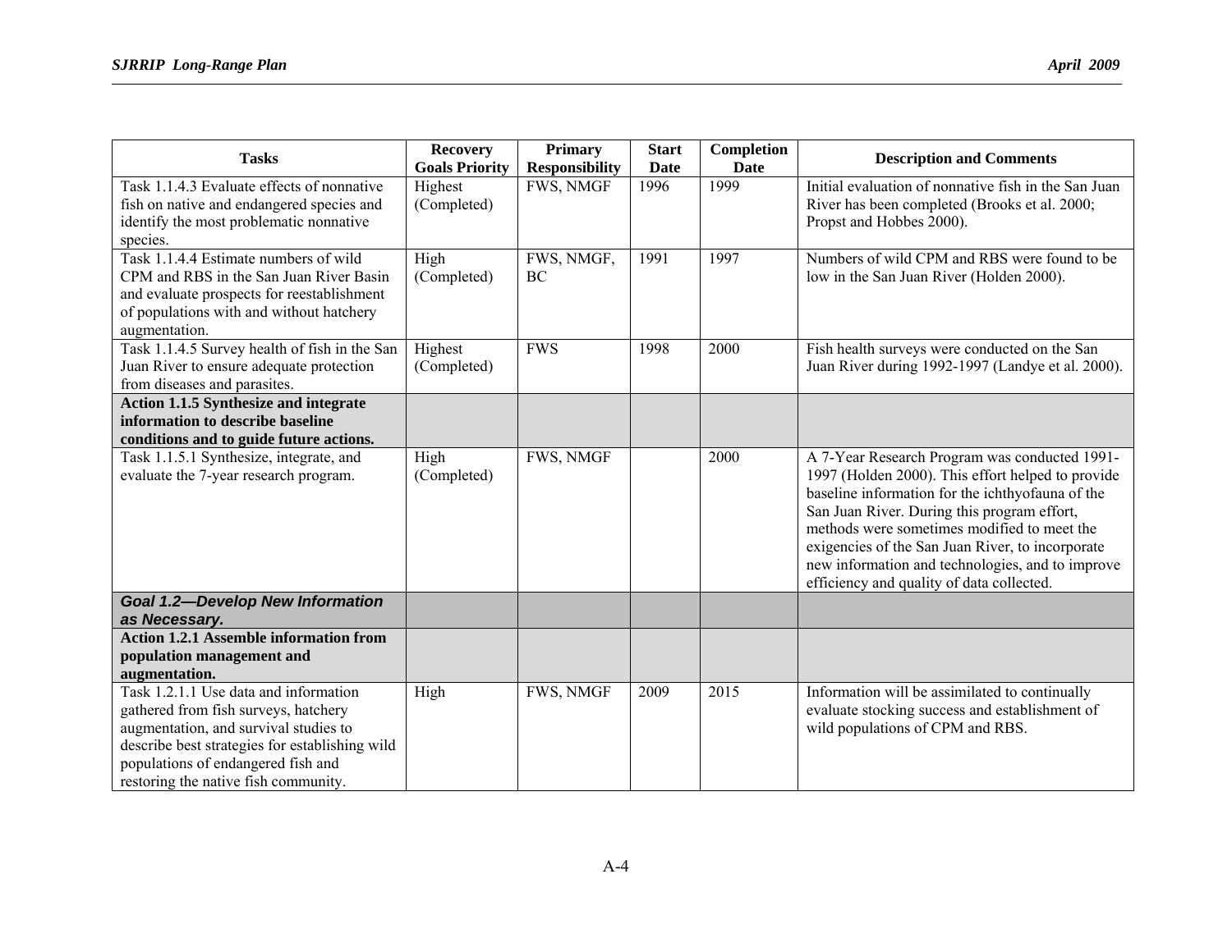| Tasks | Recovery Goals Priority | Primary Responsibility | Start Date | Completion Date | Description and Comments |
|---|---|---|---|---|---|
| Task 1.1.4.3 Evaluate effects of nonnative fish on native and endangered species and identify the most problematic nonnative species. | Highest (Completed) | FWS, NMGF | 1996 | 1999 | Initial evaluation of nonnative fish in the San Juan River has been completed (Brooks et al. 2000; Propst and Hobbes 2000). |
| Task 1.1.4.4 Estimate numbers of wild CPM and RBS in the San Juan River Basin and evaluate prospects for reestablishment of populations with and without hatchery augmentation. | High (Completed) | FWS, NMGF, BC | 1991 | 1997 | Numbers of wild CPM and RBS were found to be low in the San Juan River (Holden 2000). |
| Task 1.1.4.5 Survey health of fish in the San Juan River to ensure adequate protection from diseases and parasites. | Highest (Completed) | FWS | 1998 | 2000 | Fish health surveys were conducted on the San Juan River during 1992-1997 (Landye et al. 2000). |
| **Action 1.1.5 Synthesize and integrate information to describe baseline conditions and to guide future actions.** | | | | | |
| Task 1.1.5.1 Synthesize, integrate, and evaluate the 7-year research program. | High (Completed) | FWS, NMGF | | 2000 | A 7-Year Research Program was conducted 1991-1997 (Holden 2000). This effort helped to provide baseline information for the ichthyofauna of the San Juan River. During this program effort, methods were sometimes modified to meet the exigencies of the San Juan River, to incorporate new information and technologies, and to improve efficiency and quality of data collected. |
| ***Goal 1.2—Develop New Information as Necessary.*** | | | | | |
| **Action 1.2.1 Assemble information from population management and augmentation.** | | | | | |
| Task 1.2.1.1 Use data and information gathered from fish surveys, hatchery augmentation, and survival studies to describe best strategies for establishing wild populations of endangered fish and restoring the native fish community. | High | FWS, NMGF | 2009 | 2015 | Information will be assimilated to continually evaluate stocking success and establishment of wild populations of CPM and RBS. |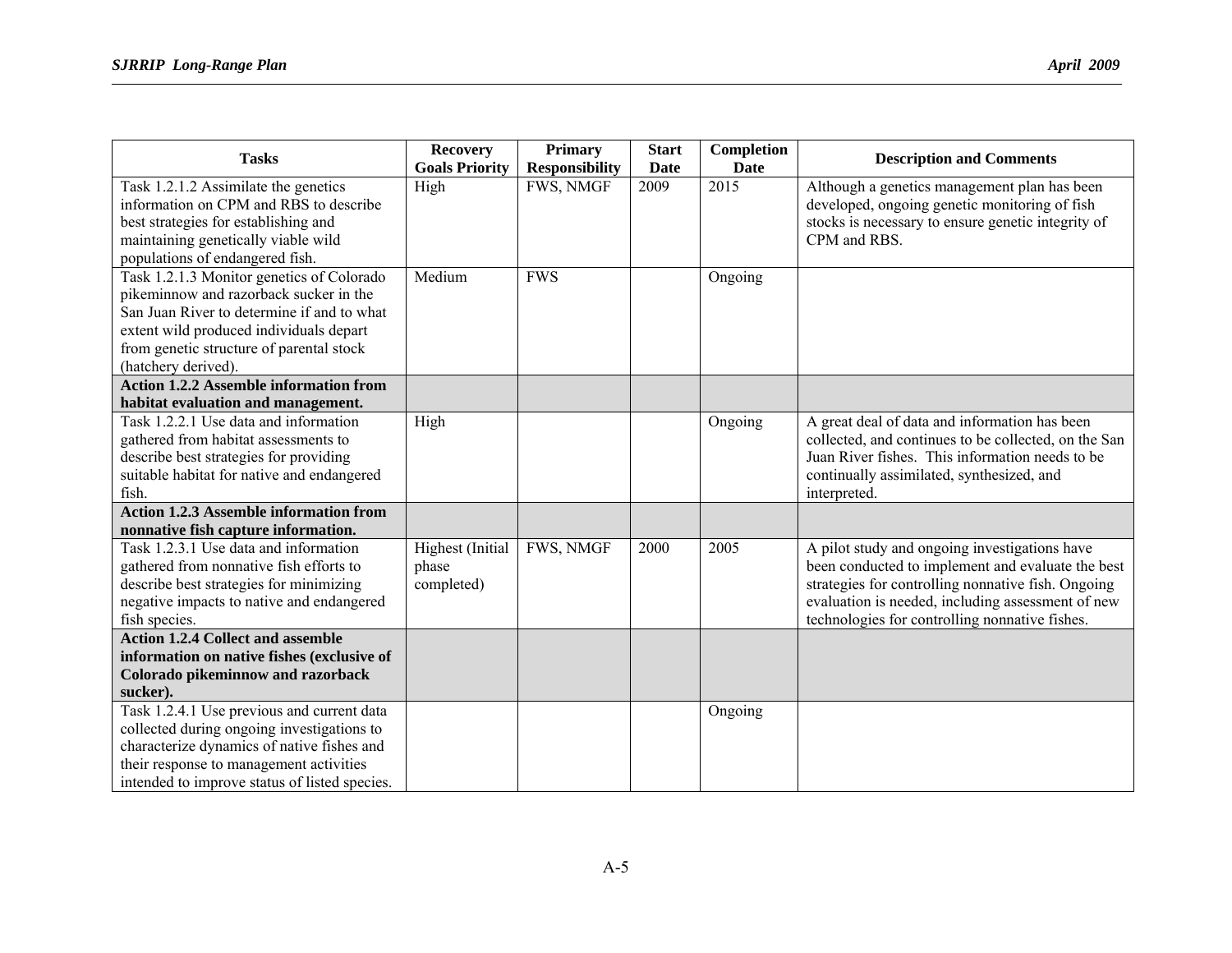| Tasks | Recovery Goals Priority | Primary Responsibility | Start Date | Completion Date | Description and Comments |
|---|---|---|---|---|---|
| Task 1.2.1.2 Assimilate the genetics information on CPM and RBS to describe best strategies for establishing and maintaining genetically viable wild populations of endangered fish. | High | FWS, NMGF | 2009 | 2015 | Although a genetics management plan has been developed, ongoing genetic monitoring of fish stocks is necessary to ensure genetic integrity of CPM and RBS. |
| Task 1.2.1.3 Monitor genetics of Colorado pikeminnow and razorback sucker in the San Juan River to determine if and to what extent wild produced individuals depart from genetic structure of parental stock (hatchery derived). | Medium | FWS | | Ongoing | |
| **Action 1.2.2 Assemble information from habitat evaluation and management.** | | | | | |
| Task 1.2.2.1 Use data and information gathered from habitat assessments to describe best strategies for providing suitable habitat for native and endangered fish. | High | | | Ongoing | A great deal of data and information has been collected, and continues to be collected, on the San Juan River fishes. This information needs to be continually assimilated, synthesized, and interpreted. |
| **Action 1.2.3 Assemble information from nonnative fish capture information.** | | | | | |
| Task 1.2.3.1 Use data and information gathered from nonnative fish efforts to describe best strategies for minimizing negative impacts to native and endangered fish species. | Highest (Initial phase completed) | FWS, NMGF | 2000 | 2005 | A pilot study and ongoing investigations have been conducted to implement and evaluate the best strategies for controlling nonnative fish. Ongoing evaluation is needed, including assessment of new technologies for controlling nonnative fishes. |
| **Action 1.2.4 Collect and assemble information on native fishes (exclusive of Colorado pikeminnow and razorback sucker).** | | | | | |
| Task 1.2.4.1 Use previous and current data collected during ongoing investigations to characterize dynamics of native fishes and their response to management activities intended to improve status of listed species. | | | | Ongoing | |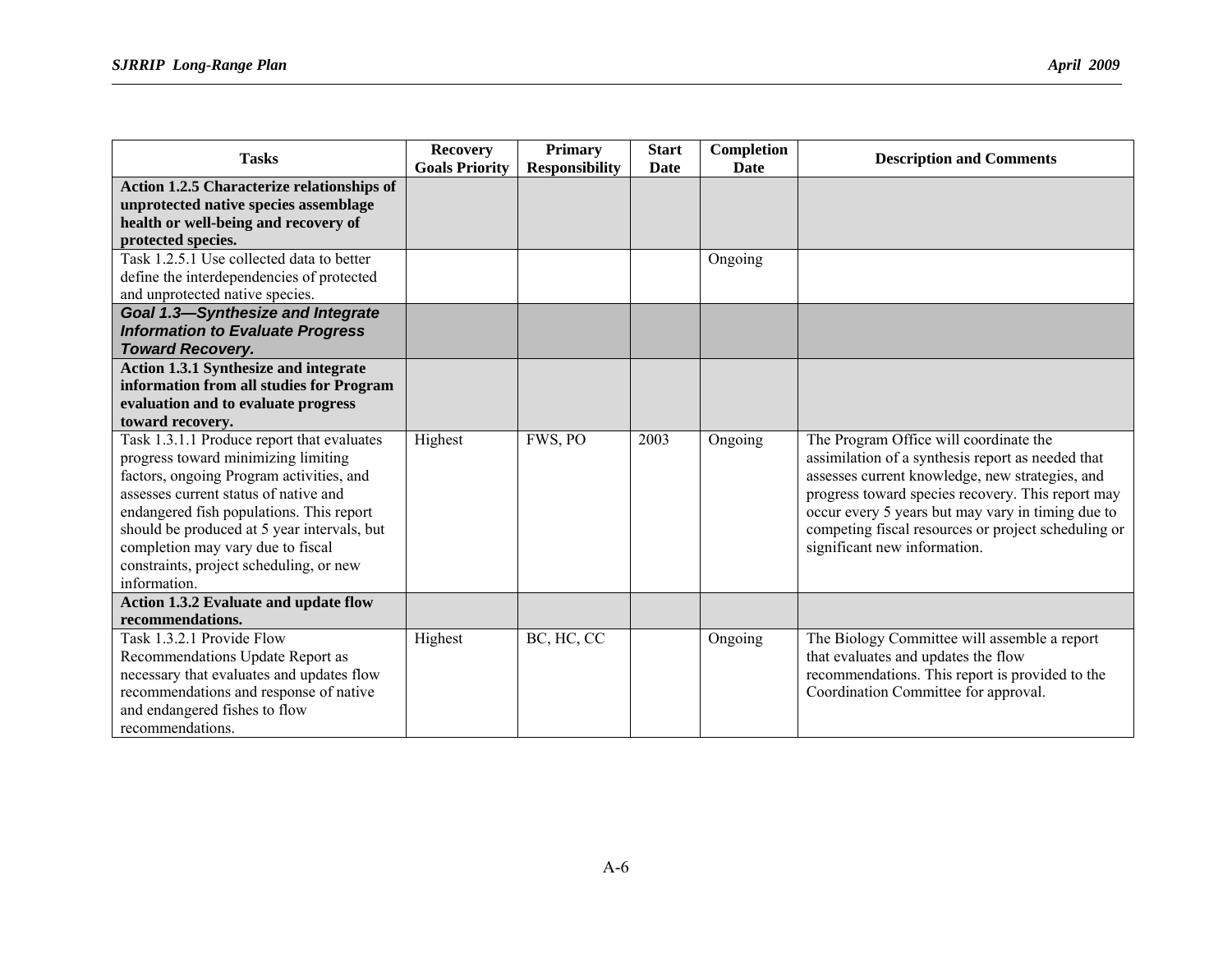| Tasks | Recovery Goals Priority | Primary Responsibility | Start Date | Completion Date | Description and Comments |
|---|---|---|---|---|---|
| **Action 1.2.5 Characterize relationships of unprotected native species assemblage health or well-being and recovery of protected species.** | | | | | |
| Task 1.2.5.1 Use collected data to better define the interdependencies of protected and unprotected native species. | | | | Ongoing | |
| ***Goal 1.3—Synthesize and Integrate Information to Evaluate Progress Toward Recovery.*** | | | | | |
| **Action 1.3.1 Synthesize and integrate information from all studies for Program evaluation and to evaluate progress toward recovery.** | | | | | |
| Task 1.3.1.1 Produce report that evaluates progress toward minimizing limiting factors, ongoing Program activities, and assesses current status of native and endangered fish populations. This report should be produced at 5 year intervals, but completion may vary due to fiscal constraints, project scheduling, or new information. | Highest | FWS, PO | 2003 | Ongoing | The Program Office will coordinate the assimilation of a synthesis report as needed that assesses current knowledge, new strategies, and progress toward species recovery. This report may occur every 5 years but may vary in timing due to competing fiscal resources or project scheduling or significant new information. |
| **Action 1.3.2 Evaluate and update flow recommendations.** | | | | | |
| Task 1.3.2.1 Provide Flow Recommendations Update Report as necessary that evaluates and updates flow recommendations and response of native and endangered fishes to flow recommendations. | Highest | BC, HC, CC | | Ongoing | The Biology Committee will assemble a report that evaluates and updates the flow recommendations. This report is provided to the Coordination Committee for approval. |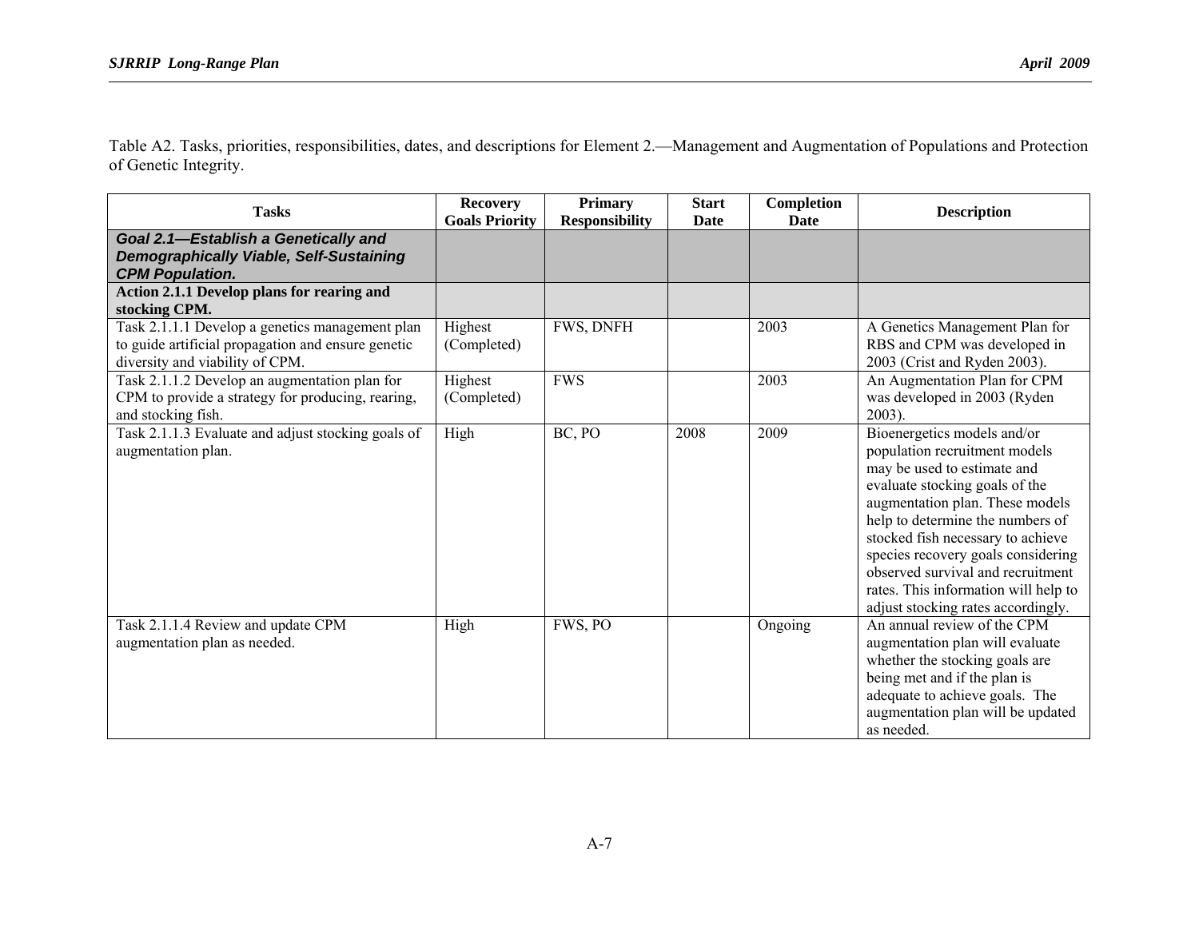Table A2. Tasks, priorities, responsibilities, dates, and descriptions for Element 2.—Management and Augmentation of Populations and Protection of Genetic Integrity.

| Tasks | Recovery Goals Priority | Primary Responsibility | Start Date | Completion Date | Description |
|---|---|---|---|---|---|
| ***Goal 2.1—Establish a Genetically and Demographically Viable, Self-Sustaining CPM Population.*** | | | | | |
| **Action 2.1.1 Develop plans for rearing and stocking CPM.** | | | | | |
| Task 2.1.1.1 Develop a genetics management plan to guide artificial propagation and ensure genetic diversity and viability of CPM. | Highest (Completed) | FWS, DNFH | | 2003 | A Genetics Management Plan for RBS and CPM was developed in 2003 (Crist and Ryden 2003). |
| Task 2.1.1.2 Develop an augmentation plan for CPM to provide a strategy for producing, rearing, and stocking fish. | Highest (Completed) | FWS | | 2003 | An Augmentation Plan for CPM was developed in 2003 (Ryden 2003). |
| Task 2.1.1.3 Evaluate and adjust stocking goals of augmentation plan. | High | BC, PO | 2008 | 2009 | Bioenergetics models and/or population recruitment models may be used to estimate and evaluate stocking goals of the augmentation plan. These models help to determine the numbers of stocked fish necessary to achieve species recovery goals considering observed survival and recruitment rates. This information will help to adjust stocking rates accordingly. |
| Task 2.1.1.4 Review and update CPM augmentation plan as needed. | High | FWS, PO | | Ongoing | An annual review of the CPM augmentation plan will evaluate whether the stocking goals are being met and if the plan is adequate to achieve goals. The augmentation plan will be updated as needed. |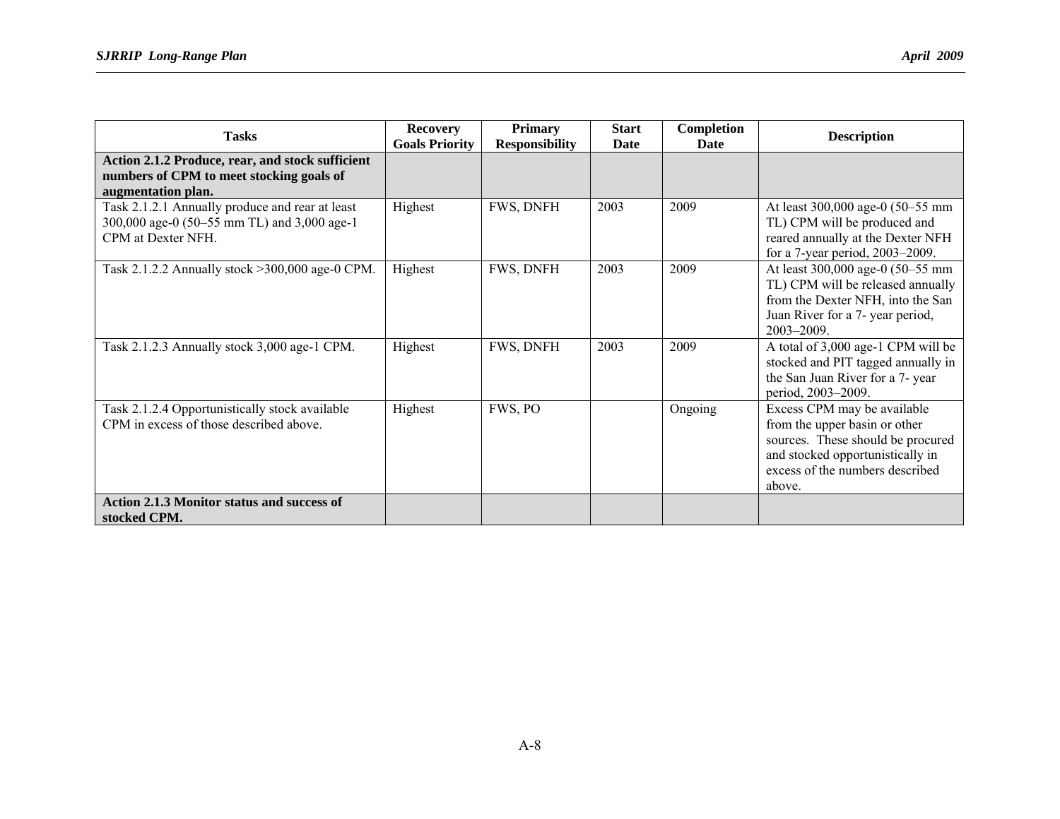| Tasks | Recovery Goals Priority | Primary Responsibility | Start Date | Completion Date | Description |
|---|---|---|---|---|---|
| **Action 2.1.2 Produce, rear, and stock sufficient numbers of CPM to meet stocking goals of augmentation plan.** | | | | | |
| Task 2.1.2.1 Annually produce and rear at least 300,000 age-0 (50–55 mm TL) and 3,000 age-1 CPM at Dexter NFH. | Highest | FWS, DNFH | 2003 | 2009 | At least 300,000 age-0 (50–55 mm TL) CPM will be produced and reared annually at the Dexter NFH for a 7-year period, 2003–2009. |
| Task 2.1.2.2 Annually stock >300,000 age-0 CPM. | Highest | FWS, DNFH | 2003 | 2009 | At least 300,000 age-0 (50–55 mm TL) CPM will be released annually from the Dexter NFH, into the San Juan River for a 7- year period, 2003–2009. |
| Task 2.1.2.3 Annually stock 3,000 age-1 CPM. | Highest | FWS, DNFH | 2003 | 2009 | A total of 3,000 age-1 CPM will be stocked and PIT tagged annually in the San Juan River for a 7- year period, 2003–2009. |
| Task 2.1.2.4 Opportunistically stock available CPM in excess of those described above. | Highest | FWS, PO | | Ongoing | Excess CPM may be available from the upper basin or other sources. These should be procured and stocked opportunistically in excess of the numbers described above. |
| **Action 2.1.3 Monitor status and success of stocked CPM.** | | | | | |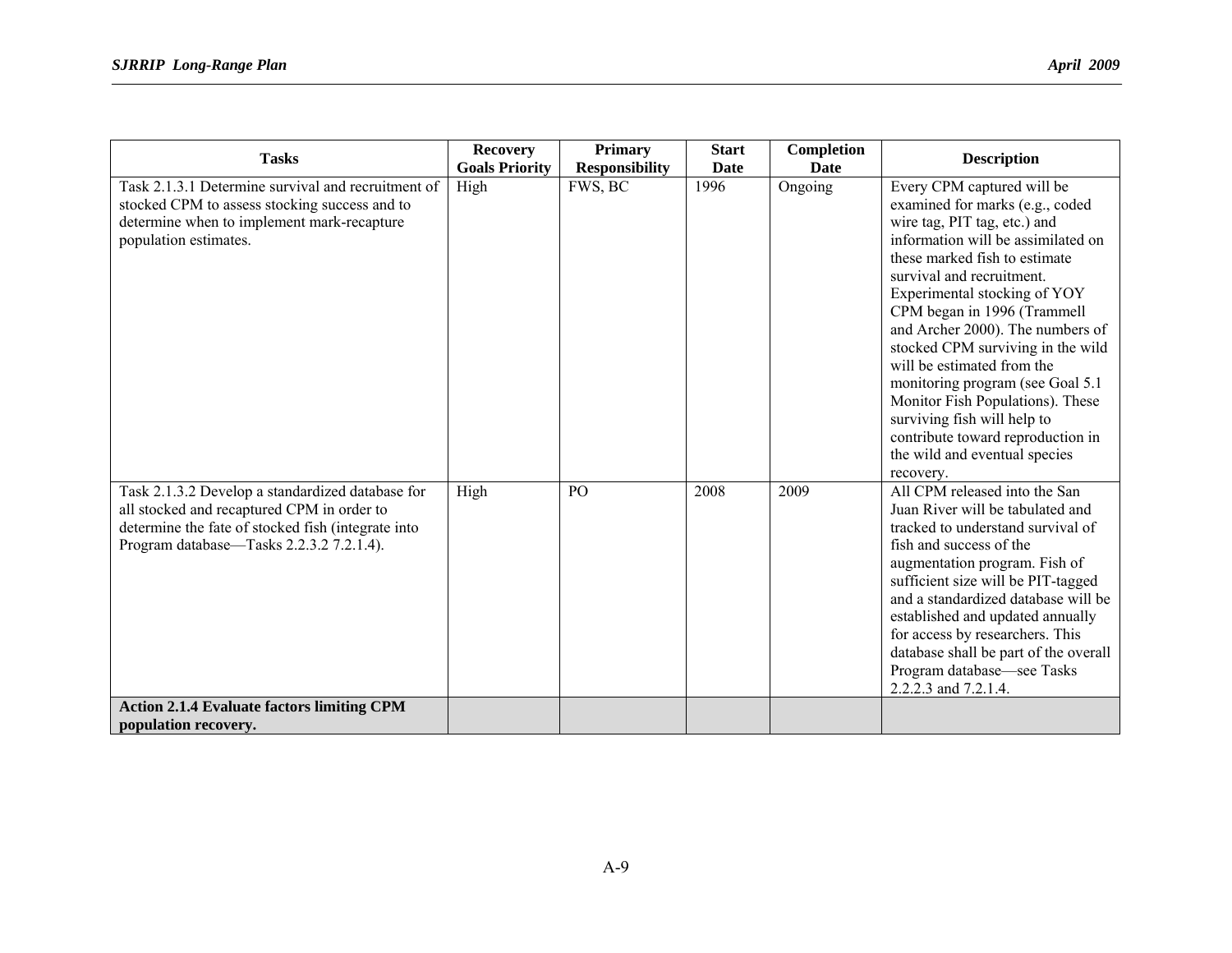| Tasks | Recovery Goals Priority | Primary Responsibility | Start Date | Completion Date | Description |
|---|---|---|---|---|---|
| Task 2.1.3.1 Determine survival and recruitment of stocked CPM to assess stocking success and to determine when to implement mark-recapture population estimates. | High | FWS, BC | 1996 | Ongoing | Every CPM captured will be examined for marks (e.g., coded wire tag, PIT tag, etc.) and information will be assimilated on these marked fish to estimate survival and recruitment. Experimental stocking of YOY CPM began in 1996 (Trammell and Archer 2000). The numbers of stocked CPM surviving in the wild will be estimated from the monitoring program (see Goal 5.1 Monitor Fish Populations). These surviving fish will help to contribute toward reproduction in the wild and eventual species recovery. |
| Task 2.1.3.2 Develop a standardized database for all stocked and recaptured CPM in order to determine the fate of stocked fish (integrate into Program database—Tasks 2.2.3.2 7.2.1.4). | High | PO | 2008 | 2009 | All CPM released into the San Juan River will be tabulated and tracked to understand survival of fish and success of the augmentation program. Fish of sufficient size will be PIT-tagged and a standardized database will be established and updated annually for access by researchers. This database shall be part of the overall Program database—see Tasks 2.2.2.3 and 7.2.1.4. |
| **Action 2.1.4 Evaluate factors limiting CPM population recovery.** | | | | | |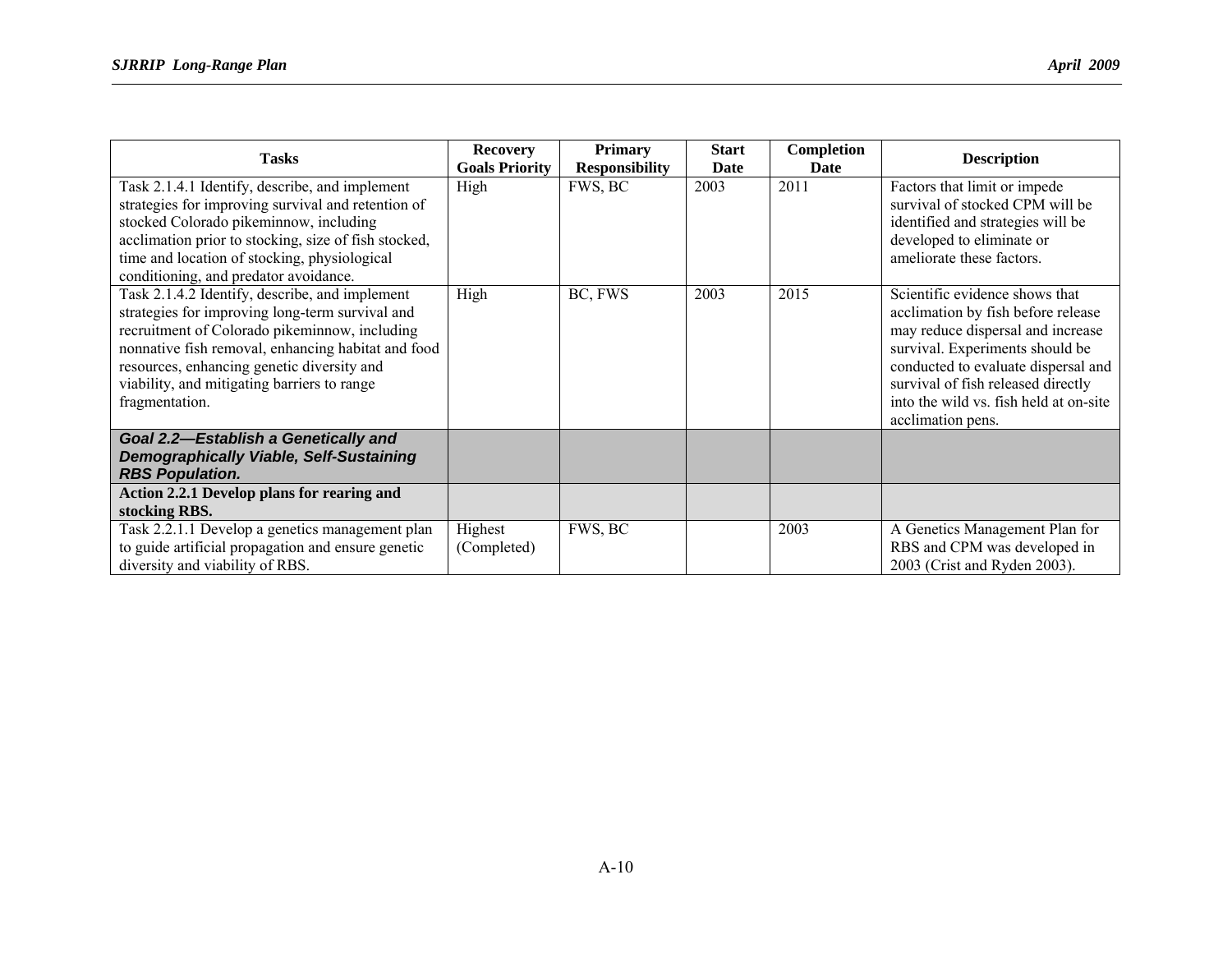| Tasks | Recovery Goals Priority | Primary Responsibility | Start Date | Completion Date | Description |
|---|---|---|---|---|---|
| Task 2.1.4.1 Identify, describe, and implement strategies for improving survival and retention of stocked Colorado pikeminnow, including acclimation prior to stocking, size of fish stocked, time and location of stocking, physiological conditioning, and predator avoidance. | High | FWS, BC | 2003 | 2011 | Factors that limit or impede survival of stocked CPM will be identified and strategies will be developed to eliminate or ameliorate these factors. |
| Task 2.1.4.2 Identify, describe, and implement strategies for improving long-term survival and recruitment of Colorado pikeminnow, including nonnative fish removal, enhancing habitat and food resources, enhancing genetic diversity and viability, and mitigating barriers to range fragmentation. | High | BC, FWS | 2003 | 2015 | Scientific evidence shows that acclimation by fish before release may reduce dispersal and increase survival. Experiments should be conducted to evaluate dispersal and survival of fish released directly into the wild vs. fish held at on-site acclimation pens. |
| ***Goal 2.2—Establish a Genetically and Demographically Viable, Self-Sustaining RBS Population.*** | | | | | |
| **Action 2.2.1 Develop plans for rearing and stocking RBS.** | | | | | |
| Task 2.2.1.1 Develop a genetics management plan to guide artificial propagation and ensure genetic diversity and viability of RBS. | Highest (Completed) | FWS, BC | | 2003 | A Genetics Management Plan for RBS and CPM was developed in 2003 (Crist and Ryden 2003). |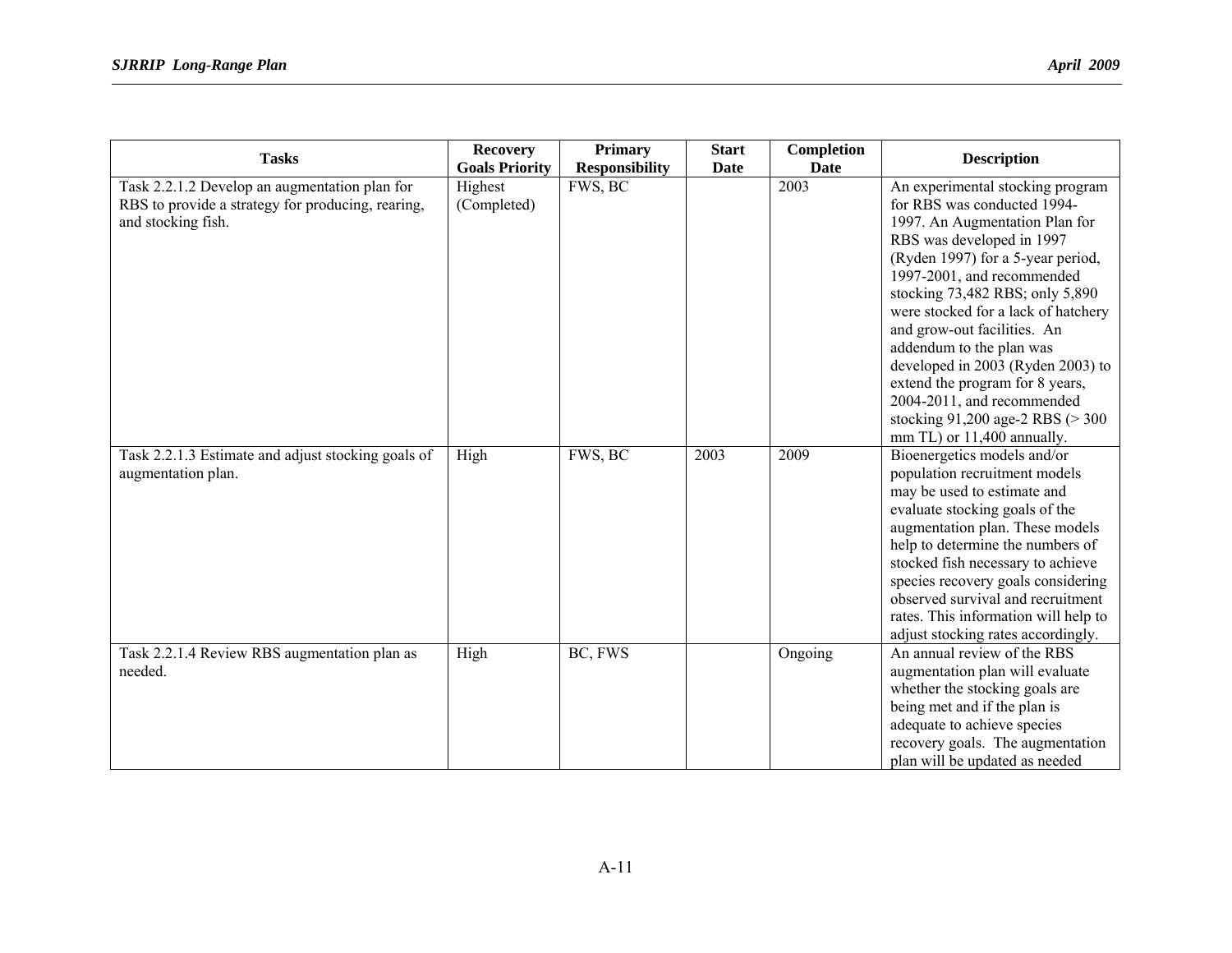| Tasks | Recovery Goals Priority | Primary Responsibility | Start Date | Completion Date | Description |
|---|---|---|---|---|---|
| Task 2.2.1.2 Develop an augmentation plan for RBS to provide a strategy for producing, rearing, and stocking fish. | Highest (Completed) | FWS, BC | | 2003 | An experimental stocking program for RBS was conducted 1994-1997. An Augmentation Plan for RBS was developed in 1997 (Ryden 1997) for a 5-year period, 1997-2001, and recommended stocking 73,482 RBS; only 5,890 were stocked for a lack of hatchery and grow-out facilities. An addendum to the plan was developed in 2003 (Ryden 2003) to extend the program for 8 years, 2004-2011, and recommended stocking 91,200 age-2 RBS (> 300 mm TL) or 11,400 annually. |
| Task 2.2.1.3 Estimate and adjust stocking goals of augmentation plan. | High | FWS, BC | 2003 | 2009 | Bioenergetics models and/or population recruitment models may be used to estimate and evaluate stocking goals of the augmentation plan. These models help to determine the numbers of stocked fish necessary to achieve species recovery goals considering observed survival and recruitment rates. This information will help to adjust stocking rates accordingly. |
| Task 2.2.1.4 Review RBS augmentation plan as needed. | High | BC, FWS | | Ongoing | An annual review of the RBS augmentation plan will evaluate whether the stocking goals are being met and if the plan is adequate to achieve species recovery goals. The augmentation plan will be updated as needed |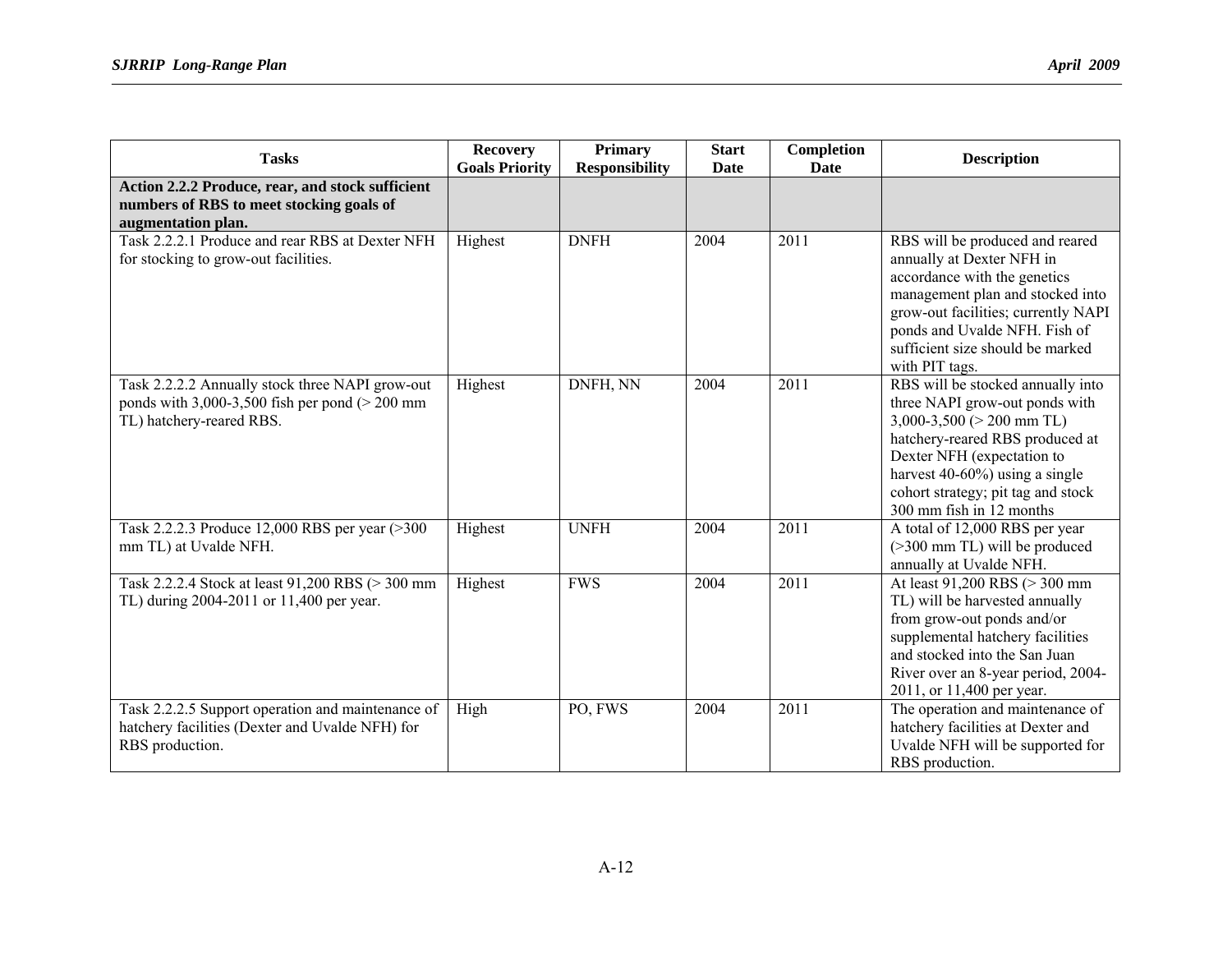| Tasks | Recovery Goals Priority | Primary Responsibility | Start Date | Completion Date | Description |
|---|---|---|---|---|---|
| **Action 2.2.2 Produce, rear, and stock sufficient numbers of RBS to meet stocking goals of augmentation plan.** | | | | | |
| Task 2.2.2.1 Produce and rear RBS at Dexter NFH for stocking to grow-out facilities. | Highest | DNFH | 2004 | 2011 | RBS will be produced and reared annually at Dexter NFH in accordance with the genetics management plan and stocked into grow-out facilities; currently NAPI ponds and Uvalde NFH. Fish of sufficient size should be marked with PIT tags. |
| Task 2.2.2.2 Annually stock three NAPI grow-out ponds with 3,000-3,500 fish per pond (> 200 mm TL) hatchery-reared RBS. | Highest | DNFH, NN | 2004 | 2011 | RBS will be stocked annually into three NAPI grow-out ponds with 3,000-3,500 (> 200 mm TL) hatchery-reared RBS produced at Dexter NFH (expectation to harvest 40-60%) using a single cohort strategy; pit tag and stock 300 mm fish in 12 months |
| Task 2.2.2.3 Produce 12,000 RBS per year (>300 mm TL) at Uvalde NFH. | Highest | UNFH | 2004 | 2011 | A total of 12,000 RBS per year (>300 mm TL) will be produced annually at Uvalde NFH. |
| Task 2.2.2.4 Stock at least 91,200 RBS (> 300 mm TL) during 2004-2011 or 11,400 per year. | Highest | FWS | 2004 | 2011 | At least 91,200 RBS (> 300 mm TL) will be harvested annually from grow-out ponds and/or supplemental hatchery facilities and stocked into the San Juan River over an 8-year period, 2004-2011, or 11,400 per year. |
| Task 2.2.2.5 Support operation and maintenance of hatchery facilities (Dexter and Uvalde NFH) for RBS production. | High | PO, FWS | 2004 | 2011 | The operation and maintenance of hatchery facilities at Dexter and Uvalde NFH will be supported for RBS production. |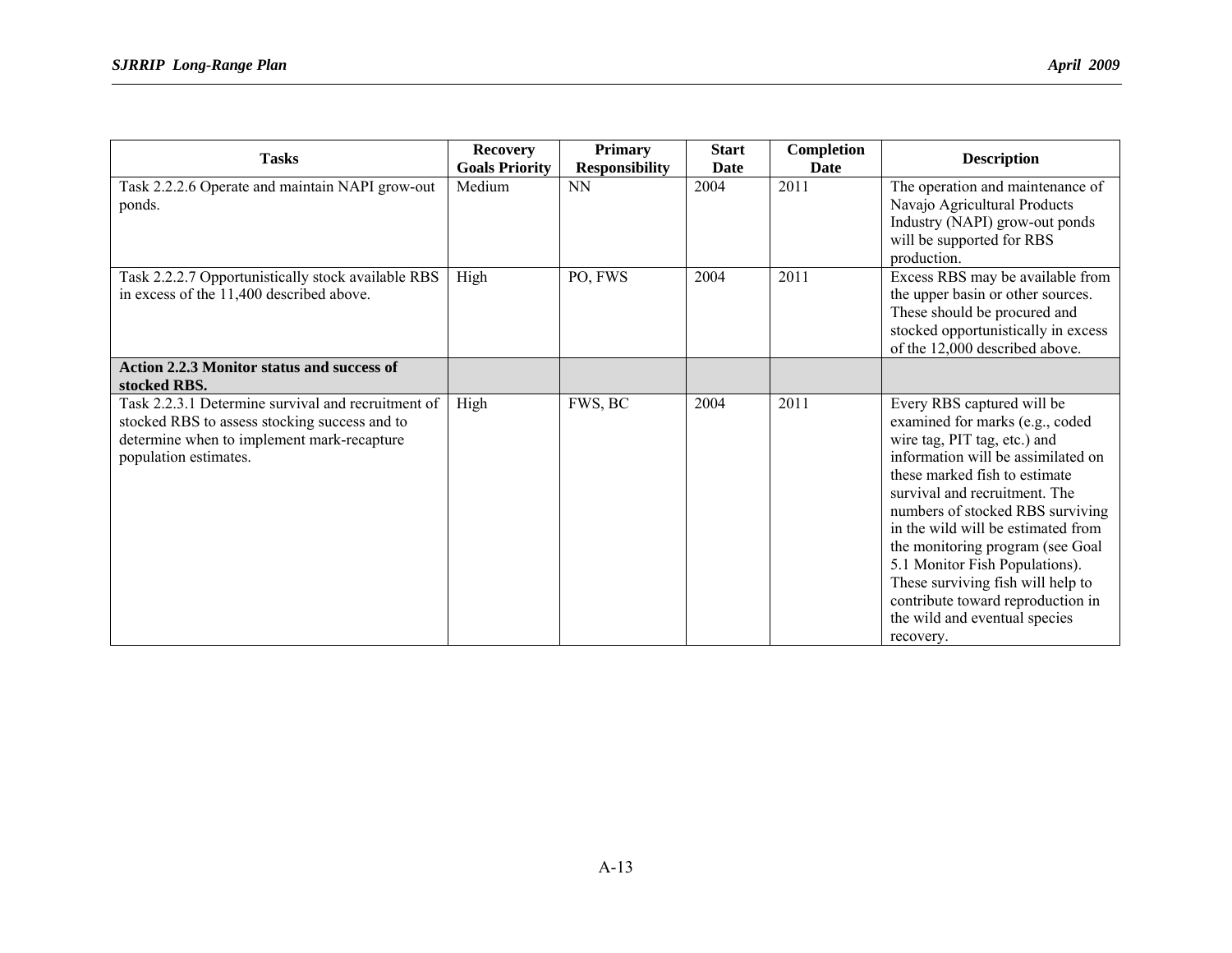| Tasks | Recovery Goals Priority | Primary Responsibility | Start Date | Completion Date | Description |
|---|---|---|---|---|---|
| Task 2.2.2.6 Operate and maintain NAPI grow-out ponds. | Medium | NN | 2004 | 2011 | The operation and maintenance of Navajo Agricultural Products Industry (NAPI) grow-out ponds will be supported for RBS production. |
| Task 2.2.2.7 Opportunistically stock available RBS in excess of the 11,400 described above. | High | PO, FWS | 2004 | 2011 | Excess RBS may be available from the upper basin or other sources. These should be procured and stocked opportunistically in excess of the 12,000 described above. |
| **Action 2.2.3 Monitor status and success of stocked RBS.** | | | | | |
| Task 2.2.3.1 Determine survival and recruitment of stocked RBS to assess stocking success and to determine when to implement mark-recapture population estimates. | High | FWS, BC | 2004 | 2011 | Every RBS captured will be examined for marks (e.g., coded wire tag, PIT tag, etc.) and information will be assimilated on these marked fish to estimate survival and recruitment. The numbers of stocked RBS surviving in the wild will be estimated from the monitoring program (see Goal 5.1 Monitor Fish Populations). These surviving fish will help to contribute toward reproduction in the wild and eventual species recovery. |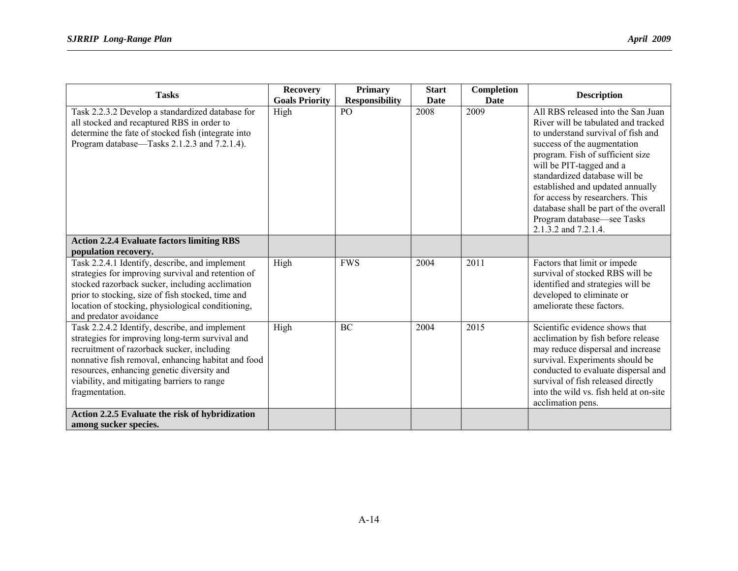| Tasks | Recovery Goals Priority | Primary Responsibility | Start Date | Completion Date | Description |
|---|---|---|---|---|---|
| Task 2.2.3.2 Develop a standardized database for all stocked and recaptured RBS in order to determine the fate of stocked fish (integrate into Program database—Tasks 2.1.2.3 and 7.2.1.4). | High | PO | 2008 | 2009 | All RBS released into the San Juan River will be tabulated and tracked to understand survival of fish and success of the augmentation program. Fish of sufficient size will be PIT-tagged and a standardized database will be established and updated annually for access by researchers. This database shall be part of the overall Program database—see Tasks 2.1.3.2 and 7.2.1.4. |
| **Action 2.2.4 Evaluate factors limiting RBS population recovery.** | | | | | |
| Task 2.2.4.1 Identify, describe, and implement strategies for improving survival and retention of stocked razorback sucker, including acclimation prior to stocking, size of fish stocked, time and location of stocking, physiological conditioning, and predator avoidance | High | FWS | 2004 | 2011 | Factors that limit or impede survival of stocked RBS will be identified and strategies will be developed to eliminate or ameliorate these factors. |
| Task 2.2.4.2 Identify, describe, and implement strategies for improving long-term survival and recruitment of razorback sucker, including nonnative fish removal, enhancing habitat and food resources, enhancing genetic diversity and viability, and mitigating barriers to range fragmentation. | High | BC | 2004 | 2015 | Scientific evidence shows that acclimation by fish before release may reduce dispersal and increase survival. Experiments should be conducted to evaluate dispersal and survival of fish released directly into the wild vs. fish held at on-site acclimation pens. |
| **Action 2.2.5 Evaluate the risk of hybridization among sucker species.** | | | | | |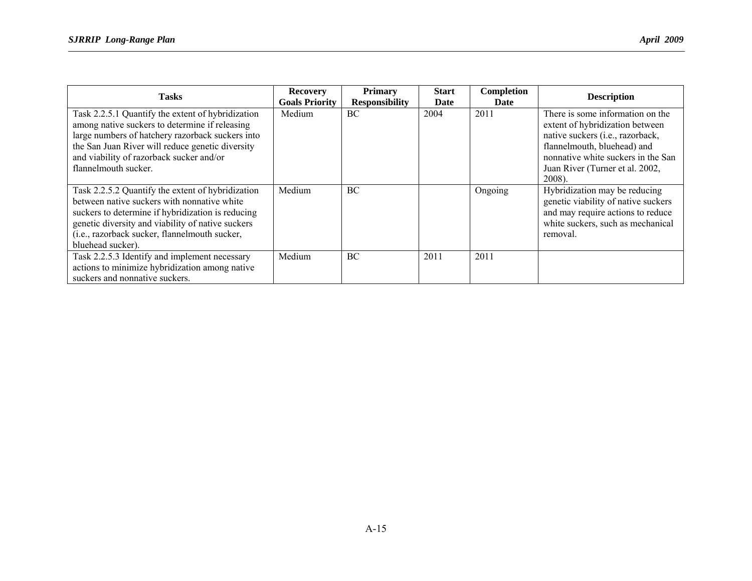| Tasks | Recovery Goals Priority | Primary Responsibility | Start Date | Completion Date | Description |
|---|---|---|---|---|---|
| Task 2.2.5.1 Quantify the extent of hybridization among native suckers to determine if releasing large numbers of hatchery razorback suckers into the San Juan River will reduce genetic diversity and viability of razorback sucker and/or flannelmouth sucker. | Medium | BC | 2004 | 2011 | There is some information on the extent of hybridization between native suckers (i.e., razorback, flannelmouth, bluehead) and nonnative white suckers in the San Juan River (Turner et al. 2002, 2008). |
| Task 2.2.5.2 Quantify the extent of hybridization between native suckers with nonnative white suckers to determine if hybridization is reducing genetic diversity and viability of native suckers (i.e., razorback sucker, flannelmouth sucker, bluehead sucker). | Medium | BC | | Ongoing | Hybridization may be reducing genetic viability of native suckers and may require actions to reduce white suckers, such as mechanical removal. |
| Task 2.2.5.3 Identify and implement necessary actions to minimize hybridization among native suckers and nonnative suckers. | Medium | BC | 2011 | 2011 | |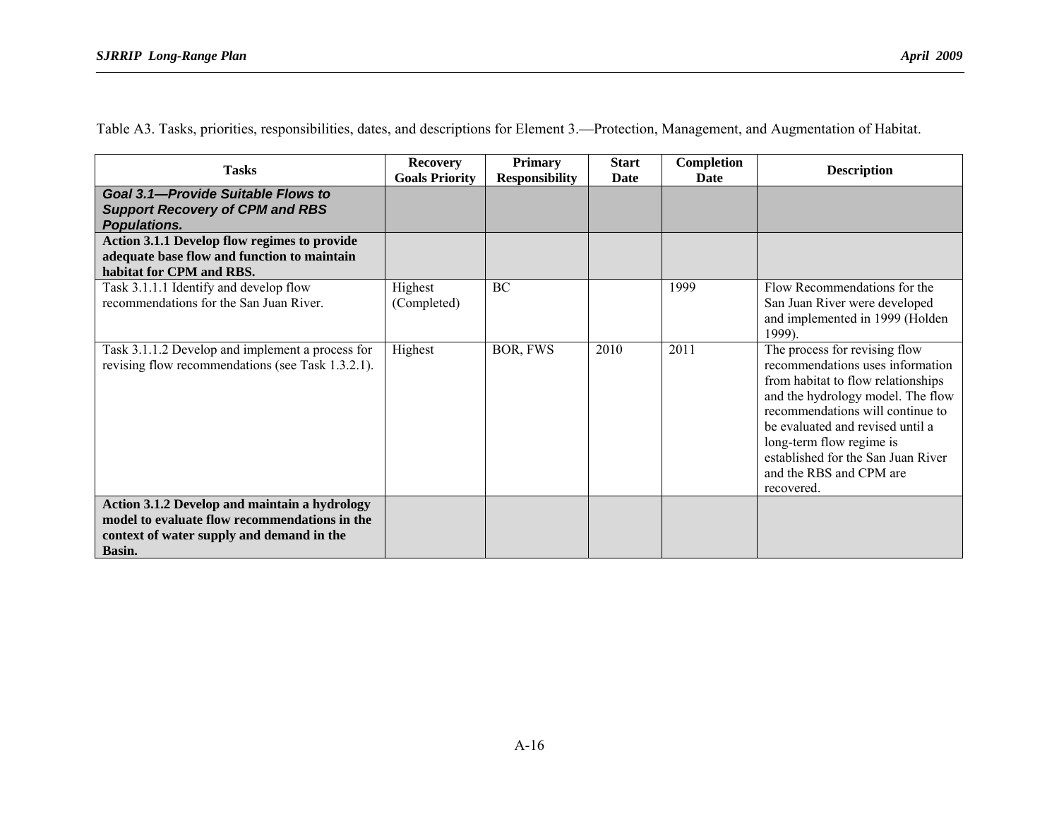Table A3. Tasks, priorities, responsibilities, dates, and descriptions for Element 3.—Protection, Management, and Augmentation of Habitat.

| Tasks | Recovery Goals Priority | Primary Responsibility | Start Date | Completion Date | Description |
|---|---|---|---|---|---|
| ***Goal 3.1—Provide Suitable Flows to Support Recovery of CPM and RBS Populations.*** | | | | | |
| **Action 3.1.1 Develop flow regimes to provide adequate base flow and function to maintain habitat for CPM and RBS.** | | | | | |
| Task 3.1.1.1 Identify and develop flow recommendations for the San Juan River. | Highest (Completed) | BC | | 1999 | Flow Recommendations for the San Juan River were developed and implemented in 1999 (Holden 1999). |
| Task 3.1.1.2 Develop and implement a process for revising flow recommendations (see Task 1.3.2.1). | Highest | BOR, FWS | 2010 | 2011 | The process for revising flow recommendations uses information from habitat to flow relationships and the hydrology model. The flow recommendations will continue to be evaluated and revised until a long-term flow regime is established for the San Juan River and the RBS and CPM are recovered. |
| **Action 3.1.2 Develop and maintain a hydrology model to evaluate flow recommendations in the context of water supply and demand in the Basin.** | | | | | |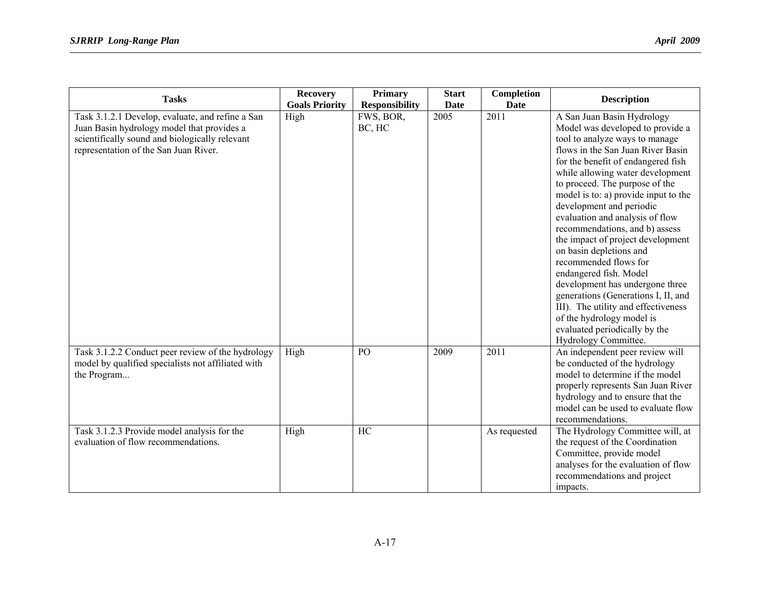| Tasks | Recovery Goals Priority | Primary Responsibility | Start Date | Completion Date | Description |
|---|---|---|---|---|---|
| Task 3.1.2.1 Develop, evaluate, and refine a San Juan Basin hydrology model that provides a scientifically sound and biologically relevant representation of the San Juan River. | High | FWS, BOR, BC, HC | 2005 | 2011 | A San Juan Basin Hydrology Model was developed to provide a tool to analyze ways to manage flows in the San Juan River Basin for the benefit of endangered fish while allowing water development to proceed. The purpose of the model is to: a) provide input to the development and periodic evaluation and analysis of flow recommendations, and b) assess the impact of project development on basin depletions and recommended flows for endangered fish. Model development has undergone three generations (Generations I, II, and III). The utility and effectiveness of the hydrology model is evaluated periodically by the Hydrology Committee. |
| Task 3.1.2.2 Conduct peer review of the hydrology model by qualified specialists not affiliated with the Program... | High | PO | 2009 | 2011 | An independent peer review will be conducted of the hydrology model to determine if the model properly represents San Juan River hydrology and to ensure that the model can be used to evaluate flow recommendations. |
| Task 3.1.2.3 Provide model analysis for the evaluation of flow recommendations. | High | HC | | As requested | The Hydrology Committee will, at the request of the Coordination Committee, provide model analyses for the evaluation of flow recommendations and project impacts. |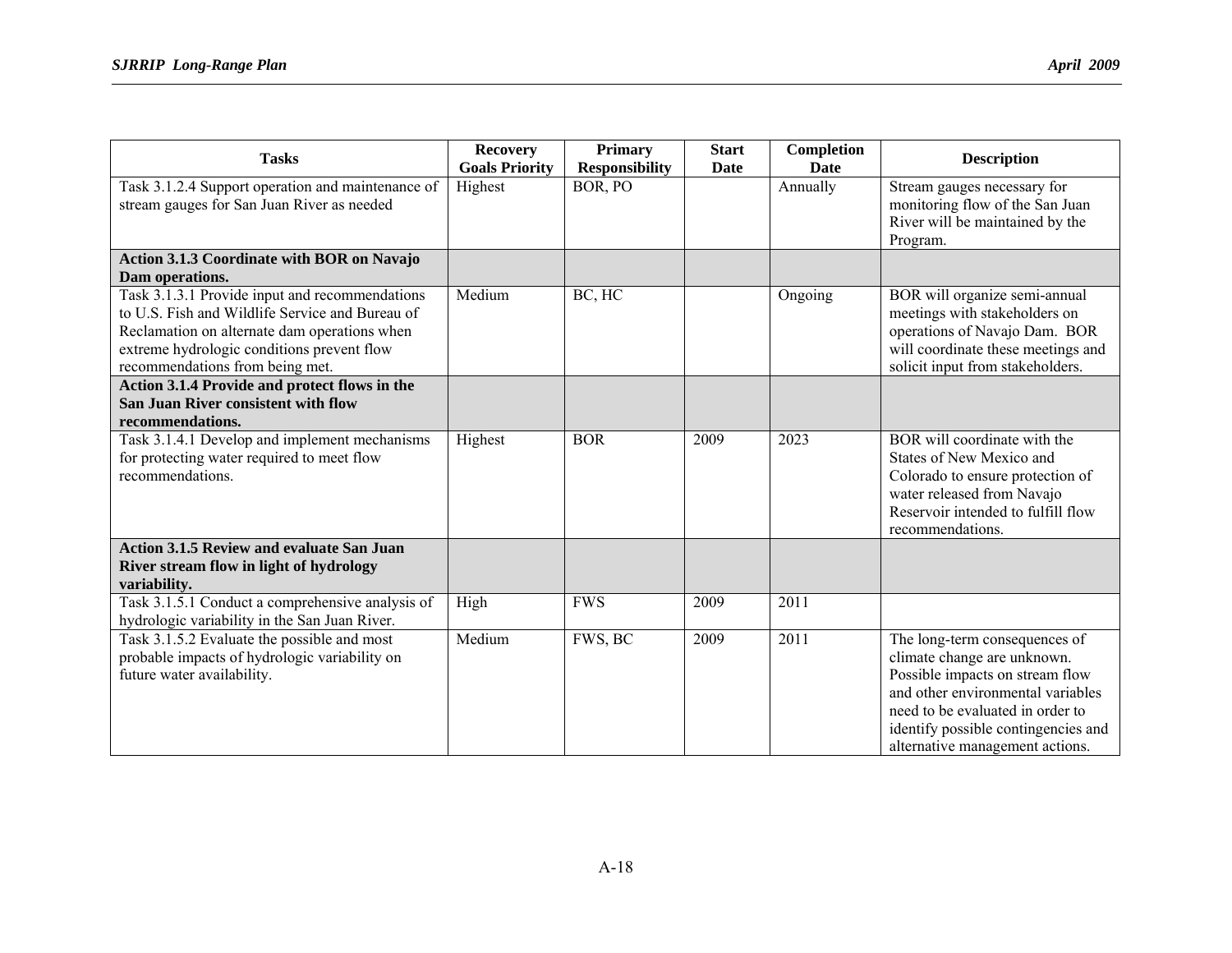| Tasks | Recovery Goals Priority | Primary Responsibility | Start Date | Completion Date | Description |
|---|---|---|---|---|---|
| Task 3.1.2.4 Support operation and maintenance of stream gauges for San Juan River as needed | Highest | BOR, PO | | Annually | Stream gauges necessary for monitoring flow of the San Juan River will be maintained by the Program. |
| **Action 3.1.3 Coordinate with BOR on Navajo Dam operations.** | | | | | |
| Task 3.1.3.1 Provide input and recommendations to U.S. Fish and Wildlife Service and Bureau of Reclamation on alternate dam operations when extreme hydrologic conditions prevent flow recommendations from being met. | Medium | BC, HC | | Ongoing | BOR will organize semi-annual meetings with stakeholders on operations of Navajo Dam. BOR will coordinate these meetings and solicit input from stakeholders. |
| **Action 3.1.4 Provide and protect flows in the San Juan River consistent with flow recommendations.** | | | | | |
| Task 3.1.4.1 Develop and implement mechanisms for protecting water required to meet flow recommendations. | Highest | BOR | 2009 | 2023 | BOR will coordinate with the States of New Mexico and Colorado to ensure protection of water released from Navajo Reservoir intended to fulfill flow recommendations. |
| **Action 3.1.5 Review and evaluate San Juan River stream flow in light of hydrology variability.** | | | | | |
| Task 3.1.5.1 Conduct a comprehensive analysis of hydrologic variability in the San Juan River. | High | FWS | 2009 | 2011 | |
| Task 3.1.5.2 Evaluate the possible and most probable impacts of hydrologic variability on future water availability. | Medium | FWS, BC | 2009 | 2011 | The long-term consequences of climate change are unknown. Possible impacts on stream flow and other environmental variables need to be evaluated in order to identify possible contingencies and alternative management actions. |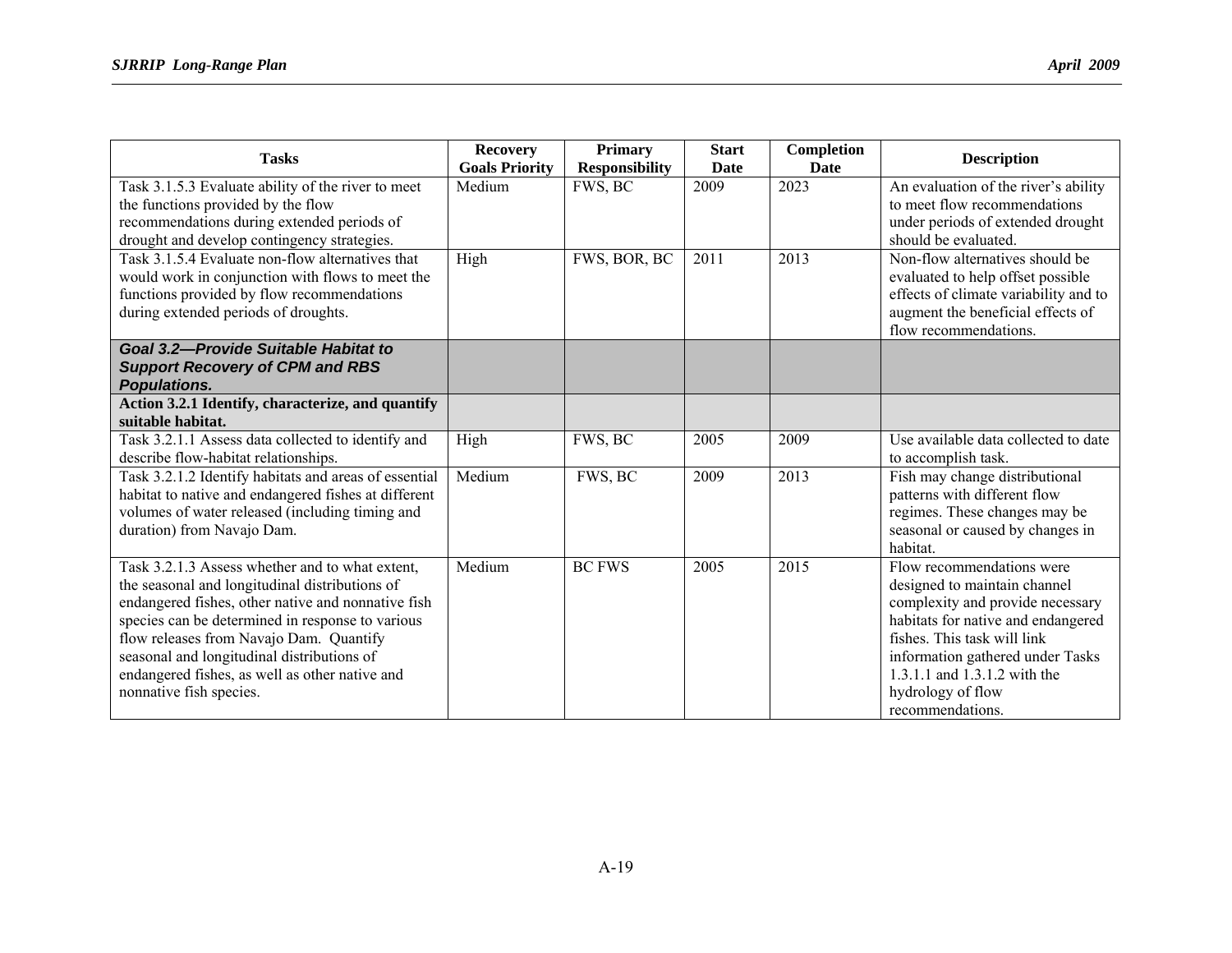| Tasks | Recovery Goals Priority | Primary Responsibility | Start Date | Completion Date | Description |
|---|---|---|---|---|---|
| Task 3.1.5.3 Evaluate ability of the river to meet the functions provided by the flow recommendations during extended periods of drought and develop contingency strategies. | Medium | FWS, BC | 2009 | 2023 | An evaluation of the river's ability to meet flow recommendations under periods of extended drought should be evaluated. |
| Task 3.1.5.4 Evaluate non-flow alternatives that would work in conjunction with flows to meet the functions provided by flow recommendations during extended periods of droughts. | High | FWS, BOR, BC | 2011 | 2013 | Non-flow alternatives should be evaluated to help offset possible effects of climate variability and to augment the beneficial effects of flow recommendations. |
| ***Goal 3.2—Provide Suitable Habitat to Support Recovery of CPM and RBS Populations.*** | | | | | |
| **Action 3.2.1 Identify, characterize, and quantify suitable habitat.** | | | | | |
| Task 3.2.1.1 Assess data collected to identify and describe flow-habitat relationships. | High | FWS, BC | 2005 | 2009 | Use available data collected to date to accomplish task. |
| Task 3.2.1.2 Identify habitats and areas of essential habitat to native and endangered fishes at different volumes of water released (including timing and duration) from Navajo Dam. | Medium | FWS, BC | 2009 | 2013 | Fish may change distributional patterns with different flow regimes. These changes may be seasonal or caused by changes in habitat. |
| Task 3.2.1.3 Assess whether and to what extent, the seasonal and longitudinal distributions of endangered fishes, other native and nonnative fish species can be determined in response to various flow releases from Navajo Dam. Quantify seasonal and longitudinal distributions of endangered fishes, as well as other native and nonnative fish species. | Medium | BC FWS | 2005 | 2015 | Flow recommendations were designed to maintain channel complexity and provide necessary habitats for native and endangered fishes. This task will link information gathered under Tasks 1.3.1.1 and 1.3.1.2 with the hydrology of flow recommendations. |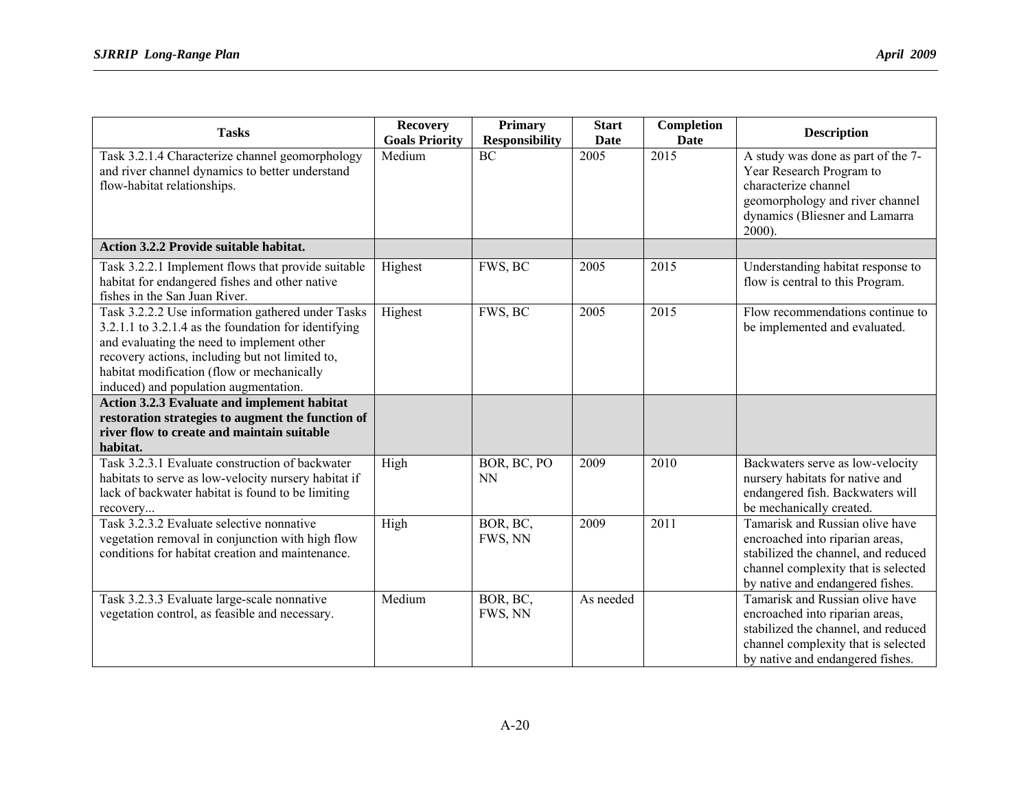| Tasks | Recovery Goals Priority | Primary Responsibility | Start Date | Completion Date | Description |
|---|---|---|---|---|---|
| Task 3.2.1.4 Characterize channel geomorphology and river channel dynamics to better understand flow-habitat relationships. | Medium | BC | 2005 | 2015 | A study was done as part of the 7-Year Research Program to characterize channel geomorphology and river channel dynamics (Bliesner and Lamarra 2000). |
| **Action 3.2.2 Provide suitable habitat.** | | | | | |
| Task 3.2.2.1 Implement flows that provide suitable habitat for endangered fishes and other native fishes in the San Juan River. | Highest | FWS, BC | 2005 | 2015 | Understanding habitat response to flow is central to this Program. |
| Task 3.2.2.2 Use information gathered under Tasks 3.2.1.1 to 3.2.1.4 as the foundation for identifying and evaluating the need to implement other recovery actions, including but not limited to, habitat modification (flow or mechanically induced) and population augmentation. | Highest | FWS, BC | 2005 | 2015 | Flow recommendations continue to be implemented and evaluated. |
| **Action 3.2.3 Evaluate and implement habitat restoration strategies to augment the function of river flow to create and maintain suitable habitat.** | | | | | |
| Task 3.2.3.1 Evaluate construction of backwater habitats to serve as low-velocity nursery habitat if lack of backwater habitat is found to be limiting recovery... | High | BOR, BC, PO NN | 2009 | 2010 | Backwaters serve as low-velocity nursery habitats for native and endangered fish. Backwaters will be mechanically created. |
| Task 3.2.3.2 Evaluate selective nonnative vegetation removal in conjunction with high flow conditions for habitat creation and maintenance. | High | BOR, BC, FWS, NN | 2009 | 2011 | Tamarisk and Russian olive have encroached into riparian areas, stabilized the channel, and reduced channel complexity that is selected by native and endangered fishes. |
| Task 3.2.3.3 Evaluate large-scale nonnative vegetation control, as feasible and necessary. | Medium | BOR, BC, FWS, NN | As needed | | Tamarisk and Russian olive have encroached into riparian areas, stabilized the channel, and reduced channel complexity that is selected by native and endangered fishes. |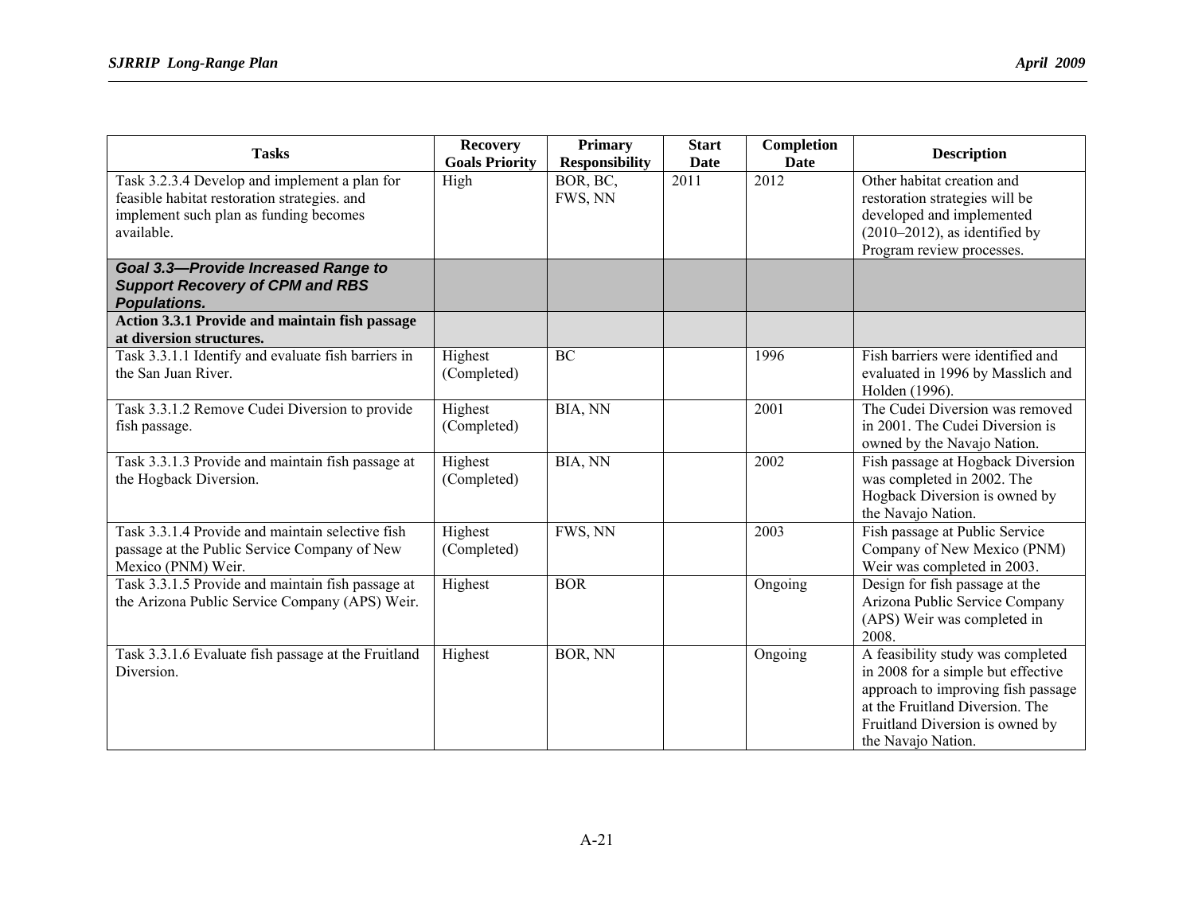| Tasks | Recovery Goals Priority | Primary Responsibility | Start Date | Completion Date | Description |
|---|---|---|---|---|---|
| Task 3.2.3.4 Develop and implement a plan for feasible habitat restoration strategies. and implement such plan as funding becomes available. | High | BOR, BC, FWS, NN | 2011 | 2012 | Other habitat creation and restoration strategies will be developed and implemented (2010–2012), as identified by Program review processes. |
| ***Goal 3.3—Provide Increased Range to Support Recovery of CPM and RBS Populations.*** | | | | | |
| **Action 3.3.1 Provide and maintain fish passage at diversion structures.** | | | | | |
| Task 3.3.1.1 Identify and evaluate fish barriers in the San Juan River. | Highest (Completed) | BC | | 1996 | Fish barriers were identified and evaluated in 1996 by Masslich and Holden (1996). |
| Task 3.3.1.2 Remove Cudei Diversion to provide fish passage. | Highest (Completed) | BIA, NN | | 2001 | The Cudei Diversion was removed in 2001. The Cudei Diversion is owned by the Navajo Nation. |
| Task 3.3.1.3 Provide and maintain fish passage at the Hogback Diversion. | Highest (Completed) | BIA, NN | | 2002 | Fish passage at Hogback Diversion was completed in 2002. The Hogback Diversion is owned by the Navajo Nation. |
| Task 3.3.1.4 Provide and maintain selective fish passage at the Public Service Company of New Mexico (PNM) Weir. | Highest (Completed) | FWS, NN | | 2003 | Fish passage at Public Service Company of New Mexico (PNM) Weir was completed in 2003. |
| Task 3.3.1.5 Provide and maintain fish passage at the Arizona Public Service Company (APS) Weir. | Highest | BOR | | Ongoing | Design for fish passage at the Arizona Public Service Company (APS) Weir was completed in 2008. |
| Task 3.3.1.6 Evaluate fish passage at the Fruitland Diversion. | Highest | BOR, NN | | Ongoing | A feasibility study was completed in 2008 for a simple but effective approach to improving fish passage at the Fruitland Diversion. The Fruitland Diversion is owned by the Navajo Nation. |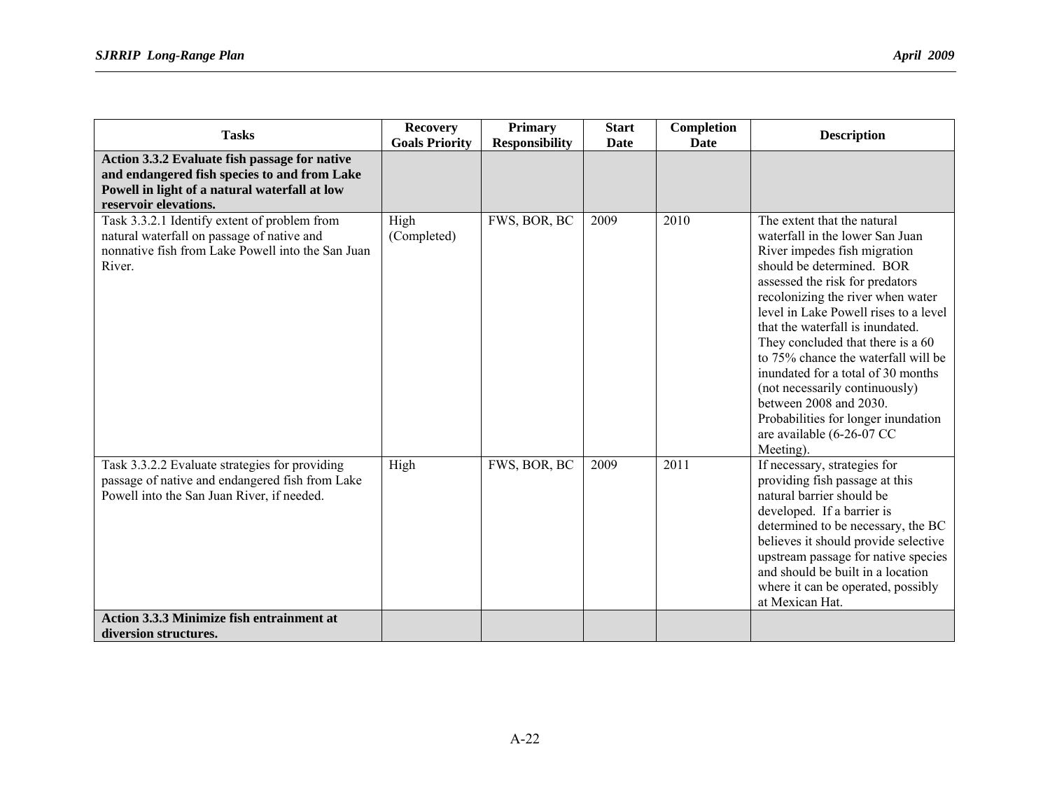| Tasks | Recovery Goals Priority | Primary Responsibility | Start Date | Completion Date | Description |
|---|---|---|---|---|---|
| **Action 3.3.2 Evaluate fish passage for native and endangered fish species to and from Lake Powell in light of a natural waterfall at low reservoir elevations.** | | | | | |
| Task 3.3.2.1 Identify extent of problem from natural waterfall on passage of native and nonnative fish from Lake Powell into the San Juan River. | High (Completed) | FWS, BOR, BC | 2009 | 2010 | The extent that the natural waterfall in the lower San Juan River impedes fish migration should be determined. BOR assessed the risk for predators recolonizing the river when water level in Lake Powell rises to a level that the waterfall is inundated. They concluded that there is a 60 to 75% chance the waterfall will be inundated for a total of 30 months (not necessarily continuously) between 2008 and 2030. Probabilities for longer inundation are available (6-26-07 CC Meeting). |
| Task 3.3.2.2 Evaluate strategies for providing passage of native and endangered fish from Lake Powell into the San Juan River, if needed. | High | FWS, BOR, BC | 2009 | 2011 | If necessary, strategies for providing fish passage at this natural barrier should be developed. If a barrier is determined to be necessary, the BC believes it should provide selective upstream passage for native species and should be built in a location where it can be operated, possibly at Mexican Hat. |
| **Action 3.3.3 Minimize fish entrainment at diversion structures.** | | | | | |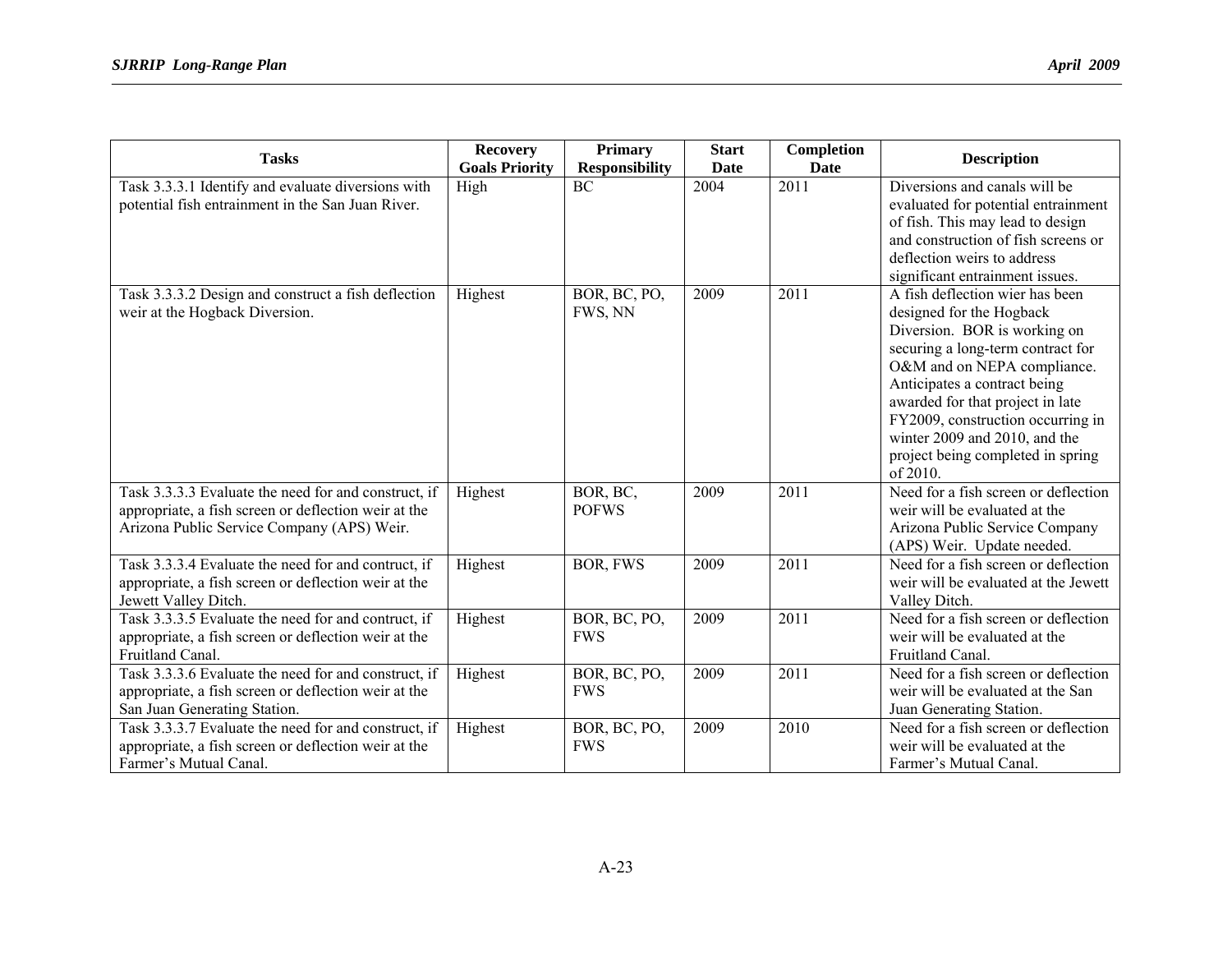| Tasks | Recovery Goals Priority | Primary Responsibility | Start Date | Completion Date | Description |
| --- | --- | --- | --- | --- | --- |
| Task 3.3.3.1 Identify and evaluate diversions with potential fish entrainment in the San Juan River. | High | BC | 2004 | 2011 | Diversions and canals will be evaluated for potential entrainment of fish. This may lead to design and construction of fish screens or deflection weirs to address significant entrainment issues. |
| Task 3.3.3.2 Design and construct a fish deflection weir at the Hogback Diversion. | Highest | BOR, BC, PO, FWS, NN | 2009 | 2011 | A fish deflection wier has been designed for the Hogback Diversion. BOR is working on securing a long-term contract for O&M and on NEPA compliance. Anticipates a contract being awarded for that project in late FY2009, construction occurring in winter 2009 and 2010, and the project being completed in spring of 2010. |
| Task 3.3.3.3 Evaluate the need for and construct, if appropriate, a fish screen or deflection weir at the Arizona Public Service Company (APS) Weir. | Highest | BOR, BC, POFWS | 2009 | 2011 | Need for a fish screen or deflection weir will be evaluated at the Arizona Public Service Company (APS) Weir. Update needed. |
| Task 3.3.3.4 Evaluate the need for and contruct, if appropriate, a fish screen or deflection weir at the Jewett Valley Ditch. | Highest | BOR, FWS | 2009 | 2011 | Need for a fish screen or deflection weir will be evaluated at the Jewett Valley Ditch. |
| Task 3.3.3.5 Evaluate the need for and contruct, if appropriate, a fish screen or deflection weir at the Fruitland Canal. | Highest | BOR, BC, PO, FWS | 2009 | 2011 | Need for a fish screen or deflection weir will be evaluated at the Fruitland Canal. |
| Task 3.3.3.6 Evaluate the need for and construct, if appropriate, a fish screen or deflection weir at the San Juan Generating Station. | Highest | BOR, BC, PO, FWS | 2009 | 2011 | Need for a fish screen or deflection weir will be evaluated at the San Juan Generating Station. |
| Task 3.3.3.7 Evaluate the need for and construct, if appropriate, a fish screen or deflection weir at the Farmer's Mutual Canal. | Highest | BOR, BC, PO, FWS | 2009 | 2010 | Need for a fish screen or deflection weir will be evaluated at the Farmer's Mutual Canal. |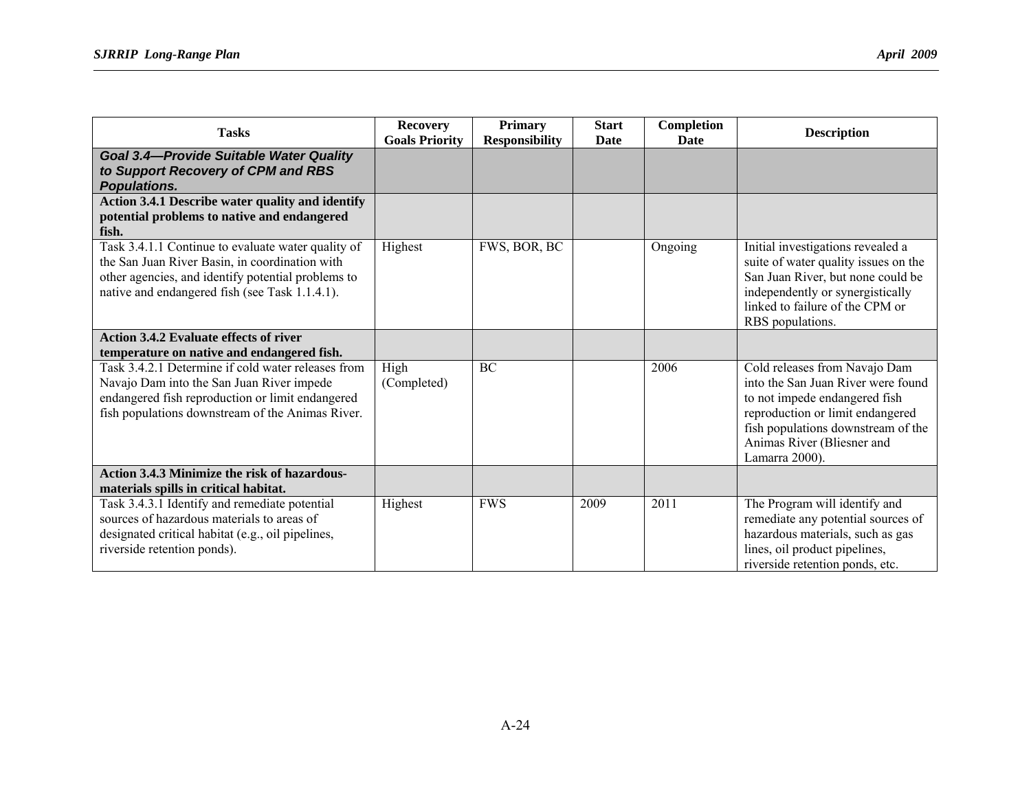| Tasks | Recovery Goals Priority | Primary Responsibility | Start Date | Completion Date | Description |
|---|---|---|---|---|---|
| ***Goal 3.4—Provide Suitable Water Quality to Support Recovery of CPM and RBS Populations.*** | | | | | |
| **Action 3.4.1 Describe water quality and identify potential problems to native and endangered fish.** | | | | | |
| Task 3.4.1.1 Continue to evaluate water quality of the San Juan River Basin, in coordination with other agencies, and identify potential problems to native and endangered fish (see Task 1.1.4.1). | Highest | FWS, BOR, BC | | Ongoing | Initial investigations revealed a suite of water quality issues on the San Juan River, but none could be independently or synergistically linked to failure of the CPM or RBS populations. |
| **Action 3.4.2 Evaluate effects of river temperature on native and endangered fish.** | | | | | |
| Task 3.4.2.1 Determine if cold water releases from Navajo Dam into the San Juan River impede endangered fish reproduction or limit endangered fish populations downstream of the Animas River. | High (Completed) | BC | | 2006 | Cold releases from Navajo Dam into the San Juan River were found to not impede endangered fish reproduction or limit endangered fish populations downstream of the Animas River (Bliesner and Lamarra 2000). |
| **Action 3.4.3 Minimize the risk of hazardous-materials spills in critical habitat.** | | | | | |
| Task 3.4.3.1 Identify and remediate potential sources of hazardous materials to areas of designated critical habitat (e.g., oil pipelines, riverside retention ponds). | Highest | FWS | 2009 | 2011 | The Program will identify and remediate any potential sources of hazardous materials, such as gas lines, oil product pipelines, riverside retention ponds, etc. |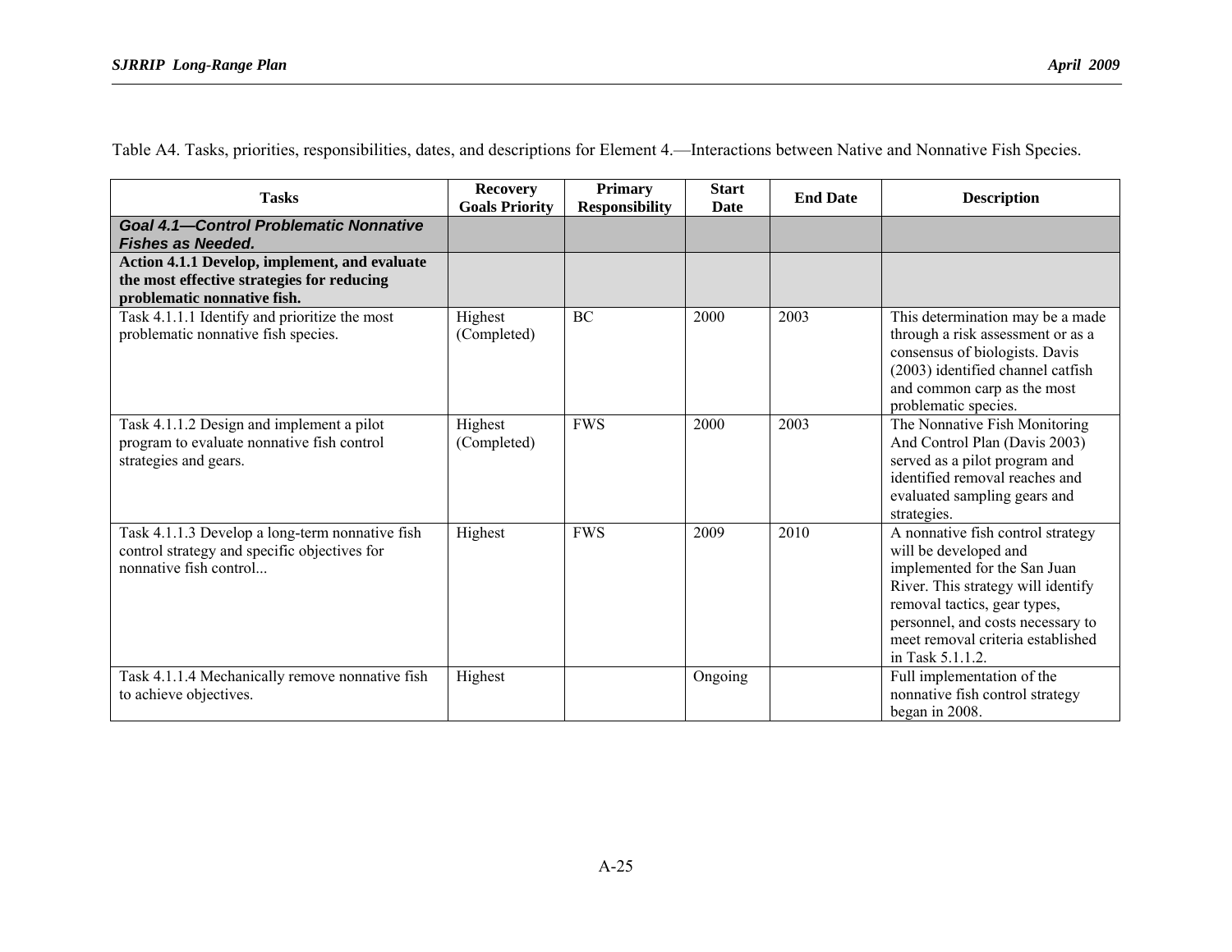Table A4. Tasks, priorities, responsibilities, dates, and descriptions for Element 4.—Interactions between Native and Nonnative Fish Species.

| Tasks | Recovery Goals Priority | Primary Responsibility | Start Date | End Date | Description |
|---|---|---|---|---|---|
| ***Goal 4.1—Control Problematic Nonnative Fishes as Needed.*** | | | | | |
| **Action 4.1.1 Develop, implement, and evaluate the most effective strategies for reducing problematic nonnative fish.** | | | | | |
| Task 4.1.1.1 Identify and prioritize the most problematic nonnative fish species. | Highest (Completed) | BC | 2000 | 2003 | This determination may be a made through a risk assessment or as a consensus of biologists. Davis (2003) identified channel catfish and common carp as the most problematic species. |
| Task 4.1.1.2 Design and implement a pilot program to evaluate nonnative fish control strategies and gears. | Highest (Completed) | FWS | 2000 | 2003 | The Nonnative Fish Monitoring And Control Plan (Davis 2003) served as a pilot program and identified removal reaches and evaluated sampling gears and strategies. |
| Task 4.1.1.3 Develop a long-term nonnative fish control strategy and specific objectives for nonnative fish control... | Highest | FWS | 2009 | 2010 | A nonnative fish control strategy will be developed and implemented for the San Juan River. This strategy will identify removal tactics, gear types, personnel, and costs necessary to meet removal criteria established in Task 5.1.1.2. |
| Task 4.1.1.4 Mechanically remove nonnative fish to achieve objectives. | Highest | | Ongoing | | Full implementation of the nonnative fish control strategy began in 2008. |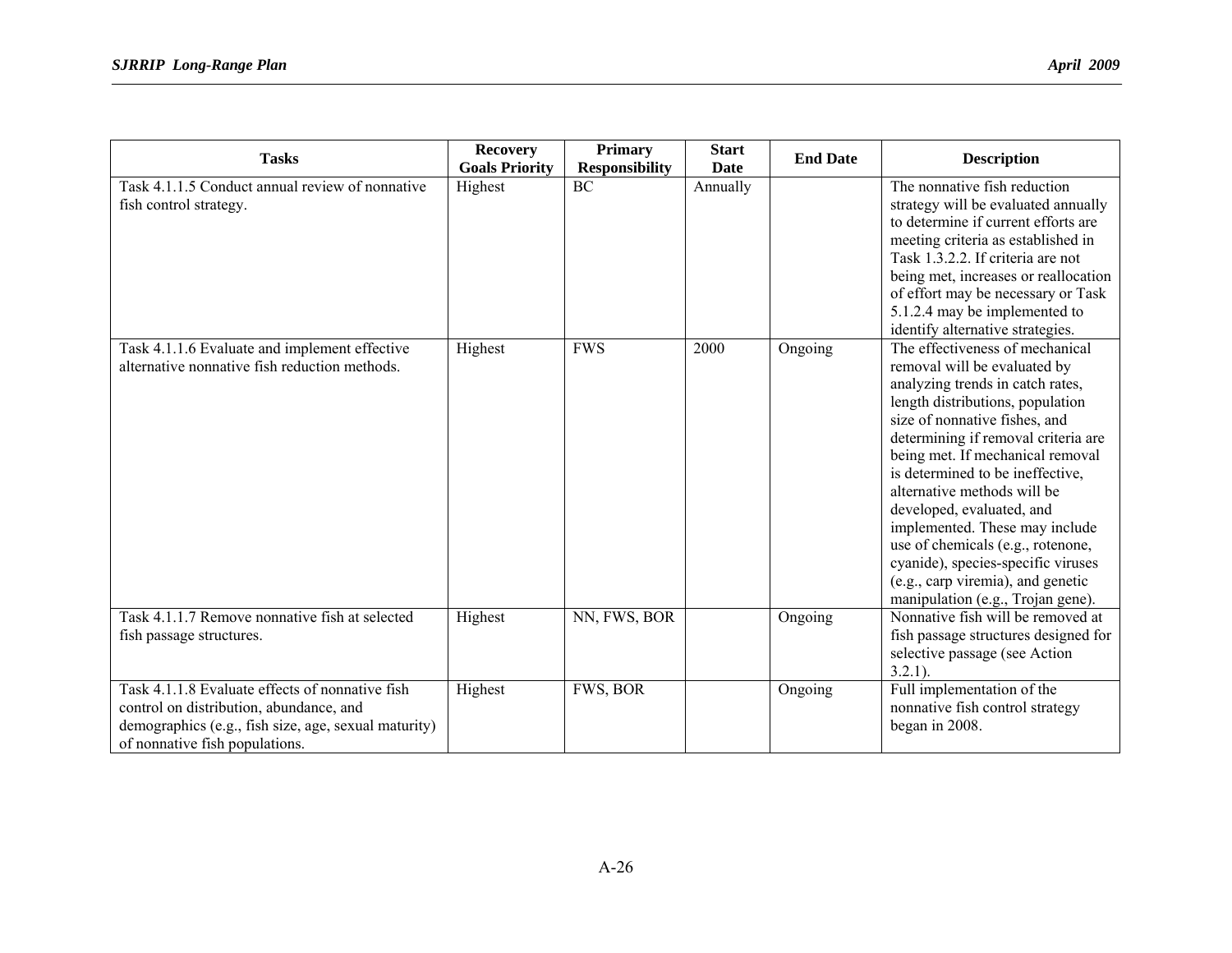| Tasks | Recovery Goals Priority | Primary Responsibility | Start Date | End Date | Description |
|---|---|---|---|---|---|
| Task 4.1.1.5 Conduct annual review of nonnative fish control strategy. | Highest | BC | Annually | | The nonnative fish reduction strategy will be evaluated annually to determine if current efforts are meeting criteria as established in Task 1.3.2.2. If criteria are not being met, increases or reallocation of effort may be necessary or Task 5.1.2.4 may be implemented to identify alternative strategies. |
| Task 4.1.1.6 Evaluate and implement effective alternative nonnative fish reduction methods. | Highest | FWS | 2000 | Ongoing | The effectiveness of mechanical removal will be evaluated by analyzing trends in catch rates, length distributions, population size of nonnative fishes, and determining if removal criteria are being met. If mechanical removal is determined to be ineffective, alternative methods will be developed, evaluated, and implemented. These may include use of chemicals (e.g., rotenone, cyanide), species-specific viruses (e.g., carp viremia), and genetic manipulation (e.g., Trojan gene). |
| Task 4.1.1.7 Remove nonnative fish at selected fish passage structures. | Highest | NN, FWS, BOR | | Ongoing | Nonnative fish will be removed at fish passage structures designed for selective passage (see Action 3.2.1). |
| Task 4.1.1.8 Evaluate effects of nonnative fish control on distribution, abundance, and demographics (e.g., fish size, age, sexual maturity) of nonnative fish populations. | Highest | FWS, BOR | | Ongoing | Full implementation of the nonnative fish control strategy began in 2008. |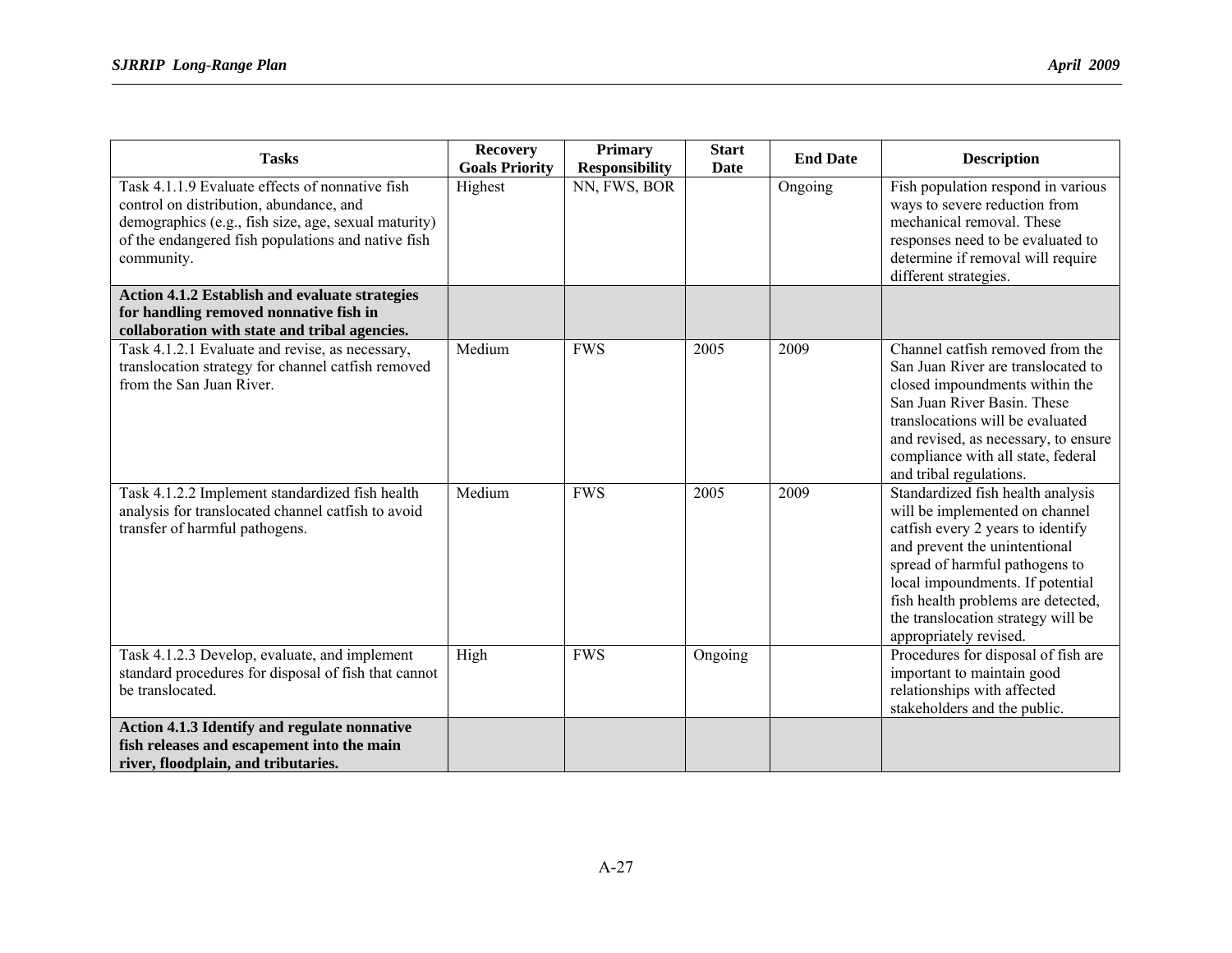| Tasks | Recovery Goals Priority | Primary Responsibility | Start Date | End Date | Description |
|---|---|---|---|---|---|
| Task 4.1.1.9 Evaluate effects of nonnative fish control on distribution, abundance, and demographics (e.g., fish size, age, sexual maturity) of the endangered fish populations and native fish community. | Highest | NN, FWS, BOR | | Ongoing | Fish population respond in various ways to severe reduction from mechanical removal. These responses need to be evaluated to determine if removal will require different strategies. |
| **Action 4.1.2 Establish and evaluate strategies for handling removed nonnative fish in collaboration with state and tribal agencies.** | | | | | |
| Task 4.1.2.1 Evaluate and revise, as necessary, translocation strategy for channel catfish removed from the San Juan River. | Medium | FWS | 2005 | 2009 | Channel catfish removed from the San Juan River are translocated to closed impoundments within the San Juan River Basin. These translocations will be evaluated and revised, as necessary, to ensure compliance with all state, federal and tribal regulations. |
| Task 4.1.2.2 Implement standardized fish health analysis for translocated channel catfish to avoid transfer of harmful pathogens. | Medium | FWS | 2005 | 2009 | Standardized fish health analysis will be implemented on channel catfish every 2 years to identify and prevent the unintentional spread of harmful pathogens to local impoundments. If potential fish health problems are detected, the translocation strategy will be appropriately revised. |
| Task 4.1.2.3 Develop, evaluate, and implement standard procedures for disposal of fish that cannot be translocated. | High | FWS | Ongoing | | Procedures for disposal of fish are important to maintain good relationships with affected stakeholders and the public. |
| **Action 4.1.3 Identify and regulate nonnative fish releases and escapement into the main river, floodplain, and tributaries.** | | | | | |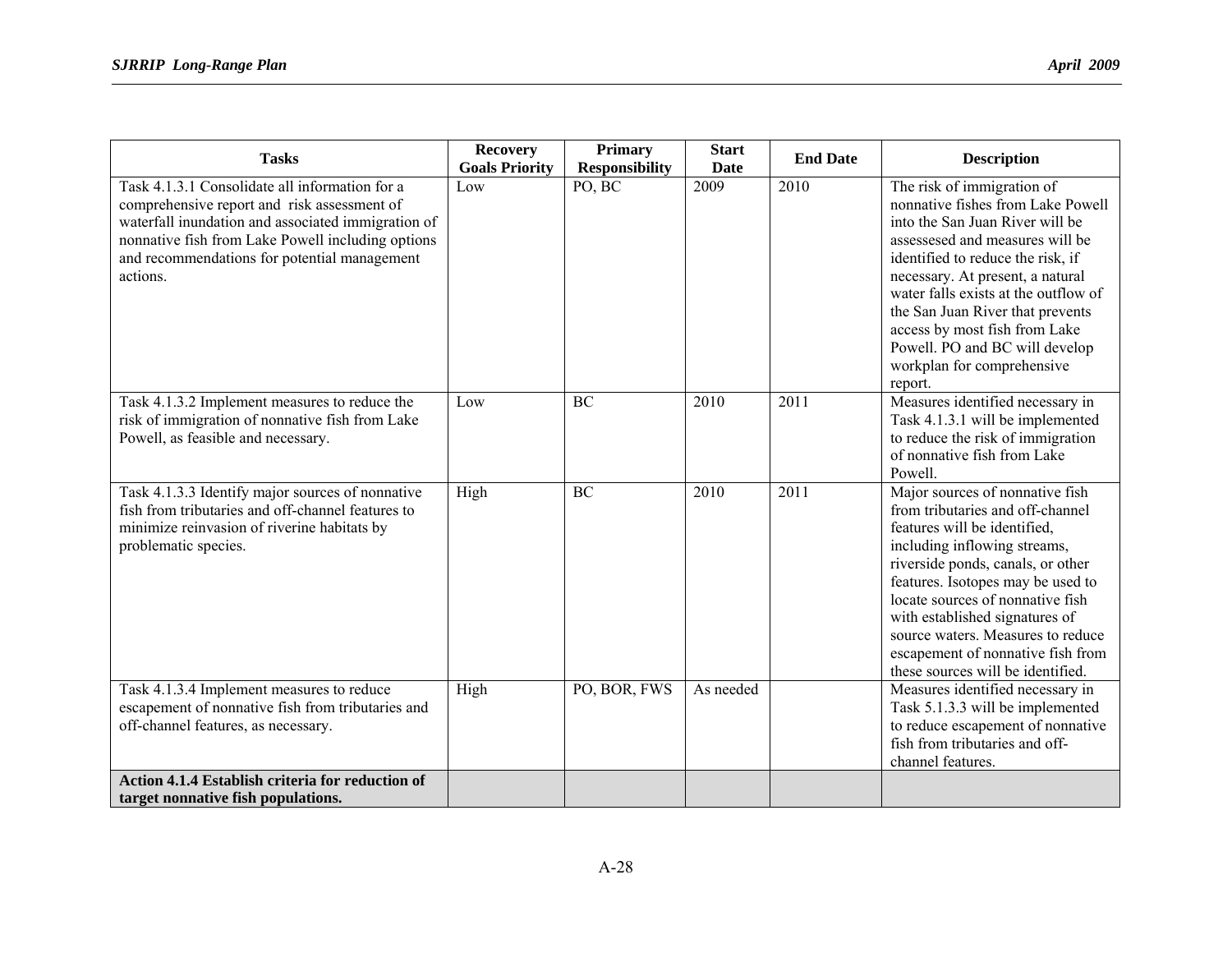| Tasks | Recovery Goals Priority | Primary Responsibility | Start Date | End Date | Description |
|---|---|---|---|---|---|
| Task 4.1.3.1 Consolidate all information for a comprehensive report and risk assessment of waterfall inundation and associated immigration of nonnative fish from Lake Powell including options and recommendations for potential management actions. | Low | PO, BC | 2009 | 2010 | The risk of immigration of nonnative fishes from Lake Powell into the San Juan River will be assessesed and measures will be identified to reduce the risk, if necessary. At present, a natural water falls exists at the outflow of the San Juan River that prevents access by most fish from Lake Powell. PO and BC will develop workplan for comprehensive report. |
| Task 4.1.3.2 Implement measures to reduce the risk of immigration of nonnative fish from Lake Powell, as feasible and necessary. | Low | BC | 2010 | 2011 | Measures identified necessary in Task 4.1.3.1 will be implemented to reduce the risk of immigration of nonnative fish from Lake Powell. |
| Task 4.1.3.3 Identify major sources of nonnative fish from tributaries and off-channel features to minimize reinvasion of riverine habitats by problematic species. | High | BC | 2010 | 2011 | Major sources of nonnative fish from tributaries and off-channel features will be identified, including inflowing streams, riverside ponds, canals, or other features. Isotopes may be used to locate sources of nonnative fish with established signatures of source waters. Measures to reduce escapement of nonnative fish from these sources will be identified. |
| Task 4.1.3.4 Implement measures to reduce escapement of nonnative fish from tributaries and off-channel features, as necessary. | High | PO, BOR, FWS | As needed | | Measures identified necessary in Task 5.1.3.3 will be implemented to reduce escapement of nonnative fish from tributaries and off-channel features. |
| **Action 4.1.4 Establish criteria for reduction of target nonnative fish populations.** | | | | | |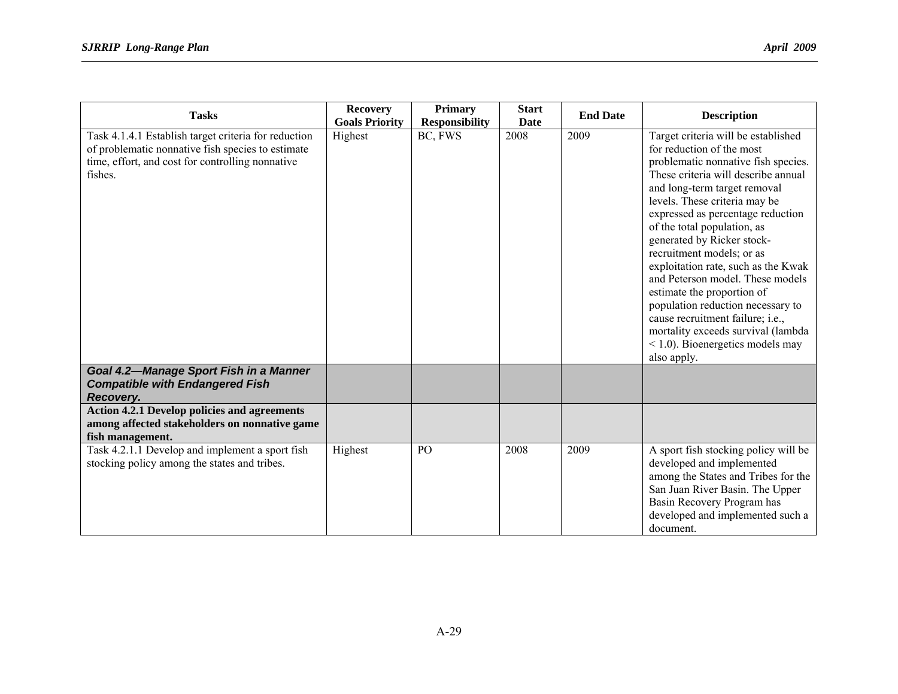| Tasks | Recovery Goals Priority | Primary Responsibility | Start Date | End Date | Description |
|---|---|---|---|---|---|
| Task 4.1.4.1 Establish target criteria for reduction of problematic nonnative fish species to estimate time, effort, and cost for controlling nonnative fishes. | Highest | BC, FWS | 2008 | 2009 | Target criteria will be established for reduction of the most problematic nonnative fish species. These criteria will describe annual and long-term target removal levels. These criteria may be expressed as percentage reduction of the total population, as generated by Ricker stock-recruitment models; or as exploitation rate, such as the Kwak and Peterson model. These models estimate the proportion of population reduction necessary to cause recruitment failure; i.e., mortality exceeds survival (lambda < 1.0). Bioenergetics models may also apply. |
| ***Goal 4.2—Manage Sport Fish in a Manner Compatible with Endangered Fish Recovery.*** | | | | | |
| **Action 4.2.1 Develop policies and agreements among affected stakeholders on nonnative game fish management.** | | | | | |
| Task 4.2.1.1 Develop and implement a sport fish stocking policy among the states and tribes. | Highest | PO | 2008 | 2009 | A sport fish stocking policy will be developed and implemented among the States and Tribes for the San Juan River Basin. The Upper Basin Recovery Program has developed and implemented such a document. |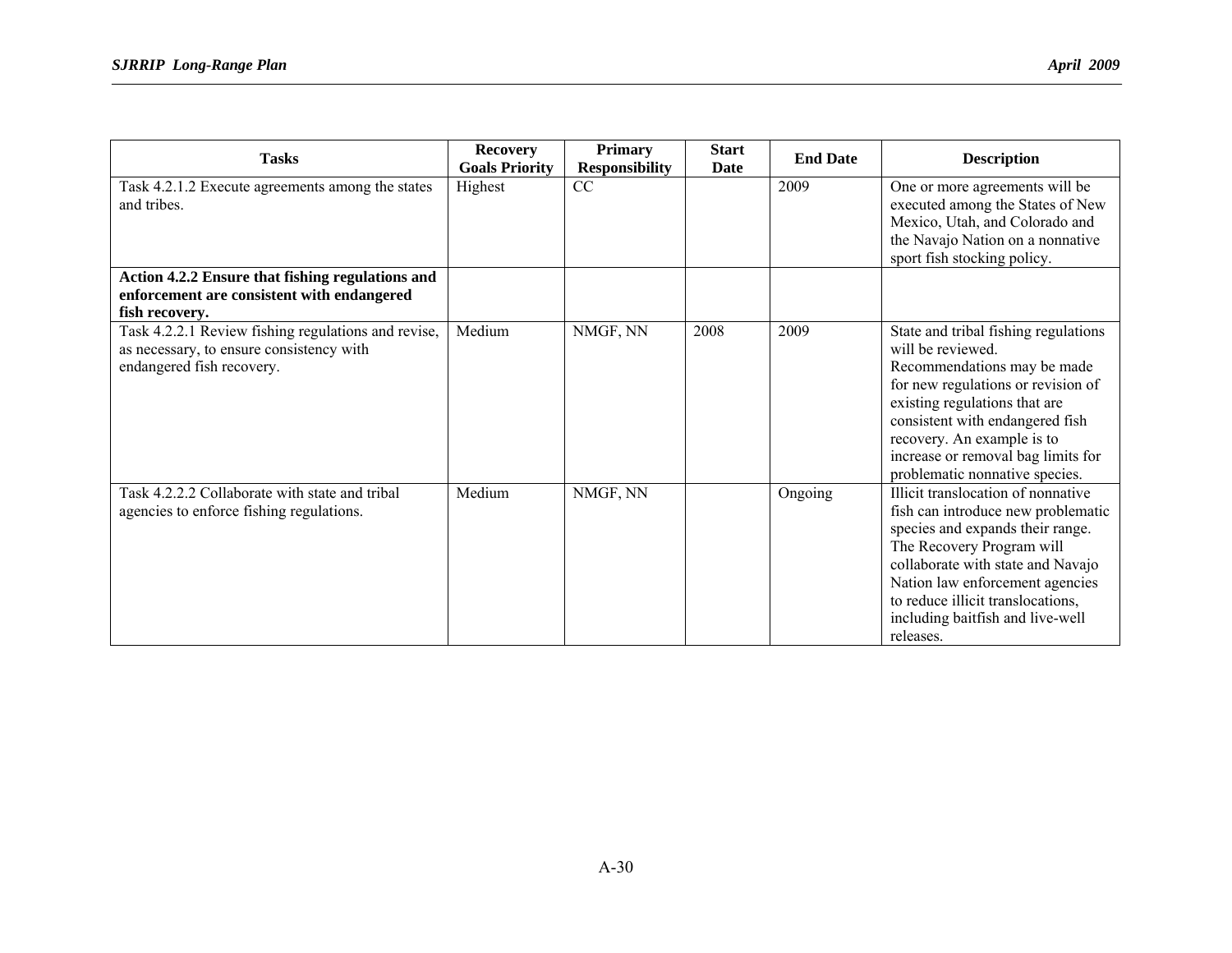| Tasks | Recovery Goals Priority | Primary Responsibility | Start Date | End Date | Description |
|---|---|---|---|---|---|
| Task 4.2.1.2 Execute agreements among the states and tribes. | Highest | CC | | 2009 | One or more agreements will be executed among the States of New Mexico, Utah, and Colorado and the Navajo Nation on a nonnative sport fish stocking policy. |
| **Action 4.2.2 Ensure that fishing regulations and enforcement are consistent with endangered fish recovery.** | | | | | |
| Task 4.2.2.1 Review fishing regulations and revise, as necessary, to ensure consistency with endangered fish recovery. | Medium | NMGF, NN | 2008 | 2009 | State and tribal fishing regulations will be reviewed. Recommendations may be made for new regulations or revision of existing regulations that are consistent with endangered fish recovery. An example is to increase or removal bag limits for problematic nonnative species. |
| Task 4.2.2.2 Collaborate with state and tribal agencies to enforce fishing regulations. | Medium | NMGF, NN | | Ongoing | Illicit translocation of nonnative fish can introduce new problematic species and expands their range. The Recovery Program will collaborate with state and Navajo Nation law enforcement agencies to reduce illicit translocations, including baitfish and live-well releases. |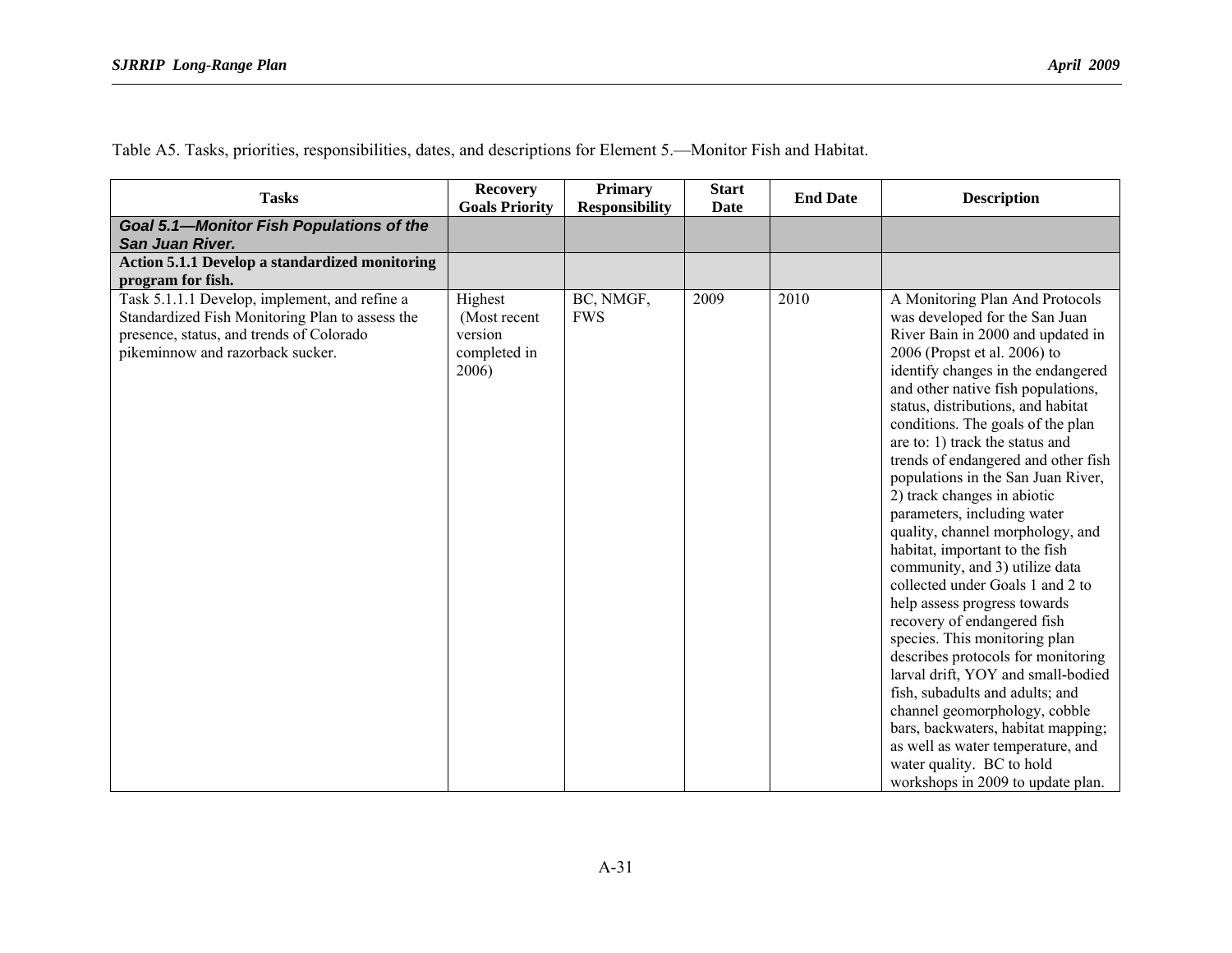Table A5. Tasks, priorities, responsibilities, dates, and descriptions for Element 5.—Monitor Fish and Habitat.

| Tasks | Recovery Goals Priority | Primary Responsibility | Start Date | End Date | Description |
|---|---|---|---|---|---|
| ***Goal 5.1—Monitor Fish Populations of the San Juan River.*** | | | | | |
| **Action 5.1.1 Develop a standardized monitoring program for fish.** | | | | | |
| Task 5.1.1.1 Develop, implement, and refine a Standardized Fish Monitoring Plan to assess the presence, status, and trends of Colorado pikeminnow and razorback sucker. | Highest (Most recent version completed in 2006) | BC, NMGF, FWS | 2009 | 2010 | A Monitoring Plan And Protocols was developed for the San Juan River Bain in 2000 and updated in 2006 (Propst et al. 2006) to identify changes in the endangered and other native fish populations, status, distributions, and habitat conditions. The goals of the plan are to: 1) track the status and trends of endangered and other fish populations in the San Juan River, 2) track changes in abiotic parameters, including water quality, channel morphology, and habitat, important to the fish community, and 3) utilize data collected under Goals 1 and 2 to help assess progress towards recovery of endangered fish species. This monitoring plan describes protocols for monitoring larval drift, YOY and small-bodied fish, subadults and adults; and channel geomorphology, cobble bars, backwaters, habitat mapping; as well as water temperature, and water quality. BC to hold workshops in 2009 to update plan. |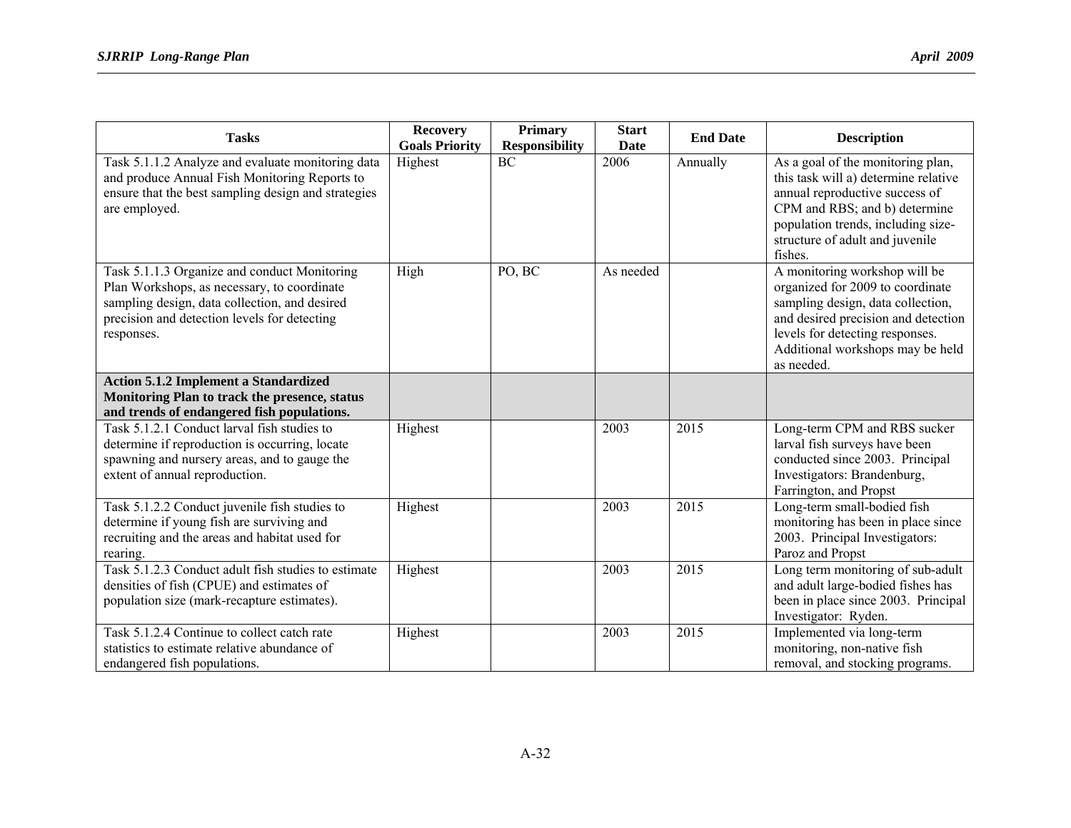| Tasks | Recovery Goals Priority | Primary Responsibility | Start Date | End Date | Description |
|---|---|---|---|---|---|
| Task 5.1.1.2 Analyze and evaluate monitoring data and produce Annual Fish Monitoring Reports to ensure that the best sampling design and strategies are employed. | Highest | BC | 2006 | Annually | As a goal of the monitoring plan, this task will a) determine relative annual reproductive success of CPM and RBS; and b) determine population trends, including size-structure of adult and juvenile fishes. |
| Task 5.1.1.3 Organize and conduct Monitoring Plan Workshops, as necessary, to coordinate sampling design, data collection, and desired precision and detection levels for detecting responses. | High | PO, BC | As needed | | A monitoring workshop will be organized for 2009 to coordinate sampling design, data collection, and desired precision and detection levels for detecting responses. Additional workshops may be held as needed. |
| **Action 5.1.2 Implement a Standardized Monitoring Plan to track the presence, status and trends of endangered fish populations.** | | | | | |
| Task 5.1.2.1 Conduct larval fish studies to determine if reproduction is occurring, locate spawning and nursery areas, and to gauge the extent of annual reproduction. | Highest | | 2003 | 2015 | Long-term CPM and RBS sucker larval fish surveys have been conducted since 2003. Principal Investigators: Brandenburg, Farrington, and Propst |
| Task 5.1.2.2 Conduct juvenile fish studies to determine if young fish are surviving and recruiting and the areas and habitat used for rearing. | Highest | | 2003 | 2015 | Long-term small-bodied fish monitoring has been in place since 2003. Principal Investigators: Paroz and Propst |
| Task 5.1.2.3 Conduct adult fish studies to estimate densities of fish (CPUE) and estimates of population size (mark-recapture estimates). | Highest | | 2003 | 2015 | Long term monitoring of sub-adult and adult large-bodied fishes has been in place since 2003. Principal Investigator: Ryden. |
| Task 5.1.2.4 Continue to collect catch rate statistics to estimate relative abundance of endangered fish populations. | Highest | | 2003 | 2015 | Implemented via long-term monitoring, non-native fish removal, and stocking programs. |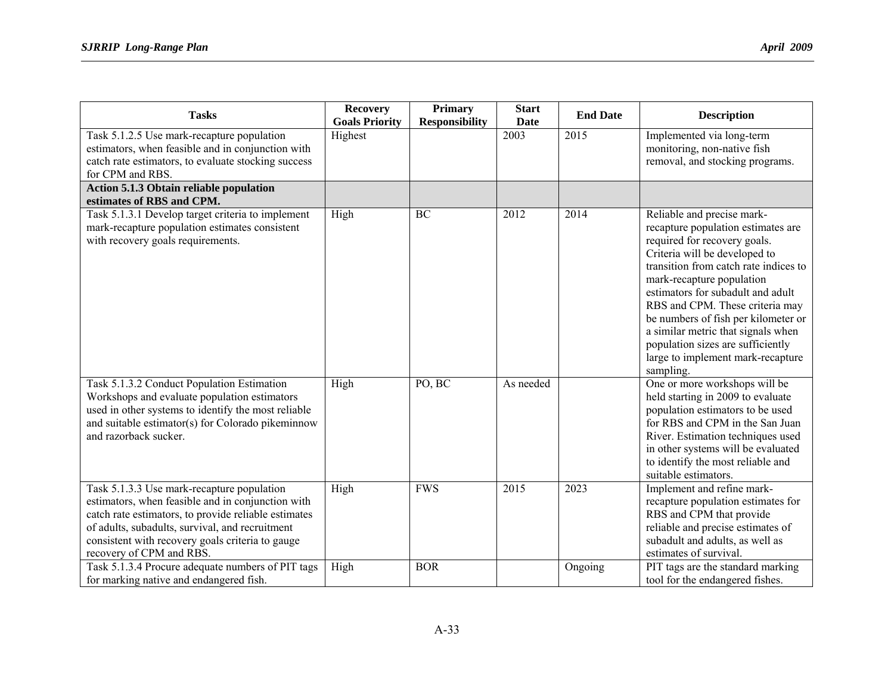| Tasks | Recovery Goals Priority | Primary Responsibility | Start Date | End Date | Description |
|---|---|---|---|---|---|
| Task 5.1.2.5 Use mark-recapture population estimators, when feasible and in conjunction with catch rate estimators, to evaluate stocking success for CPM and RBS. | Highest | | 2003 | 2015 | Implemented via long-term monitoring, non-native fish removal, and stocking programs. |
| **Action 5.1.3 Obtain reliable population estimates of RBS and CPM.** | | | | | |
| Task 5.1.3.1 Develop target criteria to implement mark-recapture population estimates consistent with recovery goals requirements. | High | BC | 2012 | 2014 | Reliable and precise mark-recapture population estimates are required for recovery goals. Criteria will be developed to transition from catch rate indices to mark-recapture population estimators for subadult and adult RBS and CPM. These criteria may be numbers of fish per kilometer or a similar metric that signals when population sizes are sufficiently large to implement mark-recapture sampling. |
| Task 5.1.3.2 Conduct Population Estimation Workshops and evaluate population estimators used in other systems to identify the most reliable and suitable estimator(s) for Colorado pikeminnow and razorback sucker. | High | PO, BC | As needed | | One or more workshops will be held starting in 2009 to evaluate population estimators to be used for RBS and CPM in the San Juan River. Estimation techniques used in other systems will be evaluated to identify the most reliable and suitable estimators. |
| Task 5.1.3.3 Use mark-recapture population estimators, when feasible and in conjunction with catch rate estimators, to provide reliable estimates of adults, subadults, survival, and recruitment consistent with recovery goals criteria to gauge recovery of CPM and RBS. | High | FWS | 2015 | 2023 | Implement and refine mark-recapture population estimates for RBS and CPM that provide reliable and precise estimates of subadult and adults, as well as estimates of survival. |
| Task 5.1.3.4 Procure adequate numbers of PIT tags for marking native and endangered fish. | High | BOR | | Ongoing | PIT tags are the standard marking tool for the endangered fishes. |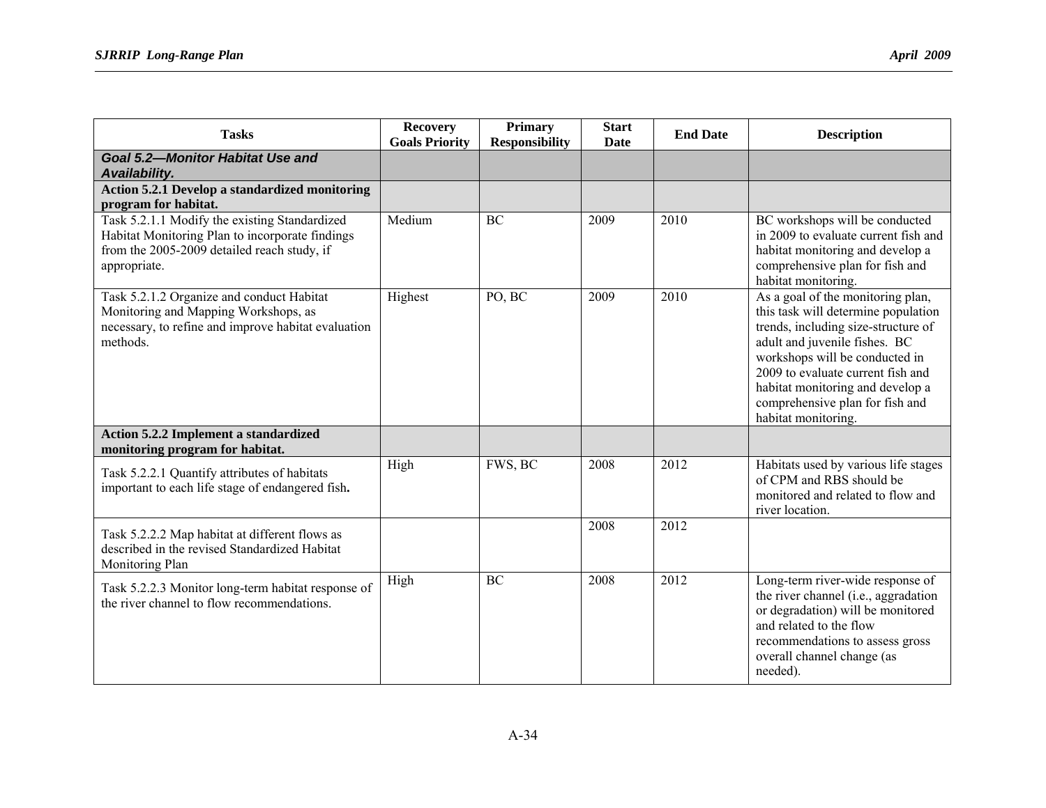| Tasks | Recovery Goals Priority | Primary Responsibility | Start Date | End Date | Description |
|---|---|---|---|---|---|
| ***Goal 5.2—Monitor Habitat Use and Availability.*** | | | | | |
| **Action 5.2.1 Develop a standardized monitoring program for habitat.** | | | | | |
| Task 5.2.1.1 Modify the existing Standardized Habitat Monitoring Plan to incorporate findings from the 2005-2009 detailed reach study, if appropriate. | Medium | BC | 2009 | 2010 | BC workshops will be conducted in 2009 to evaluate current fish and habitat monitoring and develop a comprehensive plan for fish and habitat monitoring. |
| Task 5.2.1.2 Organize and conduct Habitat Monitoring and Mapping Workshops, as necessary, to refine and improve habitat evaluation methods. | Highest | PO, BC | 2009 | 2010 | As a goal of the monitoring plan, this task will determine population trends, including size-structure of adult and juvenile fishes. BC workshops will be conducted in 2009 to evaluate current fish and habitat monitoring and develop a comprehensive plan for fish and habitat monitoring. |
| **Action 5.2.2 Implement a standardized monitoring program for habitat.** | | | | | |
| Task 5.2.2.1 Quantify attributes of habitats important to each life stage of endangered fish**.** | High | FWS, BC | 2008 | 2012 | Habitats used by various life stages of CPM and RBS should be monitored and related to flow and river location. |
| Task 5.2.2.2 Map habitat at different flows as described in the revised Standardized Habitat Monitoring Plan | | | 2008 | 2012 | |
| Task 5.2.2.3 Monitor long-term habitat response of the river channel to flow recommendations. | High | BC | 2008 | 2012 | Long-term river-wide response of the river channel (i.e., aggradation or degradation) will be monitored and related to the flow recommendations to assess gross overall channel change (as needed). |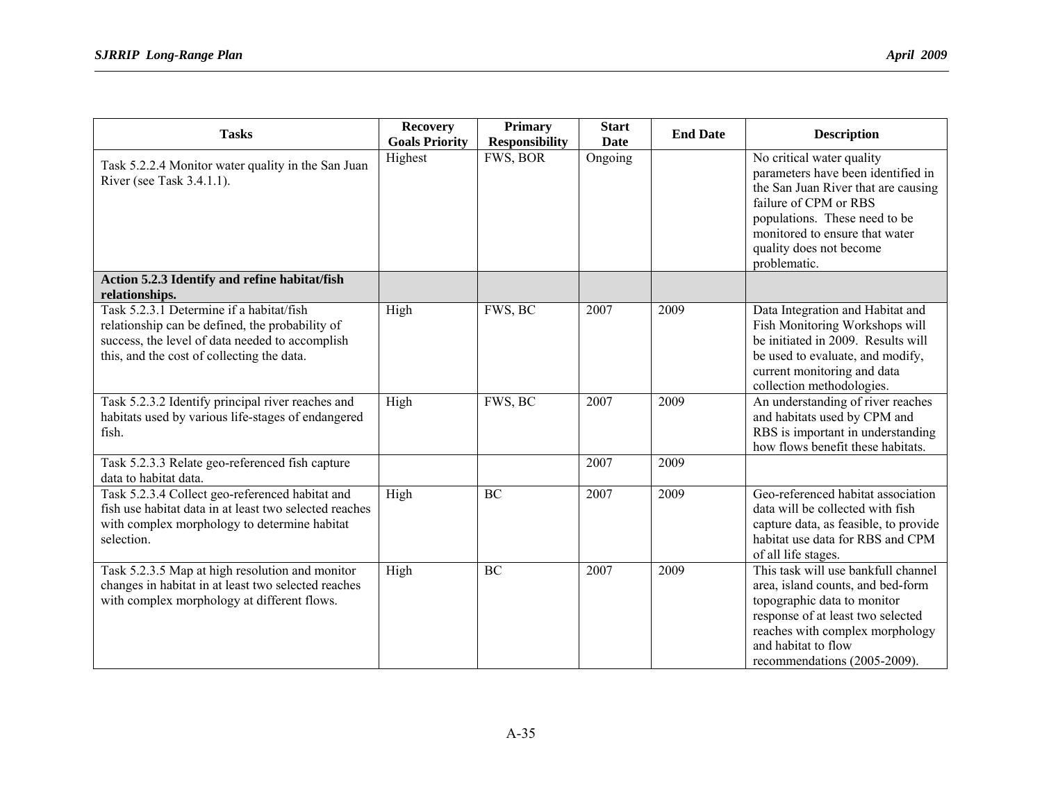| Tasks | Recovery Goals Priority | Primary Responsibility | Start Date | End Date | Description |
|---|---|---|---|---|---|
| Task 5.2.2.4 Monitor water quality in the San Juan River (see Task 3.4.1.1). | Highest | FWS, BOR | Ongoing | | No critical water quality parameters have been identified in the San Juan River that are causing failure of CPM or RBS populations. These need to be monitored to ensure that water quality does not become problematic. |
| **Action 5.2.3 Identify and refine habitat/fish relationships.** | | | | | |
| Task 5.2.3.1 Determine if a habitat/fish relationship can be defined, the probability of success, the level of data needed to accomplish this, and the cost of collecting the data. | High | FWS, BC | 2007 | 2009 | Data Integration and Habitat and Fish Monitoring Workshops will be initiated in 2009. Results will be used to evaluate, and modify, current monitoring and data collection methodologies. |
| Task 5.2.3.2 Identify principal river reaches and habitats used by various life-stages of endangered fish. | High | FWS, BC | 2007 | 2009 | An understanding of river reaches and habitats used by CPM and RBS is important in understanding how flows benefit these habitats. |
| Task 5.2.3.3 Relate geo-referenced fish capture data to habitat data. | | | 2007 | 2009 | |
| Task 5.2.3.4 Collect geo-referenced habitat and fish use habitat data in at least two selected reaches with complex morphology to determine habitat selection. | High | BC | 2007 | 2009 | Geo-referenced habitat association data will be collected with fish capture data, as feasible, to provide habitat use data for RBS and CPM of all life stages. |
| Task 5.2.3.5 Map at high resolution and monitor changes in habitat in at least two selected reaches with complex morphology at different flows. | High | BC | 2007 | 2009 | This task will use bankfull channel area, island counts, and bed-form topographic data to monitor response of at least two selected reaches with complex morphology and habitat to flow recommendations (2005-2009). |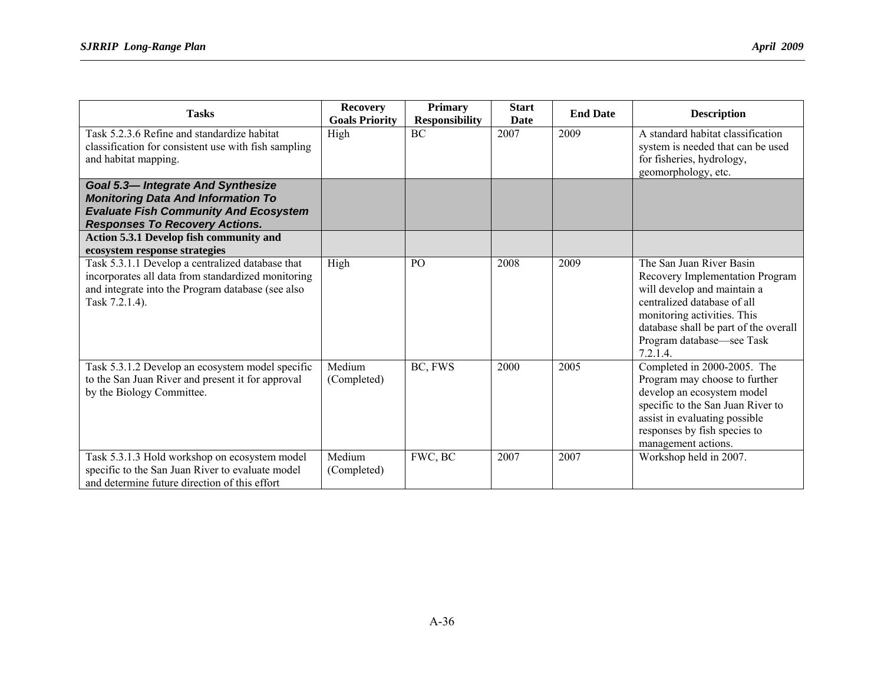| Tasks | Recovery Goals Priority | Primary Responsibility | Start Date | End Date | Description |
|---|---|---|---|---|---|
| Task 5.2.3.6 Refine and standardize habitat classification for consistent use with fish sampling and habitat mapping. | High | BC | 2007 | 2009 | A standard habitat classification system is needed that can be used for fisheries, hydrology, geomorphology, etc. |
| ***Goal 5.3— Integrate And Synthesize Monitoring Data And Information To Evaluate Fish Community And Ecosystem Responses To Recovery Actions.*** | | | | | |
| **Action 5.3.1 Develop fish community and ecosystem response strategies** | | | | | |
| Task 5.3.1.1 Develop a centralized database that incorporates all data from standardized monitoring and integrate into the Program database (see also Task 7.2.1.4). | High | PO | 2008 | 2009 | The San Juan River Basin Recovery Implementation Program will develop and maintain a centralized database of all monitoring activities. This database shall be part of the overall Program database—see Task 7.2.1.4. |
| Task 5.3.1.2 Develop an ecosystem model specific to the San Juan River and present it for approval by the Biology Committee. | Medium (Completed) | BC, FWS | 2000 | 2005 | Completed in 2000-2005. The Program may choose to further develop an ecosystem model specific to the San Juan River to assist in evaluating possible responses by fish species to management actions. |
| Task 5.3.1.3 Hold workshop on ecosystem model specific to the San Juan River to evaluate model and determine future direction of this effort | Medium (Completed) | FWC, BC | 2007 | 2007 | Workshop held in 2007. |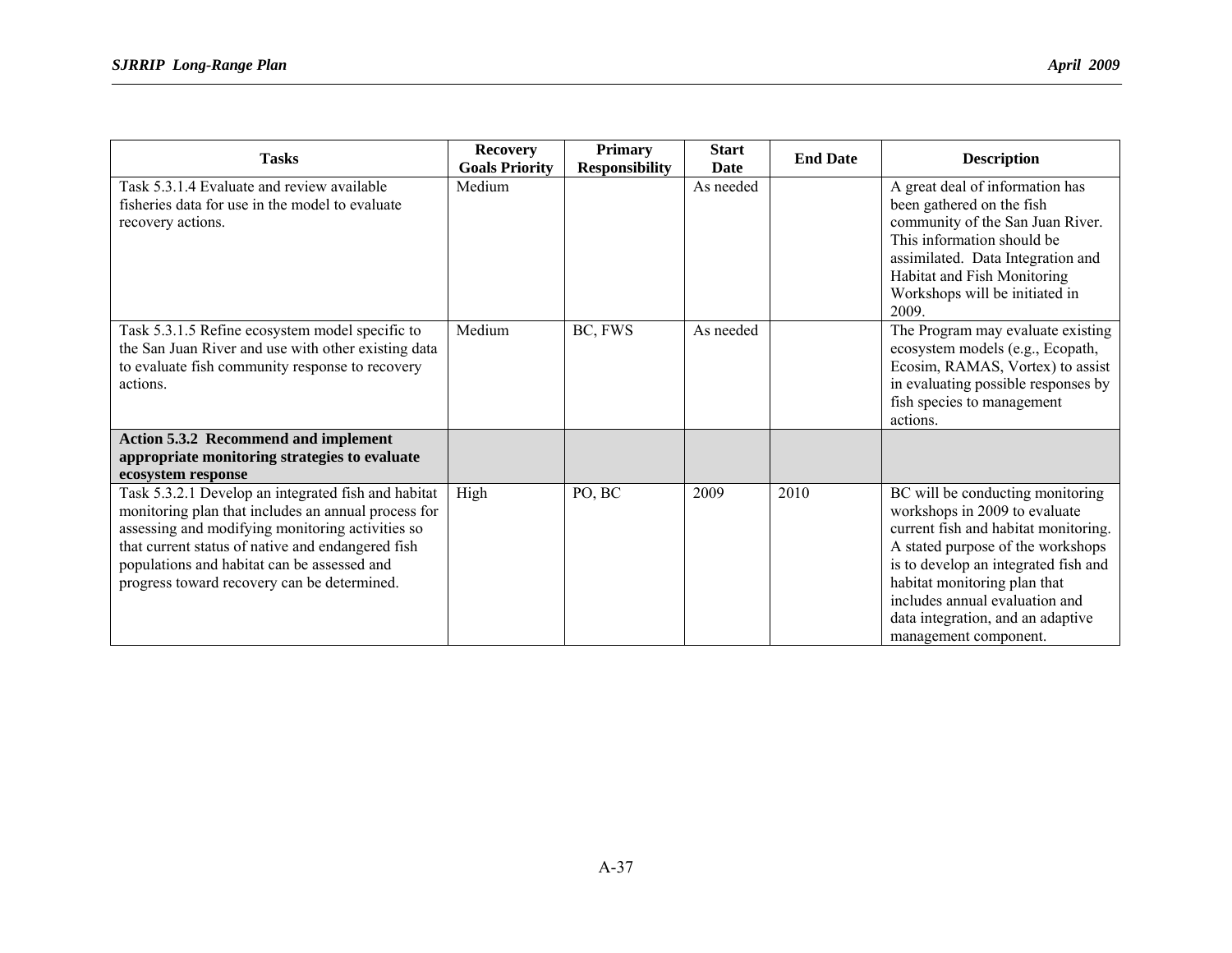| Tasks | Recovery Goals Priority | Primary Responsibility | Start Date | End Date | Description |
|---|---|---|---|---|---|
| Task 5.3.1.4 Evaluate and review available fisheries data for use in the model to evaluate recovery actions. | Medium | | As needed | | A great deal of information has been gathered on the fish community of the San Juan River. This information should be assimilated. Data Integration and Habitat and Fish Monitoring Workshops will be initiated in 2009. |
| Task 5.3.1.5 Refine ecosystem model specific to the San Juan River and use with other existing data to evaluate fish community response to recovery actions. | Medium | BC, FWS | As needed | | The Program may evaluate existing ecosystem models (e.g., Ecopath, Ecosim, RAMAS, Vortex) to assist in evaluating possible responses by fish species to management actions. |
| **Action 5.3.2 Recommend and implement appropriate monitoring strategies to evaluate ecosystem response** | | | | | |
| Task 5.3.2.1 Develop an integrated fish and habitat monitoring plan that includes an annual process for assessing and modifying monitoring activities so that current status of native and endangered fish populations and habitat can be assessed and progress toward recovery can be determined. | High | PO, BC | 2009 | 2010 | BC will be conducting monitoring workshops in 2009 to evaluate current fish and habitat monitoring. A stated purpose of the workshops is to develop an integrated fish and habitat monitoring plan that includes annual evaluation and data integration, and an adaptive management component. |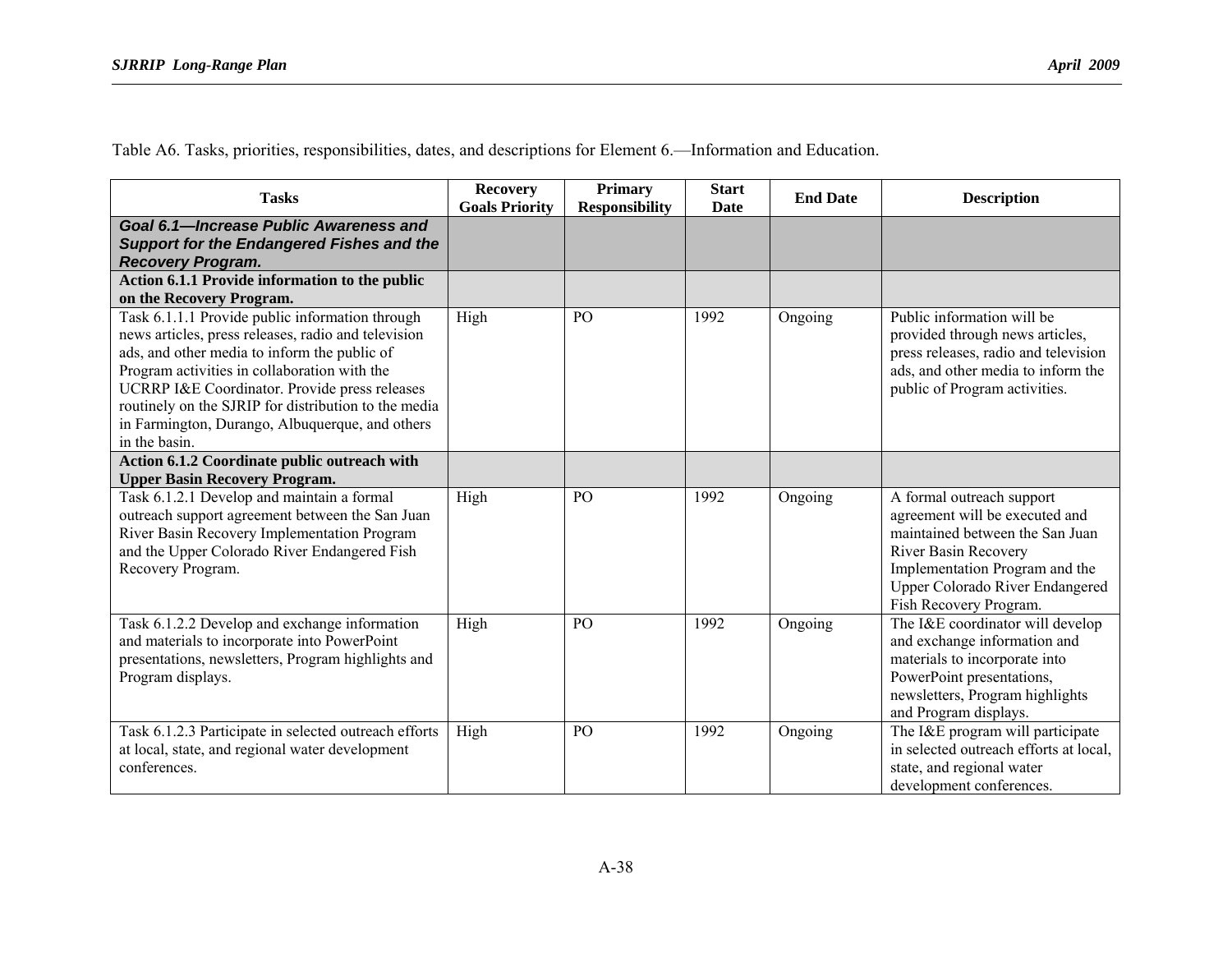Table A6. Tasks, priorities, responsibilities, dates, and descriptions for Element 6.—Information and Education.

| Tasks | Recovery Goals Priority | Primary Responsibility | Start Date | End Date | Description |
|---|---|---|---|---|---|
| ***Goal 6.1—Increase Public Awareness and Support for the Endangered Fishes and the Recovery Program.*** | | | | | |
| **Action 6.1.1 Provide information to the public on the Recovery Program.** | | | | | |
| Task 6.1.1.1 Provide public information through news articles, press releases, radio and television ads, and other media to inform the public of Program activities in collaboration with the UCRRP I&E Coordinator. Provide press releases routinely on the SJRIP for distribution to the media in Farmington, Durango, Albuquerque, and others in the basin. | High | PO | 1992 | Ongoing | Public information will be provided through news articles, press releases, radio and television ads, and other media to inform the public of Program activities. |
| **Action 6.1.2 Coordinate public outreach with Upper Basin Recovery Program.** | | | | | |
| Task 6.1.2.1 Develop and maintain a formal outreach support agreement between the San Juan River Basin Recovery Implementation Program and the Upper Colorado River Endangered Fish Recovery Program. | High | PO | 1992 | Ongoing | A formal outreach support agreement will be executed and maintained between the San Juan River Basin Recovery Implementation Program and the Upper Colorado River Endangered Fish Recovery Program. |
| Task 6.1.2.2 Develop and exchange information and materials to incorporate into PowerPoint presentations, newsletters, Program highlights and Program displays. | High | PO | 1992 | Ongoing | The I&E coordinator will develop and exchange information and materials to incorporate into PowerPoint presentations, newsletters, Program highlights and Program displays. |
| Task 6.1.2.3 Participate in selected outreach efforts at local, state, and regional water development conferences. | High | PO | 1992 | Ongoing | The I&E program will participate in selected outreach efforts at local, state, and regional water development conferences. |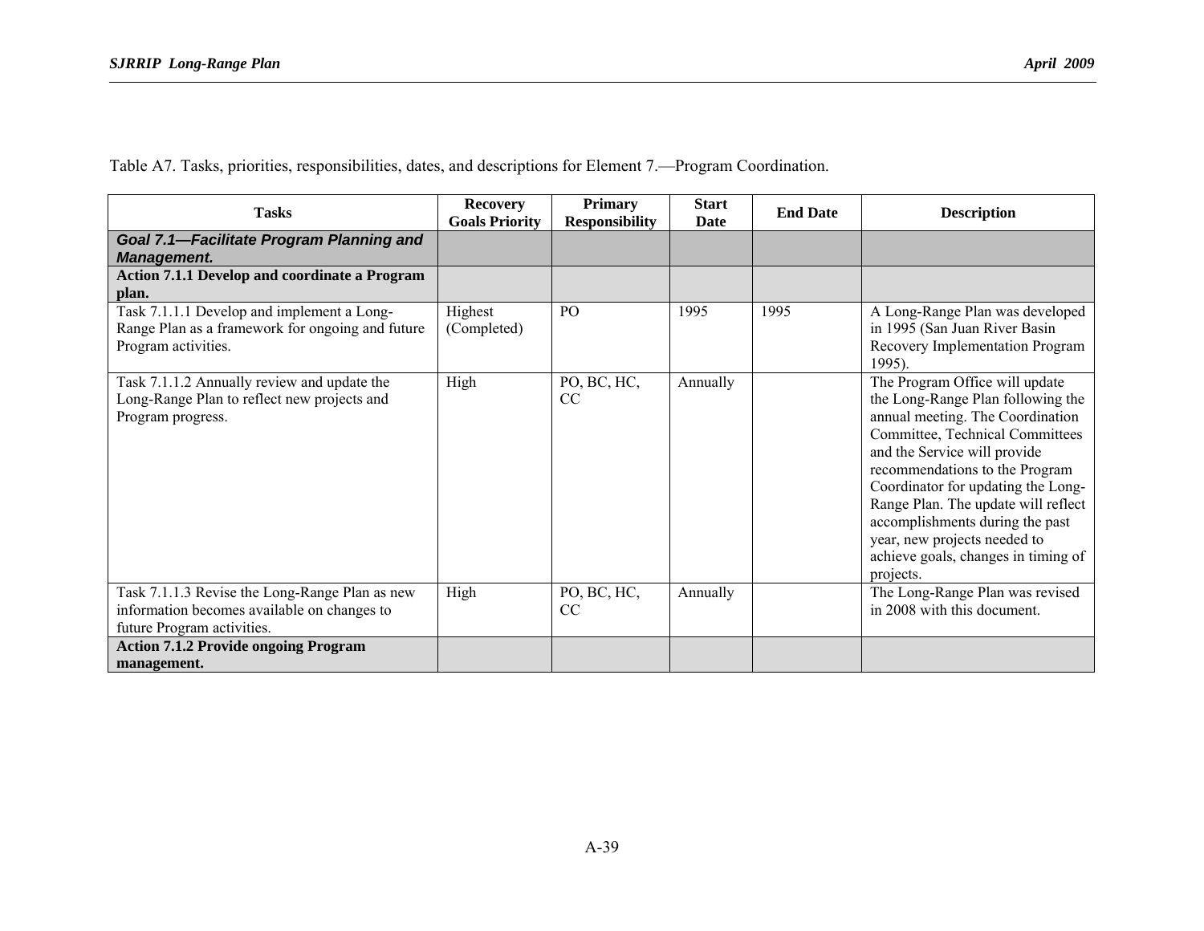Table A7. Tasks, priorities, responsibilities, dates, and descriptions for Element 7.—Program Coordination.

| Tasks | Recovery Goals Priority | Primary Responsibility | Start Date | End Date | Description |
|---|---|---|---|---|---|
| ***Goal 7.1—Facilitate Program Planning and Management.*** | | | | | |
| **Action 7.1.1 Develop and coordinate a Program plan.** | | | | | |
| Task 7.1.1.1 Develop and implement a Long-Range Plan as a framework for ongoing and future Program activities. | Highest (Completed) | PO | 1995 | 1995 | A Long-Range Plan was developed in 1995 (San Juan River Basin Recovery Implementation Program 1995). |
| Task 7.1.1.2 Annually review and update the Long-Range Plan to reflect new projects and Program progress. | High | PO, BC, HC, CC | Annually | | The Program Office will update the Long-Range Plan following the annual meeting. The Coordination Committee, Technical Committees and the Service will provide recommendations to the Program Coordinator for updating the Long-Range Plan. The update will reflect accomplishments during the past year, new projects needed to achieve goals, changes in timing of projects. |
| Task 7.1.1.3 Revise the Long-Range Plan as new information becomes available on changes to future Program activities. | High | PO, BC, HC, CC | Annually | | The Long-Range Plan was revised in 2008 with this document. |
| **Action 7.1.2 Provide ongoing Program management.** | | | | | |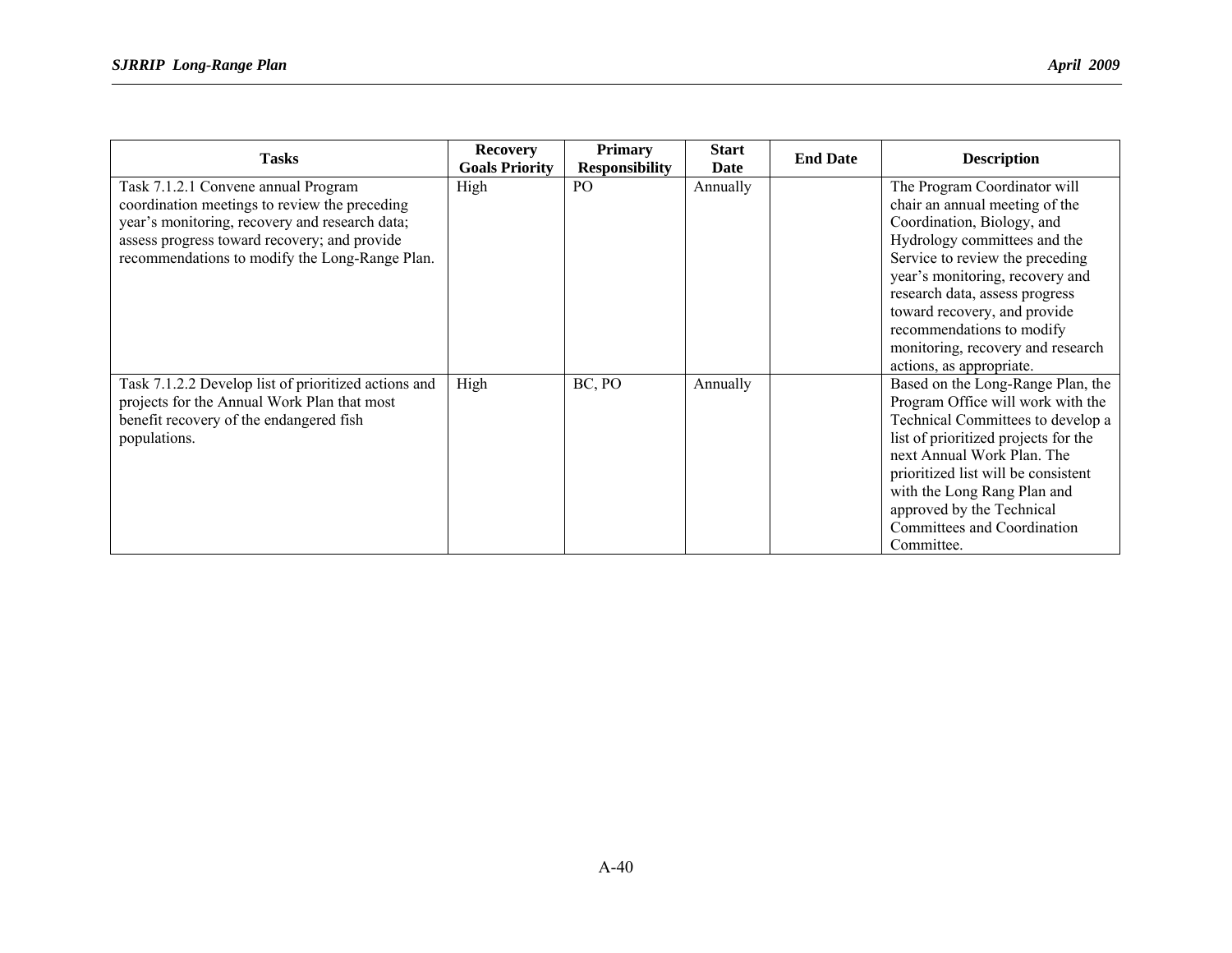| Tasks | Recovery Goals Priority | Primary Responsibility | Start Date | End Date | Description |
| --- | --- | --- | --- | --- | --- |
| Task 7.1.2.1 Convene annual Program coordination meetings to review the preceding year's monitoring, recovery and research data; assess progress toward recovery; and provide recommendations to modify the Long-Range Plan. | High | PO | Annually | | The Program Coordinator will chair an annual meeting of the Coordination, Biology, and Hydrology committees and the Service to review the preceding year's monitoring, recovery and research data, assess progress toward recovery, and provide recommendations to modify monitoring, recovery and research actions, as appropriate. |
| Task 7.1.2.2 Develop list of prioritized actions and projects for the Annual Work Plan that most benefit recovery of the endangered fish populations. | High | BC, PO | Annually | | Based on the Long-Range Plan, the Program Office will work with the Technical Committees to develop a list of prioritized projects for the next Annual Work Plan. The prioritized list will be consistent with the Long Rang Plan and approved by the Technical Committees and Coordination Committee. |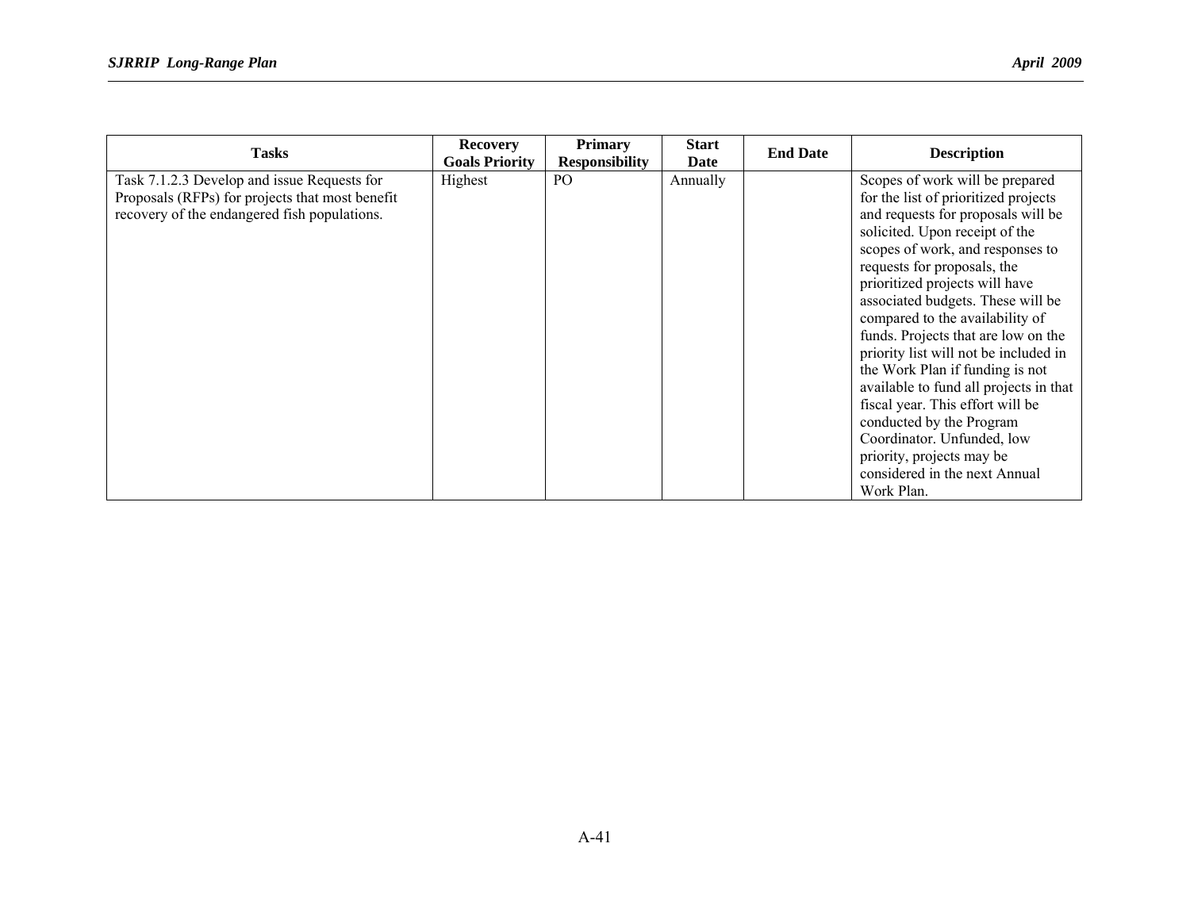| Tasks | Recovery Goals Priority | Primary Responsibility | Start Date | End Date | Description |
|---|---|---|---|---|---|
| Task 7.1.2.3 Develop and issue Requests for Proposals (RFPs) for projects that most benefit recovery of the endangered fish populations. | Highest | PO | Annually | | Scopes of work will be prepared for the list of prioritized projects and requests for proposals will be solicited. Upon receipt of the scopes of work, and responses to requests for proposals, the prioritized projects will have associated budgets. These will be compared to the availability of funds. Projects that are low on the priority list will not be included in the Work Plan if funding is not available to fund all projects in that fiscal year. This effort will be conducted by the Program Coordinator. Unfunded, low priority, projects may be considered in the next Annual Work Plan. |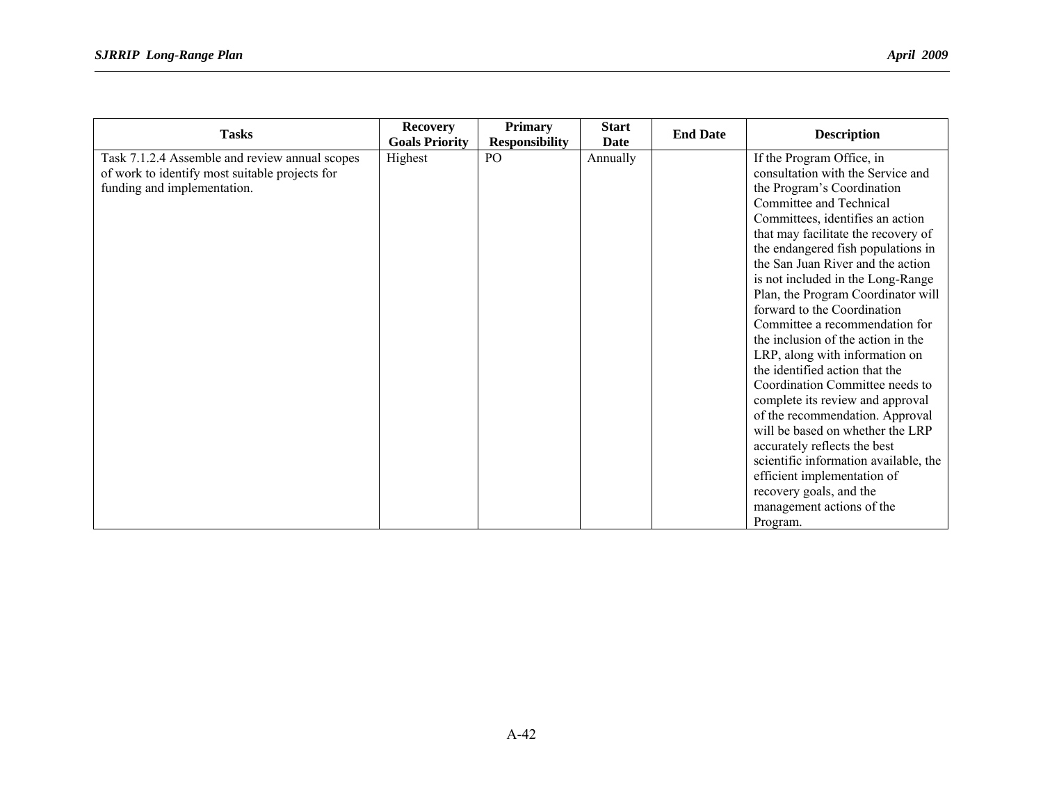| Tasks | Recovery Goals Priority | Primary Responsibility | Start Date | End Date | Description |
|---|---|---|---|---|---|
| Task 7.1.2.4 Assemble and review annual scopes of work to identify most suitable projects for funding and implementation. | Highest | PO | Annually | | If the Program Office, in consultation with the Service and the Program's Coordination Committee and Technical Committees, identifies an action that may facilitate the recovery of the endangered fish populations in the San Juan River and the action is not included in the Long-Range Plan, the Program Coordinator will forward to the Coordination Committee a recommendation for the inclusion of the action in the LRP, along with information on the identified action that the Coordination Committee needs to complete its review and approval of the recommendation. Approval will be based on whether the LRP accurately reflects the best scientific information available, the efficient implementation of recovery goals, and the management actions of the Program. |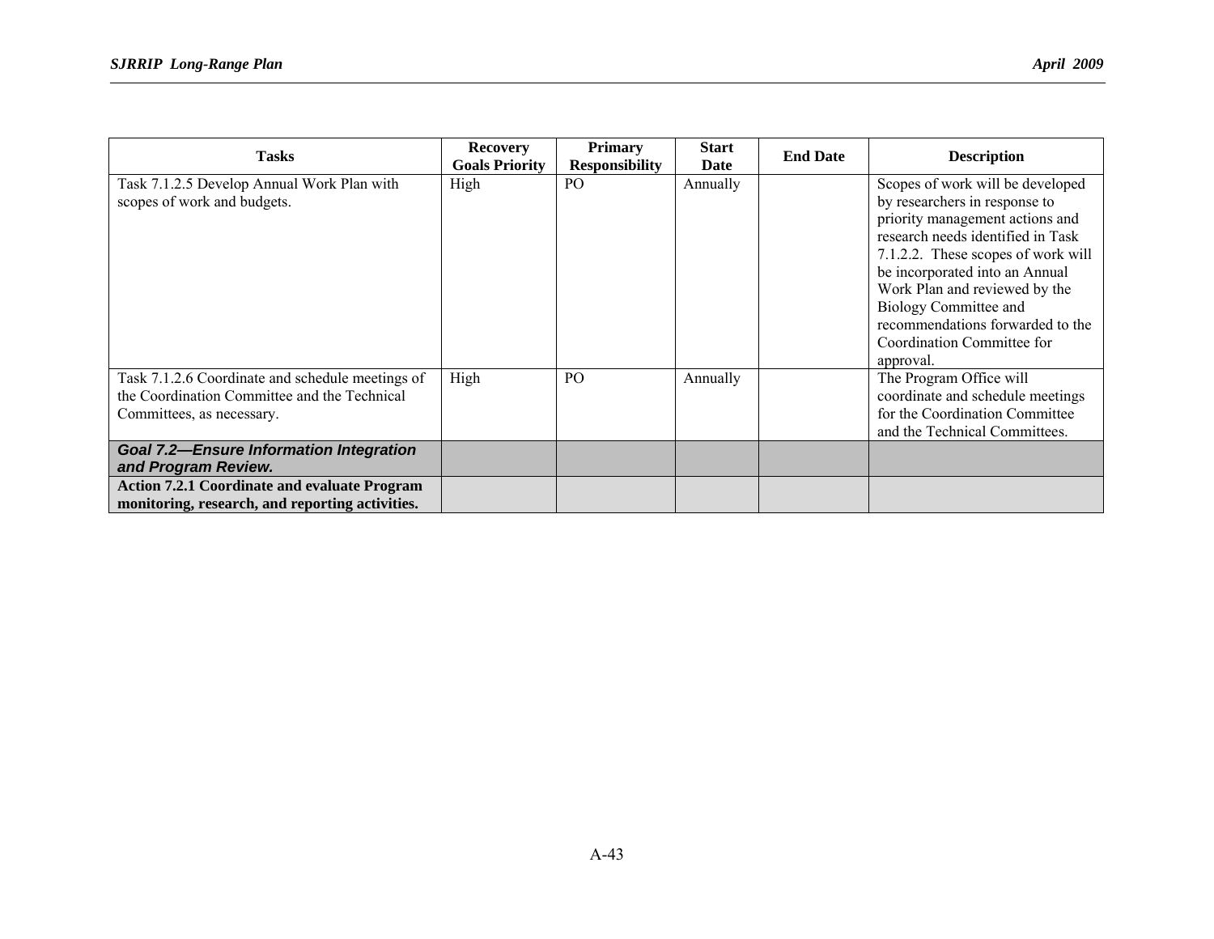| Tasks | Recovery Goals Priority | Primary Responsibility | Start Date | End Date | Description |
|---|---|---|---|---|---|
| Task 7.1.2.5 Develop Annual Work Plan with scopes of work and budgets. | High | PO | Annually | | Scopes of work will be developed by researchers in response to priority management actions and research needs identified in Task 7.1.2.2. These scopes of work will be incorporated into an Annual Work Plan and reviewed by the Biology Committee and recommendations forwarded to the Coordination Committee for approval. |
| Task 7.1.2.6 Coordinate and schedule meetings of the Coordination Committee and the Technical Committees, as necessary. | High | PO | Annually | | The Program Office will coordinate and schedule meetings for the Coordination Committee and the Technical Committees. |
| ***Goal 7.2—Ensure Information Integration and Program Review.*** | | | | | |
| **Action 7.2.1 Coordinate and evaluate Program monitoring, research, and reporting activities.** | | | | | |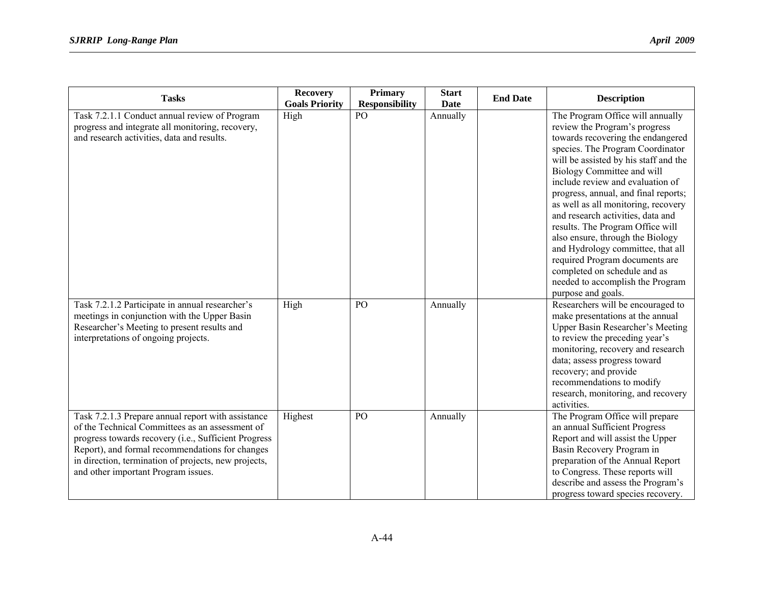| Tasks | Recovery Goals Priority | Primary Responsibility | Start Date | End Date | Description |
|---|---|---|---|---|---|
| Task 7.2.1.1 Conduct annual review of Program progress and integrate all monitoring, recovery, and research activities, data and results. | High | PO | Annually | | The Program Office will annually review the Program's progress towards recovering the endangered species. The Program Coordinator will be assisted by his staff and the Biology Committee and will include review and evaluation of progress, annual, and final reports; as well as all monitoring, recovery and research activities, data and results. The Program Office will also ensure, through the Biology and Hydrology committee, that all required Program documents are completed on schedule and as needed to accomplish the Program purpose and goals. |
| Task 7.2.1.2 Participate in annual researcher's meetings in conjunction with the Upper Basin Researcher's Meeting to present results and interpretations of ongoing projects. | High | PO | Annually | | Researchers will be encouraged to make presentations at the annual Upper Basin Researcher's Meeting to review the preceding year's monitoring, recovery and research data; assess progress toward recovery; and provide recommendations to modify research, monitoring, and recovery activities. |
| Task 7.2.1.3 Prepare annual report with assistance of the Technical Committees as an assessment of progress towards recovery (i.e., Sufficient Progress Report), and formal recommendations for changes in direction, termination of projects, new projects, and other important Program issues. | Highest | PO | Annually | | The Program Office will prepare an annual Sufficient Progress Report and will assist the Upper Basin Recovery Program in preparation of the Annual Report to Congress. These reports will describe and assess the Program's progress toward species recovery. |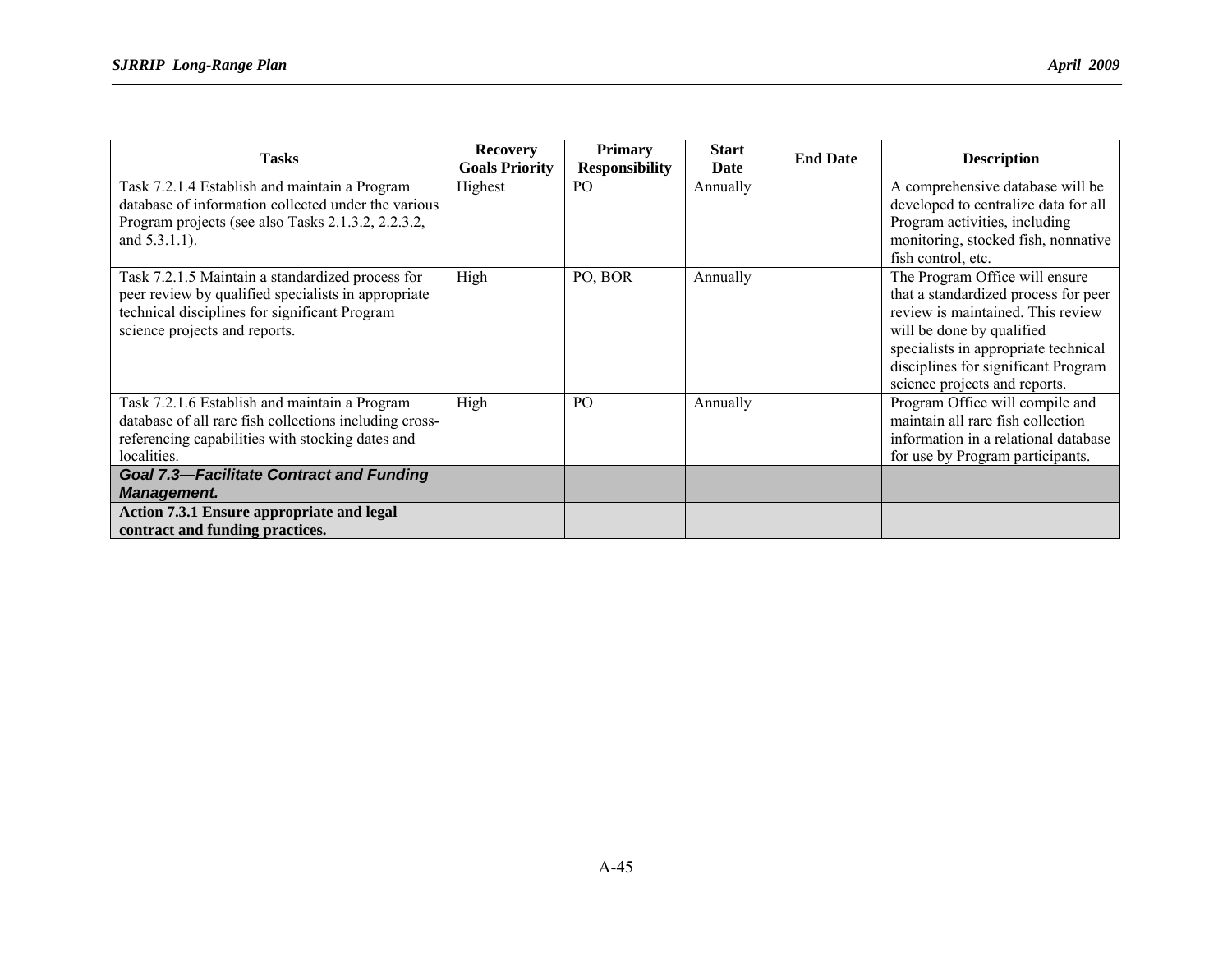| Tasks | Recovery Goals Priority | Primary Responsibility | Start Date | End Date | Description |
|---|---|---|---|---|---|
| Task 7.2.1.4 Establish and maintain a Program database of information collected under the various Program projects (see also Tasks 2.1.3.2, 2.2.3.2, and 5.3.1.1). | Highest | PO | Annually | | A comprehensive database will be developed to centralize data for all Program activities, including monitoring, stocked fish, nonnative fish control, etc. |
| Task 7.2.1.5 Maintain a standardized process for peer review by qualified specialists in appropriate technical disciplines for significant Program science projects and reports. | High | PO, BOR | Annually | | The Program Office will ensure that a standardized process for peer review is maintained. This review will be done by qualified specialists in appropriate technical disciplines for significant Program science projects and reports. |
| Task 7.2.1.6 Establish and maintain a Program database of all rare fish collections including cross-referencing capabilities with stocking dates and localities. | High | PO | Annually | | Program Office will compile and maintain all rare fish collection information in a relational database for use by Program participants. |
| ***Goal 7.3—Facilitate Contract and Funding Management.*** | | | | | |
| **Action 7.3.1 Ensure appropriate and legal contract and funding practices.** | | | | | |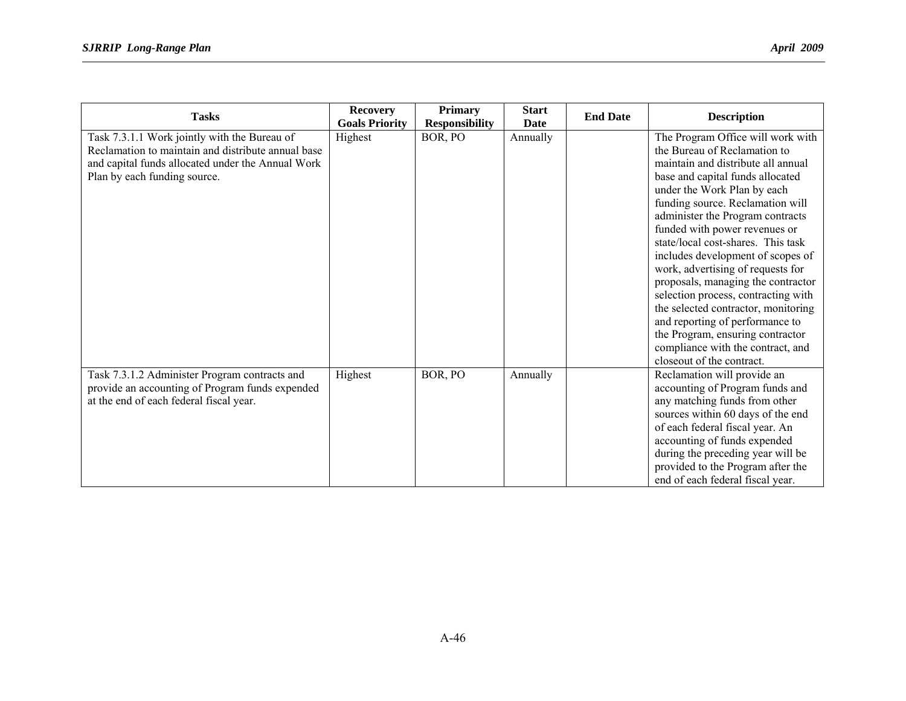| Tasks | Recovery Goals Priority | Primary Responsibility | Start Date | End Date | Description |
|---|---|---|---|---|---|
| Task 7.3.1.1 Work jointly with the Bureau of Reclamation to maintain and distribute annual base and capital funds allocated under the Annual Work Plan by each funding source. | Highest | BOR, PO | Annually | | The Program Office will work with the Bureau of Reclamation to maintain and distribute all annual base and capital funds allocated under the Work Plan by each funding source. Reclamation will administer the Program contracts funded with power revenues or state/local cost-shares. This task includes development of scopes of work, advertising of requests for proposals, managing the contractor selection process, contracting with the selected contractor, monitoring and reporting of performance to the Program, ensuring contractor compliance with the contract, and closeout of the contract. |
| Task 7.3.1.2 Administer Program contracts and provide an accounting of Program funds expended at the end of each federal fiscal year. | Highest | BOR, PO | Annually | | Reclamation will provide an accounting of Program funds and any matching funds from other sources within 60 days of the end of each federal fiscal year. An accounting of funds expended during the preceding year will be provided to the Program after the end of each federal fiscal year. |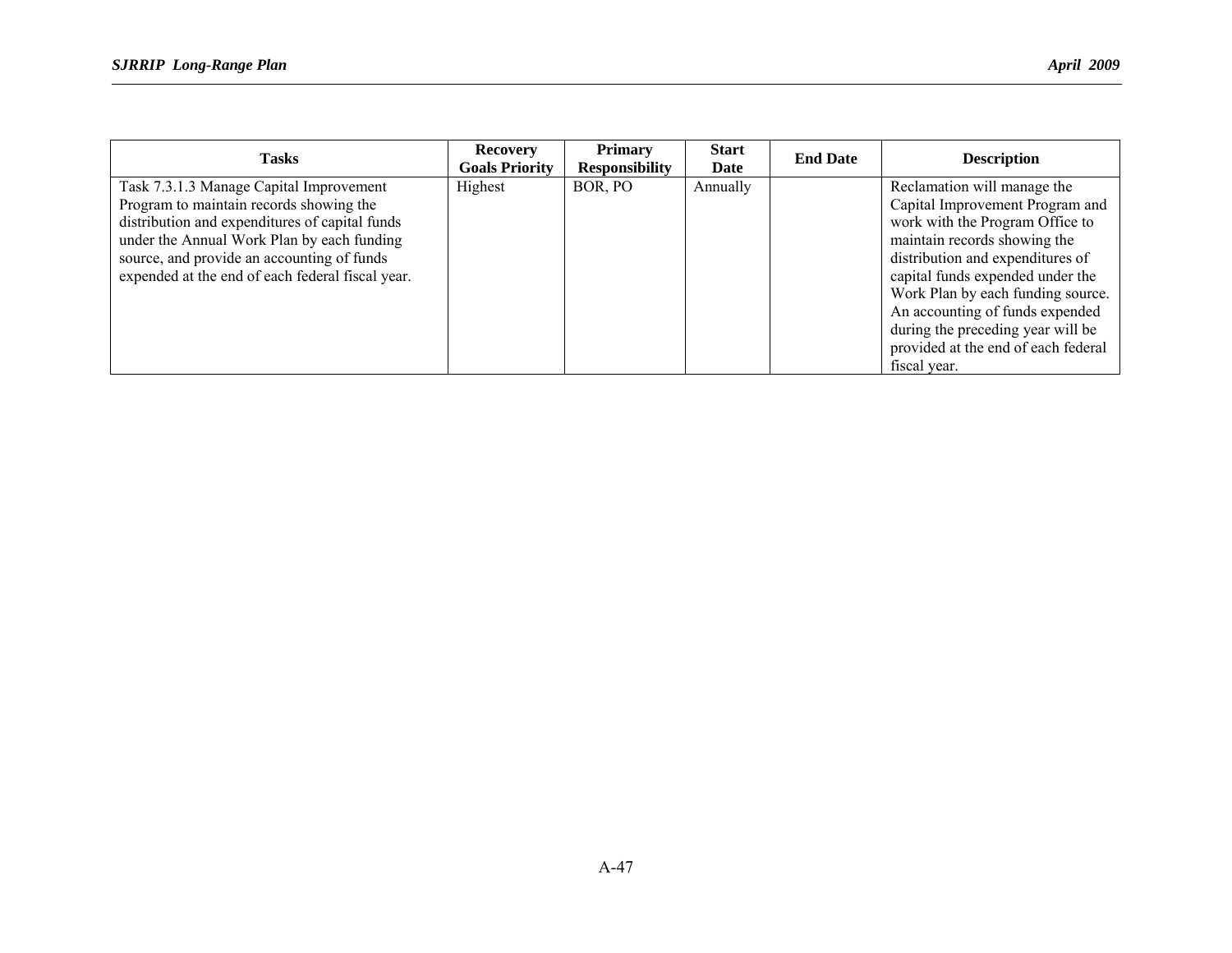| Tasks | Recovery Goals Priority | Primary Responsibility | Start Date | End Date | Description |
|---|---|---|---|---|---|
| Task 7.3.1.3 Manage Capital Improvement Program to maintain records showing the distribution and expenditures of capital funds under the Annual Work Plan by each funding source, and provide an accounting of funds expended at the end of each federal fiscal year. | Highest | BOR, PO | Annually | | Reclamation will manage the Capital Improvement Program and work with the Program Office to maintain records showing the distribution and expenditures of capital funds expended under the Work Plan by each funding source. An accounting of funds expended during the preceding year will be provided at the end of each federal fiscal year. |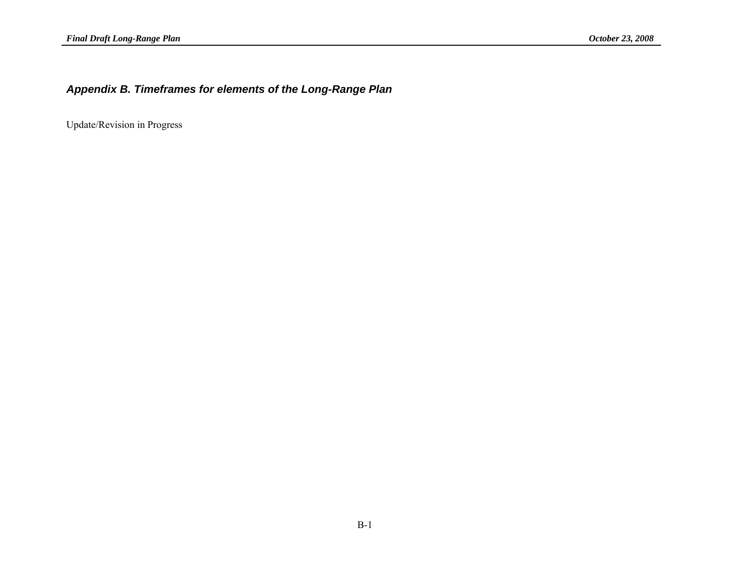## *Appendix B. Timeframes for elements of the Long-Range Plan*

Update/Revision in Progress